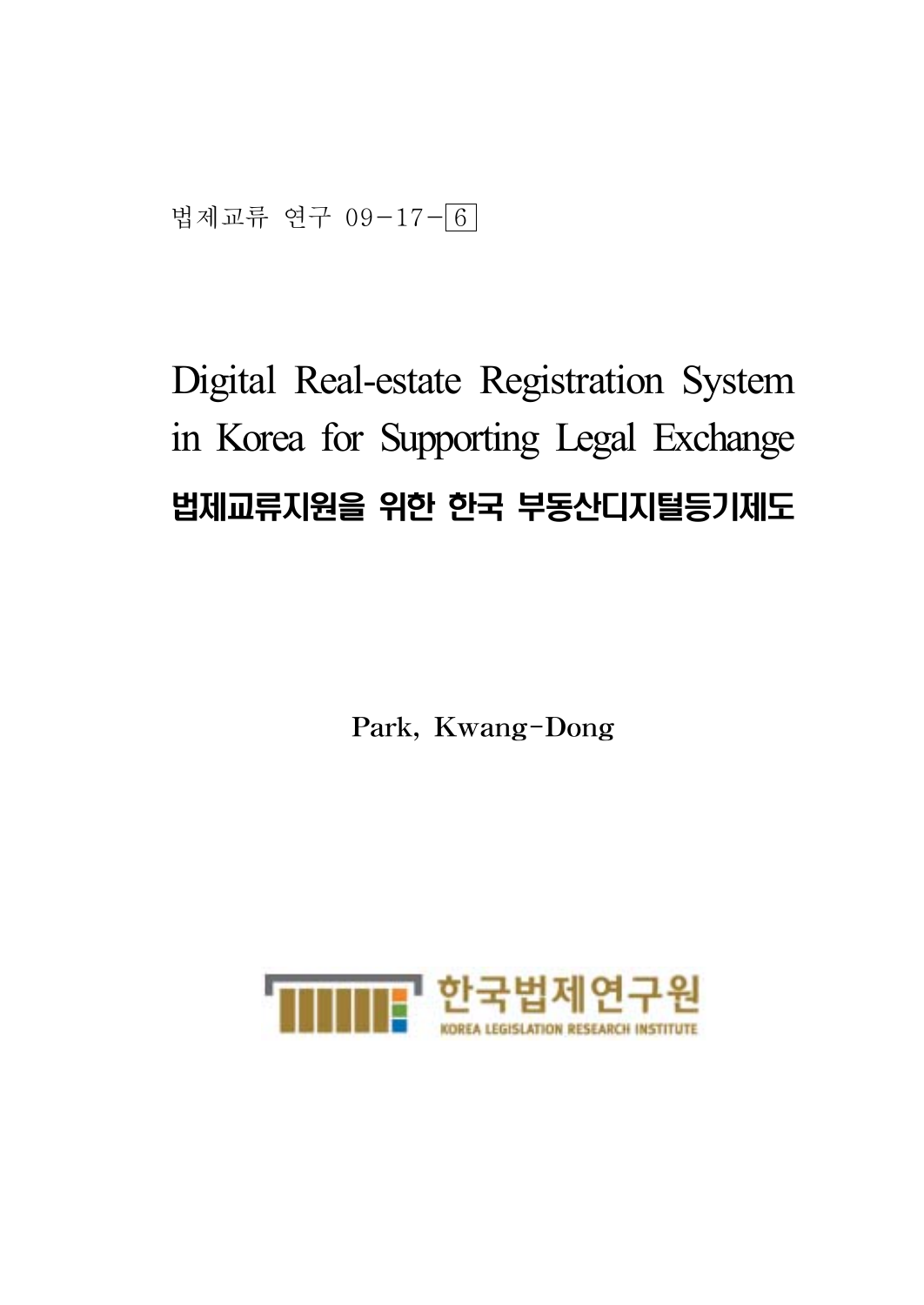법제교류 연구 09-17-6

# Digital Real-estate Registration System in Korea for Supporting Legal Exchange

# 법제교류지원을 위한 한국 부동산디지털등기제도

Park, Kwang-Dong

한국법제연구원

KOREA LEGISLATION RESEARCH INSTITUTE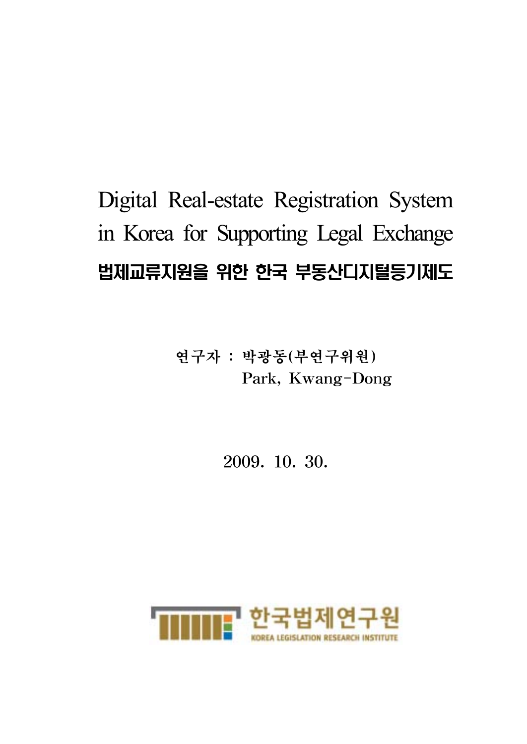# Digital Real-estate Registration System in Korea for Supporting Legal Exchange

## 법제교류지원을 위한 한국 부동산디지털등기제도

연구자 : 박광동(부연구위원)
Park, Kwang-Dong

2009. 10. 30.

한국법제연구원
KOREA LEGISLATION RESEARCH INSTITUTE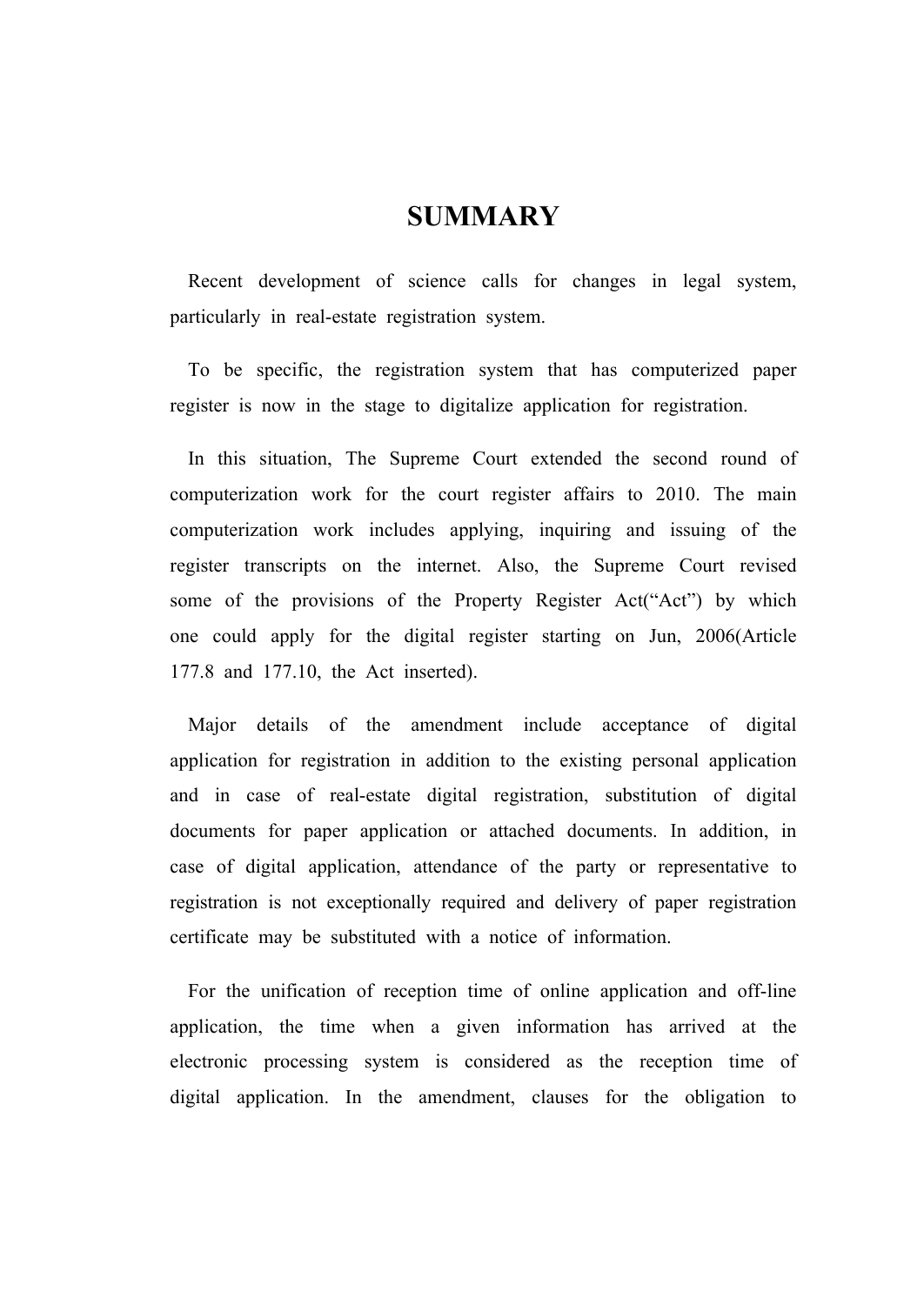# SUMMARY

Recent development of science calls for changes in legal system, particularly in real-estate registration system.

To be specific, the registration system that has computerized paper register is now in the stage to digitalize application for registration.

In this situation, The Supreme Court extended the second round of computerization work for the court register affairs to 2010. The main computerization work includes applying, inquiring and issuing of the register transcripts on the internet. Also, the Supreme Court revised some of the provisions of the Property Register Act("Act") by which one could apply for the digital register starting on Jun, 2006(Article 177.8 and 177.10, the Act inserted).

Major details of the amendment include acceptance of digital application for registration in addition to the existing personal application and in case of real-estate digital registration, substitution of digital documents for paper application or attached documents. In addition, in case of digital application, attendance of the party or representative to registration is not exceptionally required and delivery of paper registration certificate may be substituted with a notice of information.

For the unification of reception time of online application and off-line application, the time when a given information has arrived at the electronic processing system is considered as the reception time of digital application. In the amendment, clauses for the obligation to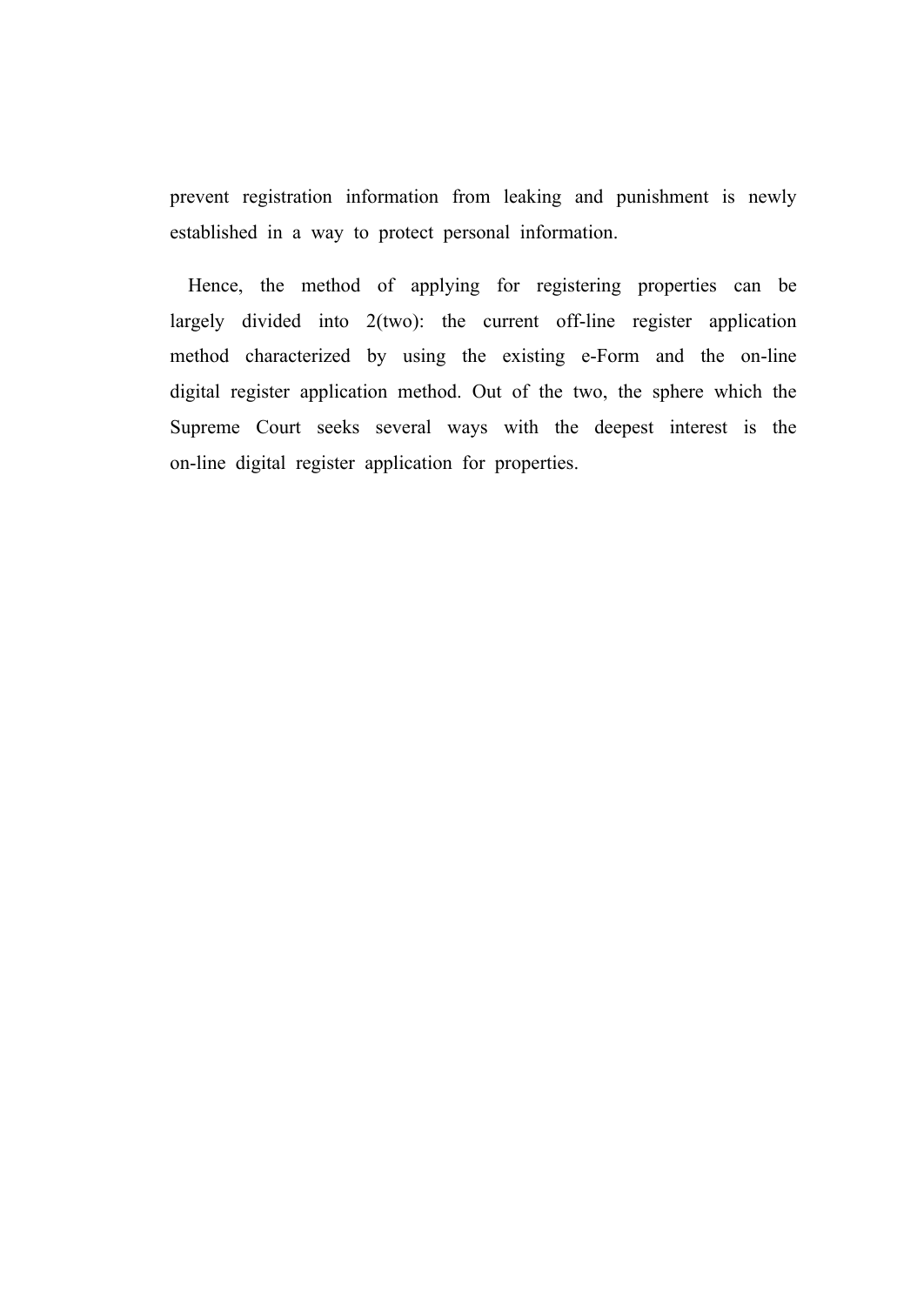prevent registration information from leaking and punishment is newly established in a way to protect personal information.

Hence, the method of applying for registering properties can be largely divided into 2(two): the current off-line register application method characterized by using the existing e-Form and the on-line digital register application method. Out of the two, the sphere which the Supreme Court seeks several ways with the deepest interest is the on-line digital register application for properties.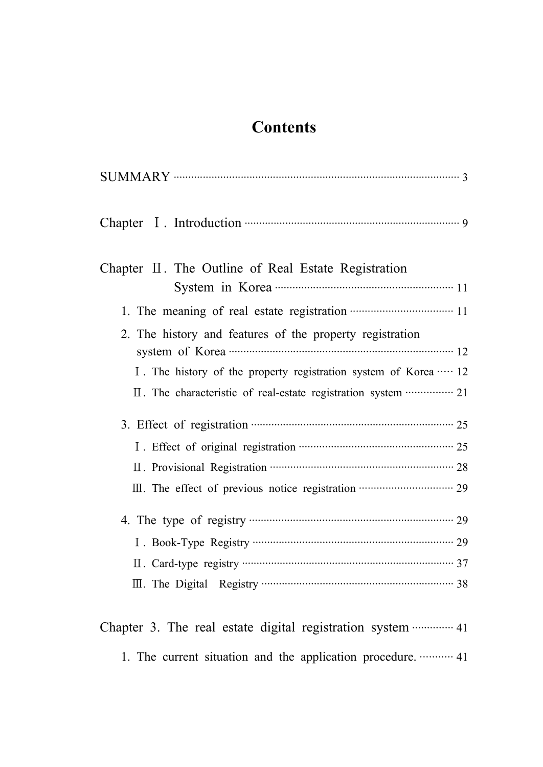# Contents

SUMMARY ········································································································ 3

Chapter Ⅰ. Introduction ········································································ 9

Chapter Ⅱ. The Outline of Real Estate Registration System in Korea ·························································· 11

1. The meaning of real estate registration ··································· 11
2. The history and features of the property registration system of Korea ··········································································· 12
   - Ⅰ. The history of the property registration system of Korea ····· 12
   - Ⅱ. The characteristic of real-estate registration system ················ 21
3. Effect of registration ···································································· 25
   - Ⅰ. Effect of original registration ··················································· 25
   - Ⅱ. Provisional Registration ···························································· 28
   - Ⅲ. The effect of previous notice registration ································ 29
4. The type of registry ····································································· 29
   - Ⅰ. Book-Type Registry ··································································· 29
   - Ⅱ. Card-type registry ······································································ 37
   - Ⅲ. The Digital Registry ································································· 38

Chapter 3. The real estate digital registration system ·············· 41

1. The current situation and the application procedure. ··········· 41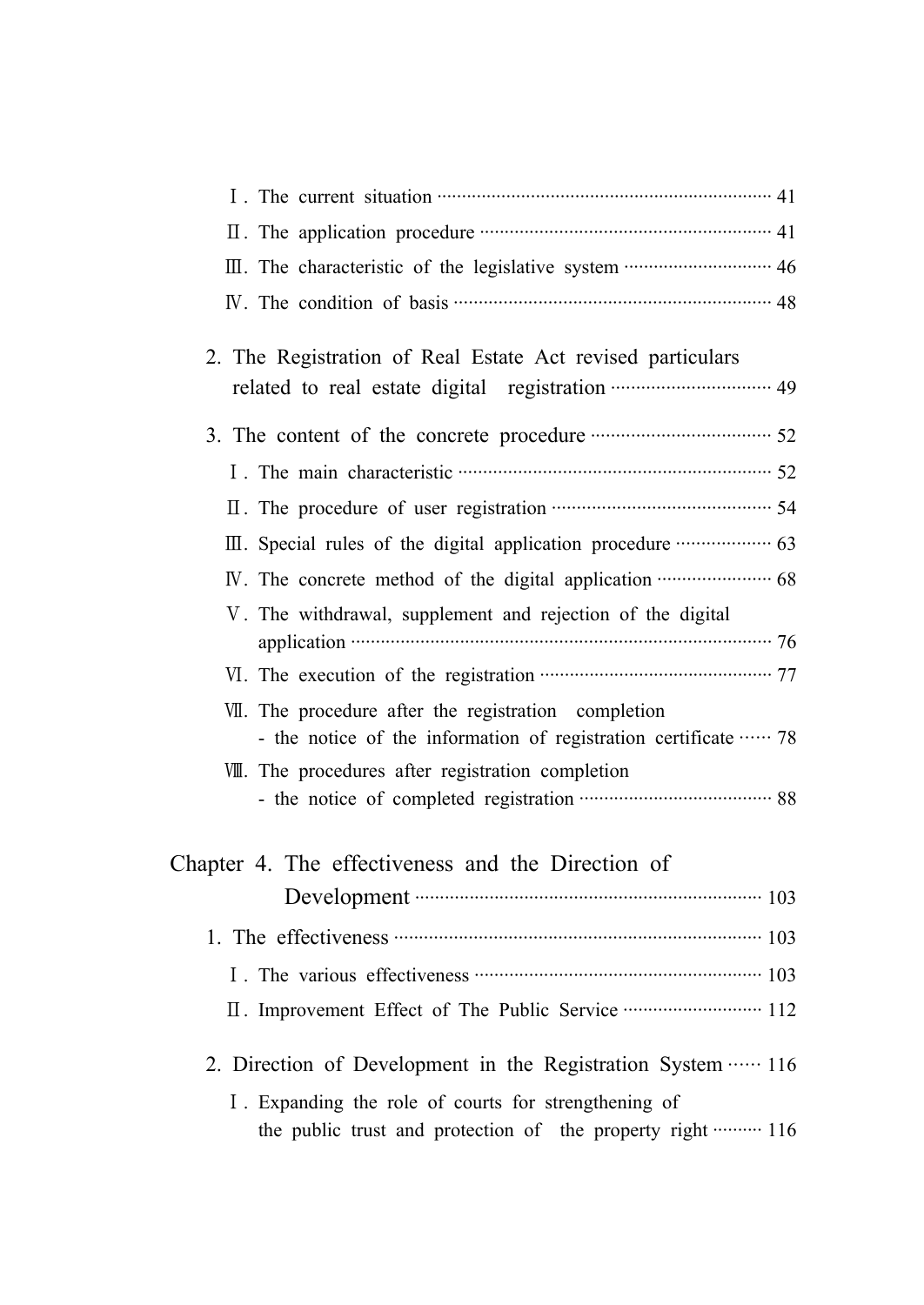Ⅰ. The current situation ··· 41

Ⅱ. The application procedure ··· 41

Ⅲ. The characteristic of the legislative system ··· 46

Ⅳ. The condition of basis ··· 48

2. The Registration of Real Estate Act revised particulars related to real estate digital registration ··· 49

3. The content of the concrete procedure ··· 52

Ⅰ. The main characteristic ··· 52

Ⅱ. The procedure of user registration ··· 54

Ⅲ. Special rules of the digital application procedure ··· 63

Ⅳ. The concrete method of the digital application ··· 68

Ⅴ. The withdrawal, supplement and rejection of the digital application ··· 76

Ⅵ. The execution of the registration ··· 77

Ⅶ. The procedure after the registration completion - the notice of the information of registration certificate ··· 78

Ⅷ. The procedures after registration completion - the notice of completed registration ··· 88

Chapter 4. The effectiveness and the Direction of Development ··· 103

1. The effectiveness ··· 103

Ⅰ. The various effectiveness ··· 103

Ⅱ. Improvement Effect of The Public Service ··· 112

2. Direction of Development in the Registration System ··· 116

Ⅰ. Expanding the role of courts for strengthening of the public trust and protection of the property right ··· 116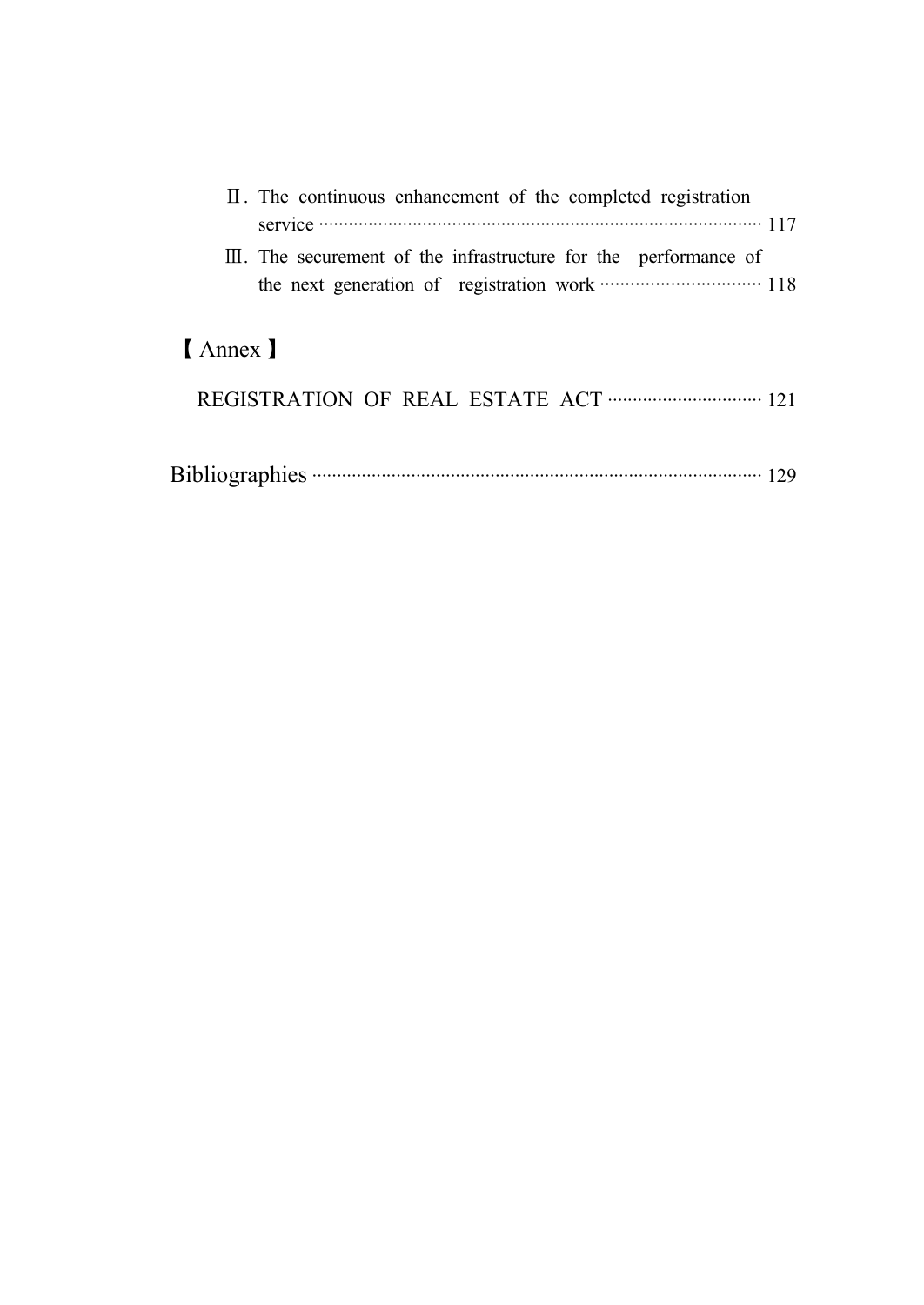Ⅱ. The continuous enhancement of the completed registration service ······ 117

Ⅲ. The securement of the infrastructure for the performance of the next generation of registration work ······ 118

【 Annex 】

REGISTRATION OF REAL ESTATE ACT ······ 121

Bibliographies ······ 129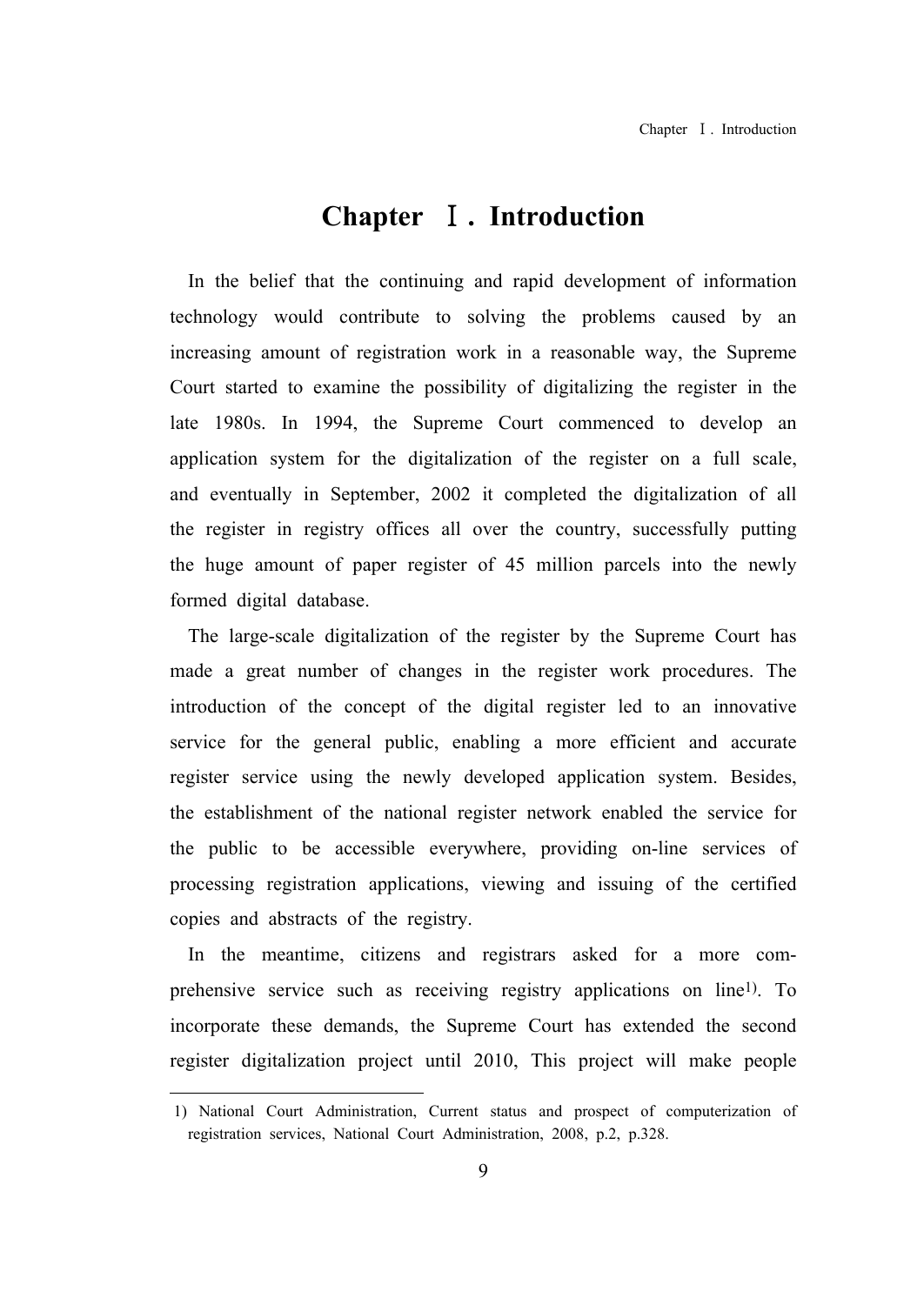# Chapter Ⅰ. Introduction

In the belief that the continuing and rapid development of information technology would contribute to solving the problems caused by an increasing amount of registration work in a reasonable way, the Supreme Court started to examine the possibility of digitalizing the register in the late 1980s. In 1994, the Supreme Court commenced to develop an application system for the digitalization of the register on a full scale, and eventually in September, 2002 it completed the digitalization of all the register in registry offices all over the country, successfully putting the huge amount of paper register of 45 million parcels into the newly formed digital database.

The large-scale digitalization of the register by the Supreme Court has made a great number of changes in the register work procedures. The introduction of the concept of the digital register led to an innovative service for the general public, enabling a more efficient and accurate register service using the newly developed application system. Besides, the establishment of the national register network enabled the service for the public to be accessible everywhere, providing on-line services of processing registration applications, viewing and issuing of the certified copies and abstracts of the registry.

In the meantime, citizens and registrars asked for a more comprehensive service such as receiving registry applications on line[1]. To incorporate these demands, the Supreme Court has extended the second register digitalization project until 2010, This project will make people

1) National Court Administration, Current status and prospect of computerization of registration services, National Court Administration, 2008, p.2, p.328.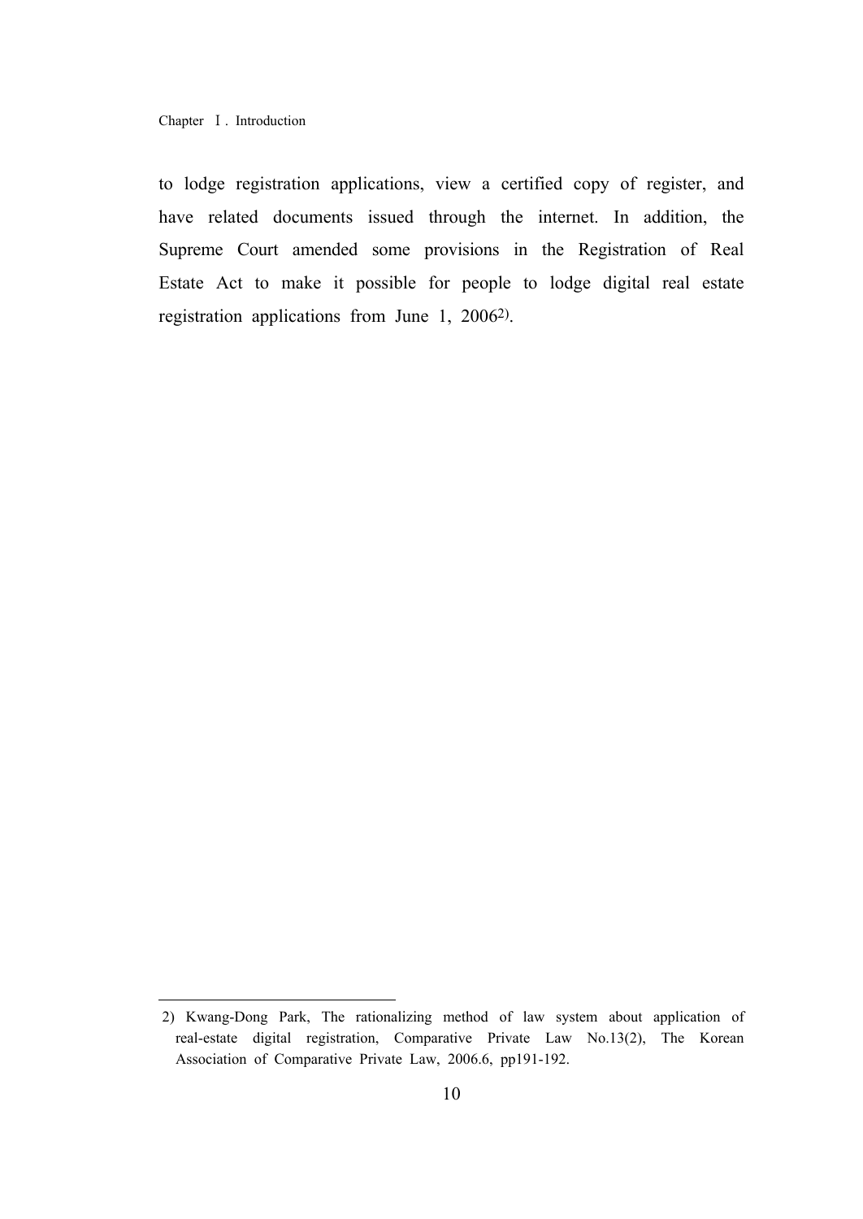to lodge registration applications, view a certified copy of register, and have related documents issued through the internet. In addition, the Supreme Court amended some provisions in the Registration of Real Estate Act to make it possible for people to lodge digital real estate registration applications from June 1, 2006[2].

---

2) Kwang-Dong Park, The rationalizing method of law system about application of real-estate digital registration, Comparative Private Law No.13(2), The Korean Association of Comparative Private Law, 2006.6, pp191-192.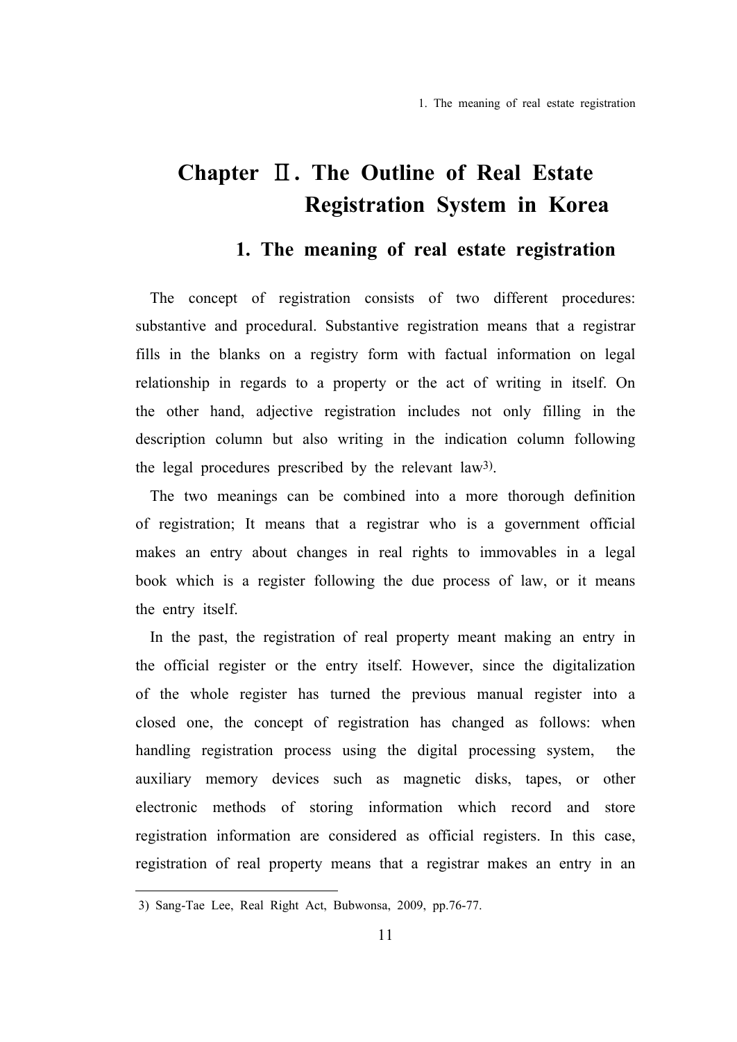# Chapter Ⅱ. The Outline of Real Estate Registration System in Korea

## 1. The meaning of real estate registration

The concept of registration consists of two different procedures: substantive and procedural. Substantive registration means that a registrar fills in the blanks on a registry form with factual information on legal relationship in regards to a property or the act of writing in itself. On the other hand, adjective registration includes not only filling in the description column but also writing in the indication column following the legal procedures prescribed by the relevant law[3].

The two meanings can be combined into a more thorough definition of registration; It means that a registrar who is a government official makes an entry about changes in real rights to immovables in a legal book which is a register following the due process of law, or it means the entry itself.

In the past, the registration of real property meant making an entry in the official register or the entry itself. However, since the digitalization of the whole register has turned the previous manual register into a closed one, the concept of registration has changed as follows: when handling registration process using the digital processing system, the auxiliary memory devices such as magnetic disks, tapes, or other electronic methods of storing information which record and store registration information are considered as official registers. In this case, registration of real property means that a registrar makes an entry in an

---

3) Sang-Tae Lee, Real Right Act, Bubwonsa, 2009, pp.76-77.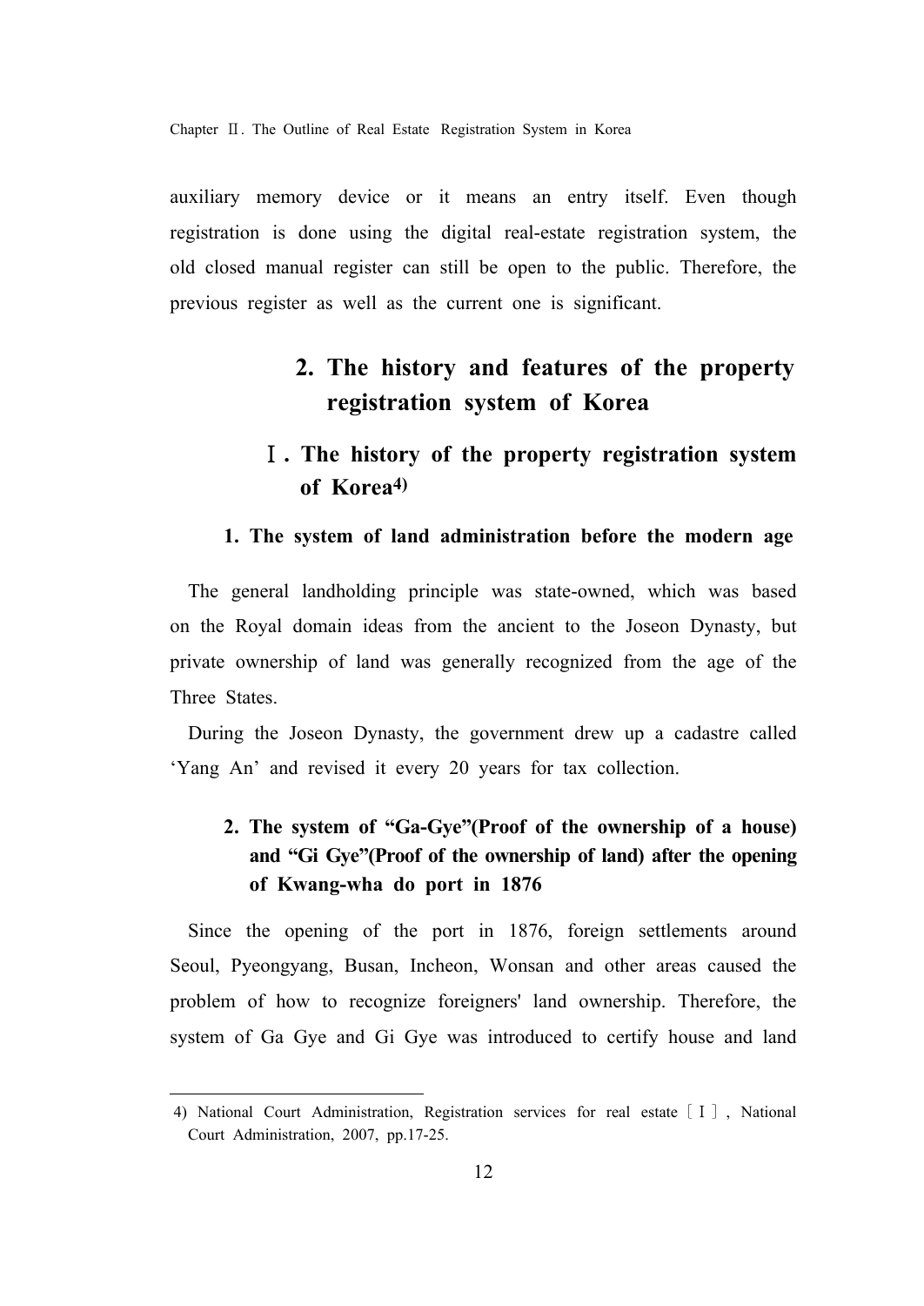auxiliary memory device or it means an entry itself. Even though registration is done using the digital real-estate registration system, the old closed manual register can still be open to the public. Therefore, the previous register as well as the current one is significant.

## 2. The history and features of the property registration system of Korea

### Ⅰ. The history of the property registration system of Korea[4)]

#### 1. The system of land administration before the modern age

The general landholding principle was state-owned, which was based on the Royal domain ideas from the ancient to the Joseon Dynasty, but private ownership of land was generally recognized from the age of the Three States.

During the Joseon Dynasty, the government drew up a cadastre called 'Yang An' and revised it every 20 years for tax collection.

#### 2. The system of "Ga-Gye"(Proof of the ownership of a house) and "Gi Gye"(Proof of the ownership of land) after the opening of Kwang-wha do port in 1876

Since the opening of the port in 1876, foreign settlements around Seoul, Pyeongyang, Busan, Incheon, Wonsan and other areas caused the problem of how to recognize foreigners' land ownership. Therefore, the system of Ga Gye and Gi Gye was introduced to certify house and land

---

4) National Court Administration, Registration services for real estate [Ⅰ], National Court Administration, 2007, pp.17-25.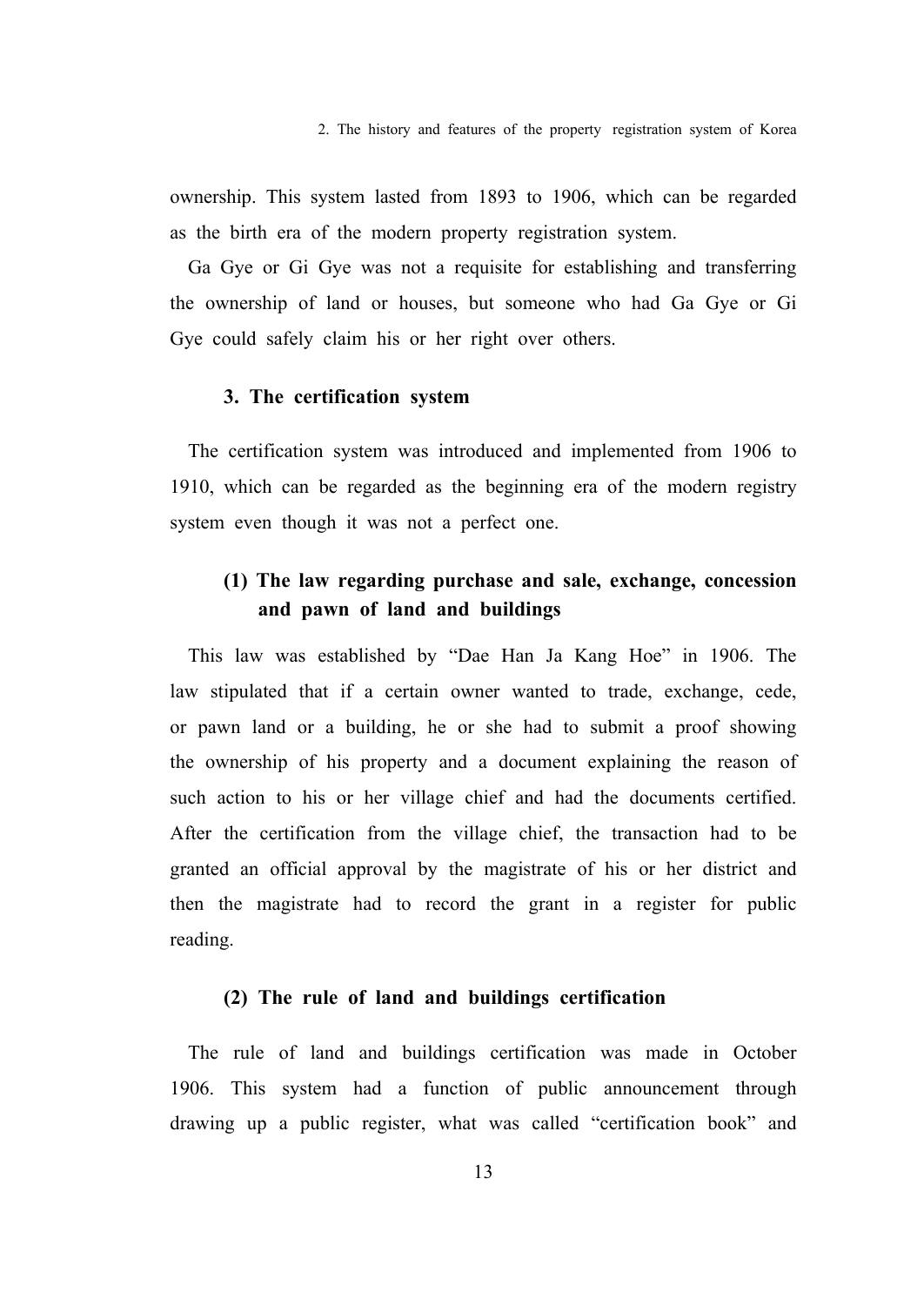ownership. This system lasted from 1893 to 1906, which can be regarded as the birth era of the modern property registration system.

Ga Gye or Gi Gye was not a requisite for establishing and transferring the ownership of land or houses, but someone who had Ga Gye or Gi Gye could safely claim his or her right over others.

### 3. The certification system

The certification system was introduced and implemented from 1906 to 1910, which can be regarded as the beginning era of the modern registry system even though it was not a perfect one.

#### (1) The law regarding purchase and sale, exchange, concession and pawn of land and buildings

This law was established by “Dae Han Ja Kang Hoe” in 1906. The law stipulated that if a certain owner wanted to trade, exchange, cede, or pawn land or a building, he or she had to submit a proof showing the ownership of his property and a document explaining the reason of such action to his or her village chief and had the documents certified. After the certification from the village chief, the transaction had to be granted an official approval by the magistrate of his or her district and then the magistrate had to record the grant in a register for public reading.

#### (2) The rule of land and buildings certification

The rule of land and buildings certification was made in October 1906. This system had a function of public announcement through drawing up a public register, what was called “certification book” and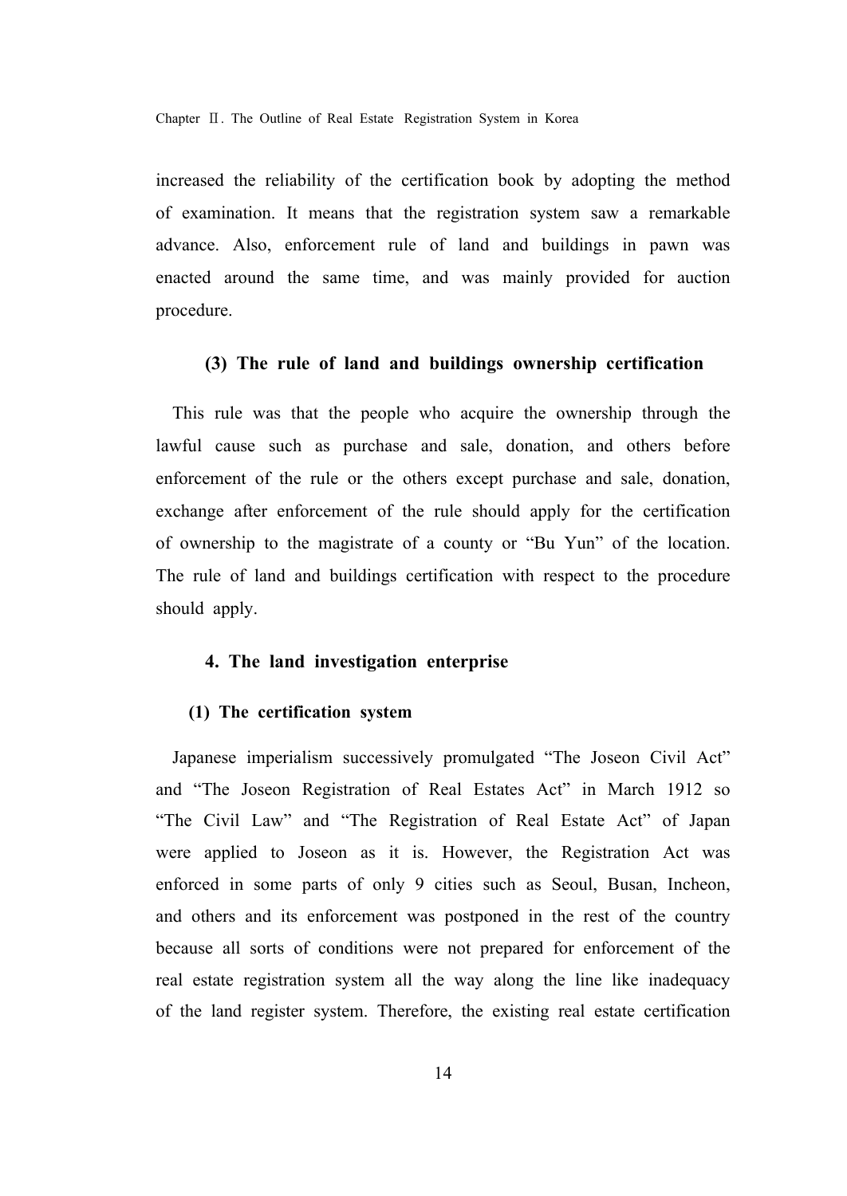increased the reliability of the certification book by adopting the method of examination. It means that the registration system saw a remarkable advance. Also, enforcement rule of land and buildings in pawn was enacted around the same time, and was mainly provided for auction procedure.

### (3) The rule of land and buildings ownership certification

This rule was that the people who acquire the ownership through the lawful cause such as purchase and sale, donation, and others before enforcement of the rule or the others except purchase and sale, donation, exchange after enforcement of the rule should apply for the certification of ownership to the magistrate of a county or “Bu Yun” of the location. The rule of land and buildings certification with respect to the procedure should apply.

## 4. The land investigation enterprise

### (1) The certification system

Japanese imperialism successively promulgated “The Joseon Civil Act” and “The Joseon Registration of Real Estates Act” in March 1912 so “The Civil Law” and “The Registration of Real Estate Act” of Japan were applied to Joseon as it is. However, the Registration Act was enforced in some parts of only 9 cities such as Seoul, Busan, Incheon, and others and its enforcement was postponed in the rest of the country because all sorts of conditions were not prepared for enforcement of the real estate registration system all the way along the line like inadequacy of the land register system. Therefore, the existing real estate certification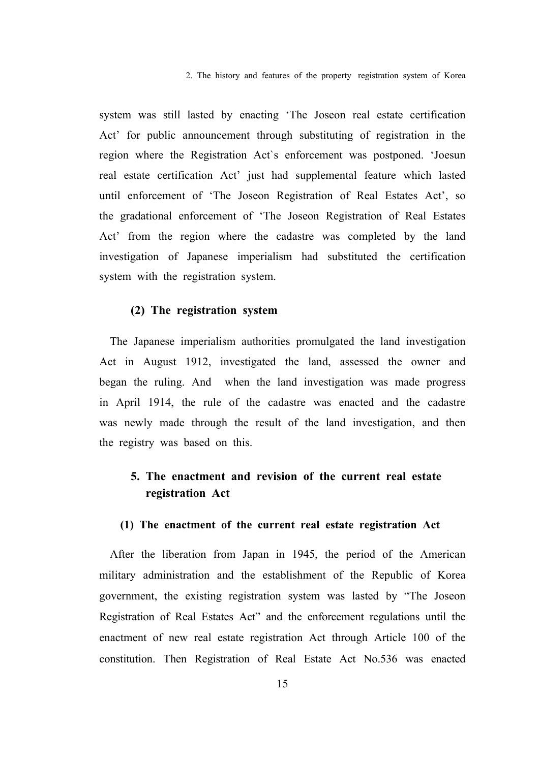system was still lasted by enacting 'The Joseon real estate certification Act' for public announcement through substituting of registration in the region where the Registration Act`s enforcement was postponed. 'Joesun real estate certification Act' just had supplemental feature which lasted until enforcement of 'The Joseon Registration of Real Estates Act', so the gradational enforcement of 'The Joseon Registration of Real Estates Act' from the region where the cadastre was completed by the land investigation of Japanese imperialism had substituted the certification system with the registration system.

#### (2) The registration system

The Japanese imperialism authorities promulgated the land investigation Act in August 1912, investigated the land, assessed the owner and began the ruling. And when the land investigation was made progress in April 1914, the rule of the cadastre was enacted and the cadastre was newly made through the result of the land investigation, and then the registry was based on this.

## 5. The enactment and revision of the current real estate registration Act

#### (1) The enactment of the current real estate registration Act

After the liberation from Japan in 1945, the period of the American military administration and the establishment of the Republic of Korea government, the existing registration system was lasted by "The Joseon Registration of Real Estates Act" and the enforcement regulations until the enactment of new real estate registration Act through Article 100 of the constitution. Then Registration of Real Estate Act No.536 was enacted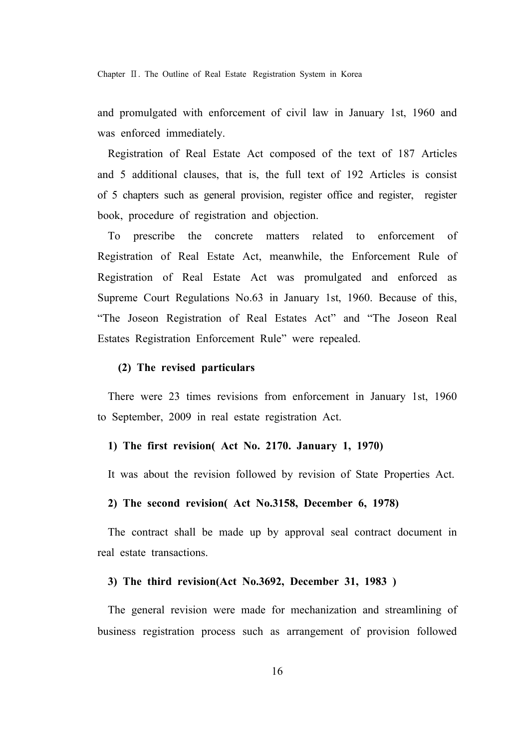and promulgated with enforcement of civil law in January 1st, 1960 and was enforced immediately.

Registration of Real Estate Act composed of the text of 187 Articles and 5 additional clauses, that is, the full text of 192 Articles is consist of 5 chapters such as general provision, register office and register, register book, procedure of registration and objection.

To prescribe the concrete matters related to enforcement of Registration of Real Estate Act, meanwhile, the Enforcement Rule of Registration of Real Estate Act was promulgated and enforced as Supreme Court Regulations No.63 in January 1st, 1960. Because of this, “The Joseon Registration of Real Estates Act” and “The Joseon Real Estates Registration Enforcement Rule” were repealed.

#### (2) The revised particulars

There were 23 times revisions from enforcement in January 1st, 1960 to September, 2009 in real estate registration Act.

**1) The first revision( Act No. 2170. January 1, 1970)**

It was about the revision followed by revision of State Properties Act.

**2) The second revision( Act No.3158, December 6, 1978)**

The contract shall be made up by approval seal contract document in real estate transactions.

**3) The third revision(Act No.3692, December 31, 1983 )**

The general revision were made for mechanization and streamlining of business registration process such as arrangement of provision followed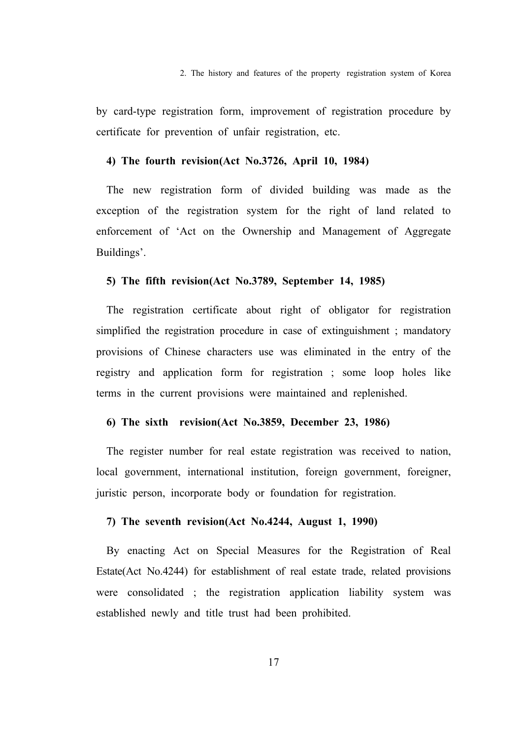by card-type registration form, improvement of registration procedure by certificate for prevention of unfair registration, etc.

#### 4) The fourth revision(Act No.3726, April 10, 1984)

The new registration form of divided building was made as the exception of the registration system for the right of land related to enforcement of 'Act on the Ownership and Management of Aggregate Buildings'.

#### 5) The fifth revision(Act No.3789, September 14, 1985)

The registration certificate about right of obligator for registration simplified the registration procedure in case of extinguishment ; mandatory provisions of Chinese characters use was eliminated in the entry of the registry and application form for registration ; some loop holes like terms in the current provisions were maintained and replenished.

#### 6) The sixth revision(Act No.3859, December 23, 1986)

The register number for real estate registration was received to nation, local government, international institution, foreign government, foreigner, juristic person, incorporate body or foundation for registration.

#### 7) The seventh revision(Act No.4244, August 1, 1990)

By enacting Act on Special Measures for the Registration of Real Estate(Act No.4244) for establishment of real estate trade, related provisions were consolidated ; the registration application liability system was established newly and title trust had been prohibited.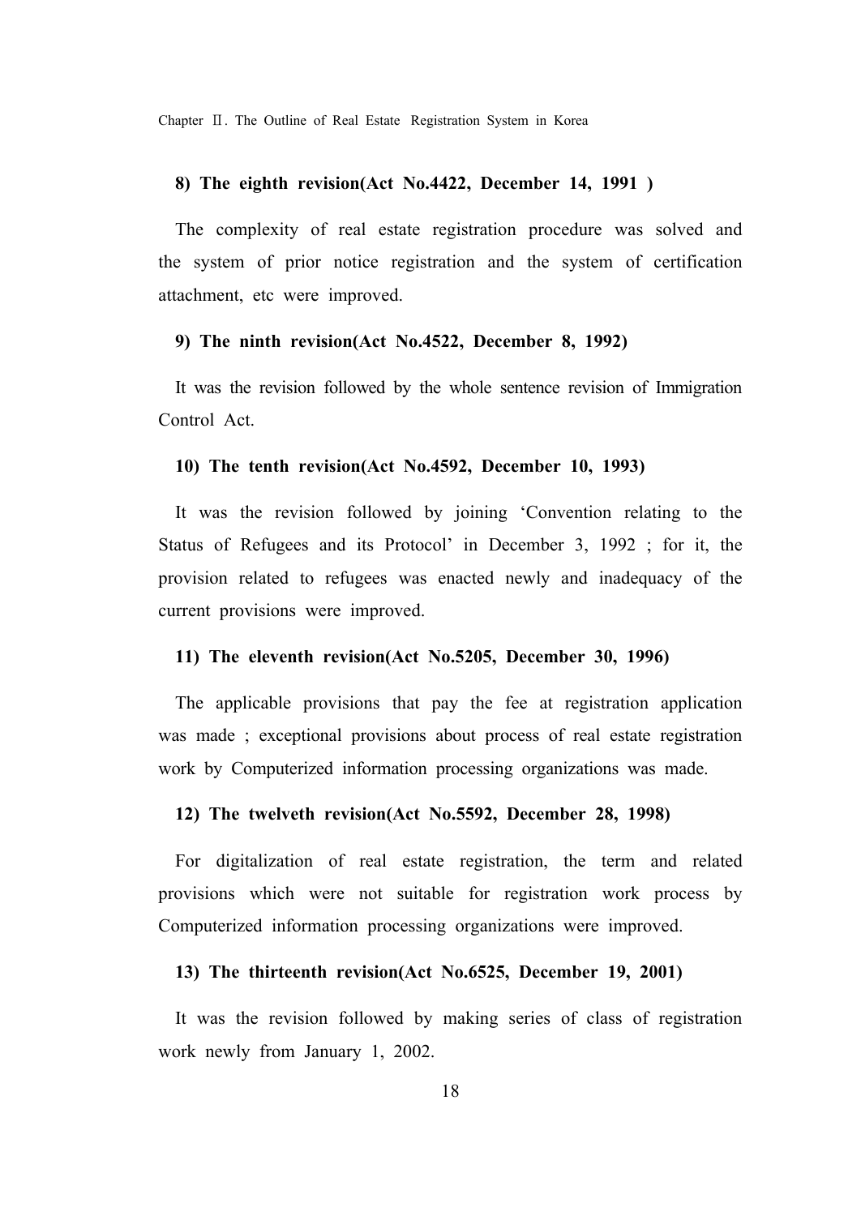**8) The eighth revision(Act No.4422, December 14, 1991 )**

The complexity of real estate registration procedure was solved and the system of prior notice registration and the system of certification attachment, etc were improved.

**9) The ninth revision(Act No.4522, December 8, 1992)**

It was the revision followed by the whole sentence revision of Immigration Control Act.

**10) The tenth revision(Act No.4592, December 10, 1993)**

It was the revision followed by joining 'Convention relating to the Status of Refugees and its Protocol' in December 3, 1992 ; for it, the provision related to refugees was enacted newly and inadequacy of the current provisions were improved.

**11) The eleventh revision(Act No.5205, December 30, 1996)**

The applicable provisions that pay the fee at registration application was made ; exceptional provisions about process of real estate registration work by Computerized information processing organizations was made.

**12) The twelveth revision(Act No.5592, December 28, 1998)**

For digitalization of real estate registration, the term and related provisions which were not suitable for registration work process by Computerized information processing organizations were improved.

**13) The thirteenth revision(Act No.6525, December 19, 2001)**

It was the revision followed by making series of class of registration work newly from January 1, 2002.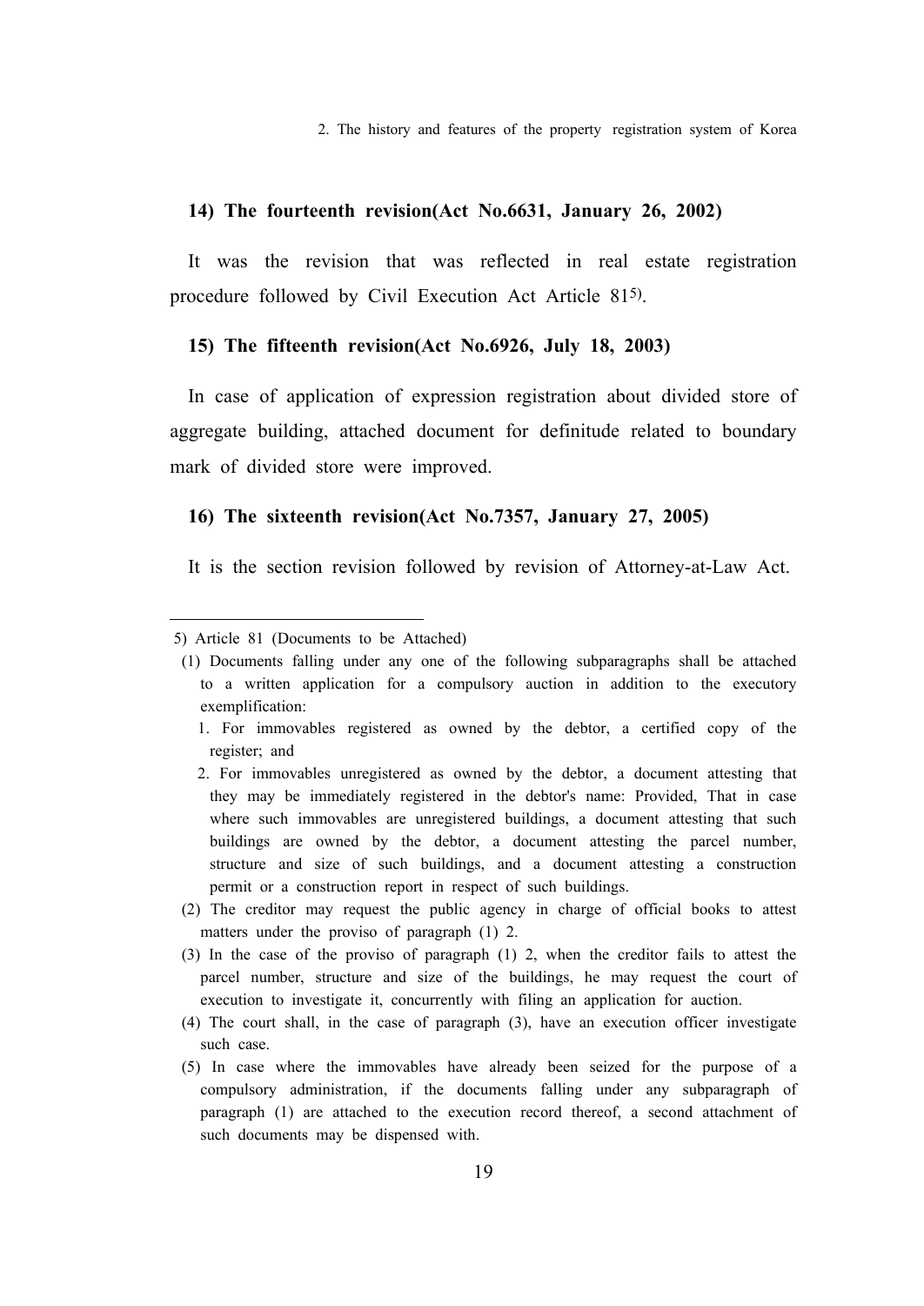#### 14) The fourteenth revision(Act No.6631, January 26, 2002)

It was the revision that was reflected in real estate registration procedure followed by Civil Execution Act Article 81[5].

#### 15) The fifteenth revision(Act No.6926, July 18, 2003)

In case of application of expression registration about divided store of aggregate building, attached document for definitude related to boundary mark of divided store were improved.

#### 16) The sixteenth revision(Act No.7357, January 27, 2005)

It is the section revision followed by revision of Attorney-at-Law Act.

---

5) Article 81 (Documents to be Attached)

(1) Documents falling under any one of the following subparagraphs shall be attached to a written application for a compulsory auction in addition to the executory exemplification:

1. For immovables registered as owned by the debtor, a certified copy of the register; and
2. For immovables unregistered as owned by the debtor, a document attesting that they may be immediately registered in the debtor's name: Provided, That in case where such immovables are unregistered buildings, a document attesting that such buildings are owned by the debtor, a document attesting the parcel number, structure and size of such buildings, and a document attesting a construction permit or a construction report in respect of such buildings.

(2) The creditor may request the public agency in charge of official books to attest matters under the proviso of paragraph (1) 2.

(3) In the case of the proviso of paragraph (1) 2, when the creditor fails to attest the parcel number, structure and size of the buildings, he may request the court of execution to investigate it, concurrently with filing an application for auction.

(4) The court shall, in the case of paragraph (3), have an execution officer investigate such case.

(5) In case where the immovables have already been seized for the purpose of a compulsory administration, if the documents falling under any subparagraph of paragraph (1) are attached to the execution record thereof, a second attachment of such documents may be dispensed with.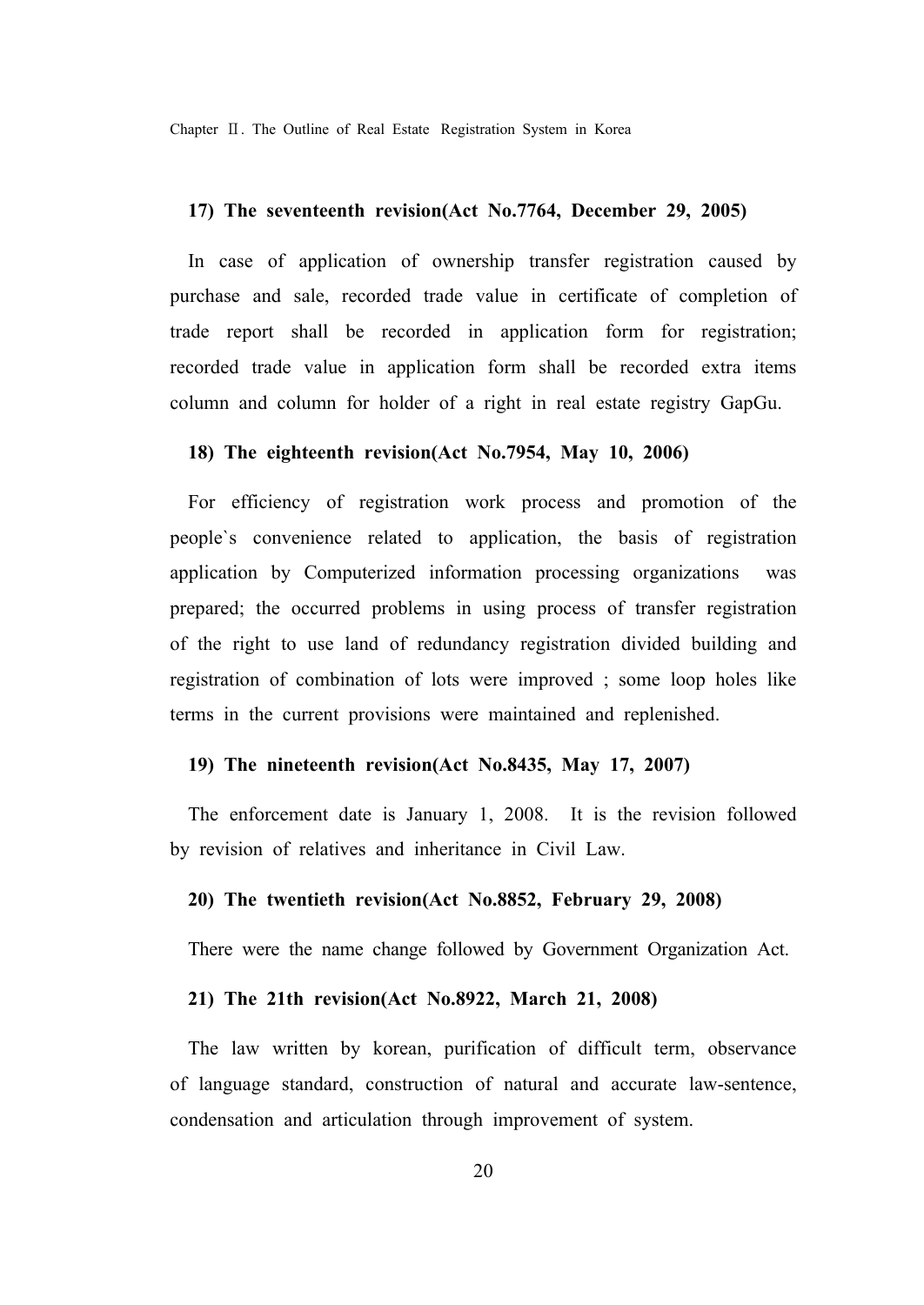**17) The seventeenth revision(Act No.7764, December 29, 2005)**

In case of application of ownership transfer registration caused by purchase and sale, recorded trade value in certificate of completion of trade report shall be recorded in application form for registration; recorded trade value in application form shall be recorded extra items column and column for holder of a right in real estate registry GapGu.

**18) The eighteenth revision(Act No.7954, May 10, 2006)**

For efficiency of registration work process and promotion of the people`s convenience related to application, the basis of registration application by Computerized information processing organizations was prepared; the occurred problems in using process of transfer registration of the right to use land of redundancy registration divided building and registration of combination of lots were improved ; some loop holes like terms in the current provisions were maintained and replenished.

**19) The nineteenth revision(Act No.8435, May 17, 2007)**

The enforcement date is January 1, 2008. It is the revision followed by revision of relatives and inheritance in Civil Law.

**20) The twentieth revision(Act No.8852, February 29, 2008)**

There were the name change followed by Government Organization Act.

**21) The 21th revision(Act No.8922, March 21, 2008)**

The law written by korean, purification of difficult term, observance of language standard, construction of natural and accurate law-sentence, condensation and articulation through improvement of system.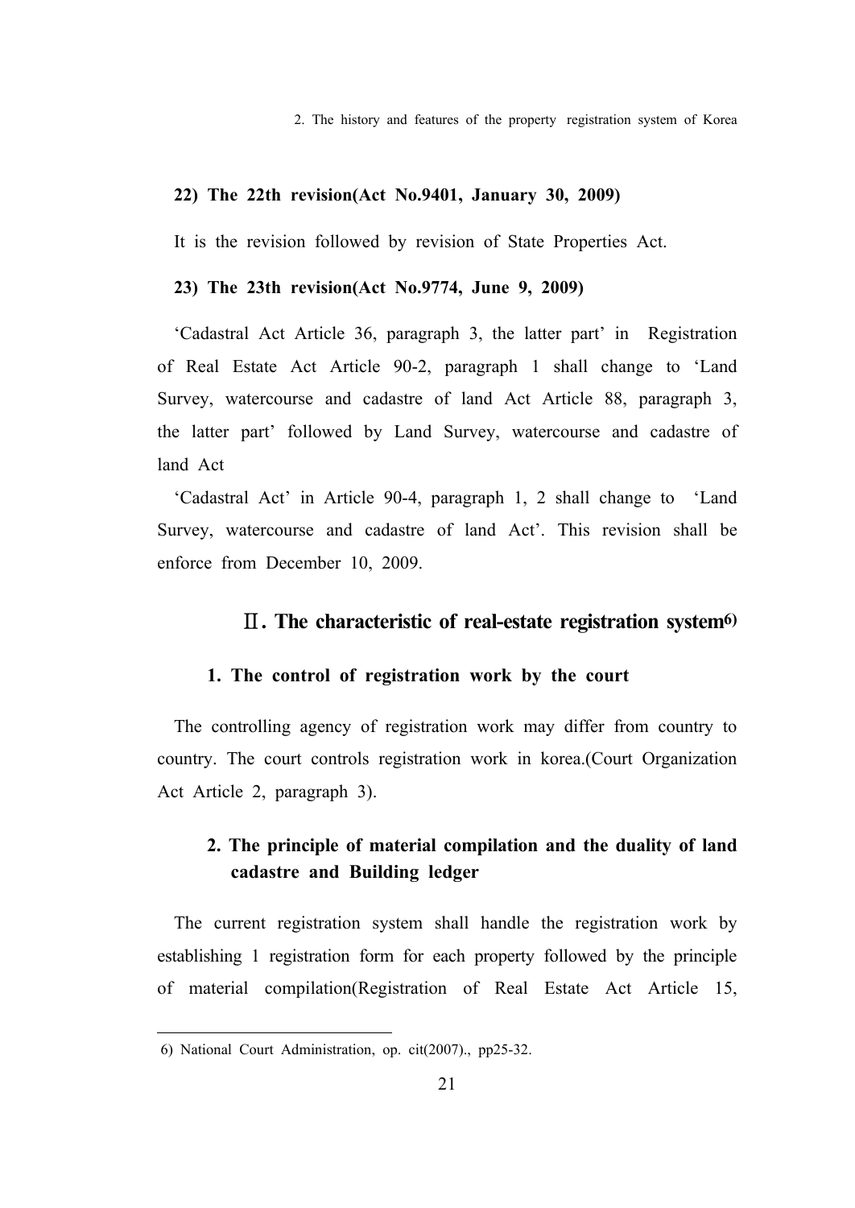**22) The 22th revision(Act No.9401, January 30, 2009)**

It is the revision followed by revision of State Properties Act.

**23) The 23th revision(Act No.9774, June 9, 2009)**

'Cadastral Act Article 36, paragraph 3, the latter part' in Registration of Real Estate Act Article 90-2, paragraph 1 shall change to 'Land Survey, watercourse and cadastre of land Act Article 88, paragraph 3, the latter part' followed by Land Survey, watercourse and cadastre of land Act

'Cadastral Act' in Article 90-4, paragraph 1, 2 shall change to 'Land Survey, watercourse and cadastre of land Act'. This revision shall be enforce from December 10, 2009.

## Ⅱ. The characteristic of real-estate registration system[6)]

### 1. The control of registration work by the court

The controlling agency of registration work may differ from country to country. The court controls registration work in korea.(Court Organization Act Article 2, paragraph 3).

### 2. The principle of material compilation and the duality of land cadastre and Building ledger

The current registration system shall handle the registration work by establishing 1 registration form for each property followed by the principle of material compilation(Registration of Real Estate Act Article 15,

---

6) National Court Administration, op. cit(2007)., pp25-32.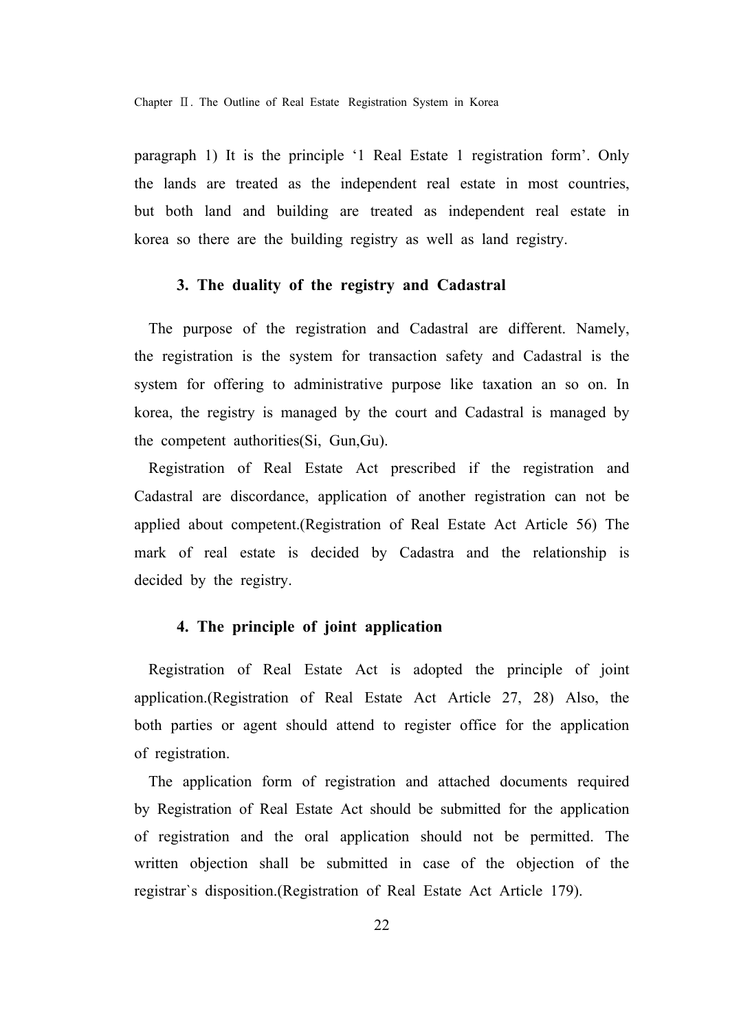paragraph 1) It is the principle '1 Real Estate 1 registration form'. Only the lands are treated as the independent real estate in most countries, but both land and building are treated as independent real estate in korea so there are the building registry as well as land registry.

### 3. The duality of the registry and Cadastral

The purpose of the registration and Cadastral are different. Namely, the registration is the system for transaction safety and Cadastral is the system for offering to administrative purpose like taxation an so on. In korea, the registry is managed by the court and Cadastral is managed by the competent authorities(Si, Gun,Gu).

Registration of Real Estate Act prescribed if the registration and Cadastral are discordance, application of another registration can not be applied about competent.(Registration of Real Estate Act Article 56) The mark of real estate is decided by Cadastra and the relationship is decided by the registry.

### 4. The principle of joint application

Registration of Real Estate Act is adopted the principle of joint application.(Registration of Real Estate Act Article 27, 28) Also, the both parties or agent should attend to register office for the application of registration.

The application form of registration and attached documents required by Registration of Real Estate Act should be submitted for the application of registration and the oral application should not be permitted. The written objection shall be submitted in case of the objection of the registrar`s disposition.(Registration of Real Estate Act Article 179).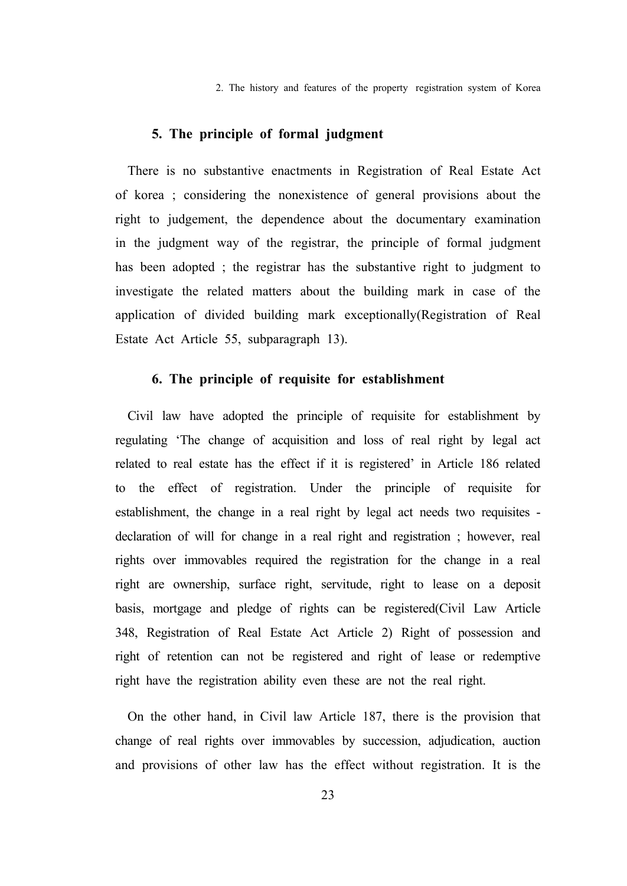### 5. The principle of formal judgment

There is no substantive enactments in Registration of Real Estate Act of korea ; considering the nonexistence of general provisions about the right to judgement, the dependence about the documentary examination in the judgment way of the registrar, the principle of formal judgment has been adopted ; the registrar has the substantive right to judgment to investigate the related matters about the building mark in case of the application of divided building mark exceptionally(Registration of Real Estate Act Article 55, subparagraph 13).

### 6. The principle of requisite for establishment

Civil law have adopted the principle of requisite for establishment by regulating 'The change of acquisition and loss of real right by legal act related to real estate has the effect if it is registered' in Article 186 related to the effect of registration. Under the principle of requisite for establishment, the change in a real right by legal act needs two requisites - declaration of will for change in a real right and registration ; however, real rights over immovables required the registration for the change in a real right are ownership, surface right, servitude, right to lease on a deposit basis, mortgage and pledge of rights can be registered(Civil Law Article 348, Registration of Real Estate Act Article 2) Right of possession and right of retention can not be registered and right of lease or redemptive right have the registration ability even these are not the real right.

On the other hand, in Civil law Article 187, there is the provision that change of real rights over immovables by succession, adjudication, auction and provisions of other law has the effect without registration. It is the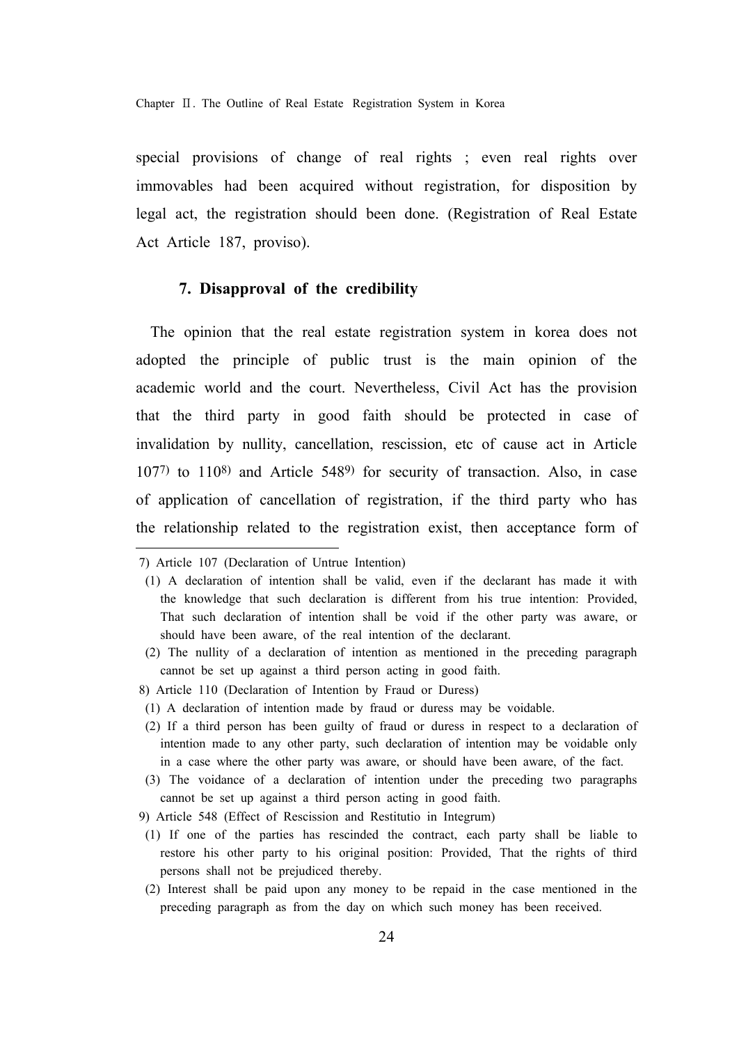special provisions of change of real rights ; even real rights over immovables had been acquired without registration, for disposition by legal act, the registration should been done. (Registration of Real Estate Act Article 187, proviso).

### 7. Disapproval of the credibility

The opinion that the real estate registration system in korea does not adopted the principle of public trust is the main opinion of the academic world and the court. Nevertheless, Civil Act has the provision that the third party in good faith should be protected in case of invalidation by nullity, cancellation, rescission, etc of cause act in Article 107[7] to 110[8] and Article 548[9] for security of transaction. Also, in case of application of cancellation of registration, if the third party who has the relationship related to the registration exist, then acceptance form of

---

7) Article 107 (Declaration of Untrue Intention)

(1) A declaration of intention shall be valid, even if the declarant has made it with the knowledge that such declaration is different from his true intention: Provided, That such declaration of intention shall be void if the other party was aware, or should have been aware, of the real intention of the declarant.

(2) The nullity of a declaration of intention as mentioned in the preceding paragraph cannot be set up against a third person acting in good faith.

8) Article 110 (Declaration of Intention by Fraud or Duress)

(1) A declaration of intention made by fraud or duress may be voidable.

(2) If a third person has been guilty of fraud or duress in respect to a declaration of intention made to any other party, such declaration of intention may be voidable only in a case where the other party was aware, or should have been aware, of the fact.

(3) The voidance of a declaration of intention under the preceding two paragraphs cannot be set up against a third person acting in good faith.

9) Article 548 (Effect of Rescission and Restitutio in Integrum)

(1) If one of the parties has rescinded the contract, each party shall be liable to restore his other party to his original position: Provided, That the rights of third persons shall not be prejudiced thereby.

(2) Interest shall be paid upon any money to be repaid in the case mentioned in the preceding paragraph as from the day on which such money has been received.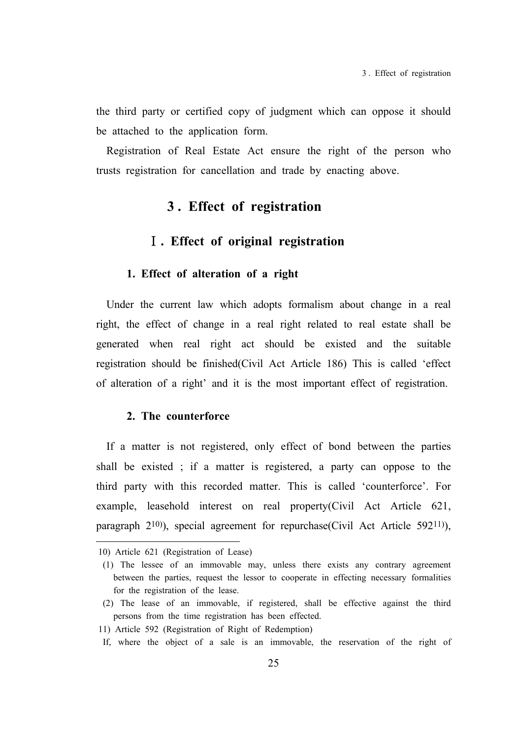the third party or certified copy of judgment which can oppose it should be attached to the application form.

Registration of Real Estate Act ensure the right of the person who trusts registration for cancellation and trade by enacting above.

# 3 . Effect of registration

## Ⅰ. Effect of original registration

### 1. Effect of alteration of a right

Under the current law which adopts formalism about change in a real right, the effect of change in a real right related to real estate shall be generated when real right act should be existed and the suitable registration should be finished(Civil Act Article 186) This is called 'effect of alteration of a right' and it is the most important effect of registration.

### 2. The counterforce

If a matter is not registered, only effect of bond between the parties shall be existed ; if a matter is registered, a party can oppose to the third party with this recorded matter. This is called 'counterforce'. For example, leasehold interest on real property(Civil Act Article 621, paragraph 2[10]), special agreement for repurchase(Civil Act Article 592[11]),

---

10) Article 621 (Registration of Lease)

(1) The lessee of an immovable may, unless there exists any contrary agreement between the parties, request the lessor to cooperate in effecting necessary formalities for the registration of the lease.

(2) The lease of an immovable, if registered, shall be effective against the third persons from the time registration has been effected.

11) Article 592 (Registration of Right of Redemption)

If, where the object of a sale is an immovable, the reservation of the right of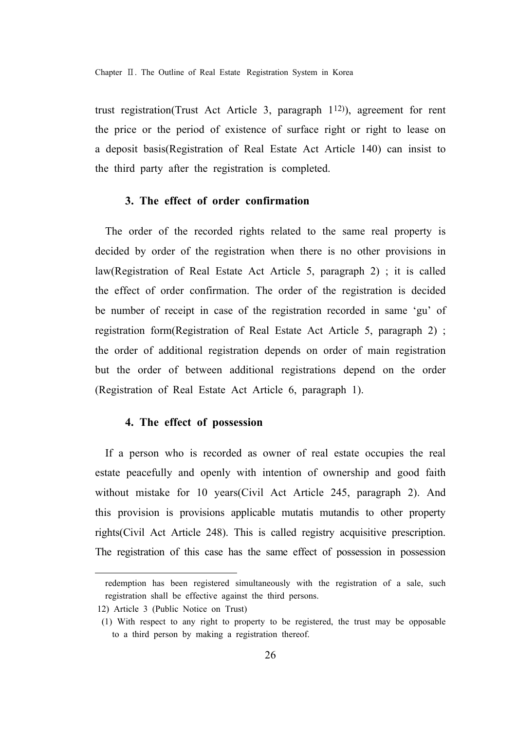trust registration(Trust Act Article 3, paragraph 1[12]), agreement for rent the price or the period of existence of surface right or right to lease on a deposit basis(Registration of Real Estate Act Article 140) can insist to the third party after the registration is completed.

### 3. The effect of order confirmation

The order of the recorded rights related to the same real property is decided by order of the registration when there is no other provisions in law(Registration of Real Estate Act Article 5, paragraph 2) ; it is called the effect of order confirmation. The order of the registration is decided be number of receipt in case of the registration recorded in same 'gu' of registration form(Registration of Real Estate Act Article 5, paragraph 2) ; the order of additional registration depends on order of main registration but the order of between additional registrations depend on the order (Registration of Real Estate Act Article 6, paragraph 1).

### 4. The effect of possession

If a person who is recorded as owner of real estate occupies the real estate peacefully and openly with intention of ownership and good faith without mistake for 10 years(Civil Act Article 245, paragraph 2). And this provision is provisions applicable mutatis mutandis to other property rights(Civil Act Article 248). This is called registry acquisitive prescription. The registration of this case has the same effect of possession in possession

---

redemption has been registered simultaneously with the registration of a sale, such registration shall be effective against the third persons.

12) Article 3 (Public Notice on Trust)

(1) With respect to any right to property to be registered, the trust may be opposable to a third person by making a registration thereof.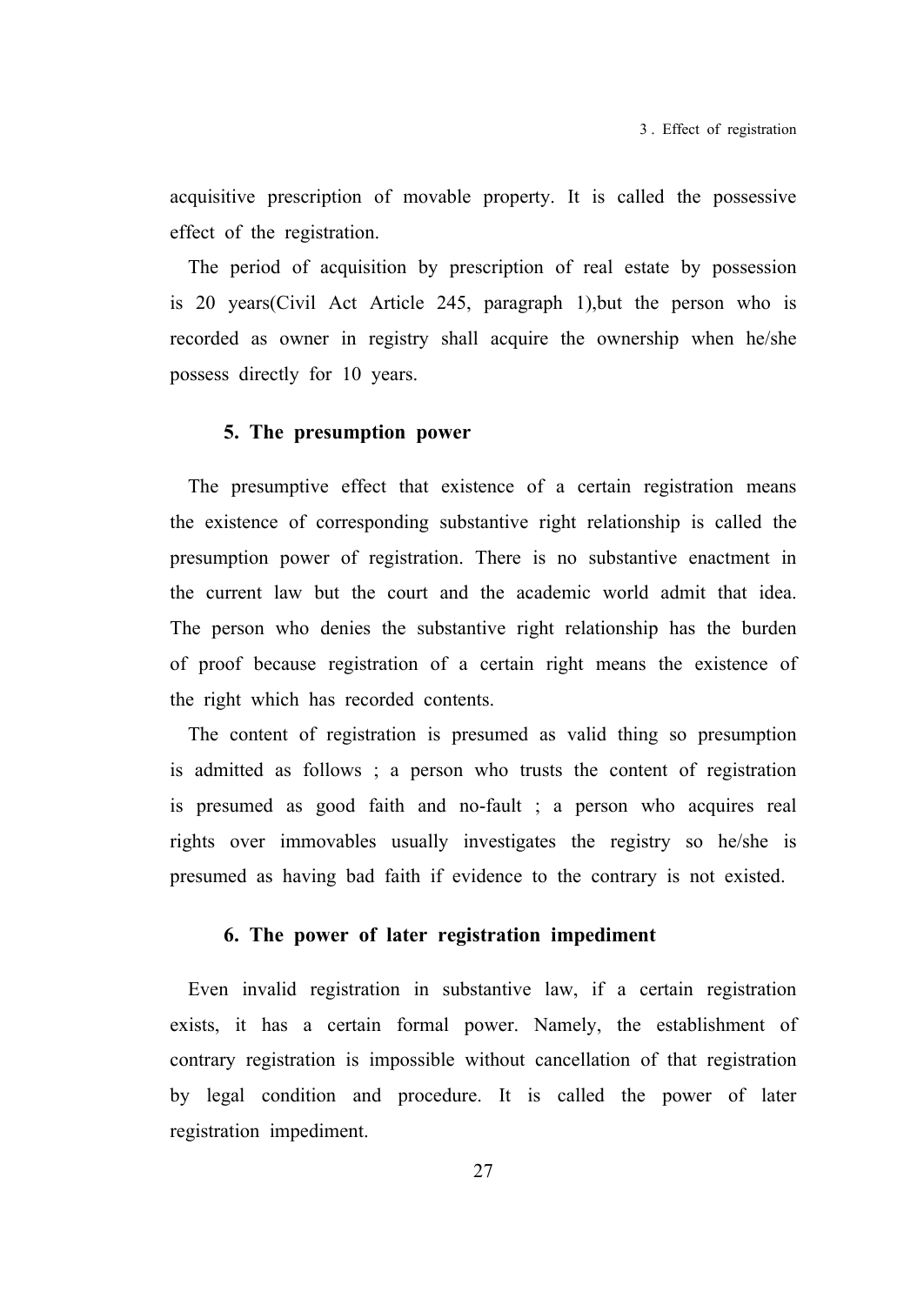acquisitive prescription of movable property. It is called the possessive effect of the registration.

The period of acquisition by prescription of real estate by possession is 20 years(Civil Act Article 245, paragraph 1),but the person who is recorded as owner in registry shall acquire the ownership when he/she possess directly for 10 years.

### 5. The presumption power

The presumptive effect that existence of a certain registration means the existence of corresponding substantive right relationship is called the presumption power of registration. There is no substantive enactment in the current law but the court and the academic world admit that idea. The person who denies the substantive right relationship has the burden of proof because registration of a certain right means the existence of the right which has recorded contents.

The content of registration is presumed as valid thing so presumption is admitted as follows ; a person who trusts the content of registration is presumed as good faith and no-fault ; a person who acquires real rights over immovables usually investigates the registry so he/she is presumed as having bad faith if evidence to the contrary is not existed.

### 6. The power of later registration impediment

Even invalid registration in substantive law, if a certain registration exists, it has a certain formal power. Namely, the establishment of contrary registration is impossible without cancellation of that registration by legal condition and procedure. It is called the power of later registration impediment.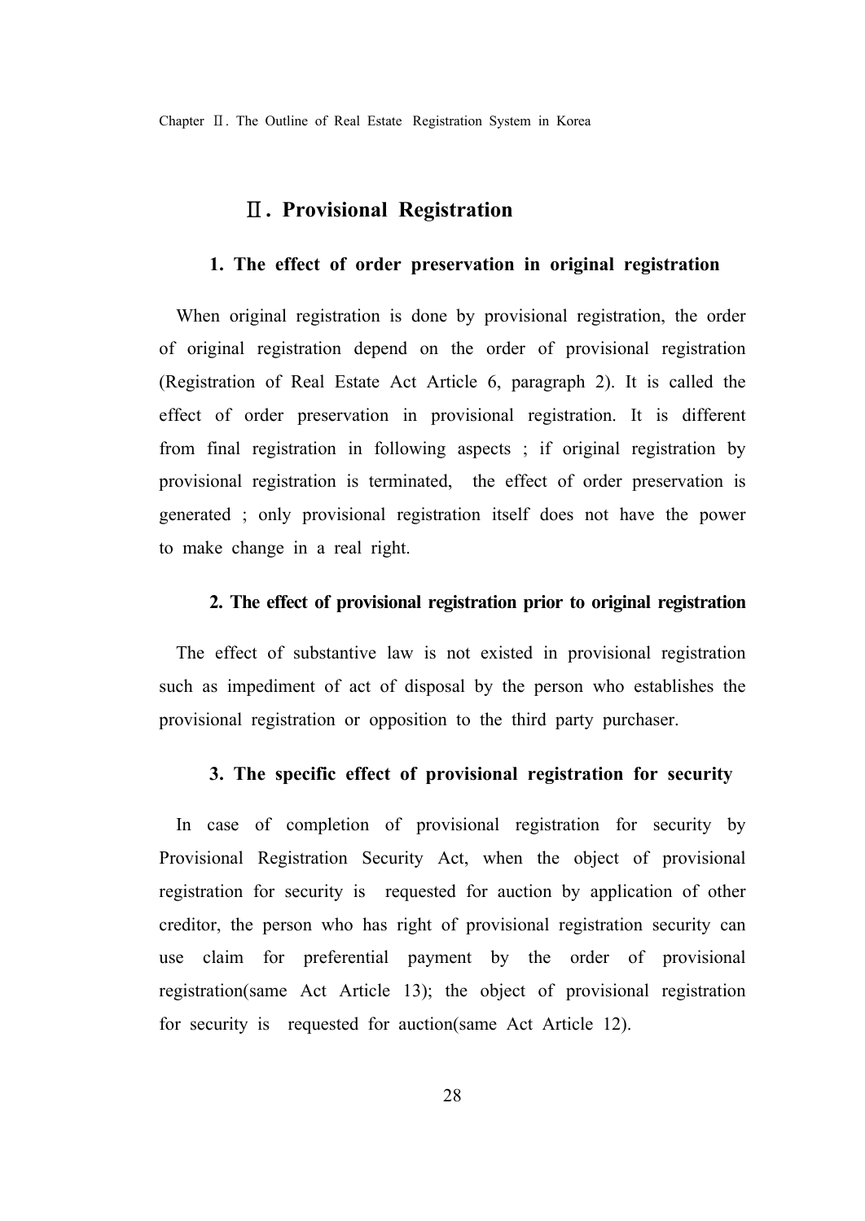## Ⅱ. Provisional Registration

### 1. The effect of order preservation in original registration

When original registration is done by provisional registration, the order of original registration depend on the order of provisional registration (Registration of Real Estate Act Article 6, paragraph 2). It is called the effect of order preservation in provisional registration. It is different from final registration in following aspects ; if original registration by provisional registration is terminated, the effect of order preservation is generated ; only provisional registration itself does not have the power to make change in a real right.

### 2. The effect of provisional registration prior to original registration

The effect of substantive law is not existed in provisional registration such as impediment of act of disposal by the person who establishes the provisional registration or opposition to the third party purchaser.

### 3. The specific effect of provisional registration for security

In case of completion of provisional registration for security by Provisional Registration Security Act, when the object of provisional registration for security is requested for auction by application of other creditor, the person who has right of provisional registration security can use claim for preferential payment by the order of provisional registration(same Act Article 13); the object of provisional registration for security is requested for auction(same Act Article 12).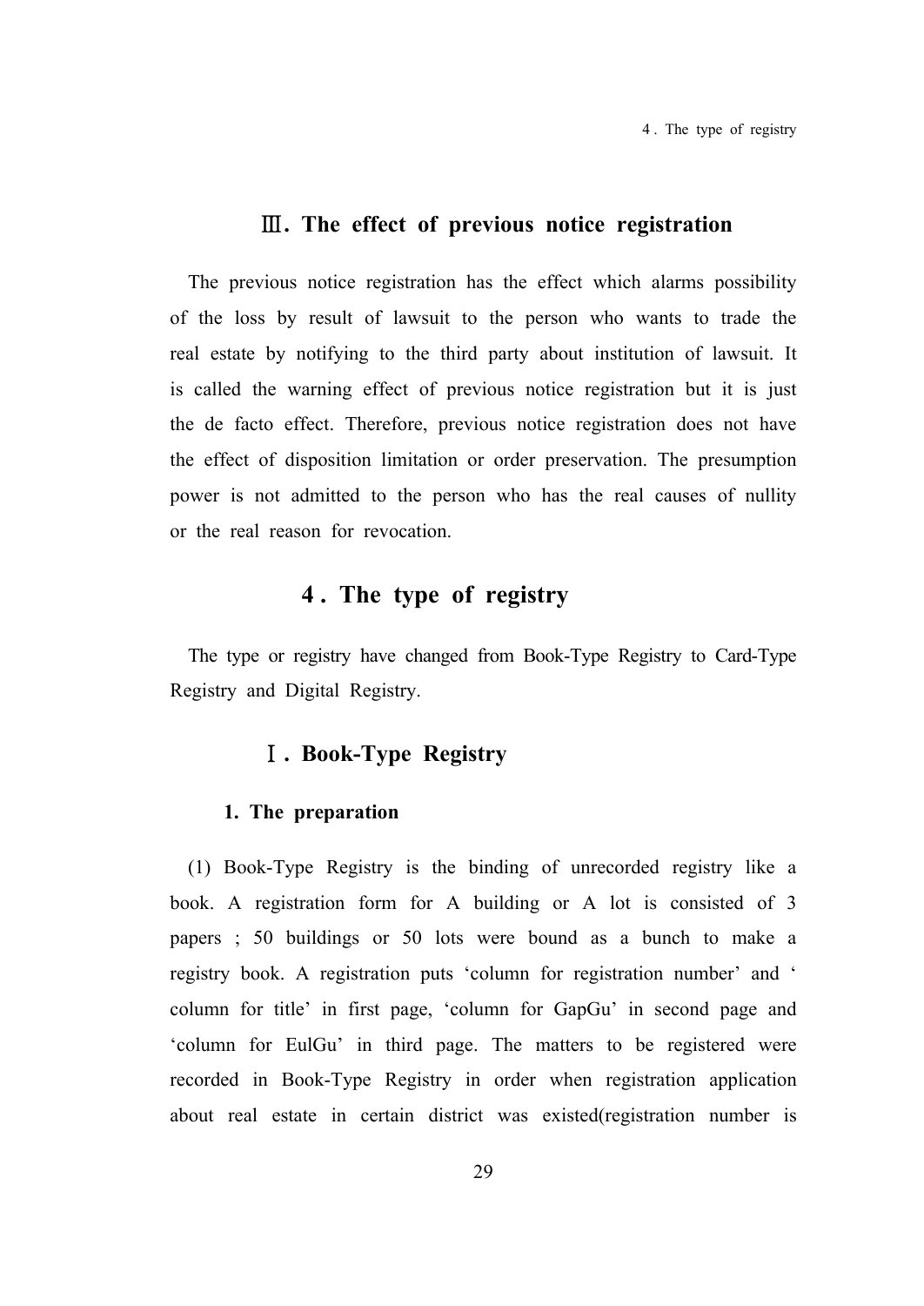### Ⅲ. The effect of previous notice registration

The previous notice registration has the effect which alarms possibility of the loss by result of lawsuit to the person who wants to trade the real estate by notifying to the third party about institution of lawsuit. It is called the warning effect of previous notice registration but it is just the de facto effect. Therefore, previous notice registration does not have the effect of disposition limitation or order preservation. The presumption power is not admitted to the person who has the real causes of nullity or the real reason for revocation.

## 4 . The type of registry

The type or registry have changed from Book-Type Registry to Card-Type Registry and Digital Registry.

### Ⅰ. Book-Type Registry

#### 1. The preparation

(1) Book-Type Registry is the binding of unrecorded registry like a book. A registration form for A building or A lot is consisted of 3 papers ; 50 buildings or 50 lots were bound as a bunch to make a registry book. A registration puts 'column for registration number' and ' column for title' in first page, 'column for GapGu' in second page and 'column for EulGu' in third page. The matters to be registered were recorded in Book-Type Registry in order when registration application about real estate in certain district was existed(registration number is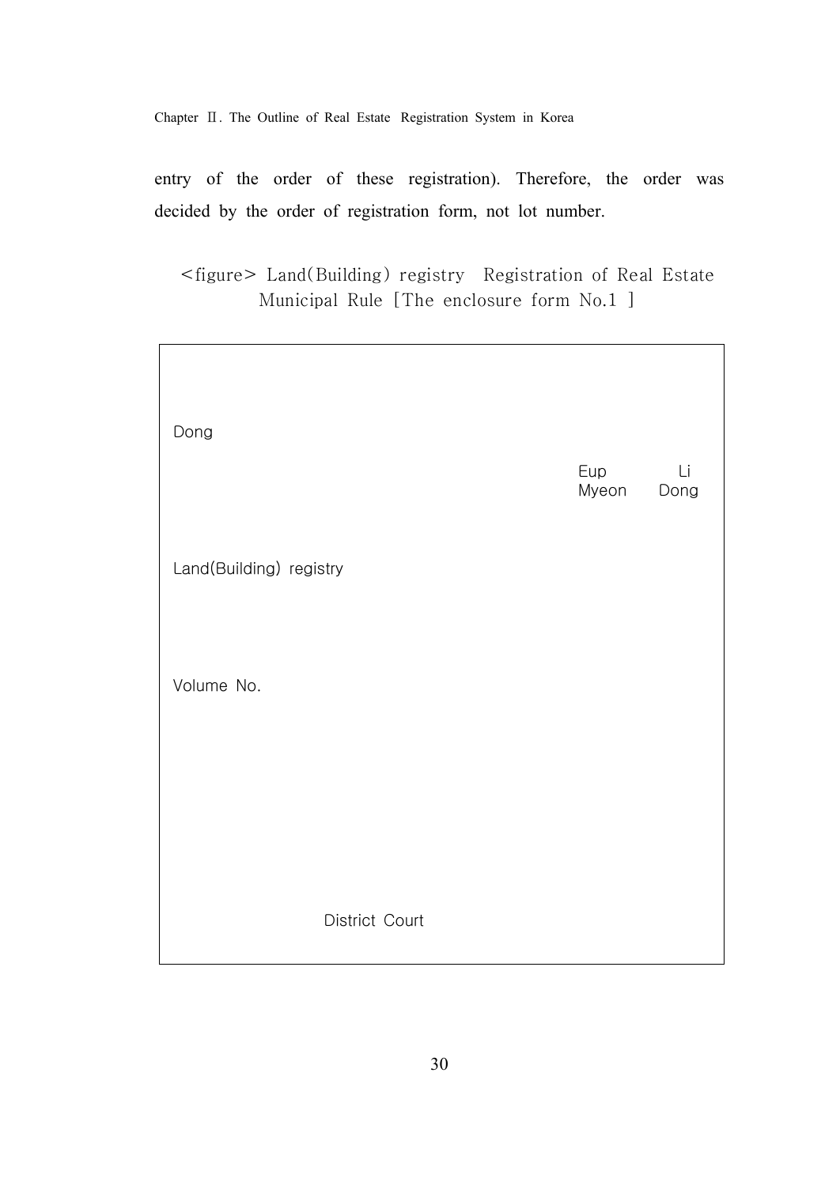entry of the order of these registration). Therefore, the order was decided by the order of registration form, not lot number.

<figure> Land(Building) registry Registration of Real Estate Municipal Rule [The enclosure form No.1 ]

Dong

Eup Li
Myeon Dong

Land(Building) registry

Volume No.

District Court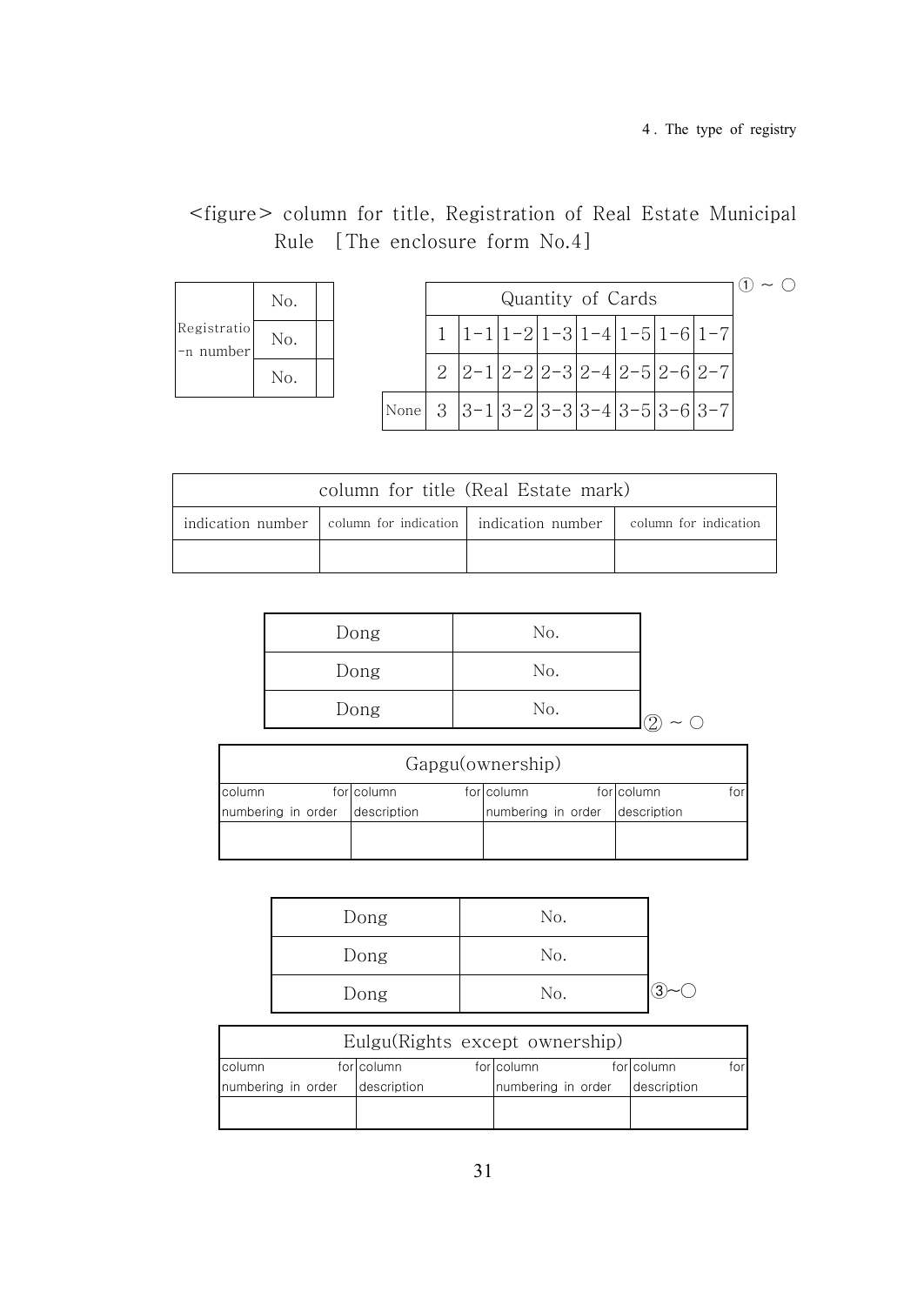<figure> column for title, Registration of Real Estate Municipal Rule [The enclosure form No.4]

| Registratio-n number | No. | |
|---|---|---|
| | No. | |
| | No. | |

①～○

| | Quantity of Cards | | | | | | | |
|---|---|---|---|---|---|---|---|---|
| | 1 | 1-1 | 1-2 | 1-3 | 1-4 | 1-5 | 1-6 | 1-7 |
| | 2 | 2-1 | 2-2 | 2-3 | 2-4 | 2-5 | 2-6 | 2-7 |
| None | 3 | 3-1 | 3-2 | 3-3 | 3-4 | 3-5 | 3-6 | 3-7 |

| column for title (Real Estate mark) | | | |
|---|---|---|---|
| indication number | column for indication | indication number | column for indication |
| | | | |

| Dong | No. |
|---|---|
| Dong | No. |
| Dong | No. |

②～○

| Gapgu(ownership) | | | |
|---|---|---|---|
| column for numbering in order | column for description | column for numbering in order | column for description |
| | | | |

| Dong | No. |
|---|---|
| Dong | No. |
| Dong | No. |

③～○

| Eulgu(Rights except ownership) | | | |
|---|---|---|---|
| column for numbering in order | column for description | column for numbering in order | column for description |
| | | | |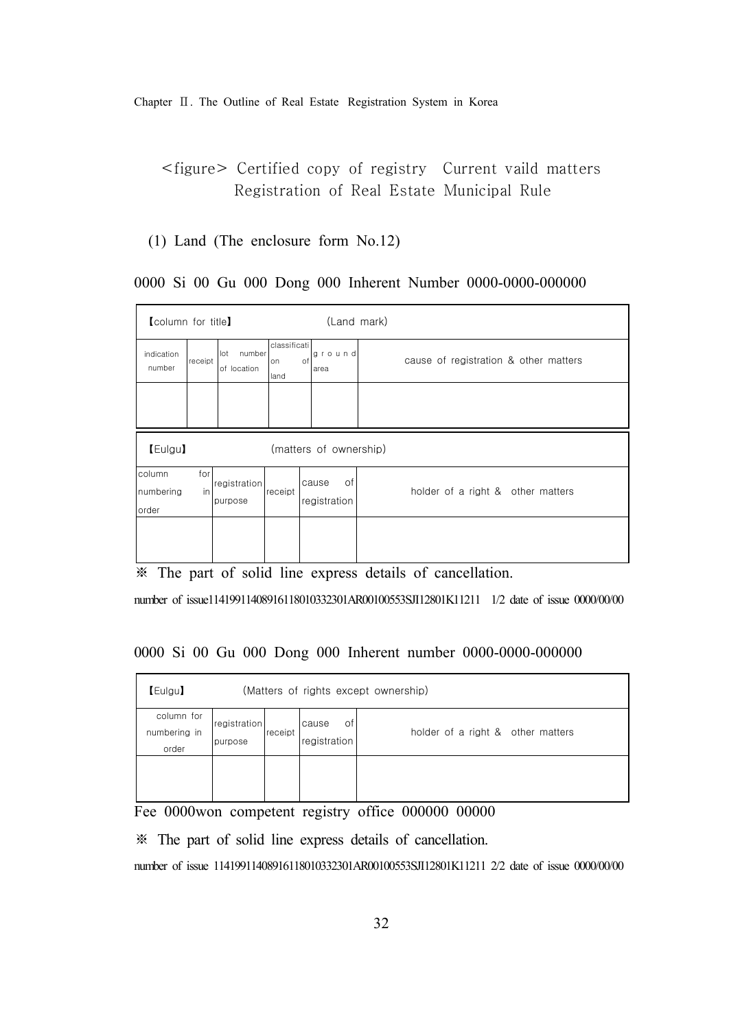<figure> Certified copy of registry Current vaild matters Registration of Real Estate Municipal Rule

(1) Land (The enclosure form No.12)

0000 Si 00 Gu 000 Dong 000 Inherent Number 0000-0000-000000

| 【column for title】 | | | (Land mark) | | |
|---|---|---|---|---|---|
| indication number | receipt | lot number of location | classification of land | ground area | cause of registration & other matters |
| | | | | | |

| 【Eulgu】 | | (matters of ownership) | | |
|---|---|---|---|---|
| column for numbering in order | registration purpose | receipt | cause of registration | holder of a right & other matters |
| | | | | |

※ The part of solid line express details of cancellation.

number of issue11419911408916118010332301AR00100553SJI12801K11211 1/2 date of issue 0000/00/00

0000 Si 00 Gu 000 Dong 000 Inherent number 0000-0000-000000

| 【Eulgu】 | | (Matters of rights except ownership) | | |
|---|---|---|---|---|
| column for numbering in order | registration purpose | receipt | cause of registration | holder of a right & other matters |
| | | | | |

Fee 0000won competent registry office 000000 00000

※ The part of solid line express details of cancellation.

number of issue 11419911408916118010332301AR00100553SJI12801K11211 2/2 date of issue 0000/00/00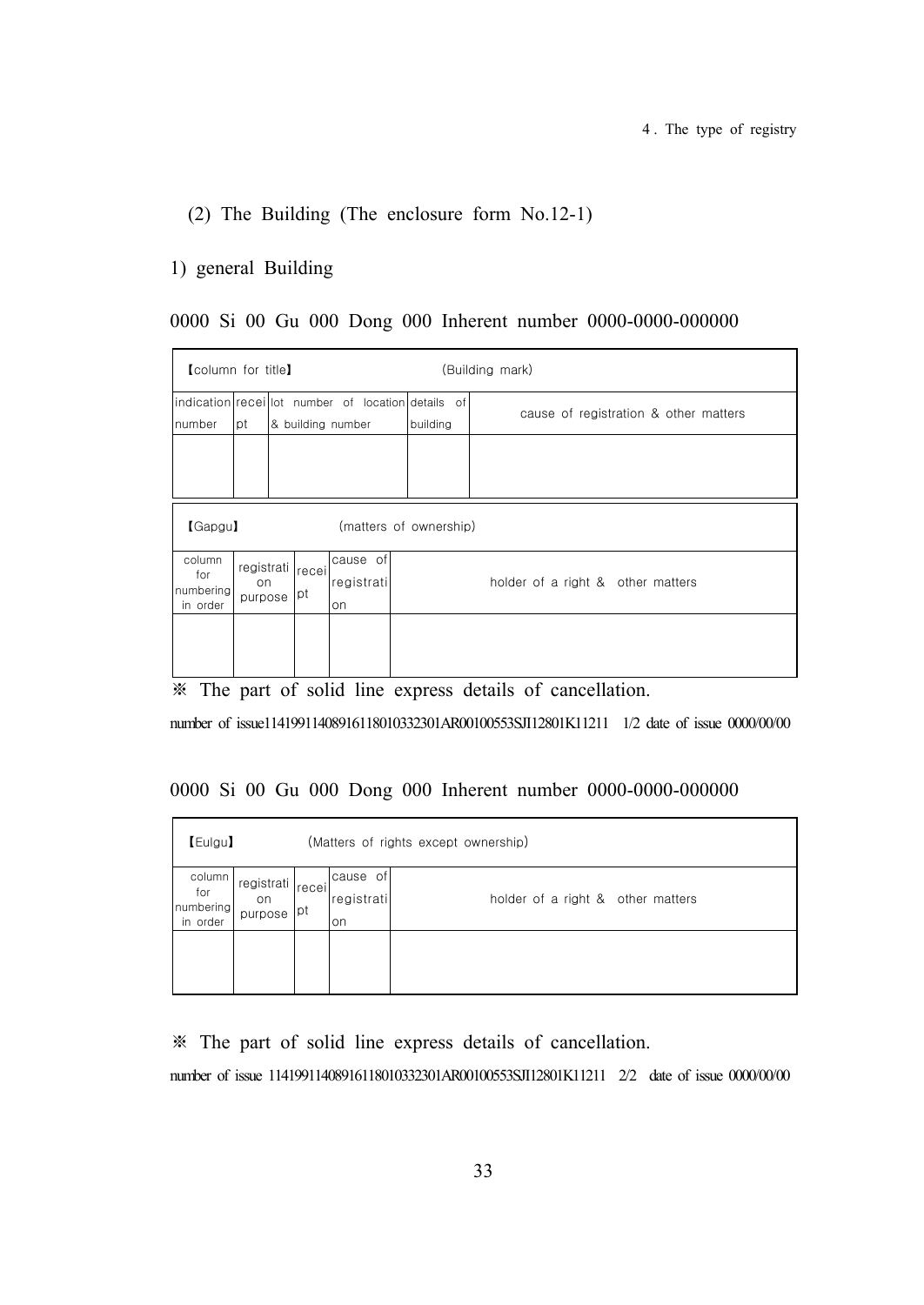(2) The Building (The enclosure form No.12-1)

1) general Building

0000 Si 00 Gu 000 Dong 000 Inherent number 0000-0000-000000

| 【column for title】 | | | (Building mark) | |
|---|---|---|---|---|
| indication number | receipt | lot number of location & building number | details of building | cause of registration & other matters |
| | | | | |

| 【Gapgu】 | | | (matters of ownership) | |
|---|---|---|---|---|
| column for numbering in order | registration purpose | receipt | cause of registration | holder of a right & other matters |
| | | | | |

※ The part of solid line express details of cancellation.

number of issue11419911408916118010332301AR00100553SJI12801K11211 1/2 date of issue 0000/00/00

0000 Si 00 Gu 000 Dong 000 Inherent number 0000-0000-000000

| 【Eulgu】 | | | (Matters of rights except ownership) | |
|---|---|---|---|---|
| column for numbering in order | registration purpose | receipt | cause of registration | holder of a right & other matters |
| | | | | |

※ The part of solid line express details of cancellation.

number of issue 11419911408916118010332301AR00100553SJI12801K11211 2/2 date of issue 0000/00/00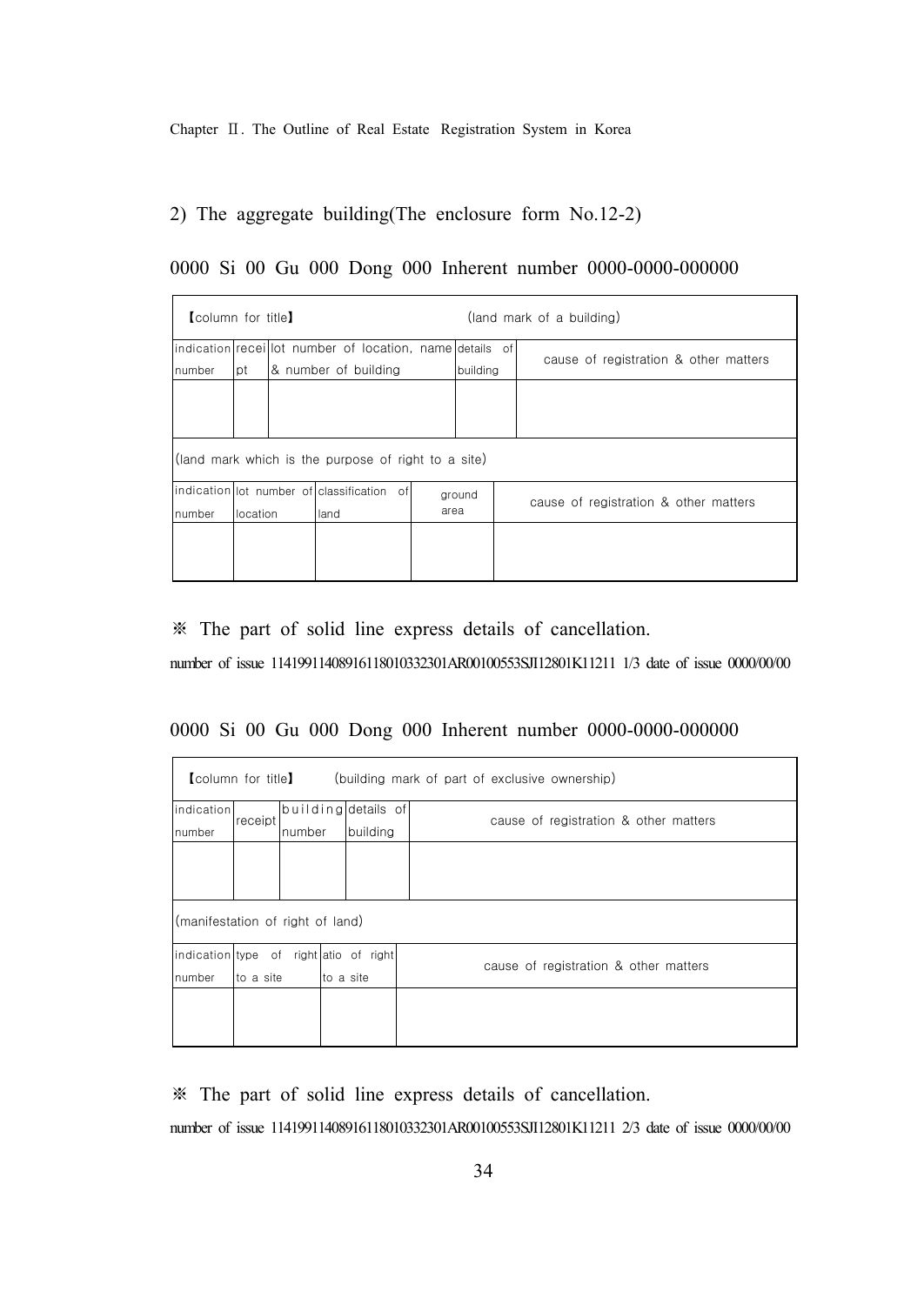2) The aggregate building(The enclosure form No.12-2)

0000 Si 00 Gu 000 Dong 000 Inherent number 0000-0000-000000

| 【column for title】 | | (land mark of a building) | | |
|---|---|---|---|---|
| indication number | receipt | lot number of location, name & number of building | details of building | cause of registration & other matters |
| | | | | |

| (land mark which is the purpose of right to a site) | | | | |
|---|---|---|---|---|
| indication number | lot number of location | classification of land | ground area | cause of registration & other matters |
| | | | | |

※ The part of solid line express details of cancellation.

number of issue 11419911408916118010332301AR00100553SJI12801K11211 1/3 date of issue 0000/00/00

0000 Si 00 Gu 000 Dong 000 Inherent number 0000-0000-000000

| 【column for title】 | (building mark of part of exclusive ownership) | | | |
|---|---|---|---|---|
| indication number | receipt | building number | details of building | cause of registration & other matters |
| | | | | |

| (manifestation of right of land) | | | |
|---|---|---|---|
| indication number | type of right to a site | ratio of right to a site | cause of registration & other matters |
| | | | |

※ The part of solid line express details of cancellation.

number of issue 11419911408916118010332301AR00100553SJI12801K11211 2/3 date of issue 0000/00/00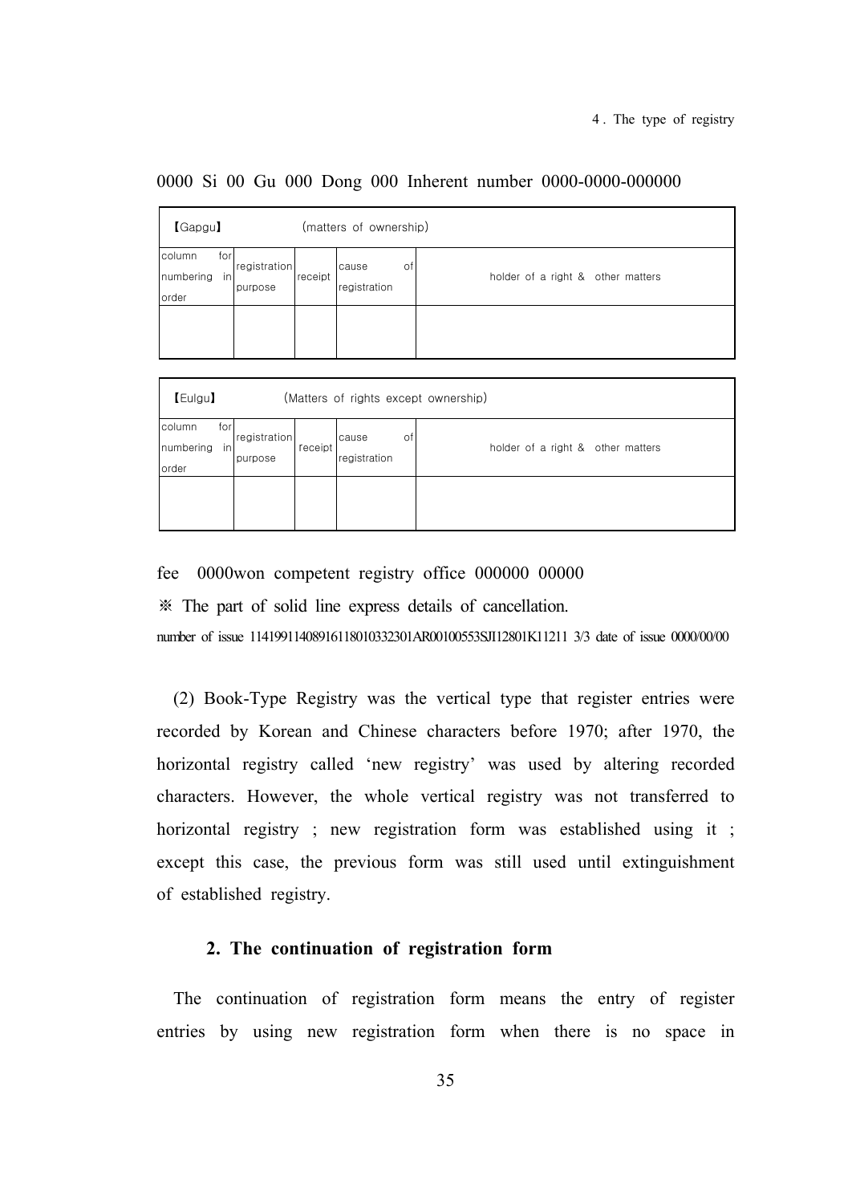0000 Si 00 Gu 000 Dong 000 Inherent number 0000-0000-000000

| 【Gapgu】 (matters of ownership) | | | | |
|---|---|---|---|---|
| column for numbering in order | registration purpose | receipt | cause of registration | holder of a right & other matters |
| | | | | |

| 【Eulgu】 (Matters of rights except ownership) | | | | |
|---|---|---|---|---|
| column for numbering in order | registration purpose | receipt | cause of registration | holder of a right & other matters |
| | | | | |

fee 0000won competent registry office 000000 00000

※ The part of solid line express details of cancellation.

number of issue 11419911408916118010332301AR00100553SJI12801K11211 3/3 date of issue 0000/00/00

(2) Book-Type Registry was the vertical type that register entries were recorded by Korean and Chinese characters before 1970; after 1970, the horizontal registry called 'new registry' was used by altering recorded characters. However, the whole vertical registry was not transferred to horizontal registry ; new registration form was established using it ; except this case, the previous form was still used until extinguishment of established registry.

## 2. The continuation of registration form

The continuation of registration form means the entry of register entries by using new registration form when there is no space in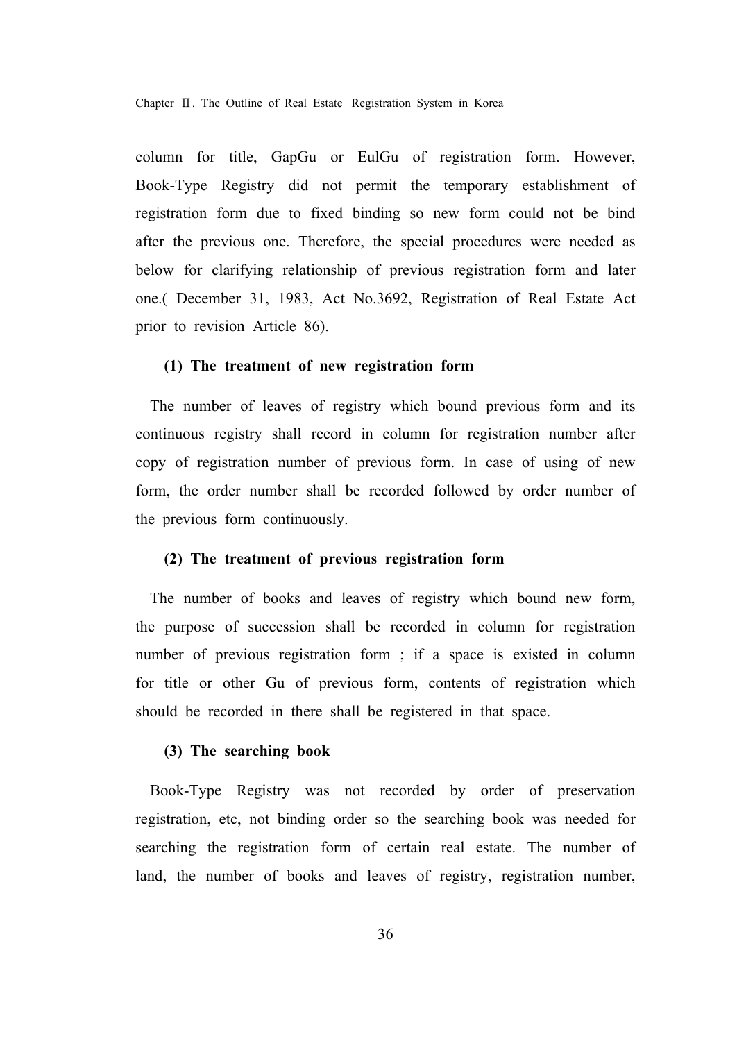column for title, GapGu or EulGu of registration form. However, Book-Type Registry did not permit the temporary establishment of registration form due to fixed binding so new form could not be bind after the previous one. Therefore, the special procedures were needed as below for clarifying relationship of previous registration form and later one.( December 31, 1983, Act No.3692, Registration of Real Estate Act prior to revision Article 86).

**(1) The treatment of new registration form**

The number of leaves of registry which bound previous form and its continuous registry shall record in column for registration number after copy of registration number of previous form. In case of using of new form, the order number shall be recorded followed by order number of the previous form continuously.

**(2) The treatment of previous registration form**

The number of books and leaves of registry which bound new form, the purpose of succession shall be recorded in column for registration number of previous registration form ; if a space is existed in column for title or other Gu of previous form, contents of registration which should be recorded in there shall be registered in that space.

**(3) The searching book**

Book-Type Registry was not recorded by order of preservation registration, etc, not binding order so the searching book was needed for searching the registration form of certain real estate. The number of land, the number of books and leaves of registry, registration number,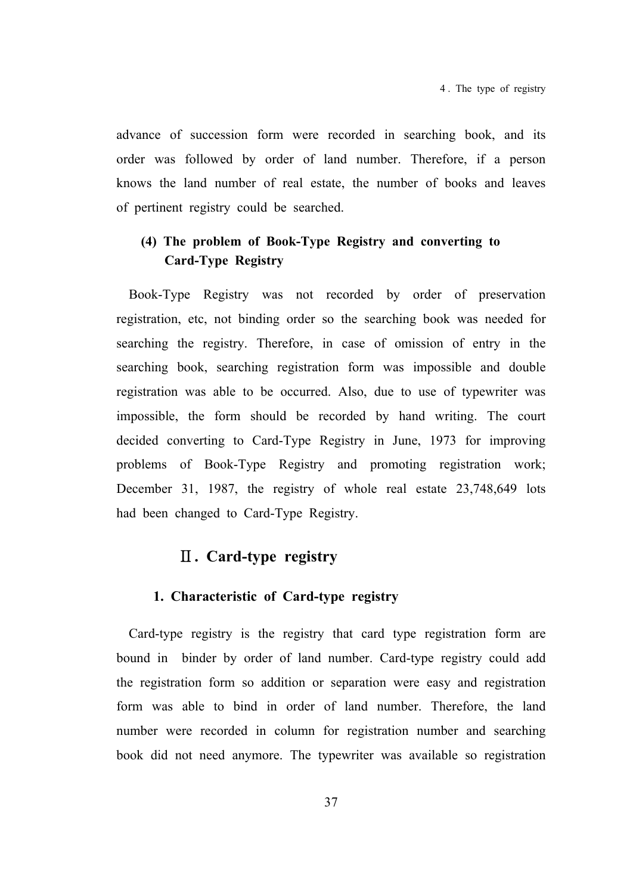advance of succession form were recorded in searching book, and its order was followed by order of land number. Therefore, if a person knows the land number of real estate, the number of books and leaves of pertinent registry could be searched.

### (4) The problem of Book-Type Registry and converting to Card-Type Registry

Book-Type Registry was not recorded by order of preservation registration, etc, not binding order so the searching book was needed for searching the registry. Therefore, in case of omission of entry in the searching book, searching registration form was impossible and double registration was able to be occurred. Also, due to use of typewriter was impossible, the form should be recorded by hand writing. The court decided converting to Card-Type Registry in June, 1973 for improving problems of Book-Type Registry and promoting registration work; December 31, 1987, the registry of whole real estate 23,748,649 lots had been changed to Card-Type Registry.

## Ⅱ. Card-type registry

### 1. Characteristic of Card-type registry

Card-type registry is the registry that card type registration form are bound in binder by order of land number. Card-type registry could add the registration form so addition or separation were easy and registration form was able to bind in order of land number. Therefore, the land number were recorded in column for registration number and searching book did not need anymore. The typewriter was available so registration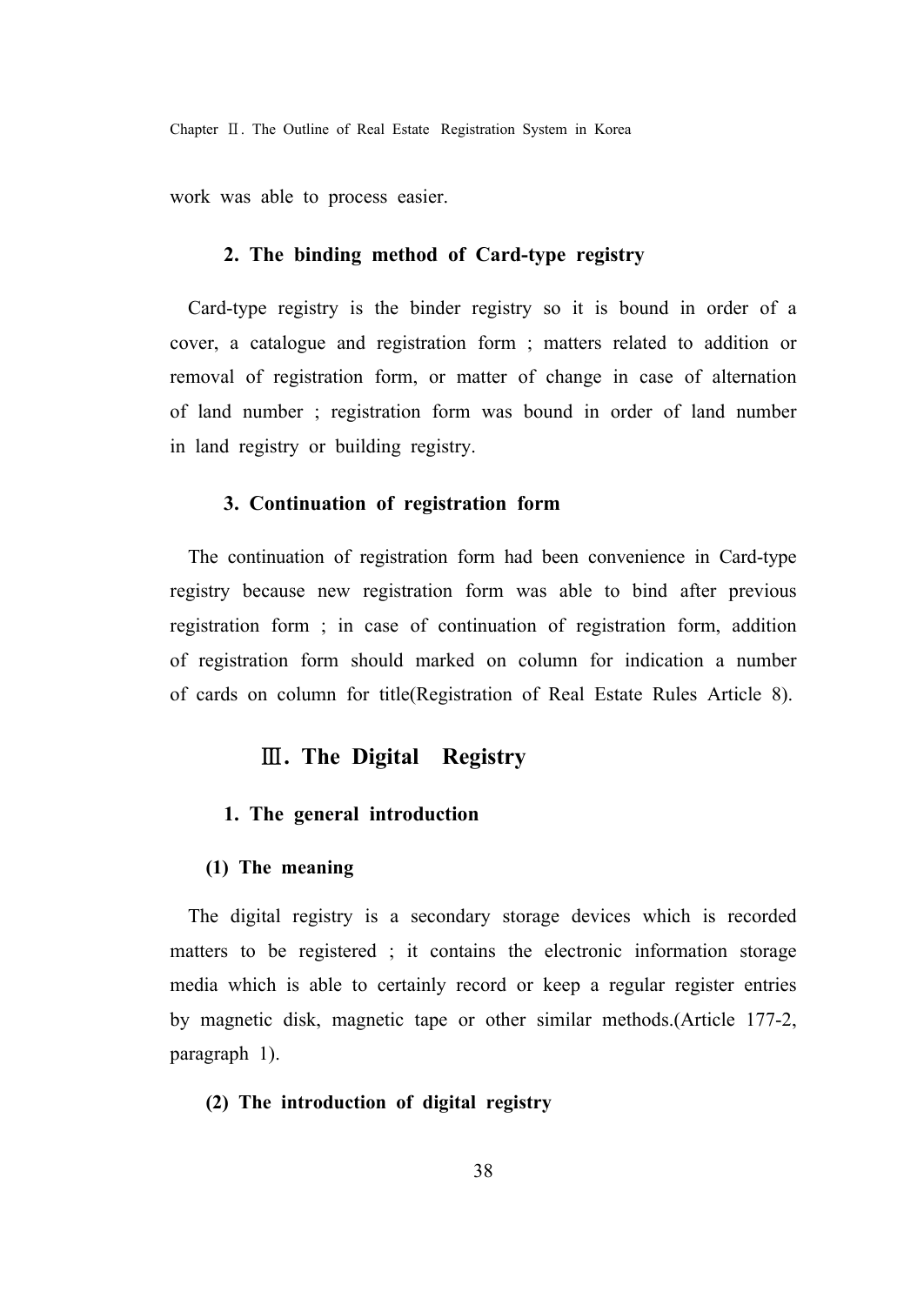work was able to process easier.

### 2. The binding method of Card-type registry

Card-type registry is the binder registry so it is bound in order of a cover, a catalogue and registration form ; matters related to addition or removal of registration form, or matter of change in case of alternation of land number ; registration form was bound in order of land number in land registry or building registry.

### 3. Continuation of registration form

The continuation of registration form had been convenience in Card-type registry because new registration form was able to bind after previous registration form ; in case of continuation of registration form, addition of registration form should marked on column for indication a number of cards on column for title(Registration of Real Estate Rules Article 8).

## Ⅲ. The Digital Registry

### 1. The general introduction

#### (1) The meaning

The digital registry is a secondary storage devices which is recorded matters to be registered ; it contains the electronic information storage media which is able to certainly record or keep a regular register entries by magnetic disk, magnetic tape or other similar methods.(Article 177-2, paragraph 1).

#### (2) The introduction of digital registry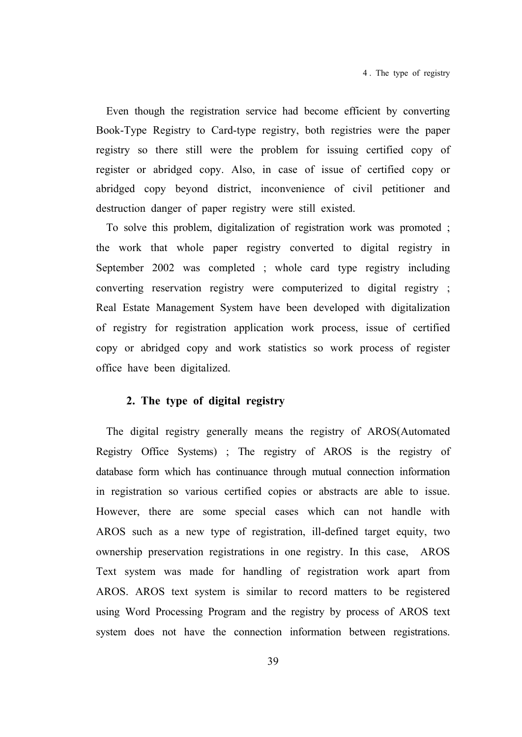Even though the registration service had become efficient by converting Book-Type Registry to Card-type registry, both registries were the paper registry so there still were the problem for issuing certified copy of register or abridged copy. Also, in case of issue of certified copy or abridged copy beyond district, inconvenience of civil petitioner and destruction danger of paper registry were still existed.

To solve this problem, digitalization of registration work was promoted ; the work that whole paper registry converted to digital registry in September 2002 was completed ; whole card type registry including converting reservation registry were computerized to digital registry ; Real Estate Management System have been developed with digitalization of registry for registration application work process, issue of certified copy or abridged copy and work statistics so work process of register office have been digitalized.

## 2. The type of digital registry

The digital registry generally means the registry of AROS(Automated Registry Office Systems) ; The registry of AROS is the registry of database form which has continuance through mutual connection information in registration so various certified copies or abstracts are able to issue. However, there are some special cases which can not handle with AROS such as a new type of registration, ill-defined target equity, two ownership preservation registrations in one registry. In this case, AROS Text system was made for handling of registration work apart from AROS. AROS text system is similar to record matters to be registered using Word Processing Program and the registry by process of AROS text system does not have the connection information between registrations.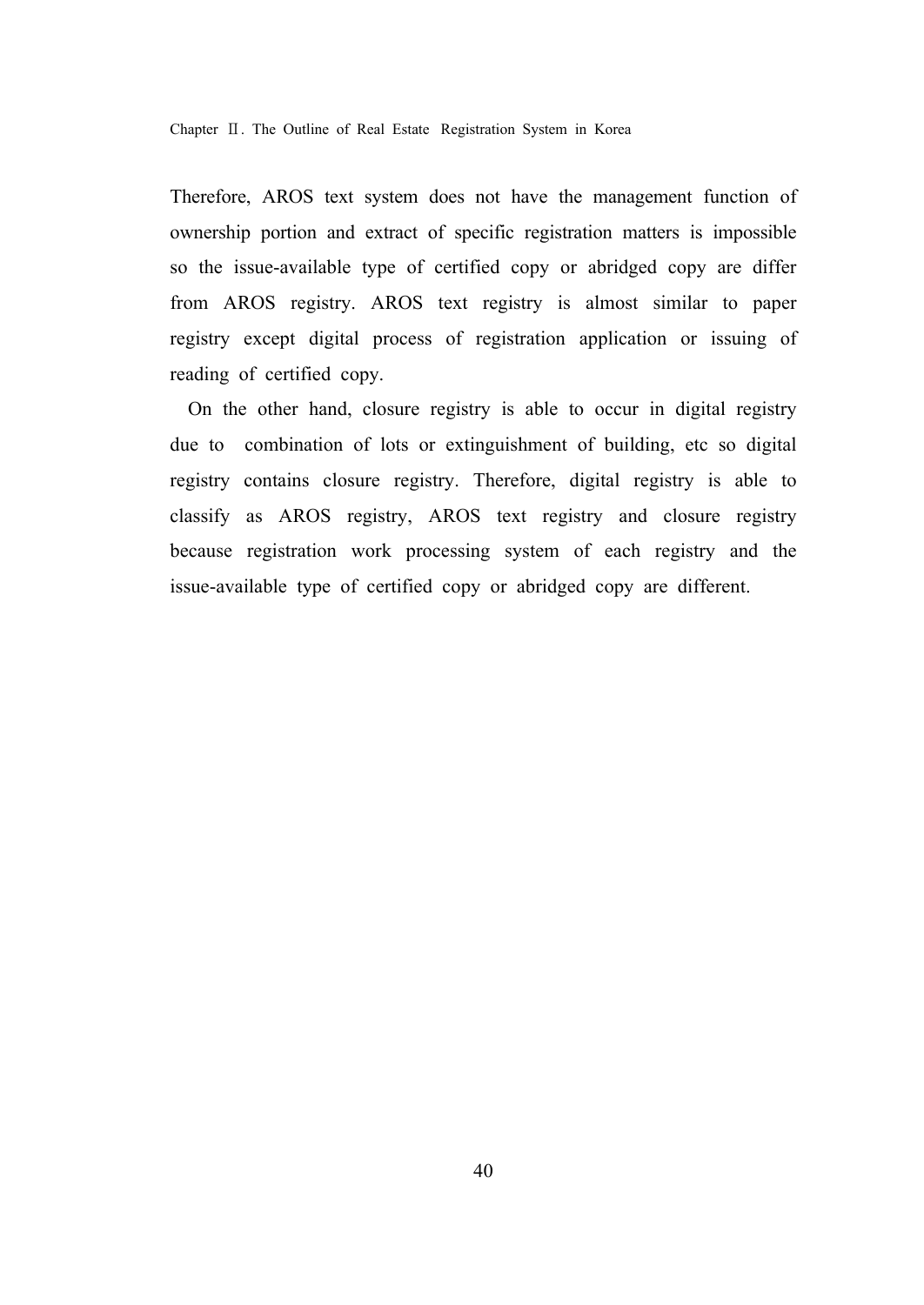Therefore, AROS text system does not have the management function of ownership portion and extract of specific registration matters is impossible so the issue-available type of certified copy or abridged copy are differ from AROS registry. AROS text registry is almost similar to paper registry except digital process of registration application or issuing of reading of certified copy.

On the other hand, closure registry is able to occur in digital registry due to combination of lots or extinguishment of building, etc so digital registry contains closure registry. Therefore, digital registry is able to classify as AROS registry, AROS text registry and closure registry because registration work processing system of each registry and the issue-available type of certified copy or abridged copy are different.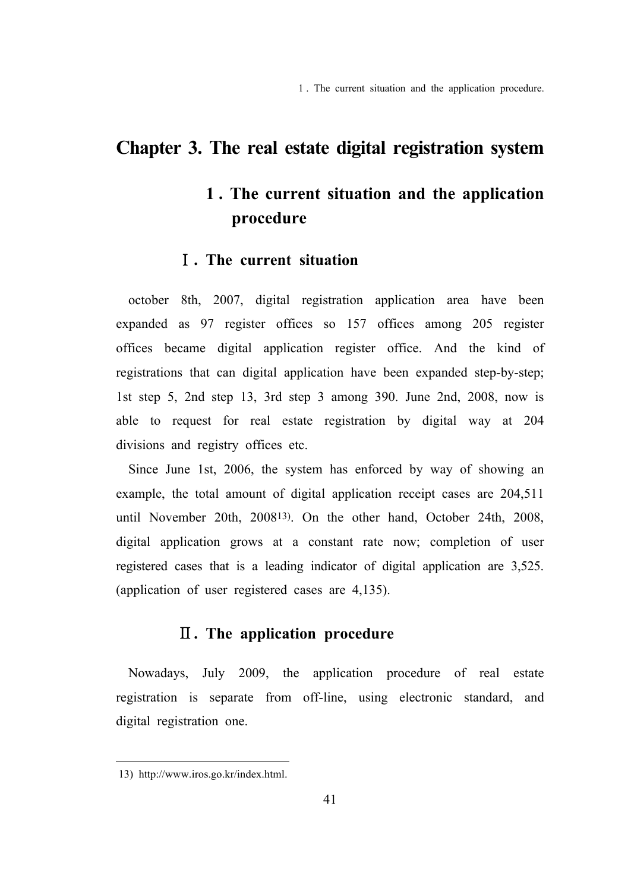# Chapter 3. The real estate digital registration system

## 1 . The current situation and the application procedure

### Ⅰ. The current situation

october 8th, 2007, digital registration application area have been expanded as 97 register offices so 157 offices among 205 register offices became digital application register office. And the kind of registrations that can digital application have been expanded step-by-step; 1st step 5, 2nd step 13, 3rd step 3 among 390. June 2nd, 2008, now is able to request for real estate registration by digital way at 204 divisions and registry offices etc.

Since June 1st, 2006, the system has enforced by way of showing an example, the total amount of digital application receipt cases are 204,511 until November 20th, 2008[13]. On the other hand, October 24th, 2008, digital application grows at a constant rate now; completion of user registered cases that is a leading indicator of digital application are 3,525. (application of user registered cases are 4,135).

### Ⅱ. The application procedure

Nowadays, July 2009, the application procedure of real estate registration is separate from off-line, using electronic standard, and digital registration one.

---

13) http://www.iros.go.kr/index.html.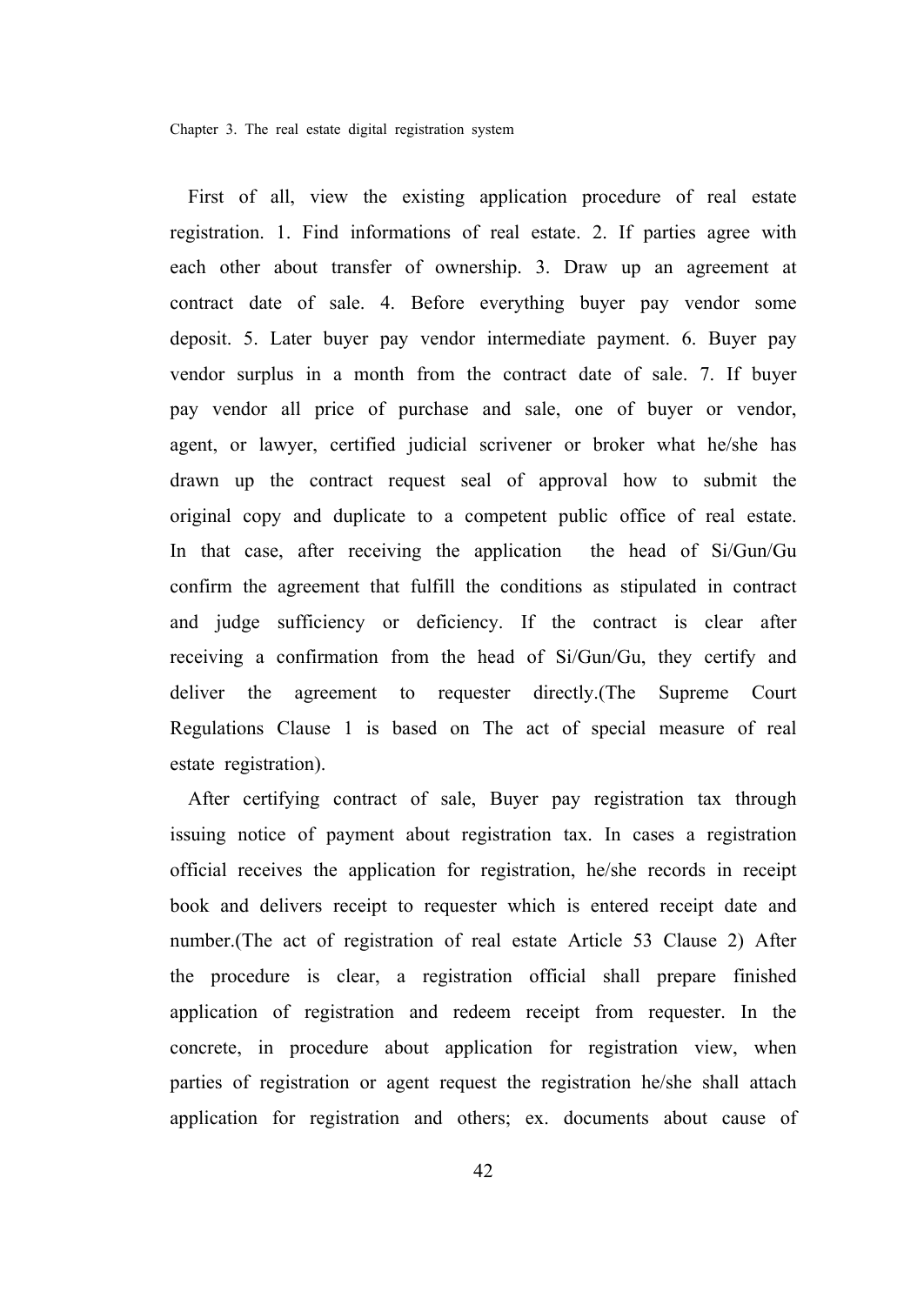First of all, view the existing application procedure of real estate registration. 1. Find informations of real estate. 2. If parties agree with each other about transfer of ownership. 3. Draw up an agreement at contract date of sale. 4. Before everything buyer pay vendor some deposit. 5. Later buyer pay vendor intermediate payment. 6. Buyer pay vendor surplus in a month from the contract date of sale. 7. If buyer pay vendor all price of purchase and sale, one of buyer or vendor, agent, or lawyer, certified judicial scrivener or broker what he/she has drawn up the contract request seal of approval how to submit the original copy and duplicate to a competent public office of real estate. In that case, after receiving the application the head of Si/Gun/Gu confirm the agreement that fulfill the conditions as stipulated in contract and judge sufficiency or deficiency. If the contract is clear after receiving a confirmation from the head of Si/Gun/Gu, they certify and deliver the agreement to requester directly.(The Supreme Court Regulations Clause 1 is based on The act of special measure of real estate registration).

After certifying contract of sale, Buyer pay registration tax through issuing notice of payment about registration tax. In cases a registration official receives the application for registration, he/she records in receipt book and delivers receipt to requester which is entered receipt date and number.(The act of registration of real estate Article 53 Clause 2) After the procedure is clear, a registration official shall prepare finished application of registration and redeem receipt from requester. In the concrete, in procedure about application for registration view, when parties of registration or agent request the registration he/she shall attach application for registration and others; ex. documents about cause of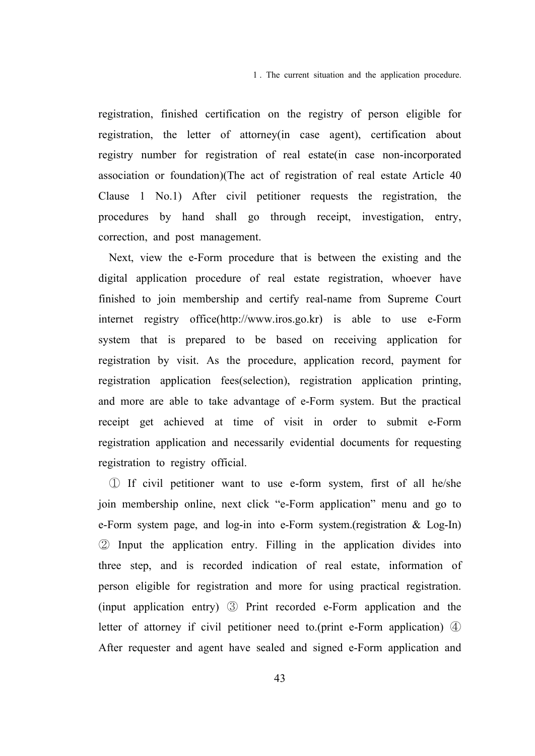registration, finished certification on the registry of person eligible for registration, the letter of attorney(in case agent), certification about registry number for registration of real estate(in case non-incorporated association or foundation)(The act of registration of real estate Article 40 Clause 1 No.1) After civil petitioner requests the registration, the procedures by hand shall go through receipt, investigation, entry, correction, and post management.

Next, view the e-Form procedure that is between the existing and the digital application procedure of real estate registration, whoever have finished to join membership and certify real-name from Supreme Court internet registry office(http://www.iros.go.kr) is able to use e-Form system that is prepared to be based on receiving application for registration by visit. As the procedure, application record, payment for registration application fees(selection), registration application printing, and more are able to take advantage of e-Form system. But the practical receipt get achieved at time of visit in order to submit e-Form registration application and necessarily evidential documents for requesting registration to registry official.

① If civil petitioner want to use e-form system, first of all he/she join membership online, next click “e-Form application” menu and go to e-Form system page, and log-in into e-Form system.(registration & Log-In) ② Input the application entry. Filling in the application divides into three step, and is recorded indication of real estate, information of person eligible for registration and more for using practical registration.(input application entry) ③ Print recorded e-Form application and the letter of attorney if civil petitioner need to.(print e-Form application) ④ After requester and agent have sealed and signed e-Form application and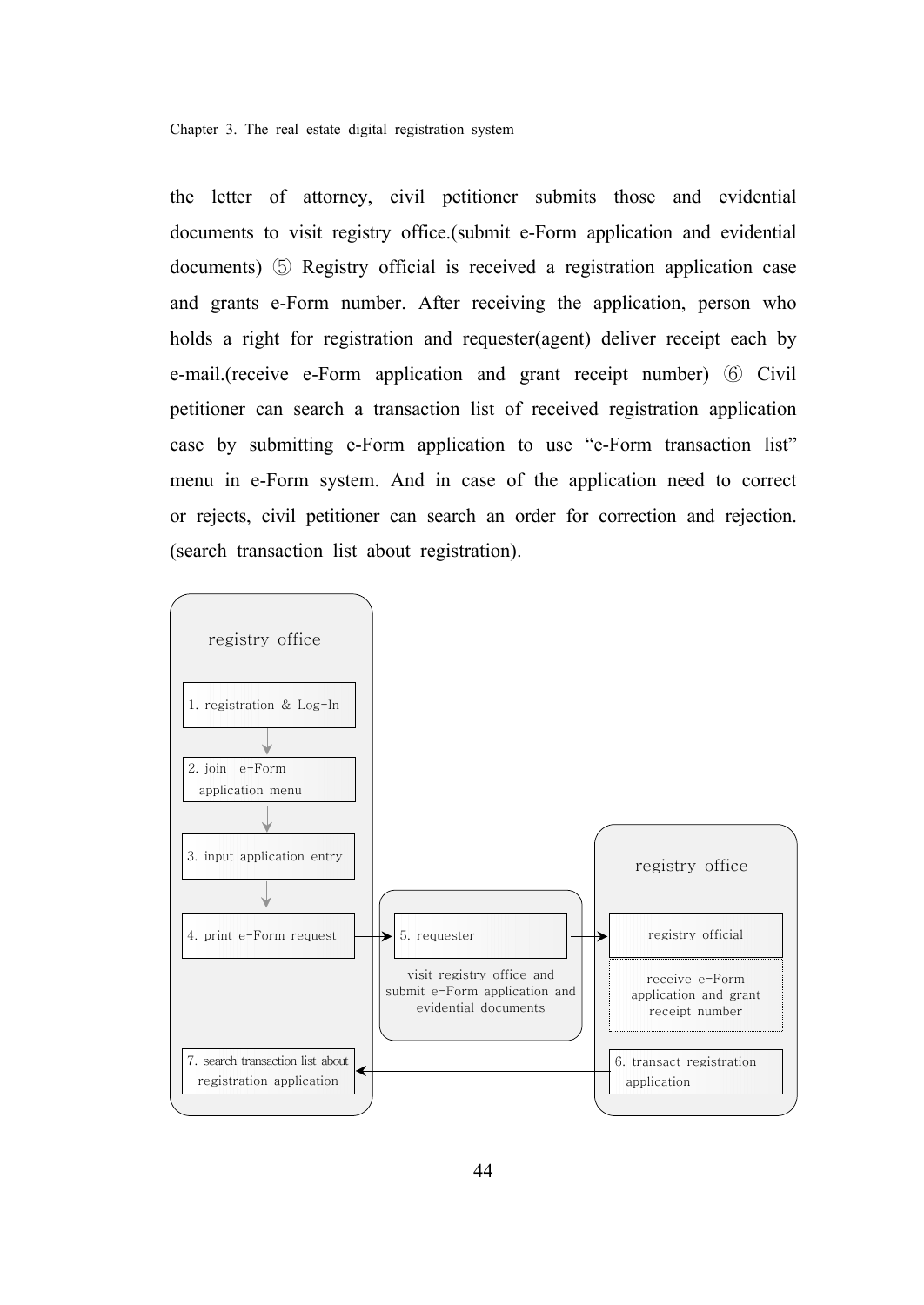the letter of attorney, civil petitioner submits those and evidential documents to visit registry office.(submit e-Form application and evidential documents) ⑤ Registry official is received a registration application case and grants e-Form number. After receiving the application, person who holds a right for registration and requester(agent) deliver receipt each by e-mail.(receive e-Form application and grant receipt number) ⑥ Civil petitioner can search a transaction list of received registration application case by submitting e-Form application to use "e-Form transaction list" menu in e-Form system. And in case of the application need to correct or rejects, civil petitioner can search an order for correction and rejection. (search transaction list about registration).

registry office

1. registration & Log-In
2. join e-Form application menu
3. input application entry
4. print e-Form request
5. requester

visit registry office and submit e-Form application and evidential documents

registry office

registry official

receive e-Form application and grant receipt number

6. transact registration application
7. search transaction list about registration application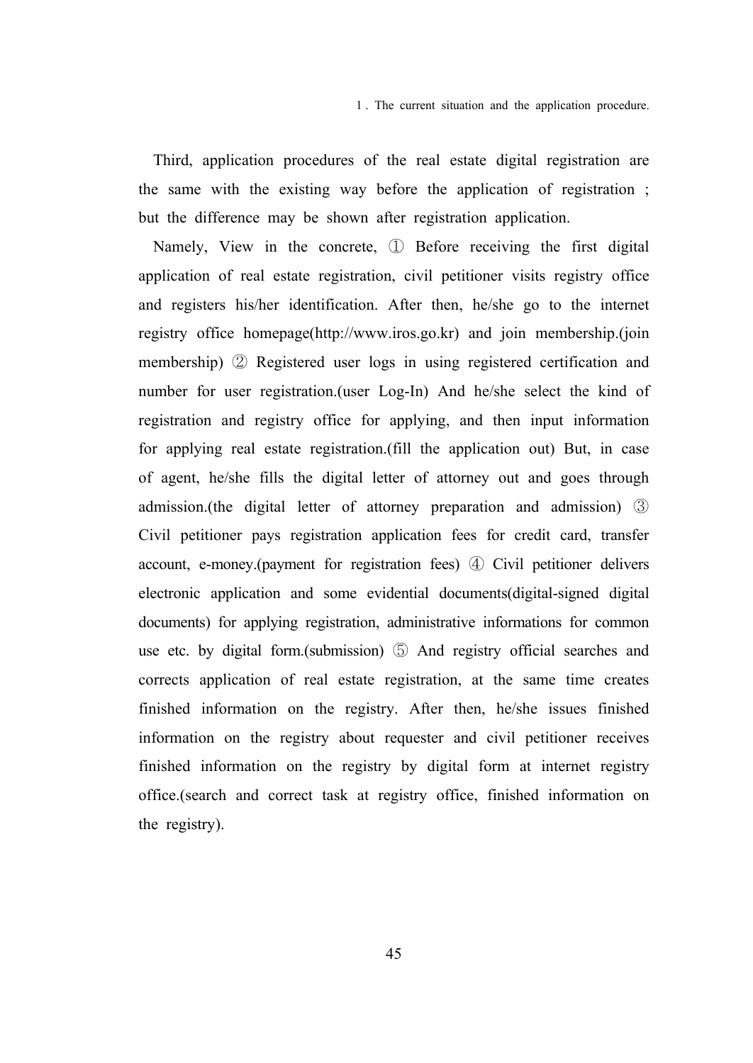Third, application procedures of the real estate digital registration are the same with the existing way before the application of registration ; but the difference may be shown after registration application.

Namely, View in the concrete, ① Before receiving the first digital application of real estate registration, civil petitioner visits registry office and registers his/her identification. After then, he/she go to the internet registry office homepage(http://www.iros.go.kr) and join membership.(join membership) ② Registered user logs in using registered certification and number for user registration.(user Log-In) And he/she select the kind of registration and registry office for applying, and then input information for applying real estate registration.(fill the application out) But, in case of agent, he/she fills the digital letter of attorney out and goes through admission.(the digital letter of attorney preparation and admission) ③ Civil petitioner pays registration application fees for credit card, transfer account, e-money.(payment for registration fees) ④ Civil petitioner delivers electronic application and some evidential documents(digital-signed digital documents) for applying registration, administrative informations for common use etc. by digital form.(submission) ⑤ And registry official searches and corrects application of real estate registration, at the same time creates finished information on the registry. After then, he/she issues finished information on the registry about requester and civil petitioner receives finished information on the registry by digital form at internet registry office.(search and correct task at registry office, finished information on the registry).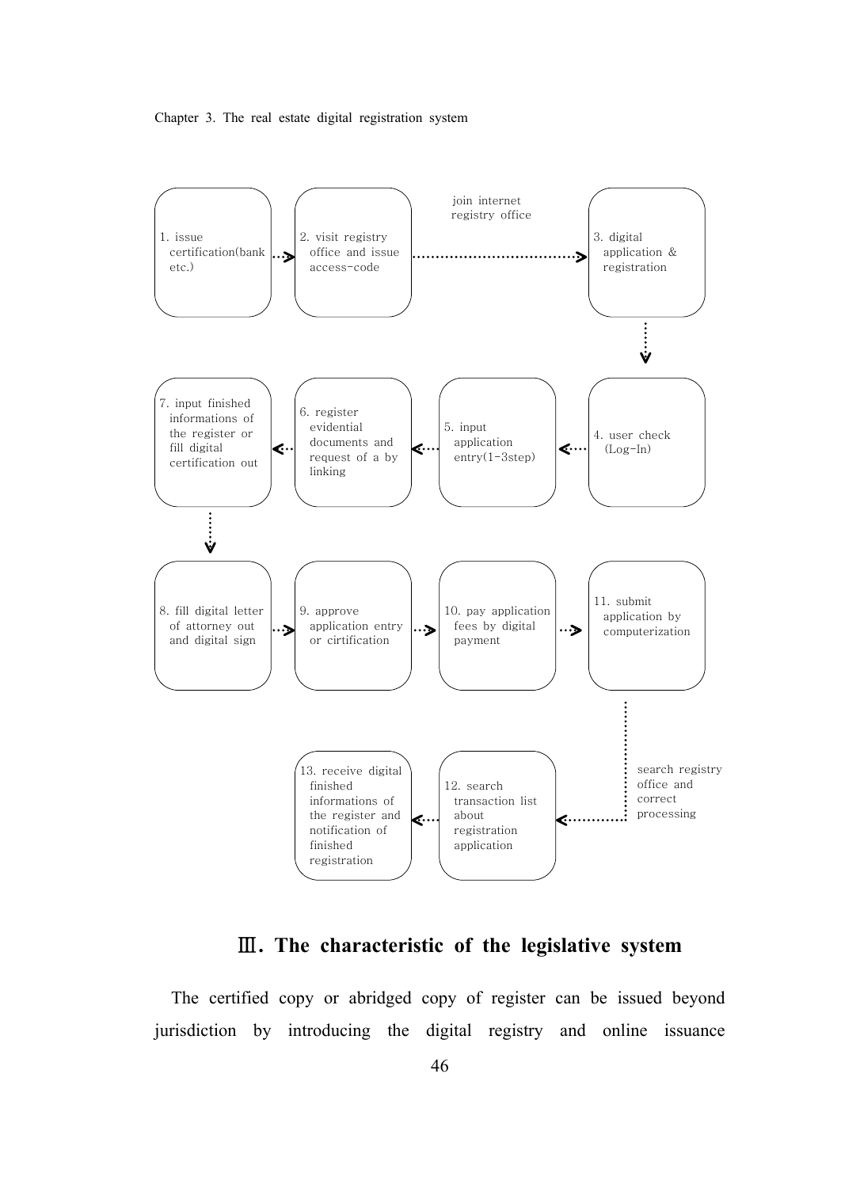1. issue certification(bank etc.) → 2. visit registry office and issue access-code → (join internet registry office) → 3. digital application & registration → 4. user check (Log-In) → 5. input application entry(1-3step) → 6. register evidential documents and request of a by linking → 7. input finished informations of the register or fill digital certification out → 8. fill digital letter of attorney out and digital sign → 9. approve application entry or cirtification → 10. pay application fees by digital payment → 11. submit application by computerization → (search registry office and correct processing) → 12. search transaction list about registration application → 13. receive digital finished informations of the register and notification of finished registration

# Ⅲ. The characteristic of the legislative system

The certified copy or abridged copy of register can be issued beyond jurisdiction by introducing the digital registry and online issuance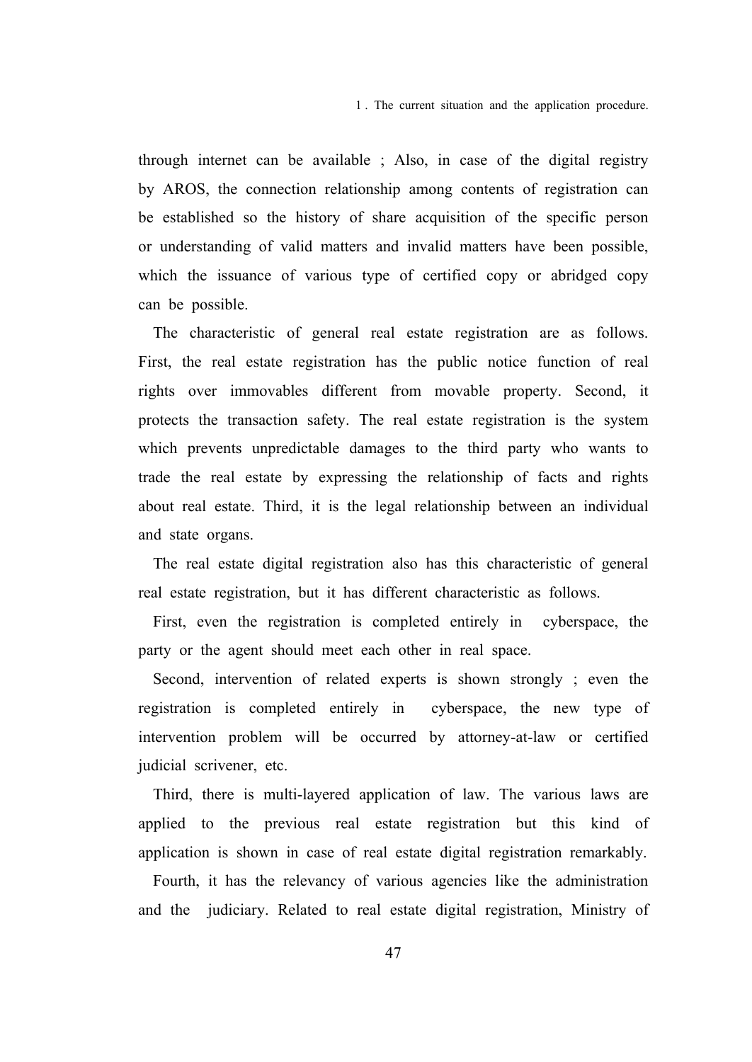through internet can be available ; Also, in case of the digital registry by AROS, the connection relationship among contents of registration can be established so the history of share acquisition of the specific person or understanding of valid matters and invalid matters have been possible, which the issuance of various type of certified copy or abridged copy can be possible.

The characteristic of general real estate registration are as follows. First, the real estate registration has the public notice function of real rights over immovables different from movable property. Second, it protects the transaction safety. The real estate registration is the system which prevents unpredictable damages to the third party who wants to trade the real estate by expressing the relationship of facts and rights about real estate. Third, it is the legal relationship between an individual and state organs.

The real estate digital registration also has this characteristic of general real estate registration, but it has different characteristic as follows.

First, even the registration is completed entirely in cyberspace, the party or the agent should meet each other in real space.

Second, intervention of related experts is shown strongly ; even the registration is completed entirely in cyberspace, the new type of intervention problem will be occurred by attorney-at-law or certified judicial scrivener, etc.

Third, there is multi-layered application of law. The various laws are applied to the previous real estate registration but this kind of application is shown in case of real estate digital registration remarkably.

Fourth, it has the relevancy of various agencies like the administration and the judiciary. Related to real estate digital registration, Ministry of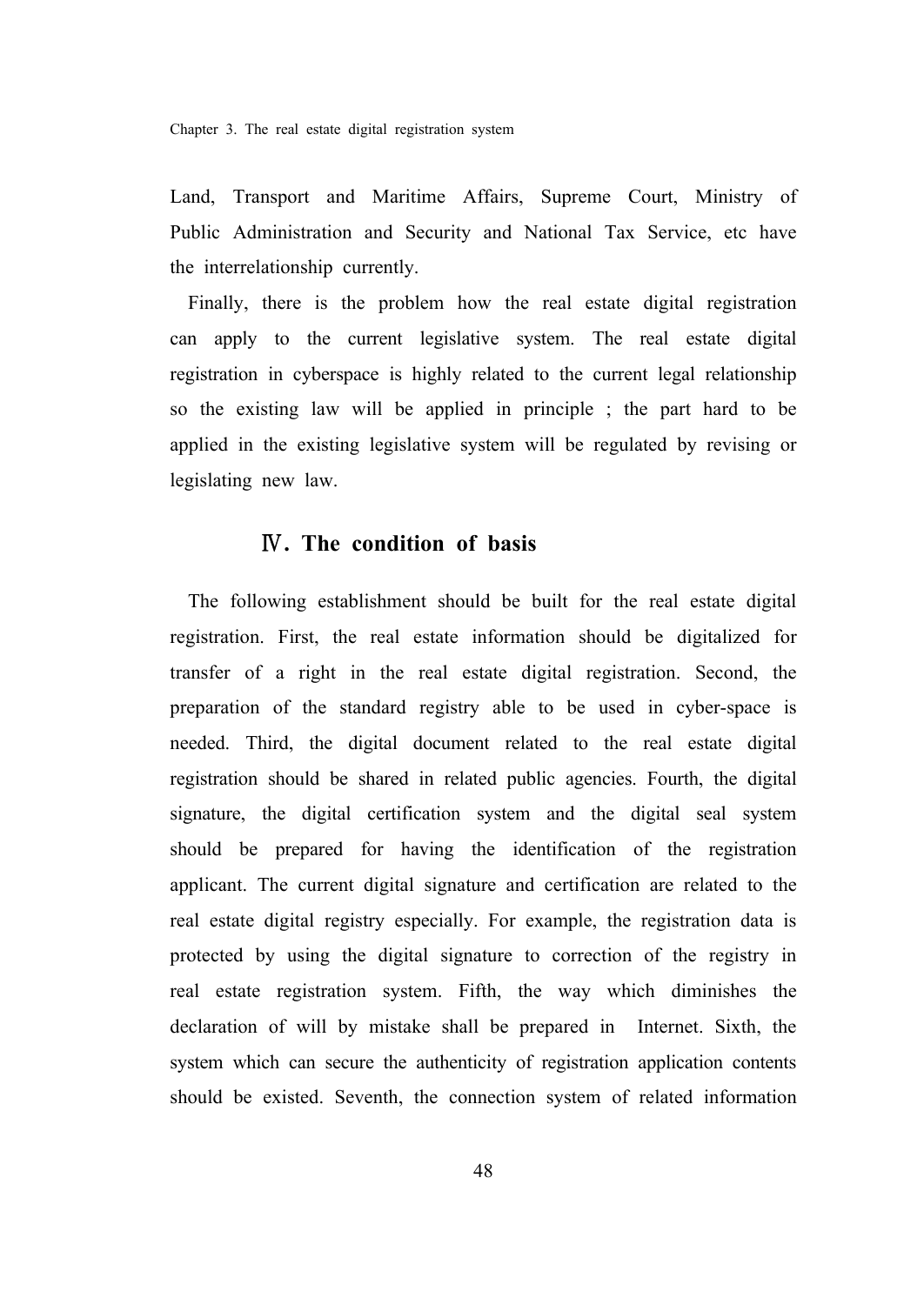Land, Transport and Maritime Affairs, Supreme Court, Ministry of Public Administration and Security and National Tax Service, etc have the interrelationship currently.

Finally, there is the problem how the real estate digital registration can apply to the current legislative system. The real estate digital registration in cyberspace is highly related to the current legal relationship so the existing law will be applied in principle ; the part hard to be applied in the existing legislative system will be regulated by revising or legislating new law.

## Ⅳ. The condition of basis

The following establishment should be built for the real estate digital registration. First, the real estate information should be digitalized for transfer of a right in the real estate digital registration. Second, the preparation of the standard registry able to be used in cyber-space is needed. Third, the digital document related to the real estate digital registration should be shared in related public agencies. Fourth, the digital signature, the digital certification system and the digital seal system should be prepared for having the identification of the registration applicant. The current digital signature and certification are related to the real estate digital registry especially. For example, the registration data is protected by using the digital signature to correction of the registry in real estate registration system. Fifth, the way which diminishes the declaration of will by mistake shall be prepared in Internet. Sixth, the system which can secure the authenticity of registration application contents should be existed. Seventh, the connection system of related information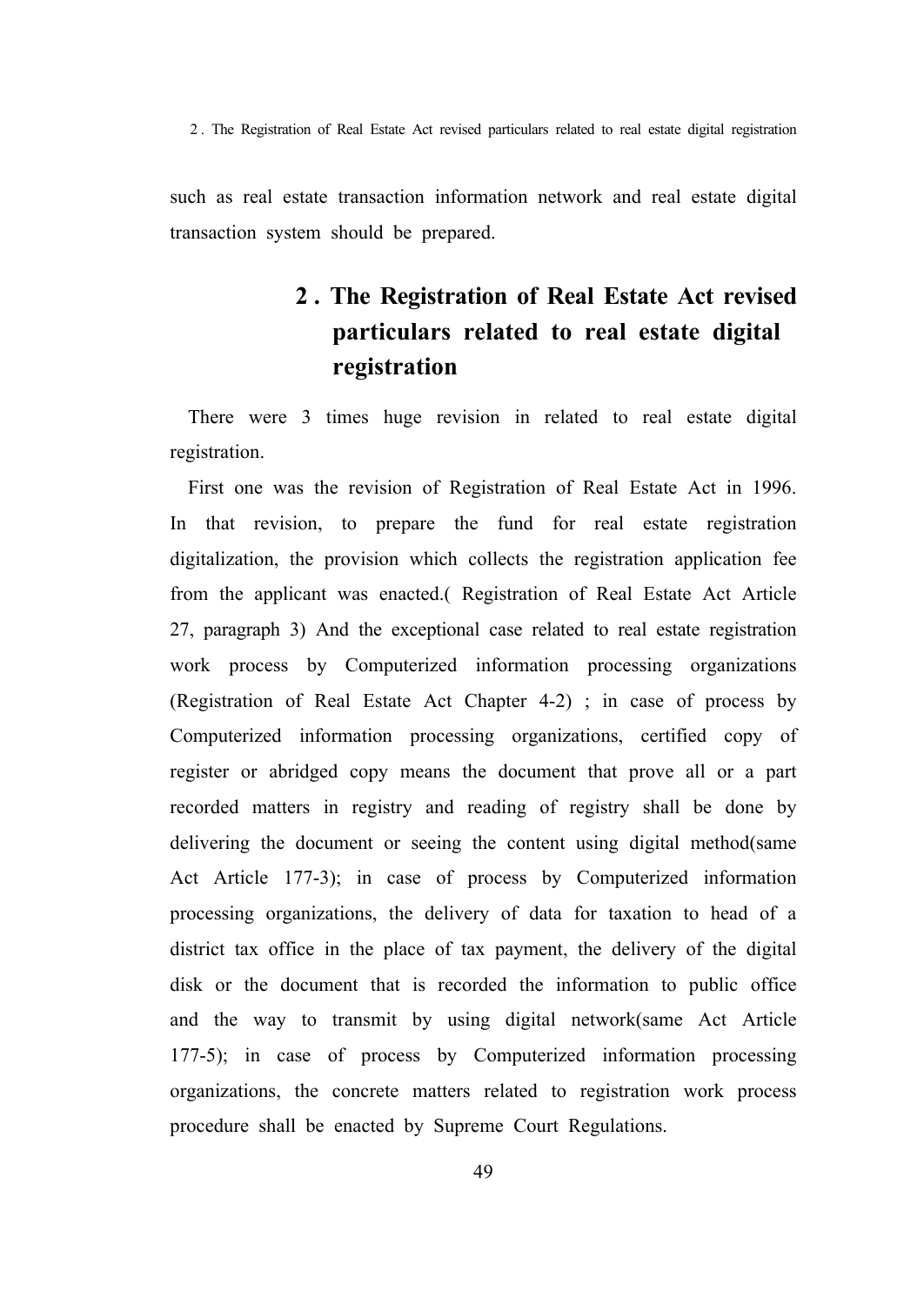such as real estate transaction information network and real estate digital transaction system should be prepared.

## 2 . The Registration of Real Estate Act revised particulars related to real estate digital registration

There were 3 times huge revision in related to real estate digital registration.

First one was the revision of Registration of Real Estate Act in 1996. In that revision, to prepare the fund for real estate registration digitalization, the provision which collects the registration application fee from the applicant was enacted.( Registration of Real Estate Act Article 27, paragraph 3) And the exceptional case related to real estate registration work process by Computerized information processing organizations (Registration of Real Estate Act Chapter 4-2) ; in case of process by Computerized information processing organizations, certified copy of register or abridged copy means the document that prove all or a part recorded matters in registry and reading of registry shall be done by delivering the document or seeing the content using digital method(same Act Article 177-3); in case of process by Computerized information processing organizations, the delivery of data for taxation to head of a district tax office in the place of tax payment, the delivery of the digital disk or the document that is recorded the information to public office and the way to transmit by using digital network(same Act Article 177-5); in case of process by Computerized information processing organizations, the concrete matters related to registration work process procedure shall be enacted by Supreme Court Regulations.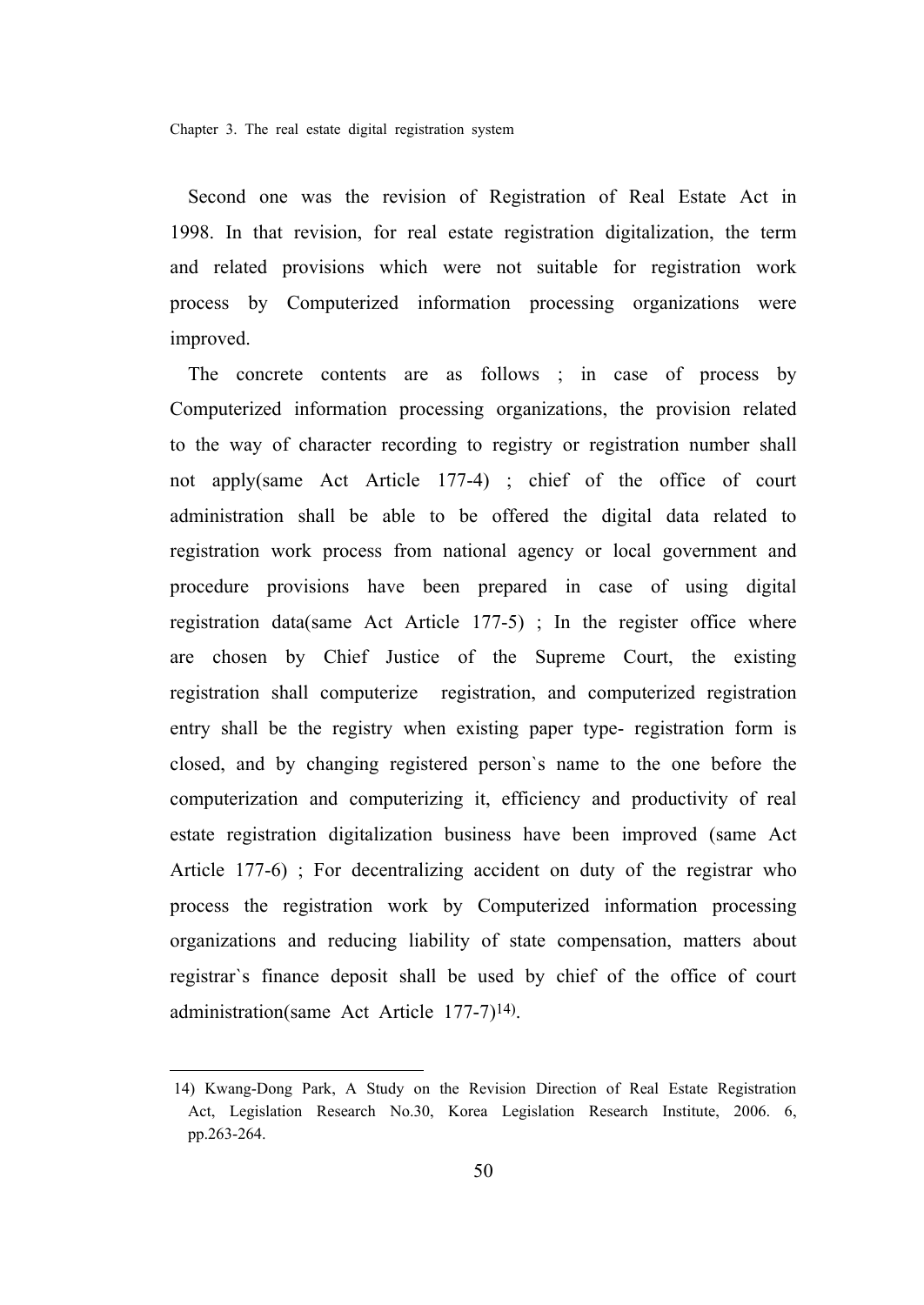Second one was the revision of Registration of Real Estate Act in 1998. In that revision, for real estate registration digitalization, the term and related provisions which were not suitable for registration work process by Computerized information processing organizations were improved.

The concrete contents are as follows ; in case of process by Computerized information processing organizations, the provision related to the way of character recording to registry or registration number shall not apply(same Act Article 177-4) ; chief of the office of court administration shall be able to be offered the digital data related to registration work process from national agency or local government and procedure provisions have been prepared in case of using digital registration data(same Act Article 177-5) ; In the register office where are chosen by Chief Justice of the Supreme Court, the existing registration shall computerize registration, and computerized registration entry shall be the registry when existing paper type- registration form is closed, and by changing registered person`s name to the one before the computerization and computerizing it, efficiency and productivity of real estate registration digitalization business have been improved (same Act Article 177-6) ; For decentralizing accident on duty of the registrar who process the registration work by Computerized information processing organizations and reducing liability of state compensation, matters about registrar`s finance deposit shall be used by chief of the office of court administration(same Act Article 177-7)[14].

---

14) Kwang-Dong Park, A Study on the Revision Direction of Real Estate Registration Act, Legislation Research No.30, Korea Legislation Research Institute, 2006. 6, pp.263-264.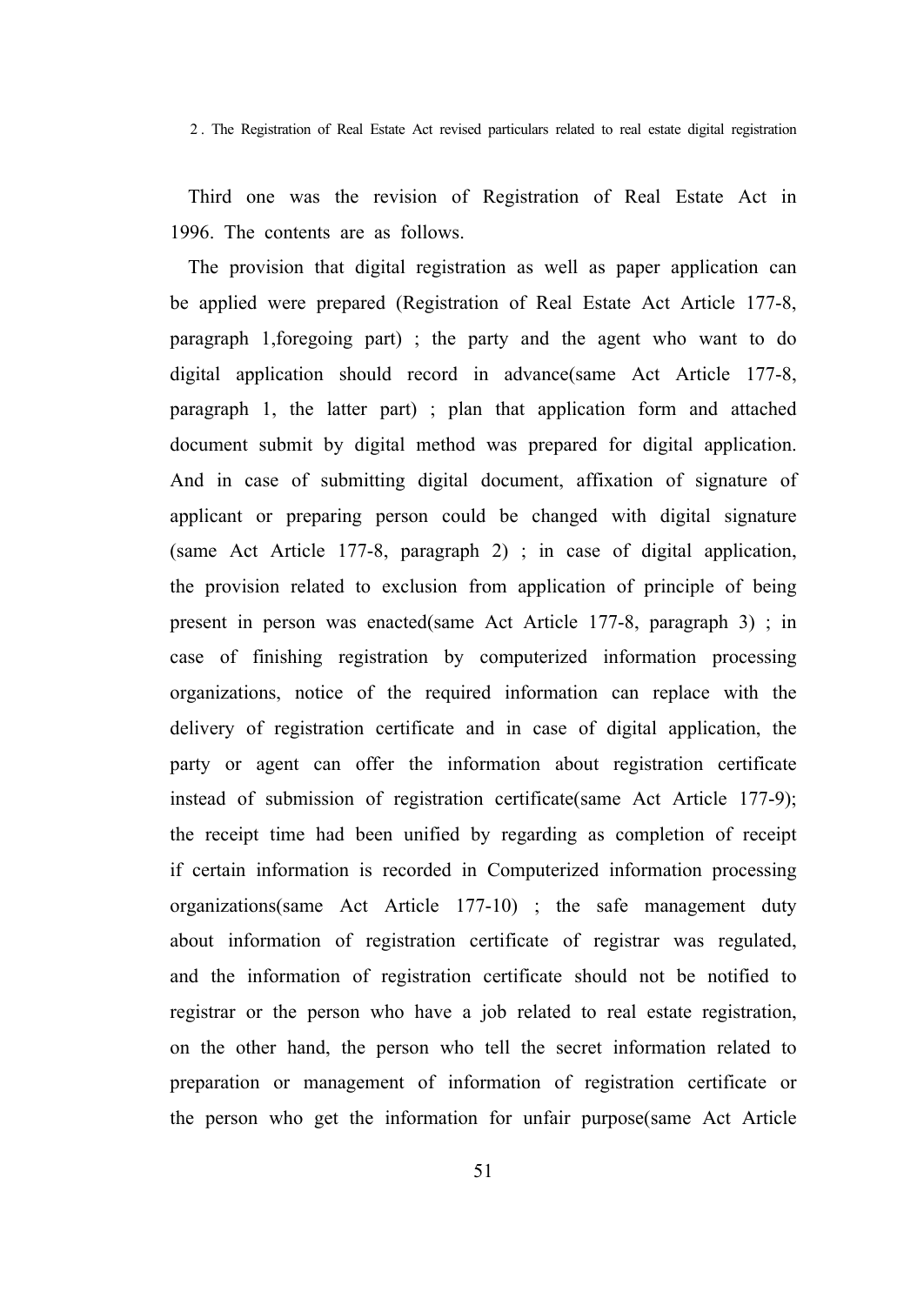2. The Registration of Real Estate Act revised particulars related to real estate digital registration

Third one was the revision of Registration of Real Estate Act in 1996. The contents are as follows.

The provision that digital registration as well as paper application can be applied were prepared (Registration of Real Estate Act Article 177-8, paragraph 1,foregoing part) ; the party and the agent who want to do digital application should record in advance(same Act Article 177-8, paragraph 1, the latter part) ; plan that application form and attached document submit by digital method was prepared for digital application. And in case of submitting digital document, affixation of signature of applicant or preparing person could be changed with digital signature (same Act Article 177-8, paragraph 2) ; in case of digital application, the provision related to exclusion from application of principle of being present in person was enacted(same Act Article 177-8, paragraph 3) ; in case of finishing registration by computerized information processing organizations, notice of the required information can replace with the delivery of registration certificate and in case of digital application, the party or agent can offer the information about registration certificate instead of submission of registration certificate(same Act Article 177-9); the receipt time had been unified by regarding as completion of receipt if certain information is recorded in Computerized information processing organizations(same Act Article 177-10) ; the safe management duty about information of registration certificate of registrar was regulated, and the information of registration certificate should not be notified to registrar or the person who have a job related to real estate registration, on the other hand, the person who tell the secret information related to preparation or management of information of registration certificate or the person who get the information for unfair purpose(same Act Article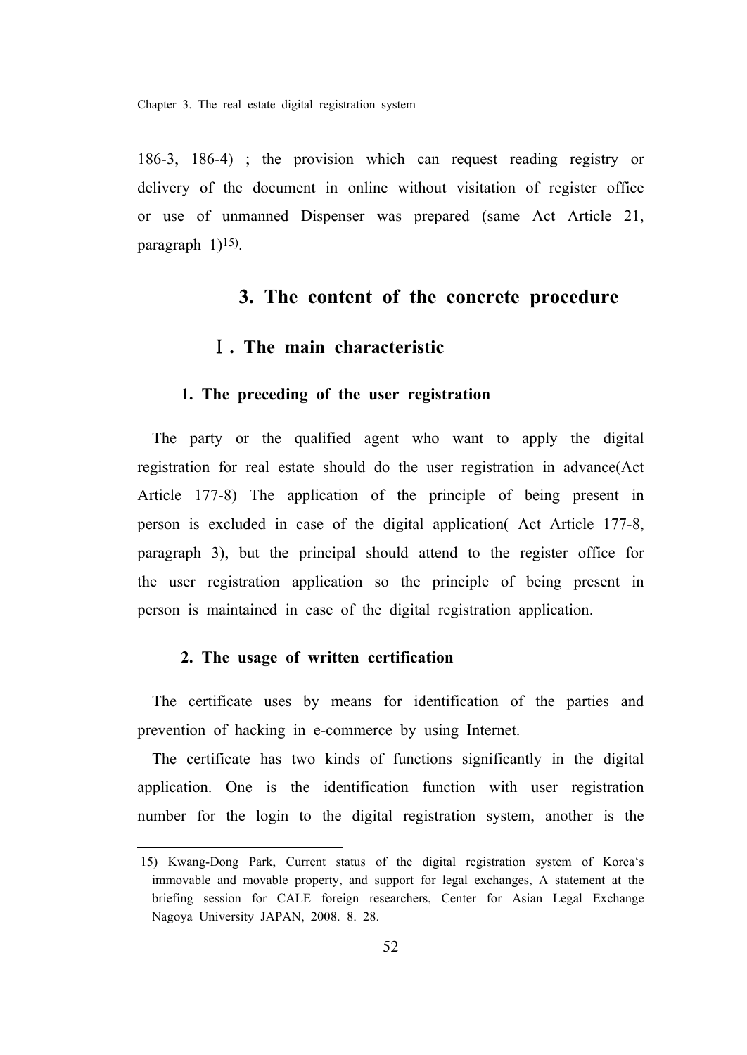186-3, 186-4) ; the provision which can request reading registry or delivery of the document in online without visitation of register office or use of unmanned Dispenser was prepared (same Act Article 21, paragraph 1)[15].

## 3. The content of the concrete procedure

### Ⅰ. The main characteristic

#### 1. The preceding of the user registration

The party or the qualified agent who want to apply the digital registration for real estate should do the user registration in advance(Act Article 177-8) The application of the principle of being present in person is excluded in case of the digital application( Act Article 177-8, paragraph 3), but the principal should attend to the register office for the user registration application so the principle of being present in person is maintained in case of the digital registration application.

#### 2. The usage of written certification

The certificate uses by means for identification of the parties and prevention of hacking in e-commerce by using Internet.

The certificate has two kinds of functions significantly in the digital application. One is the identification function with user registration number for the login to the digital registration system, another is the

---

15) Kwang-Dong Park, Current status of the digital registration system of Korea's immovable and movable property, and support for legal exchanges, A statement at the briefing session for CALE foreign researchers, Center for Asian Legal Exchange Nagoya University JAPAN, 2008. 8. 28.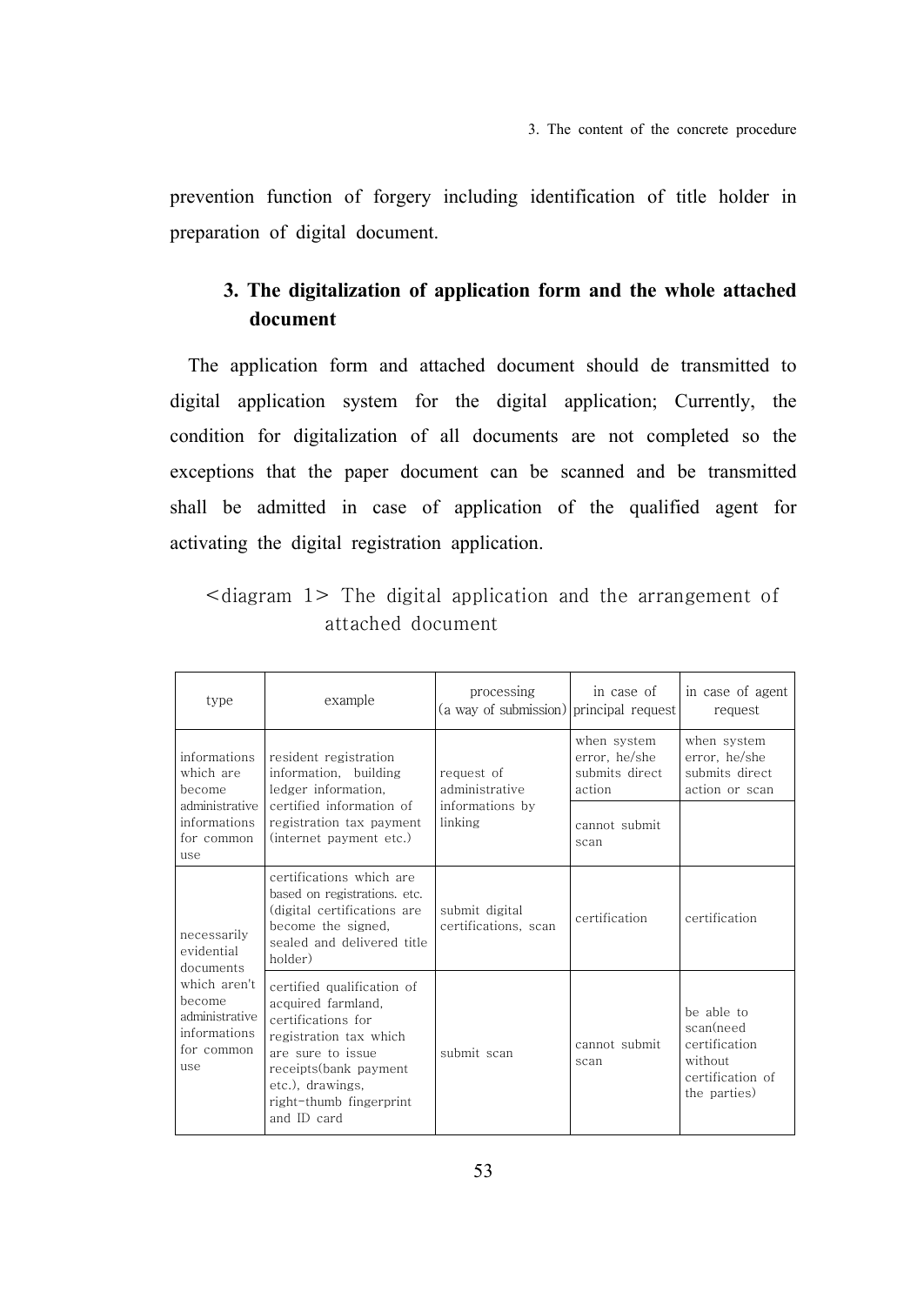prevention function of forgery including identification of title holder in preparation of digital document.

### 3. The digitalization of application form and the whole attached document

The application form and attached document should de transmitted to digital application system for the digital application; Currently, the condition for digitalization of all documents are not completed so the exceptions that the paper document can be scanned and be transmitted shall be admitted in case of application of the qualified agent for activating the digital registration application.

<diagram 1> The digital application and the arrangement of attached document

| type | example | processing (a way of submission) | in case of principal request | in case of agent request |
|---|---|---|---|---|
| informations which are become administrative informations for common use | resident registration information, building ledger information, certified information of registration tax payment (internet payment etc.) | request of administrative informations by linking | when system error, he/she submits direct action | when system error, he/she submits direct action or scan |
| | | | cannot submit scan | |
| necessarily evidential documents which aren't become administrative informations for common use | certifications which are based on registrations. etc. (digital certifications are become the signed, sealed and delivered title holder) | submit digital certifications, scan | certification | certification |
| | certified qualification of acquired farmland, certifications for registration tax which are sure to issue receipts(bank payment etc.), drawings, right-thumb fingerprint and ID card | submit scan | cannot submit scan | be able to scan(need certification without certification of the parties) |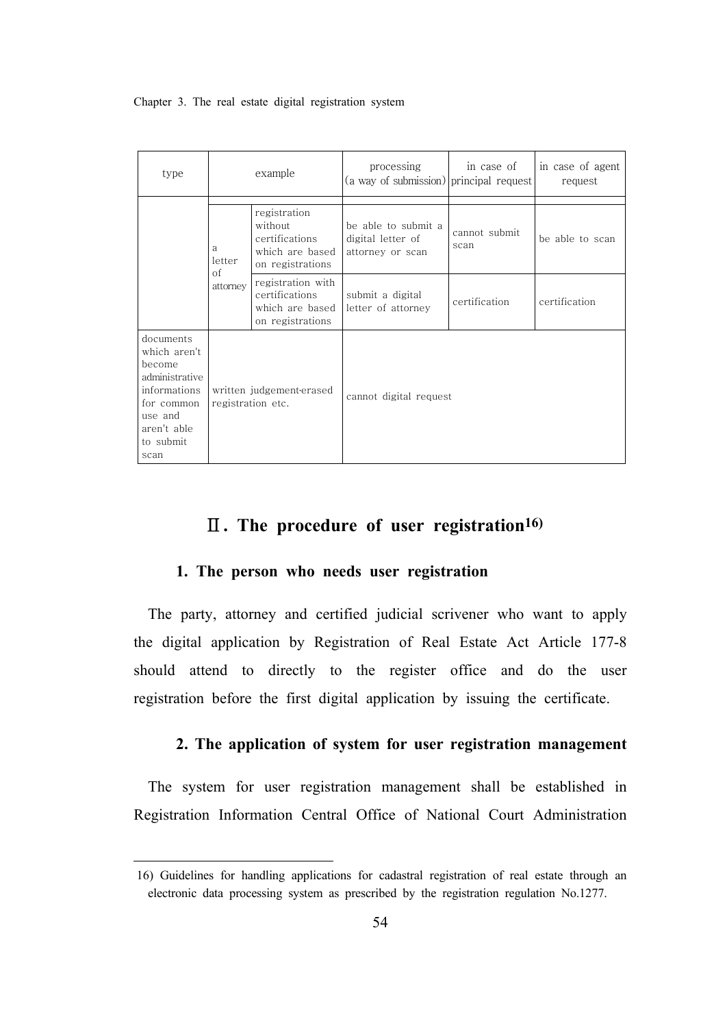| type | example | | processing (a way of submission) | in case of principal request | in case of agent request |
|---|---|---|---|---|---|
| | | | | | |
| | a letter of attorney | registration without certifications which are based on registrations | be able to submit a digital letter of attorney or scan | cannot submit scan | be able to scan |
| | | registration with certifications which are based on registrations | submit a digital letter of attorney | certification | certification |
| documents which aren't become administrative informations for common use and aren't able to submit scan | written judgement·erased registration etc. | | cannot digital request | | |

## Ⅱ. The procedure of user registration[16)]

### 1. The person who needs user registration

The party, attorney and certified judicial scrivener who want to apply the digital application by Registration of Real Estate Act Article 177-8 should attend to directly to the register office and do the user registration before the first digital application by issuing the certificate.

### 2. The application of system for user registration management

The system for user registration management shall be established in Registration Information Central Office of National Court Administration

---

16) Guidelines for handling applications for cadastral registration of real estate through an electronic data processing system as prescribed by the registration regulation No.1277.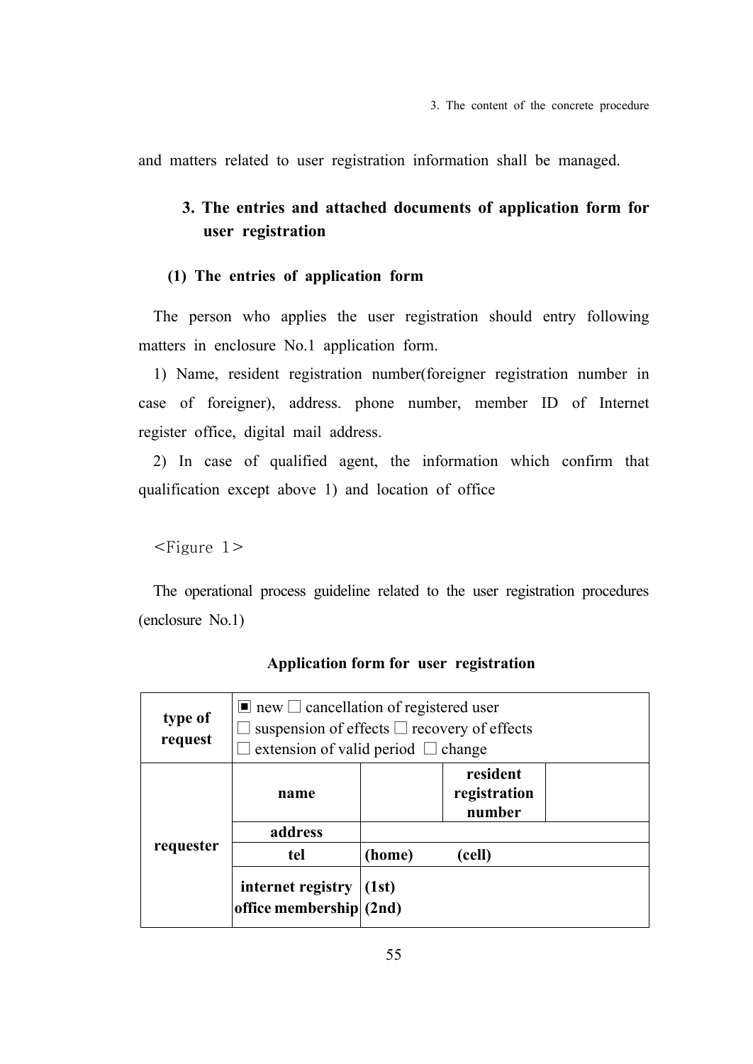and matters related to user registration information shall be managed.

## 3. The entries and attached documents of application form for user registration

### (1) The entries of application form

The person who applies the user registration should entry following matters in enclosure No.1 application form.

1) Name, resident registration number(foreigner registration number in case of foreigner), address. phone number, member ID of Internet register office, digital mail address.

2) In case of qualified agent, the information which confirm that qualification except above 1) and location of office

<Figure 1>

The operational process guideline related to the user registration procedures (enclosure No.1)

**Application form for user registration**

| **type of request** | ■ new □ cancellation of registered user<br>□ suspension of effects □ recovery of effects<br>□ extension of valid period □ change | | | |
|---|---|---|---|---|
| **requester** | **name** | | **resident registration number** | |
| | **address** | | | |
| | **tel** | **(home) (cell)** | | |
| | **internet registry office membership** | **(1st)**<br>**(2nd)** | | |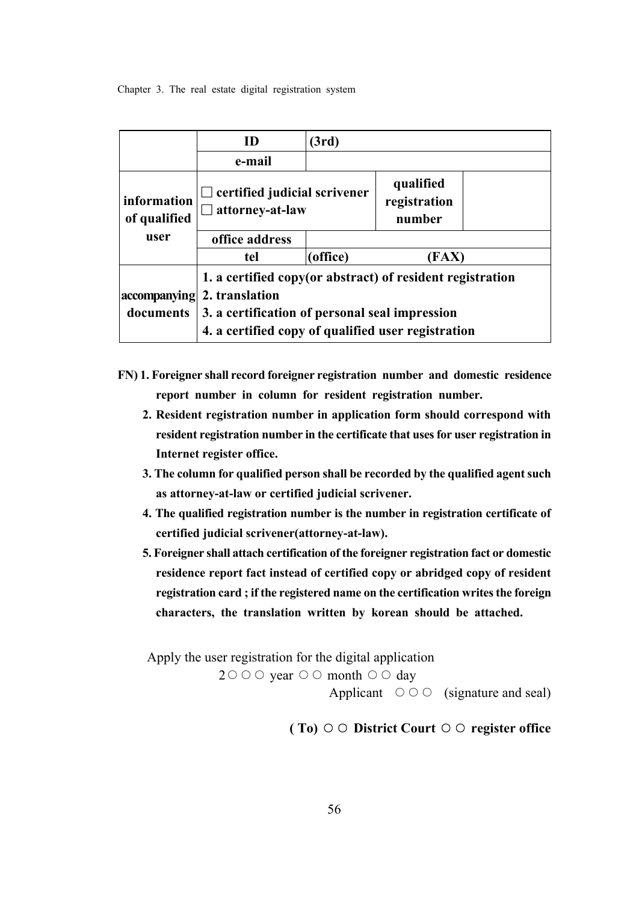|  | ID | (3rd) |  |  |
|---|---|---|---|---|
|  | e-mail |  |  |  |
| information of qualified user | □ certified judicial scrivener □ attorney-at-law |  | qualified registration number |  |
|  | office address |  |  |  |
|  | tel | (office) | (FAX) |  |
| accompanying documents | 1. a certified copy(or abstract) of resident registration 2. translation 3. a certification of personal seal impression 4. a certified copy of qualified user registration |  |  |  |

**FN) 1. Foreigner shall record foreigner registration number and domestic residence report number in column for resident registration number.**

**2. Resident registration number in application form should correspond with resident registration number in the certificate that uses for user registration in Internet register office.**

**3. The column for qualified person shall be recorded by the qualified agent such as attorney-at-law or certified judicial scrivener.**

**4. The qualified registration number is the number in registration certificate of certified judicial scrivener(attorney-at-law).**

**5. Foreigner shall attach certification of the foreigner registration fact or domestic residence report fact instead of certified copy or abridged copy of resident registration card ; if the registered name on the certification writes the foreign characters, the translation written by korean should be attached.**

Apply the user registration for the digital application

2○○○ year ○○ month ○○ day

Applicant ○○○ (signature and seal)

**( To) ○○ District Court ○○ register office**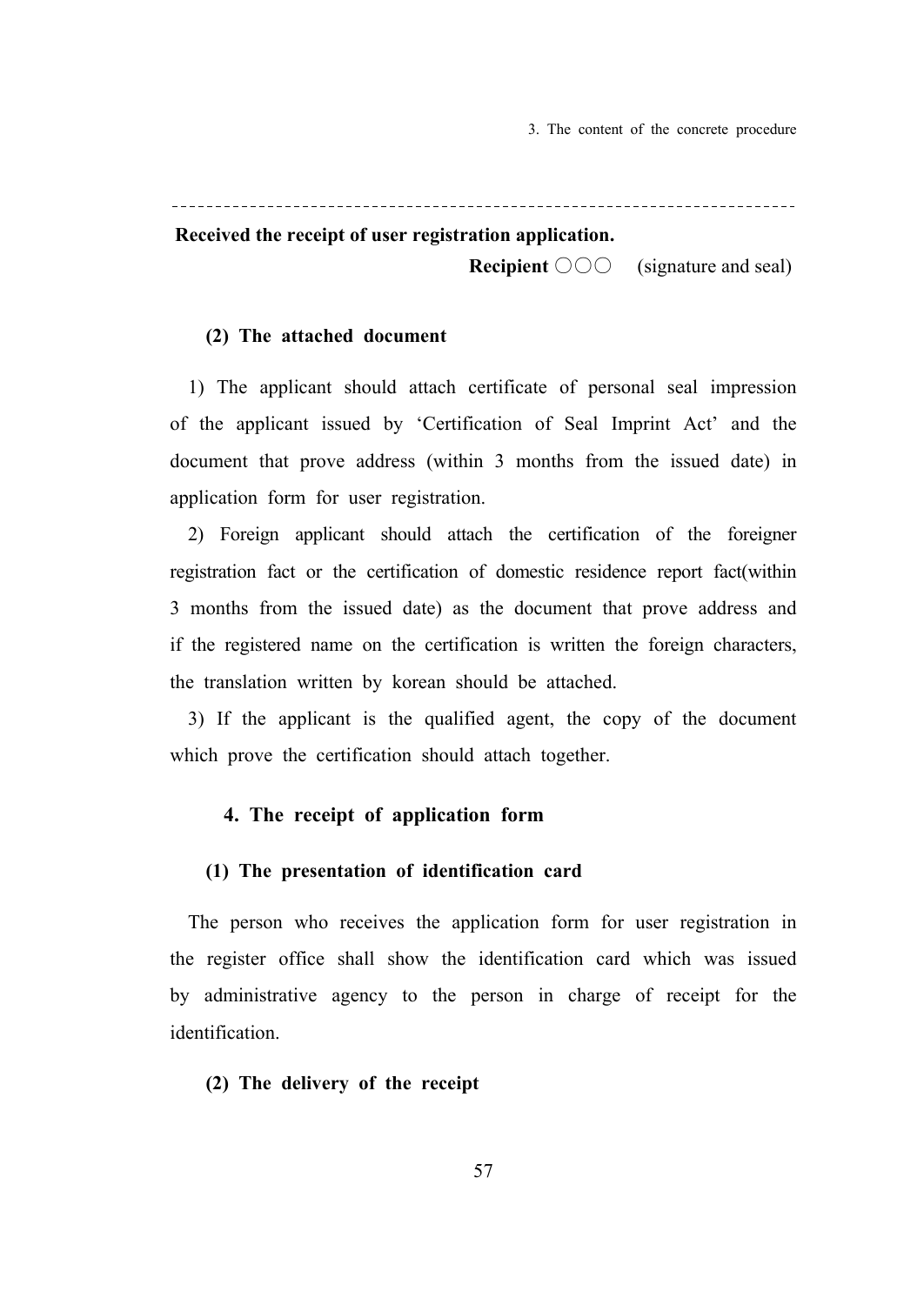---

**Received the receipt of user registration application.**

**Recipient** ○○○ (signature and seal)

### (2) The attached document

1) The applicant should attach certificate of personal seal impression of the applicant issued by 'Certification of Seal Imprint Act' and the document that prove address (within 3 months from the issued date) in application form for user registration.

2) Foreign applicant should attach the certification of the foreigner registration fact or the certification of domestic residence report fact(within 3 months from the issued date) as the document that prove address and if the registered name on the certification is written the foreign characters, the translation written by korean should be attached.

3) If the applicant is the qualified agent, the copy of the document which prove the certification should attach together.

## 4. The receipt of application form

### (1) The presentation of identification card

The person who receives the application form for user registration in the register office shall show the identification card which was issued by administrative agency to the person in charge of receipt for the identification.

### (2) The delivery of the receipt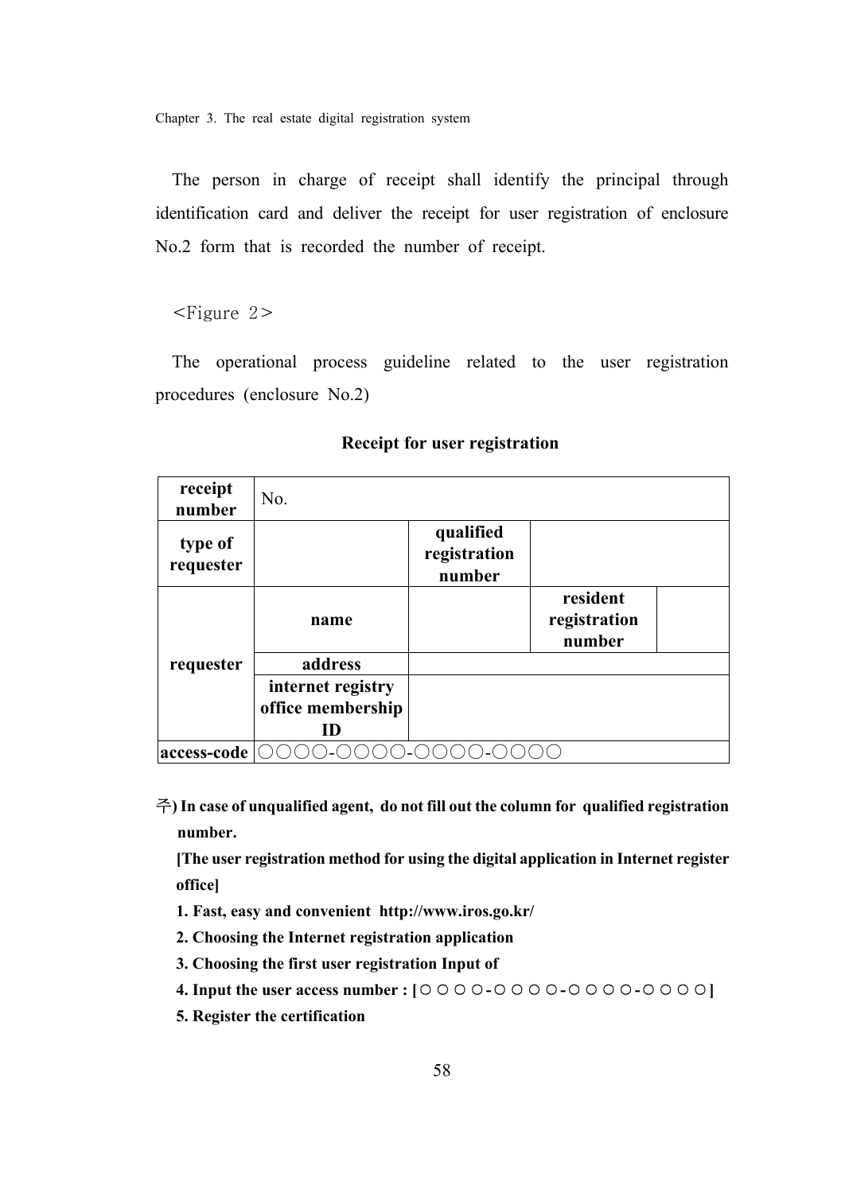The person in charge of receipt shall identify the principal through identification card and deliver the receipt for user registration of enclosure No.2 form that is recorded the number of receipt.

<Figure 2>

The operational process guideline related to the user registration procedures (enclosure No.2)

**Receipt for user registration**

| **receipt number** | No. | | | |
|---|---|---|---|---|
| **type of requester** | | **qualified registration number** | | |
| **requester** | **name** | | **resident registration number** | |
| | **address** | | | |
| | **internet registry office membership ID** | | | |
| **access-code** | ○○○○-○○○○-○○○○-○○○○ | | | |

주**) In case of unqualified agent, do not fill out the column for qualified registration number.**

**[The user registration method for using the digital application in Internet register office]**

**1. Fast, easy and convenient http://www.iros.go.kr/**

**2. Choosing the Internet registration application**

**3. Choosing the first user registration Input of**

**4. Input the user access number : [○○○○-○○○○-○○○○-○○○○]**

**5. Register the certification**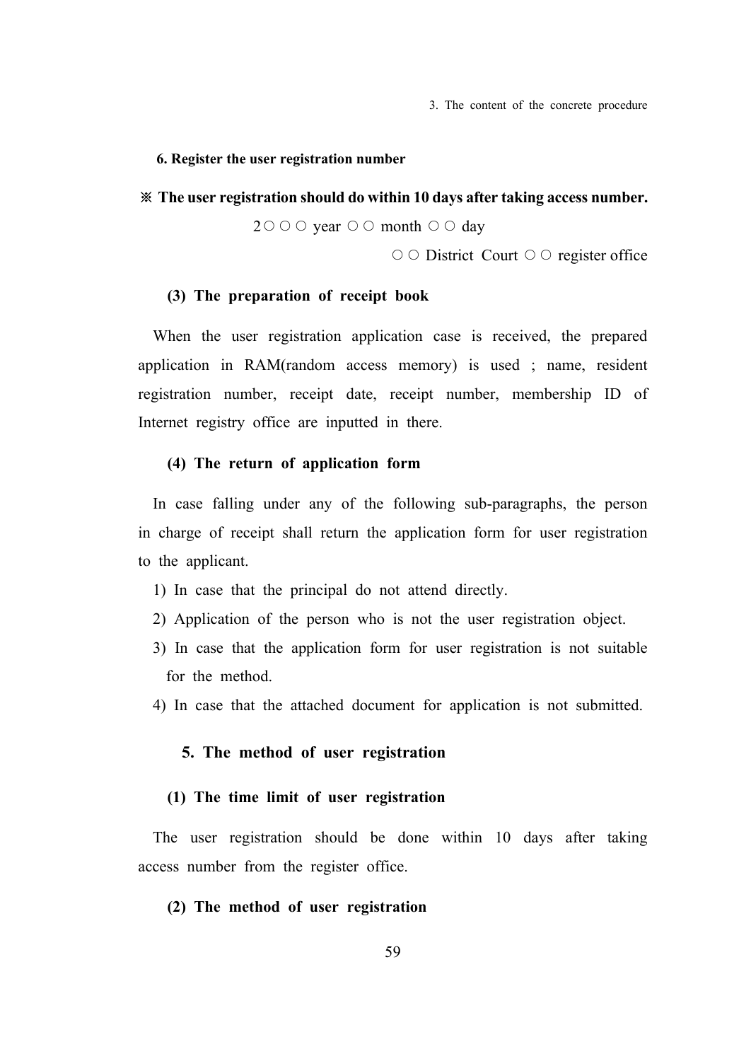**6. Register the user registration number**

**※ The user registration should do within 10 days after taking access number.**

2○ ○ ○ year ○ ○ month ○ ○ day

○ ○ District Court ○ ○ register office

### (3) The preparation of receipt book

When the user registration application case is received, the prepared application in RAM(random access memory) is used ; name, resident registration number, receipt date, receipt number, membership ID of Internet registry office are inputted in there.

### (4) The return of application form

In case falling under any of the following sub-paragraphs, the person in charge of receipt shall return the application form for user registration to the applicant.

1) In case that the principal do not attend directly.
2) Application of the person who is not the user registration object.
3) In case that the application form for user registration is not suitable for the method.
4) In case that the attached document for application is not submitted.

## 5. The method of user registration

### (1) The time limit of user registration

The user registration should be done within 10 days after taking access number from the register office.

### (2) The method of user registration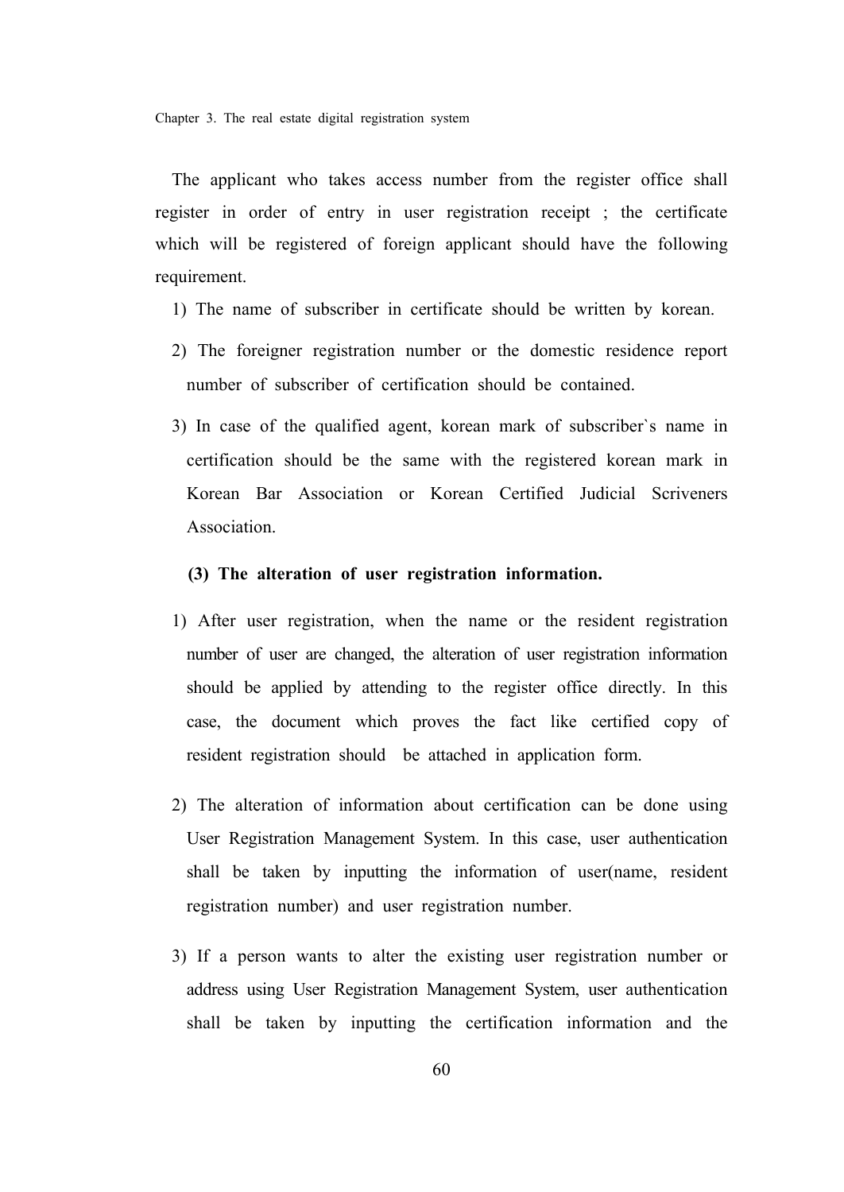The applicant who takes access number from the register office shall register in order of entry in user registration receipt ; the certificate which will be registered of foreign applicant should have the following requirement.

1) The name of subscriber in certificate should be written by korean.
2) The foreigner registration number or the domestic residence report number of subscriber of certification should be contained.
3) In case of the qualified agent, korean mark of subscriber`s name in certification should be the same with the registered korean mark in Korean Bar Association or Korean Certified Judicial Scriveners Association.

### (3) The alteration of user registration information.

1) After user registration, when the name or the resident registration number of user are changed, the alteration of user registration information should be applied by attending to the register office directly. In this case, the document which proves the fact like certified copy of resident registration should be attached in application form.

2) The alteration of information about certification can be done using User Registration Management System. In this case, user authentication shall be taken by inputting the information of user(name, resident registration number) and user registration number.

3) If a person wants to alter the existing user registration number or address using User Registration Management System, user authentication shall be taken by inputting the certification information and the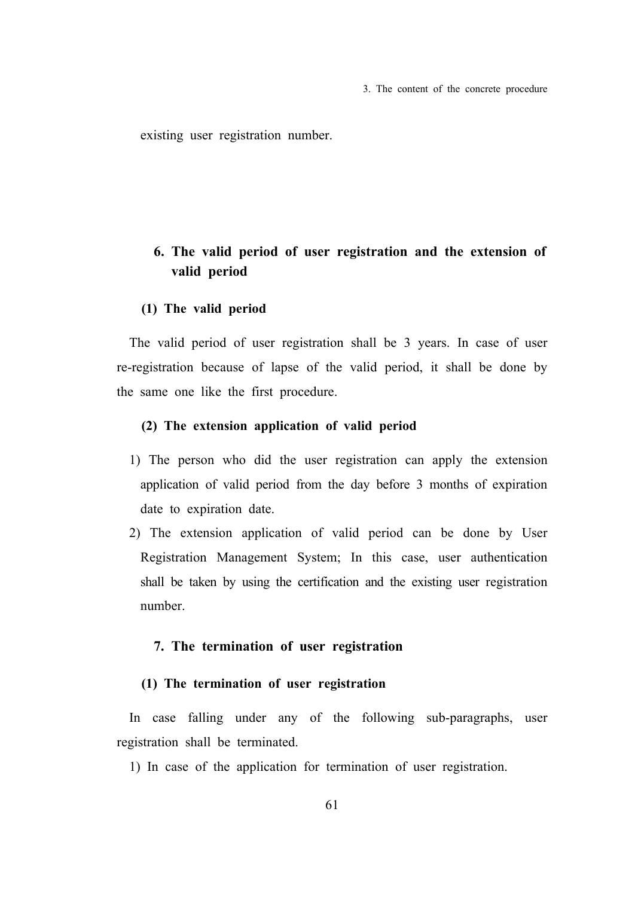existing user registration number.

## 6. The valid period of user registration and the extension of valid period

### (1) The valid period

The valid period of user registration shall be 3 years. In case of user re-registration because of lapse of the valid period, it shall be done by the same one like the first procedure.

### (2) The extension application of valid period

1) The person who did the user registration can apply the extension application of valid period from the day before 3 months of expiration date to expiration date.
2) The extension application of valid period can be done by User Registration Management System; In this case, user authentication shall be taken by using the certification and the existing user registration number.

## 7. The termination of user registration

### (1) The termination of user registration

In case falling under any of the following sub-paragraphs, user registration shall be terminated.

1) In case of the application for termination of user registration.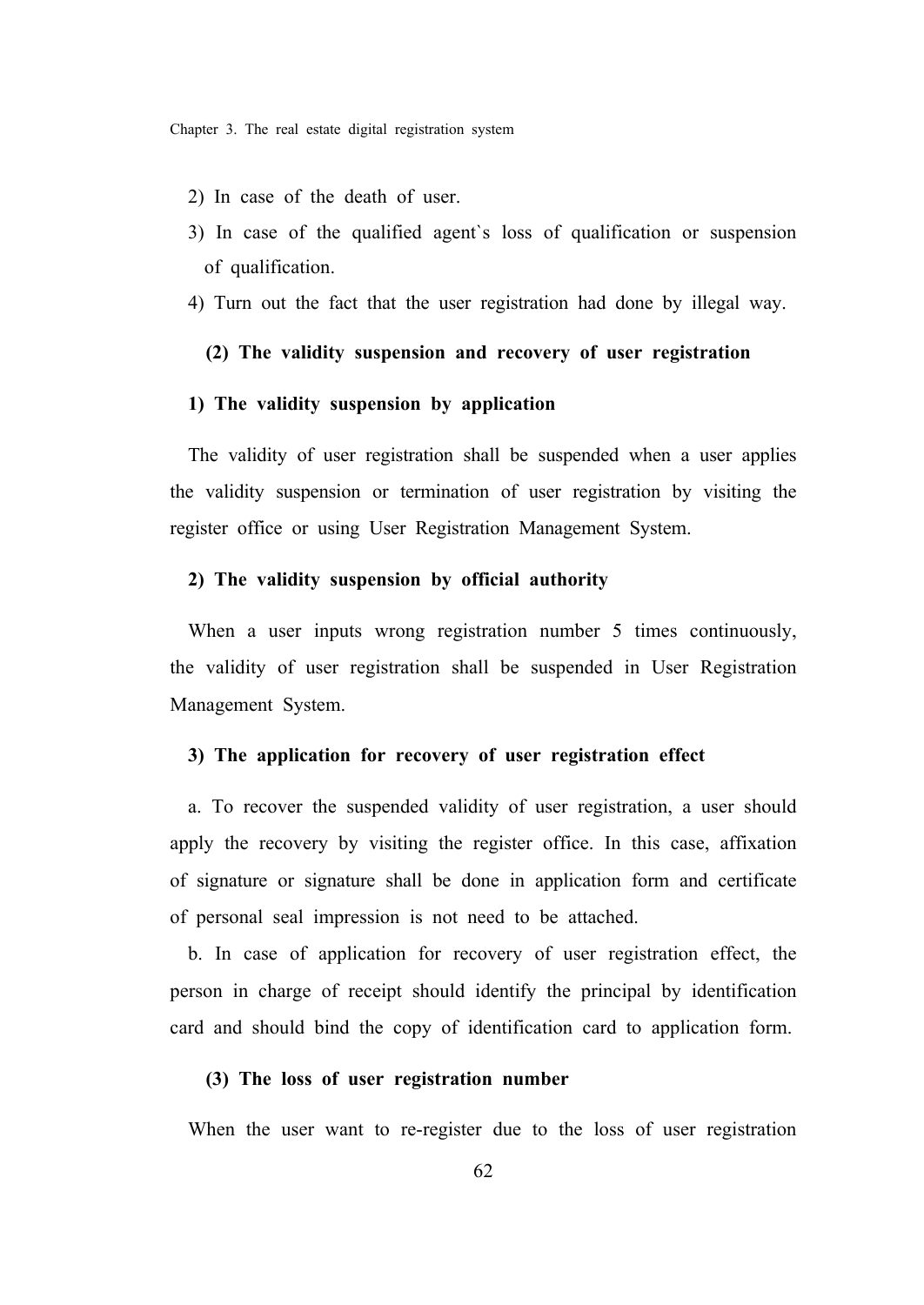2) In case of the death of user.

3) In case of the qualified agent`s loss of qualification or suspension of qualification.

4) Turn out the fact that the user registration had done by illegal way.

### (2) The validity suspension and recovery of user registration

#### 1) The validity suspension by application

The validity of user registration shall be suspended when a user applies the validity suspension or termination of user registration by visiting the register office or using User Registration Management System.

#### 2) The validity suspension by official authority

When a user inputs wrong registration number 5 times continuously, the validity of user registration shall be suspended in User Registration Management System.

#### 3) The application for recovery of user registration effect

a. To recover the suspended validity of user registration, a user should apply the recovery by visiting the register office. In this case, affixation of signature or signature shall be done in application form and certificate of personal seal impression is not need to be attached.

b. In case of application for recovery of user registration effect, the person in charge of receipt should identify the principal by identification card and should bind the copy of identification card to application form.

### (3) The loss of user registration number

When the user want to re-register due to the loss of user registration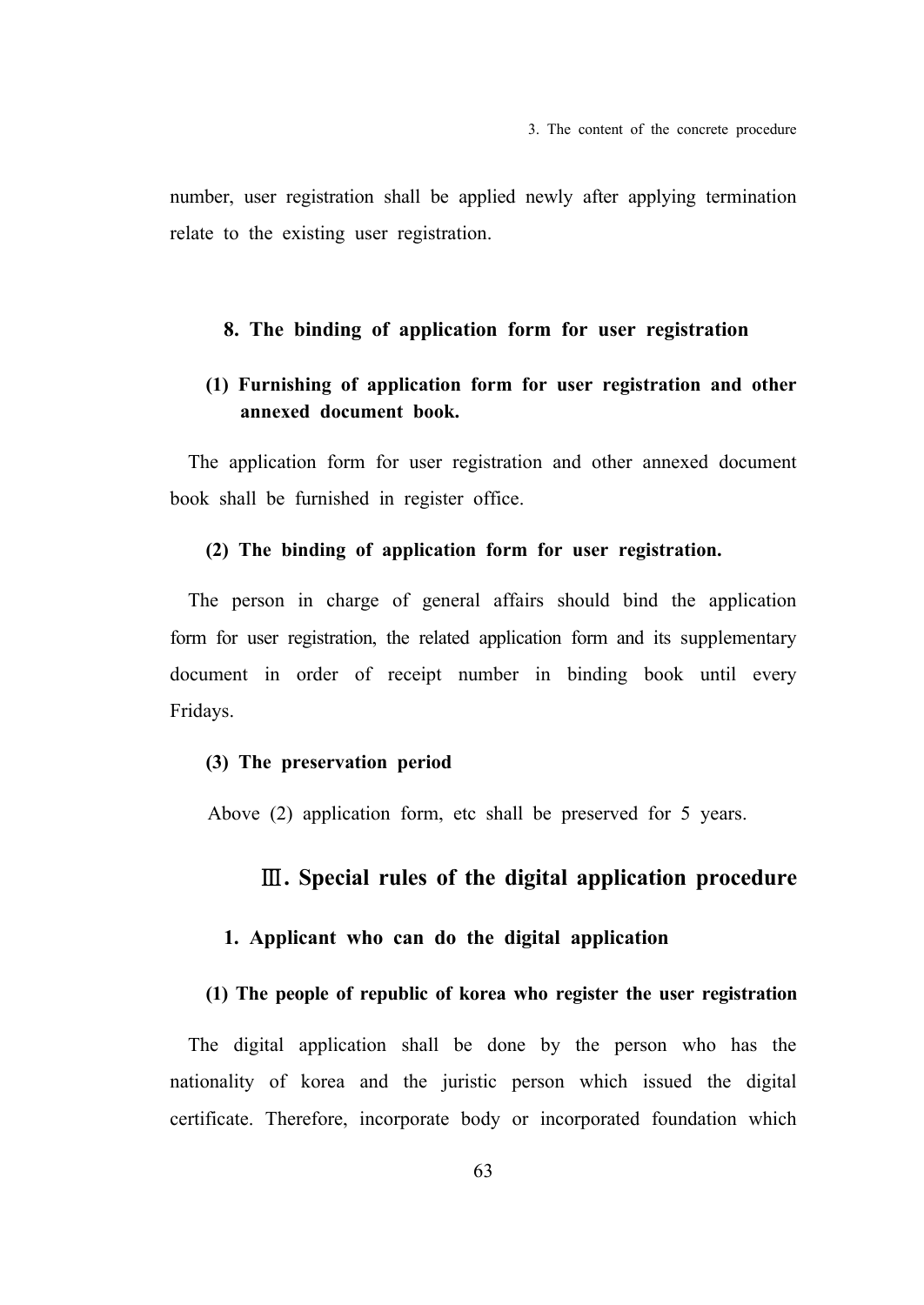number, user registration shall be applied newly after applying termination relate to the existing user registration.

### 8. The binding of application form for user registration

#### (1) Furnishing of application form for user registration and other annexed document book.

The application form for user registration and other annexed document book shall be furnished in register office.

#### (2) The binding of application form for user registration.

The person in charge of general affairs should bind the application form for user registration, the related application form and its supplementary document in order of receipt number in binding book until every Fridays.

#### (3) The preservation period

Above (2) application form, etc shall be preserved for 5 years.

## Ⅲ. Special rules of the digital application procedure

### 1. Applicant who can do the digital application

#### (1) The people of republic of korea who register the user registration

The digital application shall be done by the person who has the nationality of korea and the juristic person which issued the digital certificate. Therefore, incorporate body or incorporated foundation which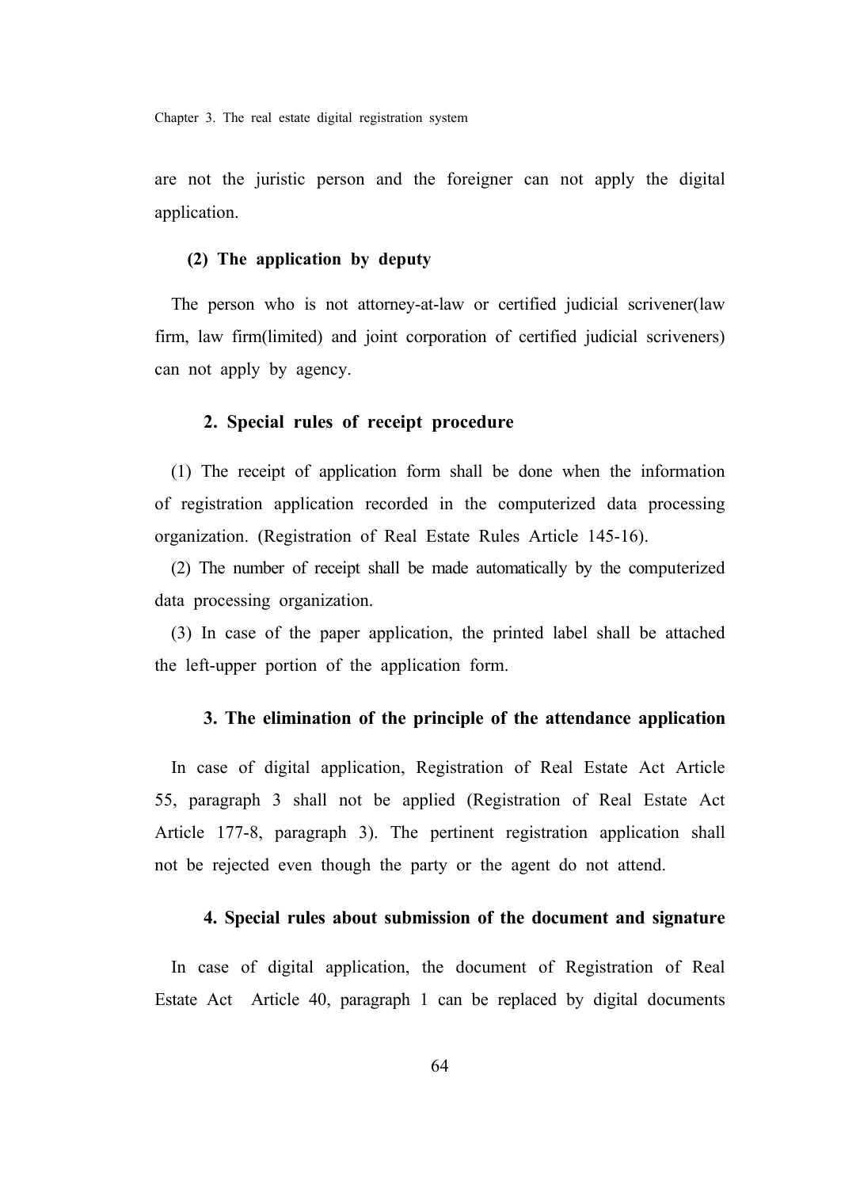are not the juristic person and the foreigner can not apply the digital application.

#### (2) The application by deputy

The person who is not attorney-at-law or certified judicial scrivener(law firm, law firm(limited) and joint corporation of certified judicial scriveners) can not apply by agency.

### 2. Special rules of receipt procedure

(1) The receipt of application form shall be done when the information of registration application recorded in the computerized data processing organization. (Registration of Real Estate Rules Article 145-16).

(2) The number of receipt shall be made automatically by the computerized data processing organization.

(3) In case of the paper application, the printed label shall be attached the left-upper portion of the application form.

### 3. The elimination of the principle of the attendance application

In case of digital application, Registration of Real Estate Act Article 55, paragraph 3 shall not be applied (Registration of Real Estate Act Article 177-8, paragraph 3). The pertinent registration application shall not be rejected even though the party or the agent do not attend.

### 4. Special rules about submission of the document and signature

In case of digital application, the document of Registration of Real Estate Act Article 40, paragraph 1 can be replaced by digital documents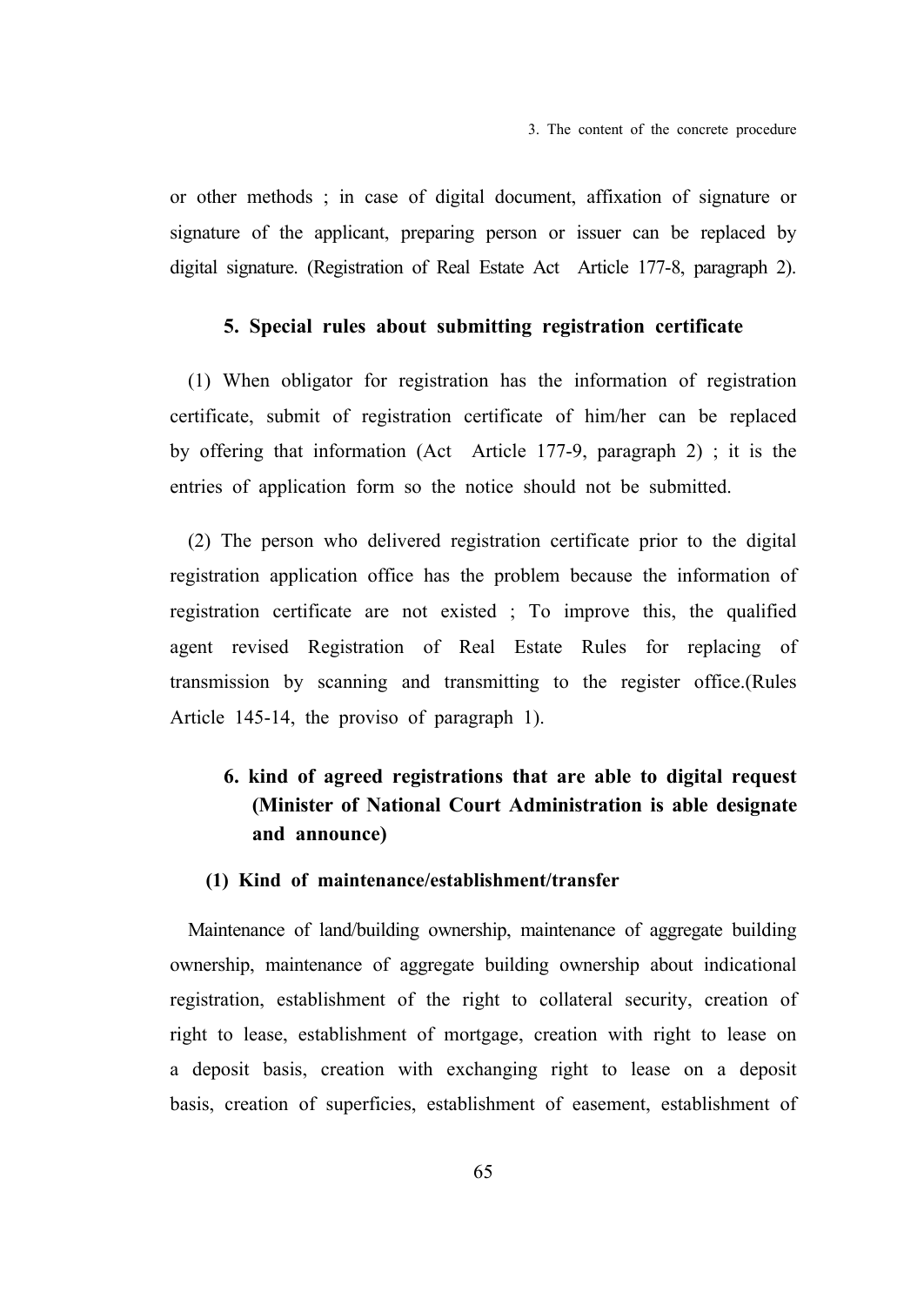or other methods ; in case of digital document, affixation of signature or signature of the applicant, preparing person or issuer can be replaced by digital signature. (Registration of Real Estate Act Article 177-8, paragraph 2).

### 5. Special rules about submitting registration certificate

(1) When obligator for registration has the information of registration certificate, submit of registration certificate of him/her can be replaced by offering that information (Act Article 177-9, paragraph 2) ; it is the entries of application form so the notice should not be submitted.

(2) The person who delivered registration certificate prior to the digital registration application office has the problem because the information of registration certificate are not existed ; To improve this, the qualified agent revised Registration of Real Estate Rules for replacing of transmission by scanning and transmitting to the register office.(Rules Article 145-14, the proviso of paragraph 1).

### 6. kind of agreed registrations that are able to digital request (Minister of National Court Administration is able designate and announce)

#### (1) Kind of maintenance/establishment/transfer

Maintenance of land/building ownership, maintenance of aggregate building ownership, maintenance of aggregate building ownership about indicational registration, establishment of the right to collateral security, creation of right to lease, establishment of mortgage, creation with right to lease on a deposit basis, creation with exchanging right to lease on a deposit basis, creation of superficies, establishment of easement, establishment of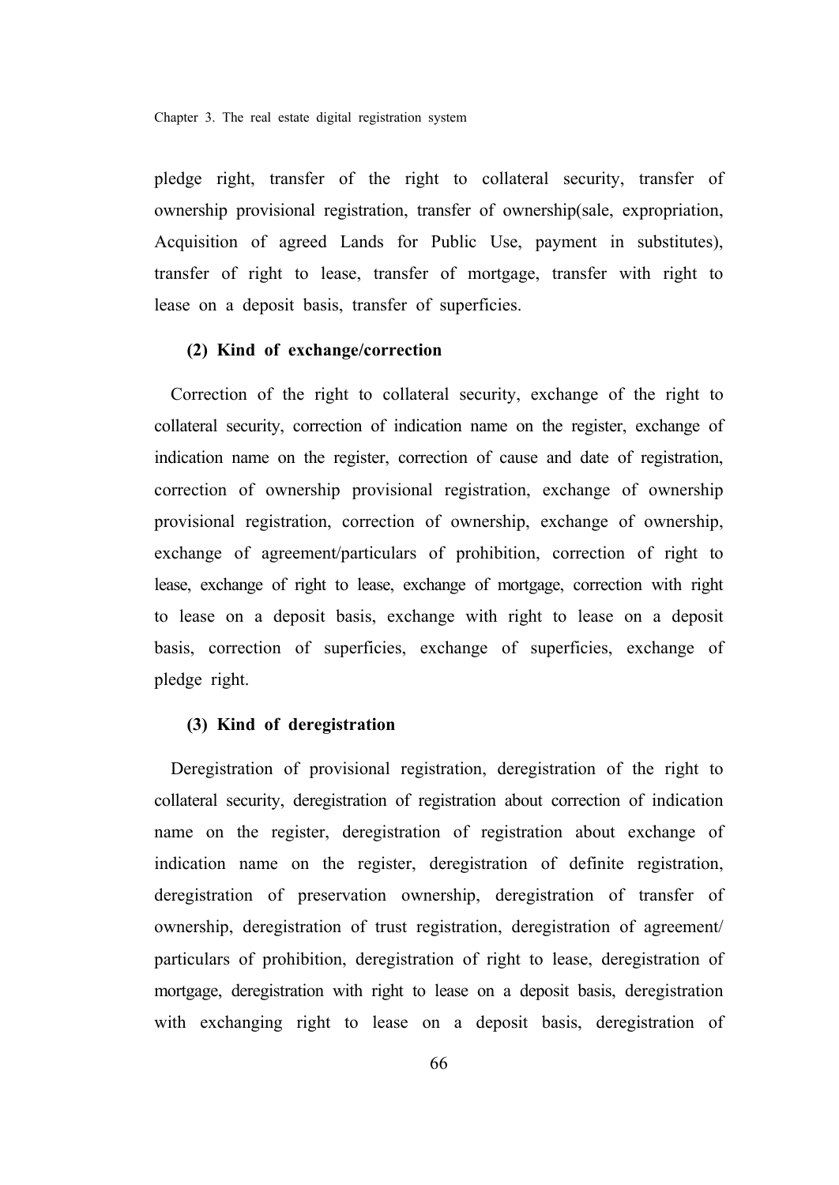pledge right, transfer of the right to collateral security, transfer of ownership provisional registration, transfer of ownership(sale, expropriation, Acquisition of agreed Lands for Public Use, payment in substitutes), transfer of right to lease, transfer of mortgage, transfer with right to lease on a deposit basis, transfer of superficies.

#### (2) Kind of exchange/correction

Correction of the right to collateral security, exchange of the right to collateral security, correction of indication name on the register, exchange of indication name on the register, correction of cause and date of registration, correction of ownership provisional registration, exchange of ownership provisional registration, correction of ownership, exchange of ownership, exchange of agreement/particulars of prohibition, correction of right to lease, exchange of right to lease, exchange of mortgage, correction with right to lease on a deposit basis, exchange with right to lease on a deposit basis, correction of superficies, exchange of superficies, exchange of pledge right.

#### (3) Kind of deregistration

Deregistration of provisional registration, deregistration of the right to collateral security, deregistration of registration about correction of indication name on the register, deregistration of registration about exchange of indication name on the register, deregistration of definite registration, deregistration of preservation ownership, deregistration of transfer of ownership, deregistration of trust registration, deregistration of agreement/ particulars of prohibition, deregistration of right to lease, deregistration of mortgage, deregistration with right to lease on a deposit basis, deregistration with exchanging right to lease on a deposit basis, deregistration of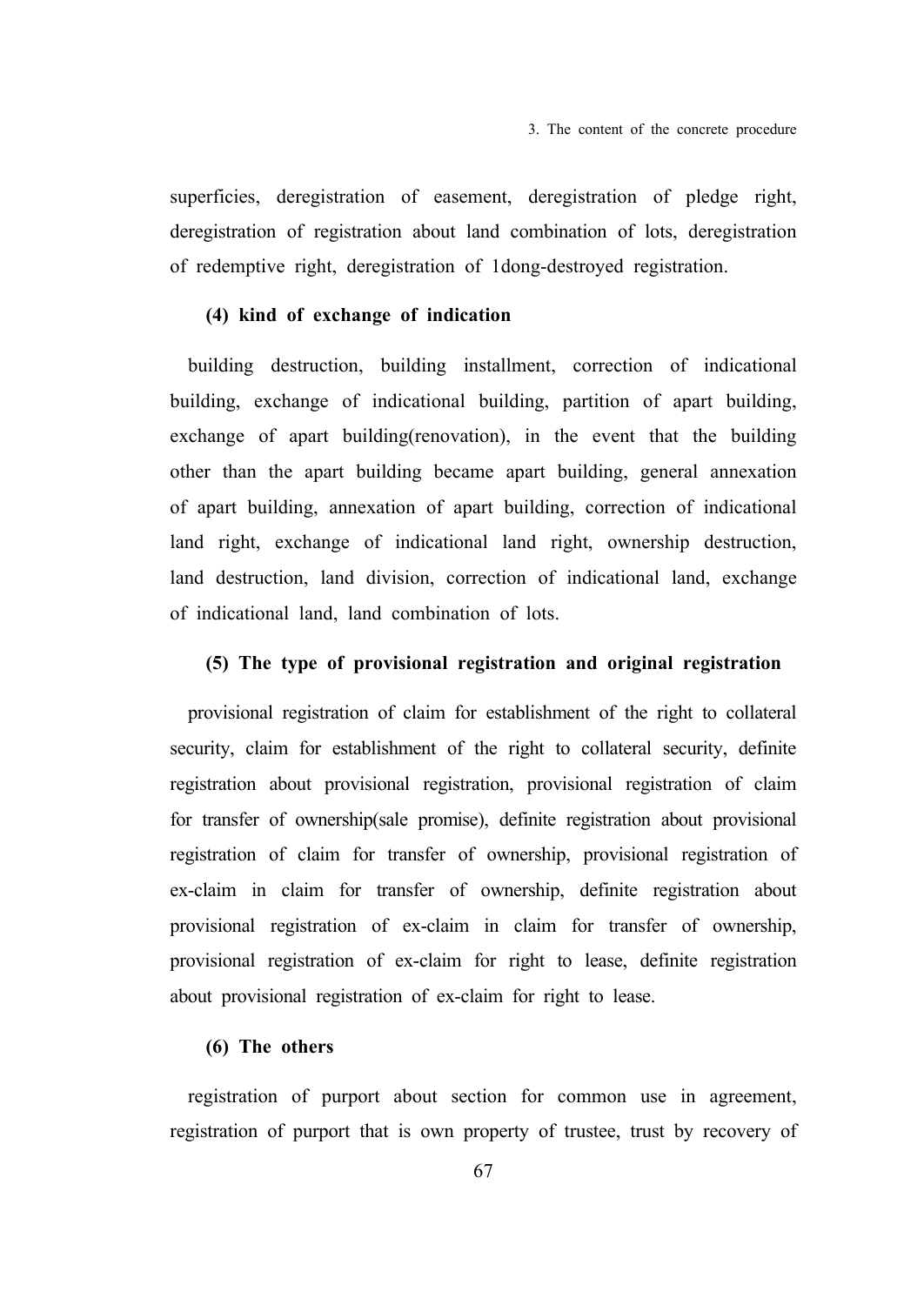superficies, deregistration of easement, deregistration of pledge right, deregistration of registration about land combination of lots, deregistration of redemptive right, deregistration of 1dong-destroyed registration.

#### (4) kind of exchange of indication

building destruction, building installment, correction of indicational building, exchange of indicational building, partition of apart building, exchange of apart building(renovation), in the event that the building other than the apart building became apart building, general annexation of apart building, annexation of apart building, correction of indicational land right, exchange of indicational land right, ownership destruction, land destruction, land division, correction of indicational land, exchange of indicational land, land combination of lots.

#### (5) The type of provisional registration and original registration

provisional registration of claim for establishment of the right to collateral security, claim for establishment of the right to collateral security, definite registration about provisional registration, provisional registration of claim for transfer of ownership(sale promise), definite registration about provisional registration of claim for transfer of ownership, provisional registration of ex-claim in claim for transfer of ownership, definite registration about provisional registration of ex-claim in claim for transfer of ownership, provisional registration of ex-claim for right to lease, definite registration about provisional registration of ex-claim for right to lease.

#### (6) The others

registration of purport about section for common use in agreement, registration of purport that is own property of trustee, trust by recovery of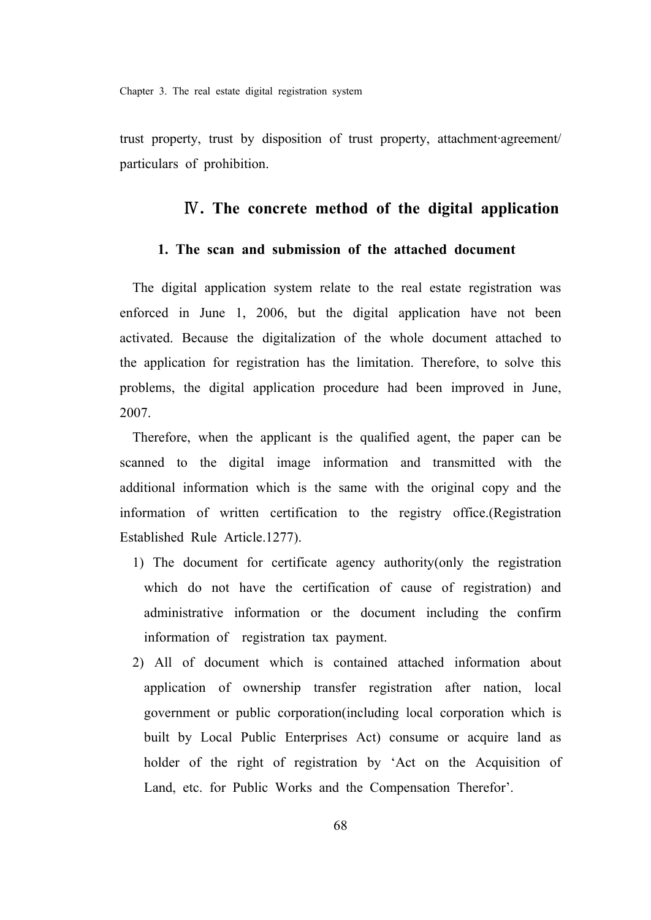trust property, trust by disposition of trust property, attachment·agreement/ particulars of prohibition.

## Ⅳ. The concrete method of the digital application

### 1. The scan and submission of the attached document

The digital application system relate to the real estate registration was enforced in June 1, 2006, but the digital application have not been activated. Because the digitalization of the whole document attached to the application for registration has the limitation. Therefore, to solve this problems, the digital application procedure had been improved in June, 2007.

Therefore, when the applicant is the qualified agent, the paper can be scanned to the digital image information and transmitted with the additional information which is the same with the original copy and the information of written certification to the registry office.(Registration Established Rule Article.1277).

1) The document for certificate agency authority(only the registration which do not have the certification of cause of registration) and administrative information or the document including the confirm information of registration tax payment.
2) All of document which is contained attached information about application of ownership transfer registration after nation, local government or public corporation(including local corporation which is built by Local Public Enterprises Act) consume or acquire land as holder of the right of registration by 'Act on the Acquisition of Land, etc. for Public Works and the Compensation Therefor'.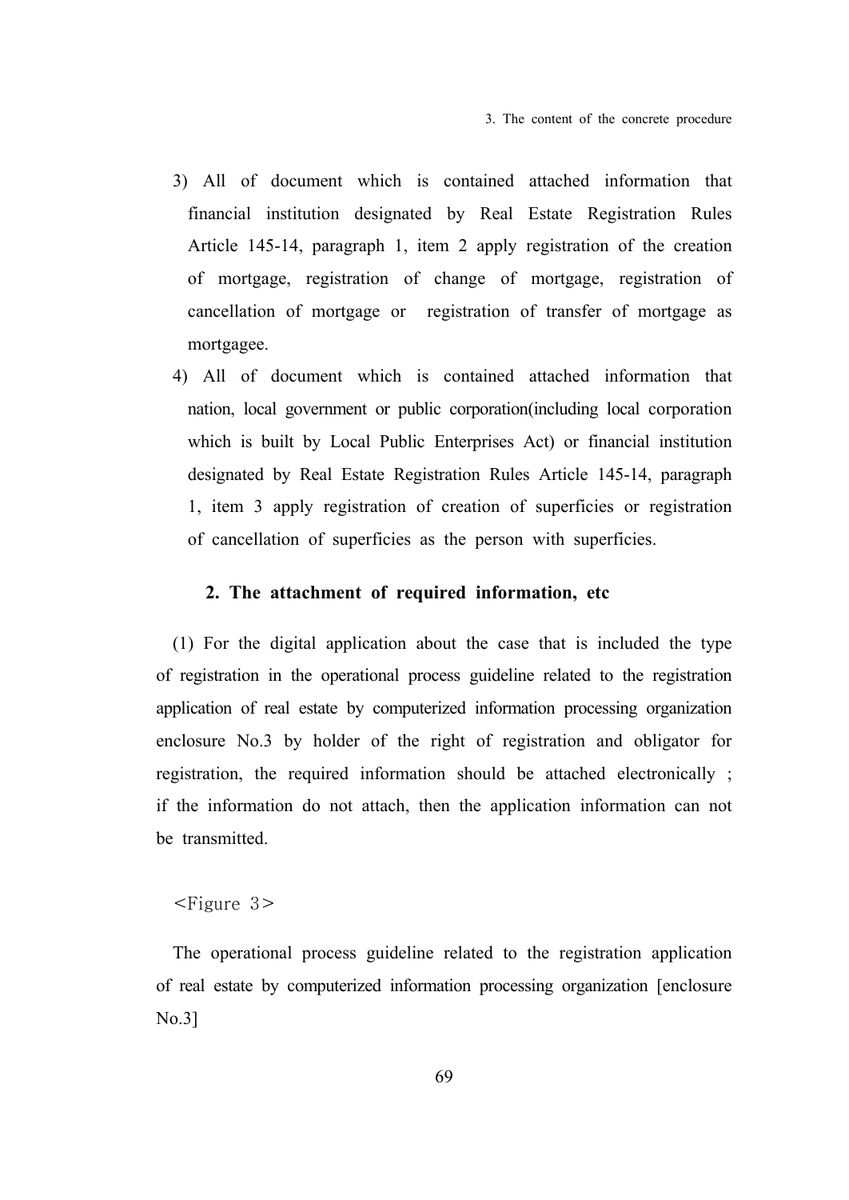3) All of document which is contained attached information that financial institution designated by Real Estate Registration Rules Article 145-14, paragraph 1, item 2 apply registration of the creation of mortgage, registration of change of mortgage, registration of cancellation of mortgage or registration of transfer of mortgage as mortgagee.

4) All of document which is contained attached information that nation, local government or public corporation(including local corporation which is built by Local Public Enterprises Act) or financial institution designated by Real Estate Registration Rules Article 145-14, paragraph 1, item 3 apply registration of creation of superficies or registration of cancellation of superficies as the person with superficies.

## 2. The attachment of required information, etc

(1) For the digital application about the case that is included the type of registration in the operational process guideline related to the registration application of real estate by computerized information processing organization enclosure No.3 by holder of the right of registration and obligator for registration, the required information should be attached electronically ; if the information do not attach, then the application information can not be transmitted.

<Figure 3>

The operational process guideline related to the registration application of real estate by computerized information processing organization [enclosure No.3]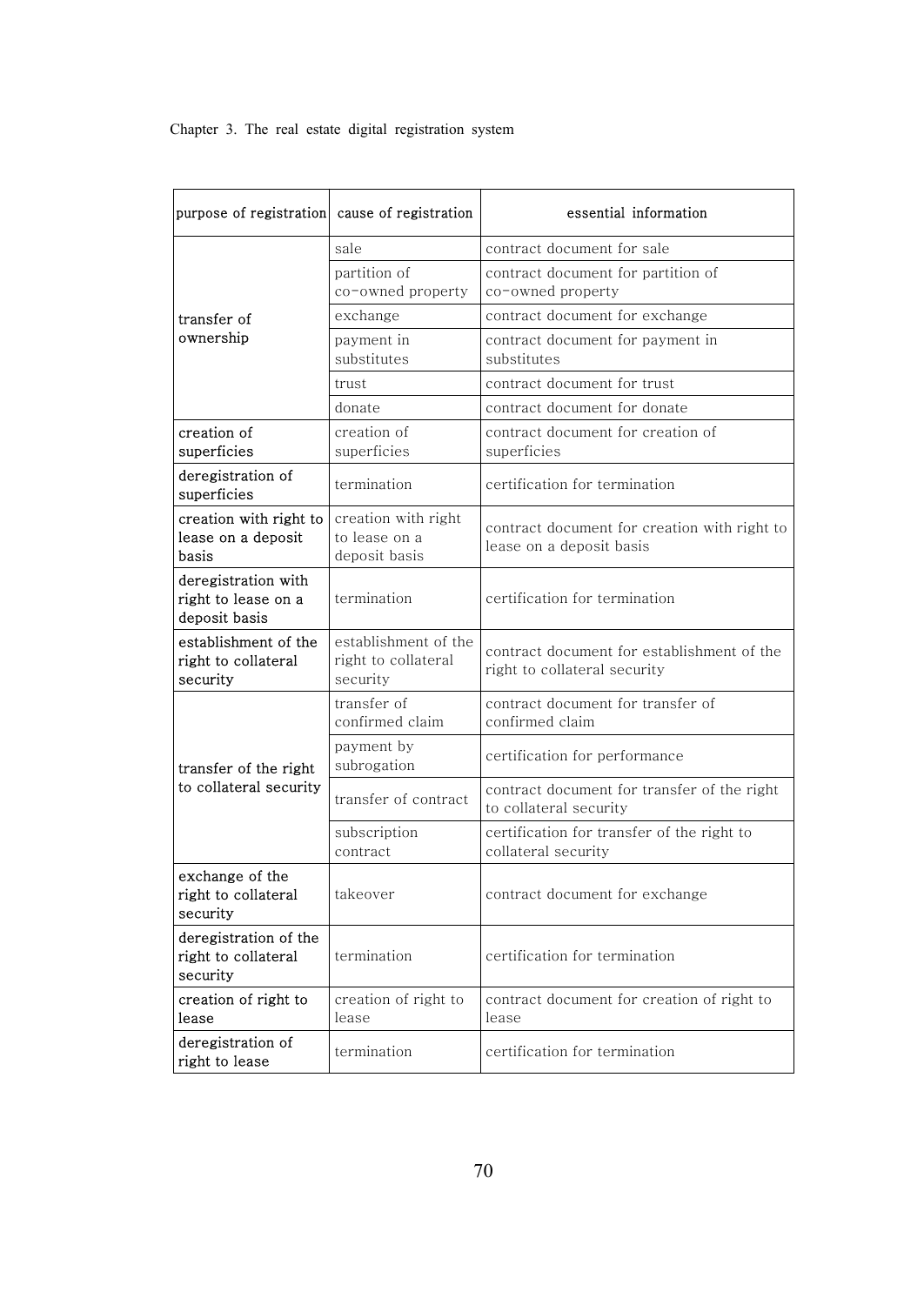| purpose of registration | cause of registration | essential information |
|---|---|---|
| transfer of ownership | sale | contract document for sale |
| | partition of co-owned property | contract document for partition of co-owned property |
| | exchange | contract document for exchange |
| | payment in substitutes | contract document for payment in substitutes |
| | trust | contract document for trust |
| | donate | contract document for donate |
| creation of superficies | creation of superficies | contract document for creation of superficies |
| deregistration of superficies | termination | certification for termination |
| creation with right to lease on a deposit basis | creation with right to lease on a deposit basis | contract document for creation with right to lease on a deposit basis |
| deregistration with right to lease on a deposit basis | termination | certification for termination |
| establishment of the right to collateral security | establishment of the right to collateral security | contract document for establishment of the right to collateral security |
| transfer of the right to collateral security | transfer of confirmed claim | contract document for transfer of confirmed claim |
| | payment by subrogation | certification for performance |
| | transfer of contract | contract document for transfer of the right to collateral security |
| | subscription contract | certification for transfer of the right to collateral security |
| exchange of the right to collateral security | takeover | contract document for exchange |
| deregistration of the right to collateral security | termination | certification for termination |
| creation of right to lease | creation of right to lease | contract document for creation of right to lease |
| deregistration of right to lease | termination | certification for termination |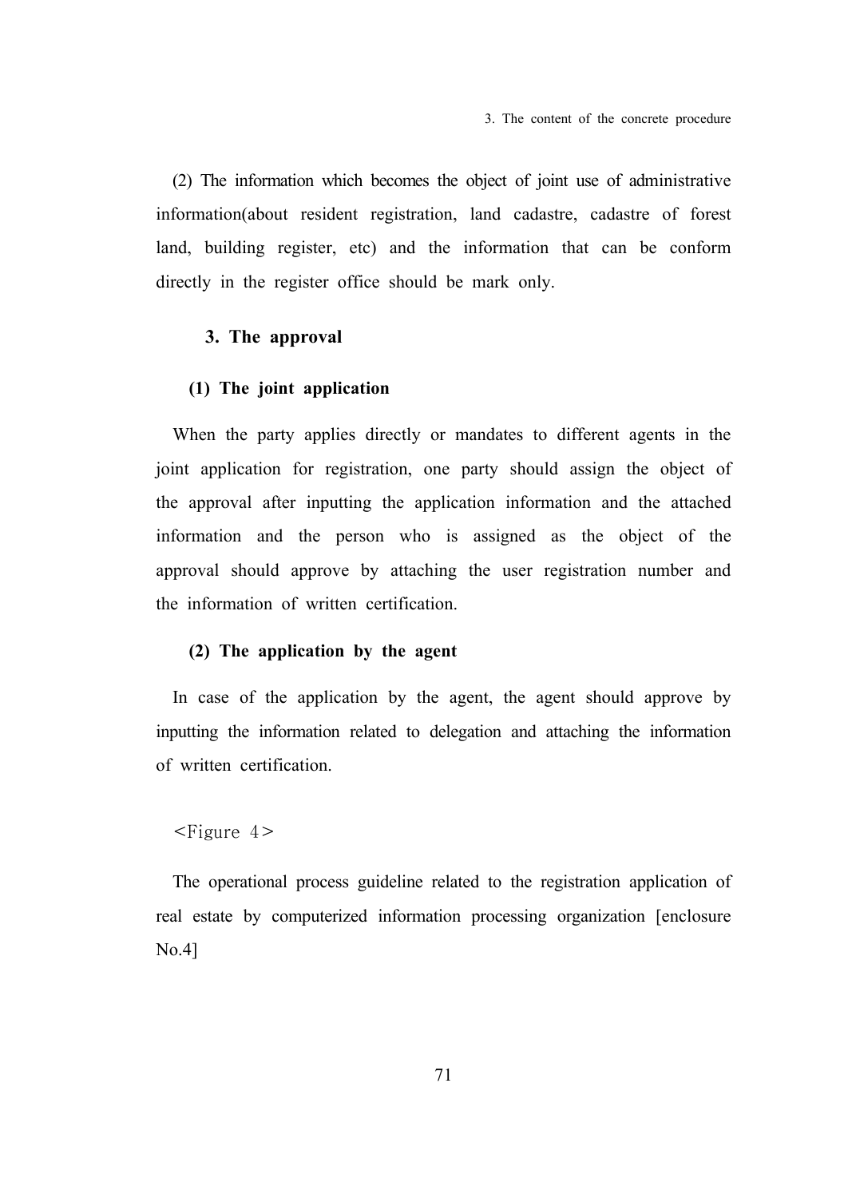(2) The information which becomes the object of joint use of administrative information(about resident registration, land cadastre, cadastre of forest land, building register, etc) and the information that can be conform directly in the register office should be mark only.

### 3. The approval

#### (1) The joint application

When the party applies directly or mandates to different agents in the joint application for registration, one party should assign the object of the approval after inputting the application information and the attached information and the person who is assigned as the object of the approval should approve by attaching the user registration number and the information of written certification.

#### (2) The application by the agent

In case of the application by the agent, the agent should approve by inputting the information related to delegation and attaching the information of written certification.

<Figure 4>

The operational process guideline related to the registration application of real estate by computerized information processing organization [enclosure No.4]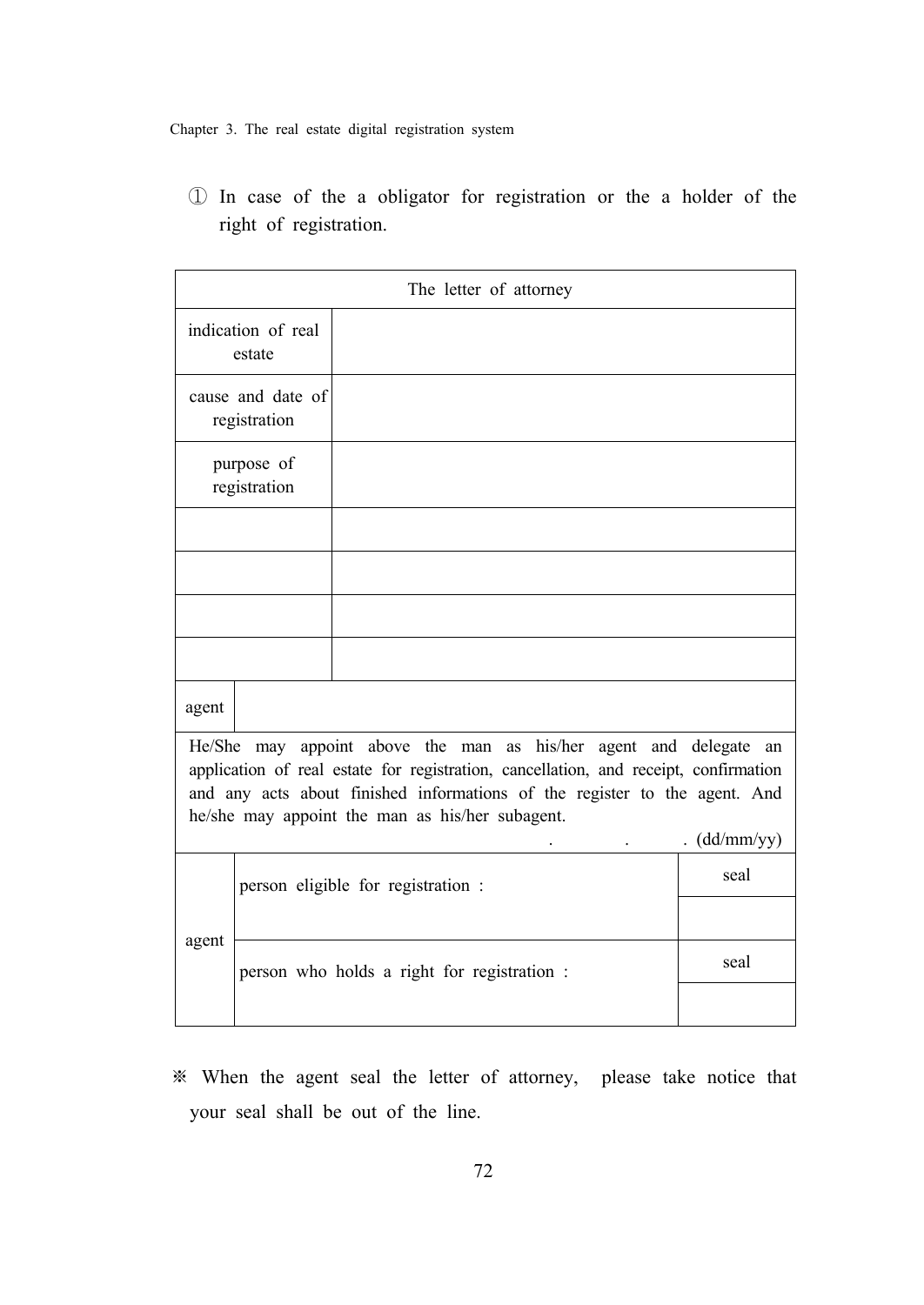① In case of the a obligator for registration or the a holder of the right of registration.

| The letter of attorney | | |
|---|---|---|
| indication of real estate | | |
| cause and date of registration | | |
| purpose of registration | | |
| | | |
| | | |
| | | |
| | | |
| agent | | |
| He/She may appoint above the man as his/her agent and delegate an application of real estate for registration, cancellation, and receipt, confirmation and any acts about finished informations of the register to the agent. And he/she may appoint the man as his/her subagent. . . . (dd/mm/yy) | | |
| agent | person eligible for registration : | seal |
| | | |
| | person who holds a right for registration : | seal |
| | | |

※ When the agent seal the letter of attorney, please take notice that your seal shall be out of the line.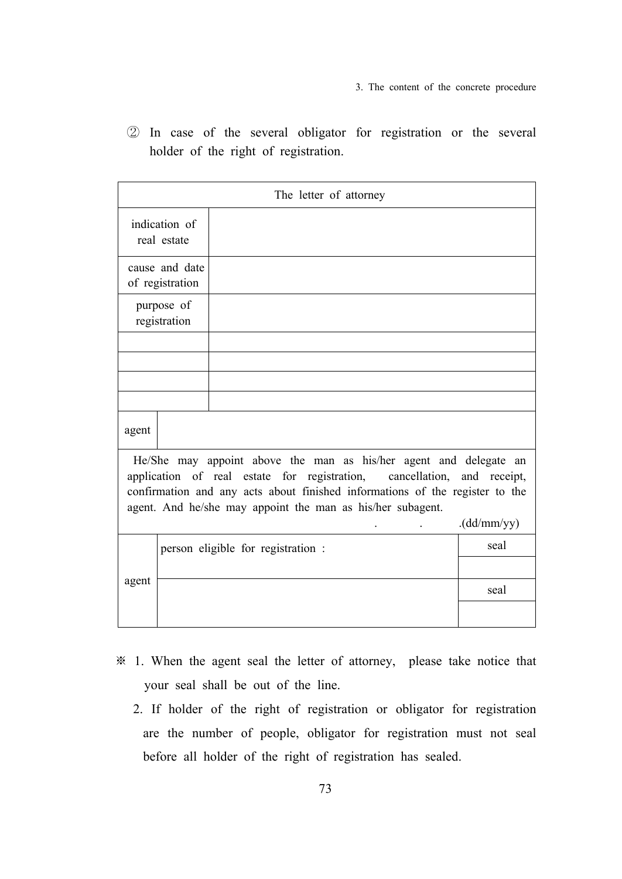② In case of the several obligator for registration or the several holder of the right of registration.

| The letter of attorney | | |
|---|---|---|
| indication of real estate | | |
| cause and date of registration | | |
| purpose of registration | | |
| | | |
| | | |
| | | |
| | | |
| agent | | |
| He/She may appoint above the man as his/her agent and delegate an application of real estate for registration, cancellation, and receipt, confirmation and any acts about finished informations of the register to the agent. And he/she may appoint the man as his/her subagent. . . .(dd/mm/yy) | | |
| agent | person eligible for registration : | seal |
| | | |
| | | seal |
| | | |

※ 1. When the agent seal the letter of attorney, please take notice that your seal shall be out of the line.

2. If holder of the right of registration or obligator for registration are the number of people, obligator for registration must not seal before all holder of the right of registration has sealed.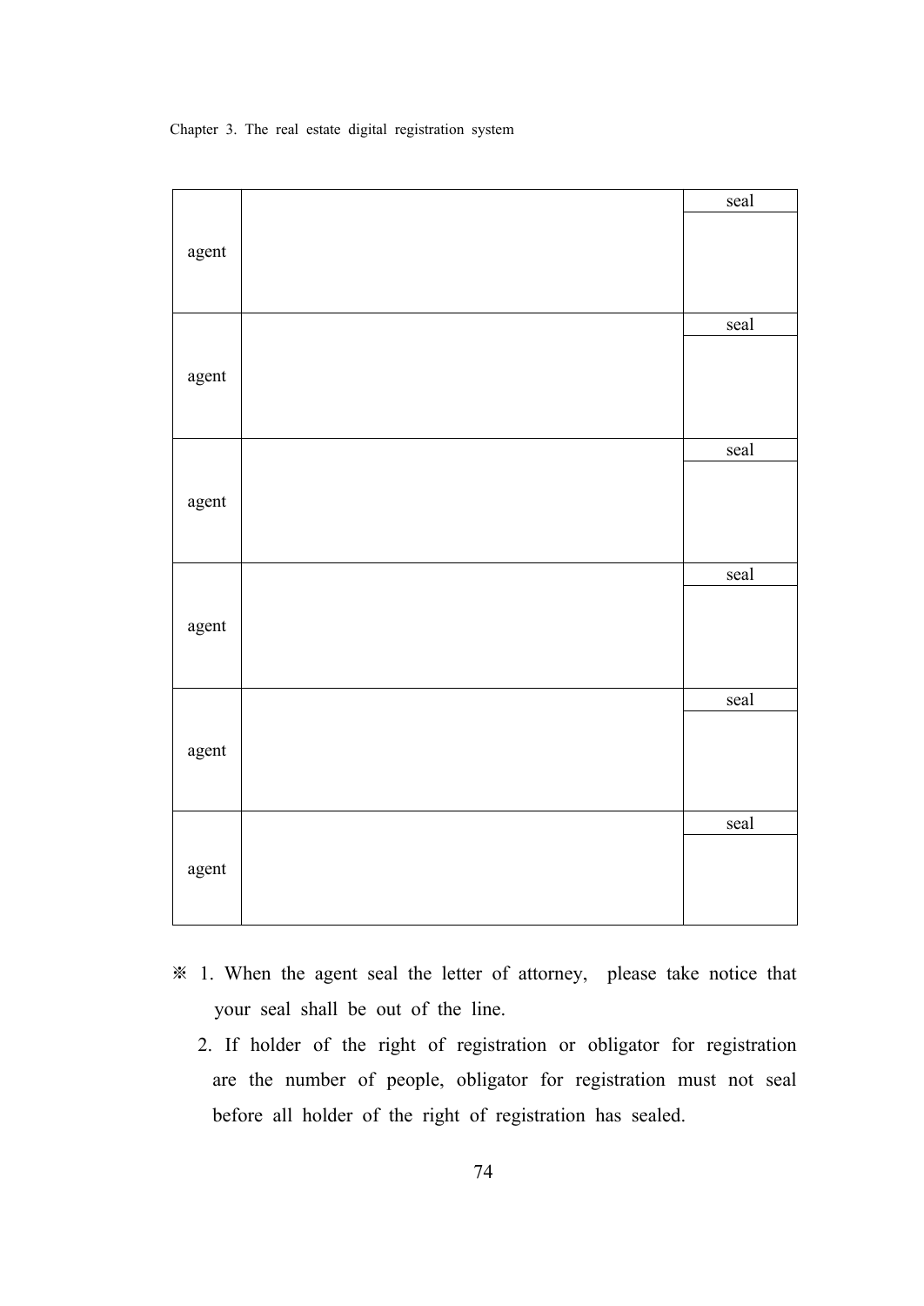| agent | | seal |
|---|---|---|
| agent | | seal |
| agent | | seal |
| agent | | seal |
| agent | | seal |
| agent | | seal |

※ 1. When the agent seal the letter of attorney, please take notice that your seal shall be out of the line.

2. If holder of the right of registration or obligator for registration are the number of people, obligator for registration must not seal before all holder of the right of registration has sealed.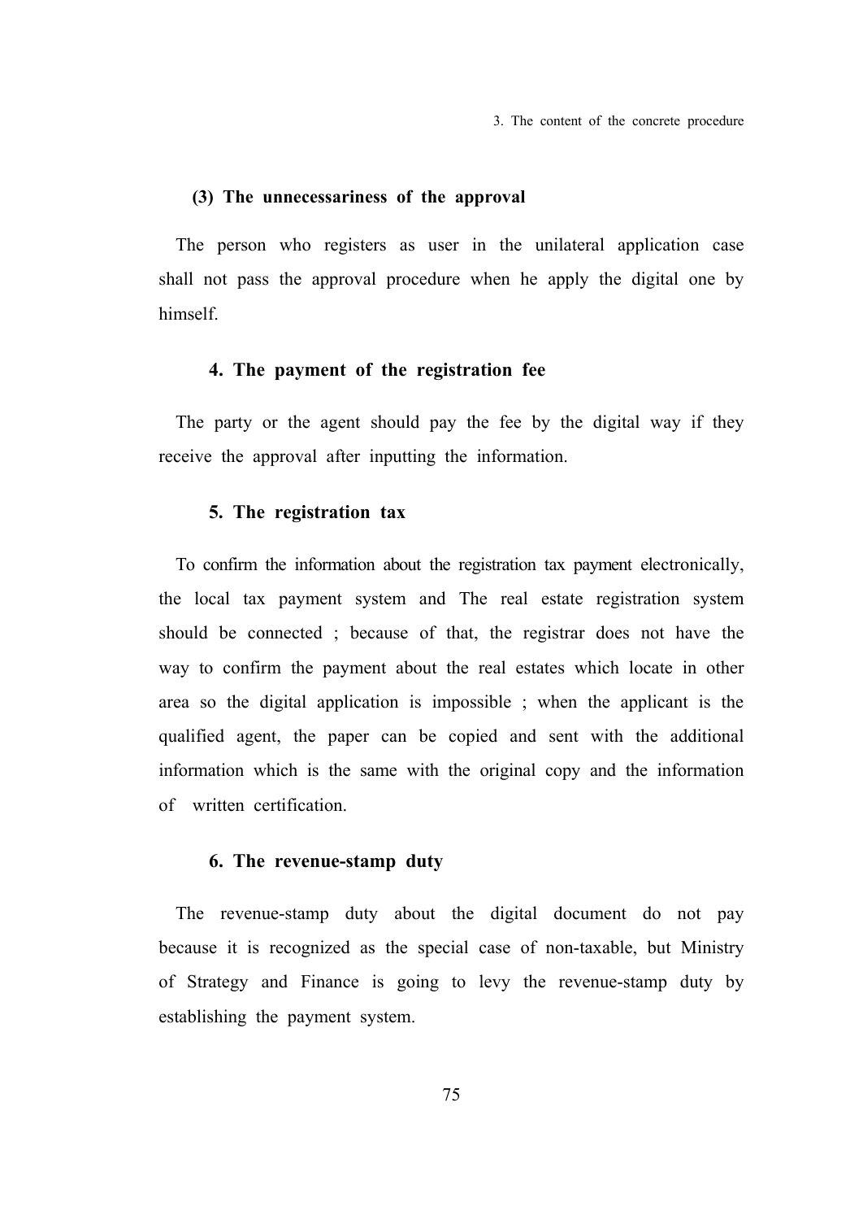#### (3) The unnecessariness of the approval

The person who registers as user in the unilateral application case shall not pass the approval procedure when he apply the digital one by himself.

### 4. The payment of the registration fee

The party or the agent should pay the fee by the digital way if they receive the approval after inputting the information.

### 5. The registration tax

To confirm the information about the registration tax payment electronically, the local tax payment system and The real estate registration system should be connected ; because of that, the registrar does not have the way to confirm the payment about the real estates which locate in other area so the digital application is impossible ; when the applicant is the qualified agent, the paper can be copied and sent with the additional information which is the same with the original copy and the information of written certification.

### 6. The revenue-stamp duty

The revenue-stamp duty about the digital document do not pay because it is recognized as the special case of non-taxable, but Ministry of Strategy and Finance is going to levy the revenue-stamp duty by establishing the payment system.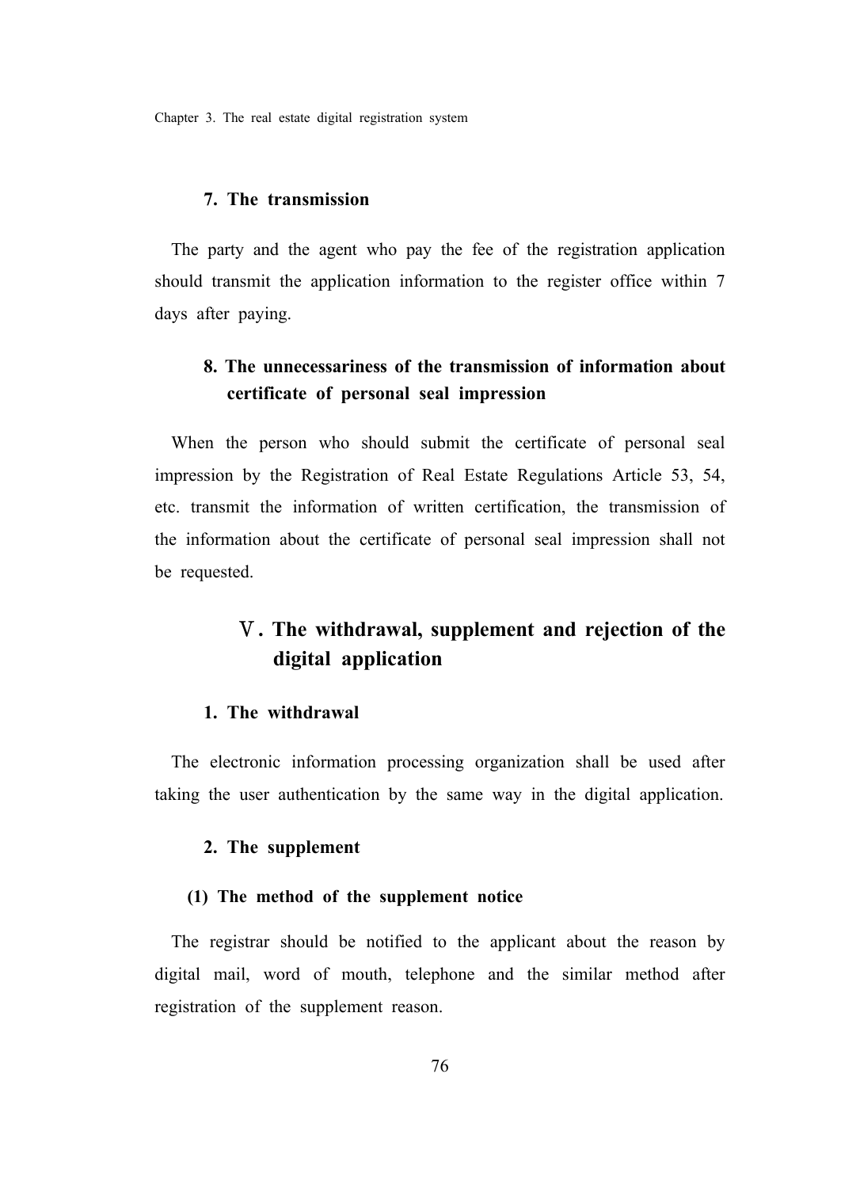#### 7. The transmission

The party and the agent who pay the fee of the registration application should transmit the application information to the register office within 7 days after paying.

#### 8. The unnecessariness of the transmission of information about certificate of personal seal impression

When the person who should submit the certificate of personal seal impression by the Registration of Real Estate Regulations Article 53, 54, etc. transmit the information of written certification, the transmission of the information about the certificate of personal seal impression shall not be requested.

### Ⅴ. The withdrawal, supplement and rejection of the digital application

#### 1. The withdrawal

The electronic information processing organization shall be used after taking the user authentication by the same way in the digital application.

#### 2. The supplement

##### (1) The method of the supplement notice

The registrar should be notified to the applicant about the reason by digital mail, word of mouth, telephone and the similar method after registration of the supplement reason.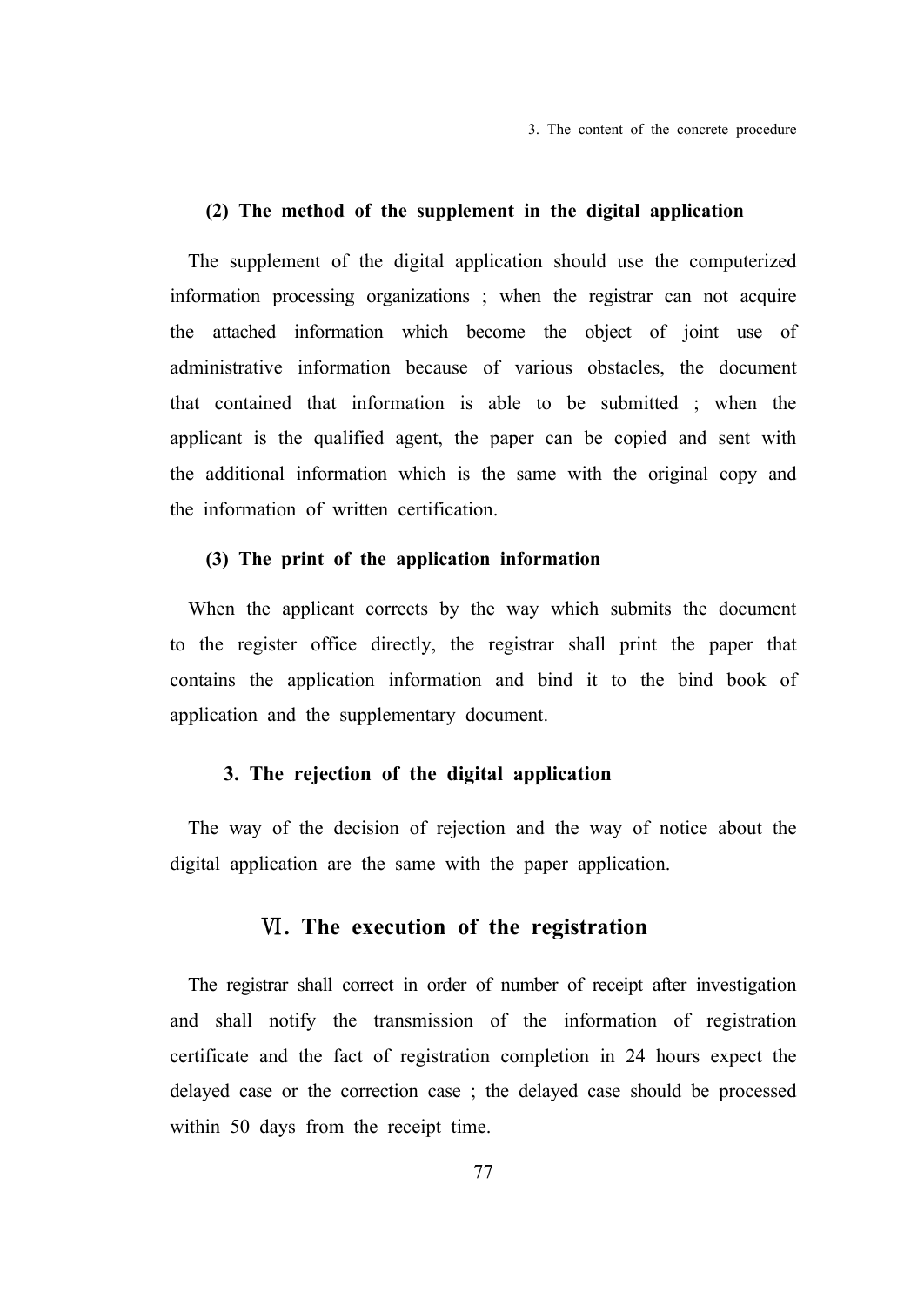#### (2) The method of the supplement in the digital application

The supplement of the digital application should use the computerized information processing organizations ; when the registrar can not acquire the attached information which become the object of joint use of administrative information because of various obstacles, the document that contained that information is able to be submitted ; when the applicant is the qualified agent, the paper can be copied and sent with the additional information which is the same with the original copy and the information of written certification.

#### (3) The print of the application information

When the applicant corrects by the way which submits the document to the register office directly, the registrar shall print the paper that contains the application information and bind it to the bind book of application and the supplementary document.

### 3. The rejection of the digital application

The way of the decision of rejection and the way of notice about the digital application are the same with the paper application.

## Ⅵ. The execution of the registration

The registrar shall correct in order of number of receipt after investigation and shall notify the transmission of the information of registration certificate and the fact of registration completion in 24 hours expect the delayed case or the correction case ; the delayed case should be processed within 50 days from the receipt time.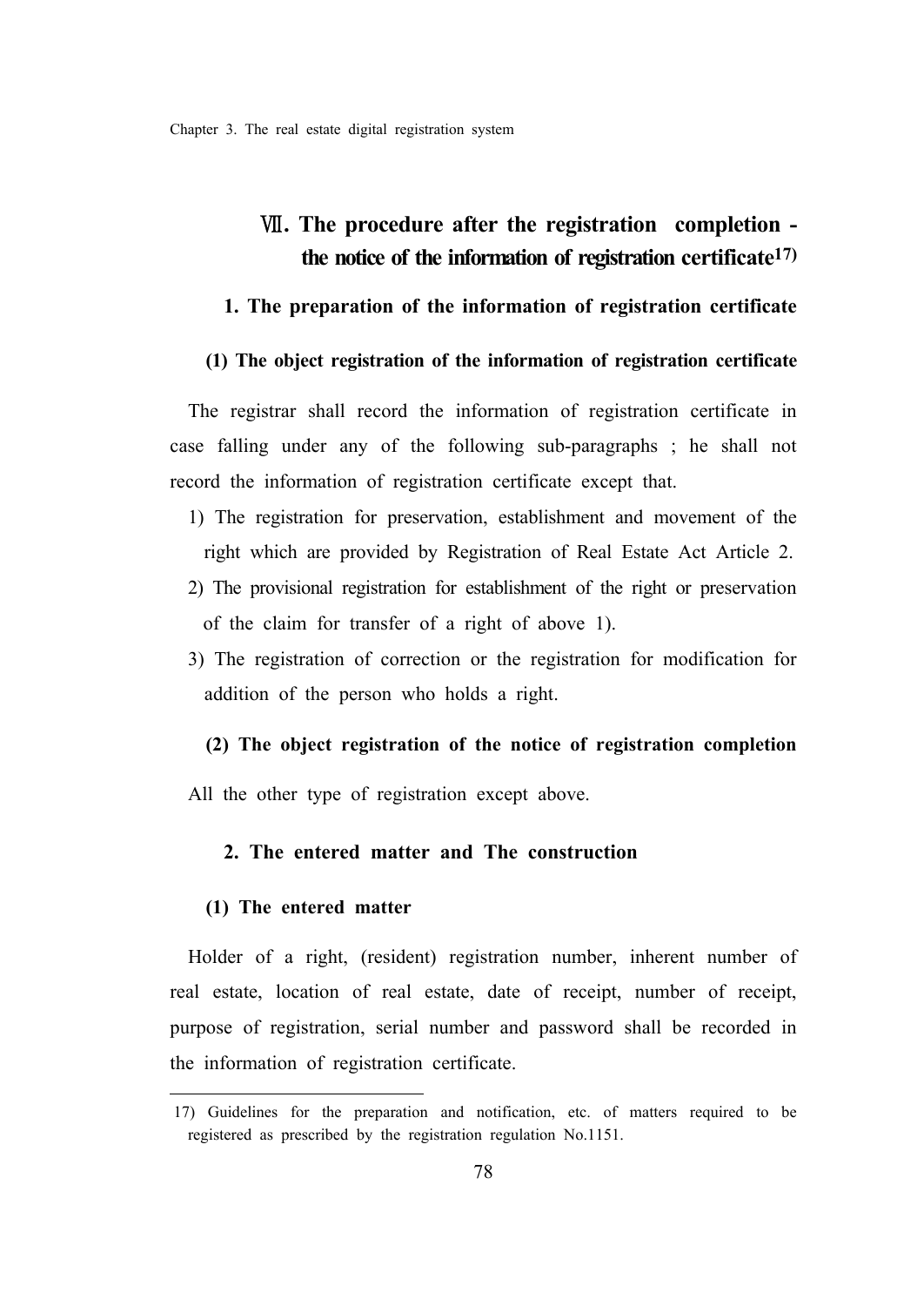## Ⅶ. The procedure after the registration completion - the notice of the information of registration certificate[17]

### 1. The preparation of the information of registration certificate

#### (1) The object registration of the information of registration certificate

The registrar shall record the information of registration certificate in case falling under any of the following sub-paragraphs ; he shall not record the information of registration certificate except that.

1) The registration for preservation, establishment and movement of the right which are provided by Registration of Real Estate Act Article 2.
2) The provisional registration for establishment of the right or preservation of the claim for transfer of a right of above 1).
3) The registration of correction or the registration for modification for addition of the person who holds a right.

#### (2) The object registration of the notice of registration completion

All the other type of registration except above.

### 2. The entered matter and The construction

#### (1) The entered matter

Holder of a right, (resident) registration number, inherent number of real estate, location of real estate, date of receipt, number of receipt, purpose of registration, serial number and password shall be recorded in the information of registration certificate.

---

17) Guidelines for the preparation and notification, etc. of matters required to be registered as prescribed by the registration regulation No.1151.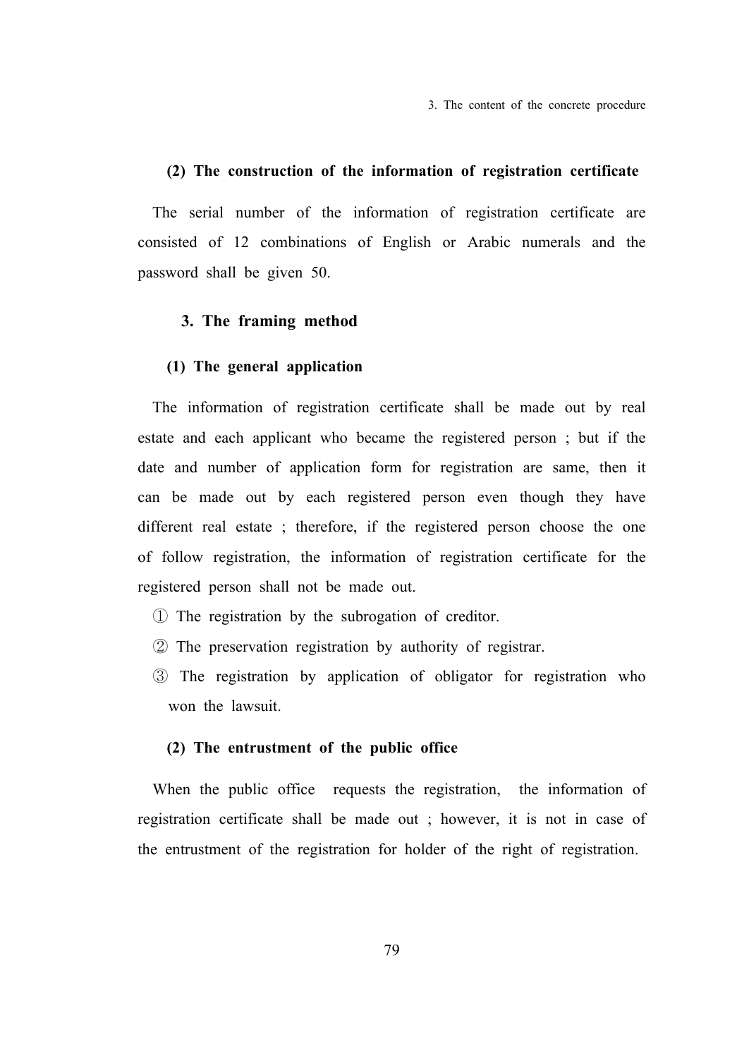#### (2) The construction of the information of registration certificate

The serial number of the information of registration certificate are consisted of 12 combinations of English or Arabic numerals and the password shall be given 50.

### 3. The framing method

#### (1) The general application

The information of registration certificate shall be made out by real estate and each applicant who became the registered person ; but if the date and number of application form for registration are same, then it can be made out by each registered person even though they have different real estate ; therefore, if the registered person choose the one of follow registration, the information of registration certificate for the registered person shall not be made out.

① The registration by the subrogation of creditor.

② The preservation registration by authority of registrar.

③ The registration by application of obligator for registration who won the lawsuit.

#### (2) The entrustment of the public office

When the public office requests the registration, the information of registration certificate shall be made out ; however, it is not in case of the entrustment of the registration for holder of the right of registration.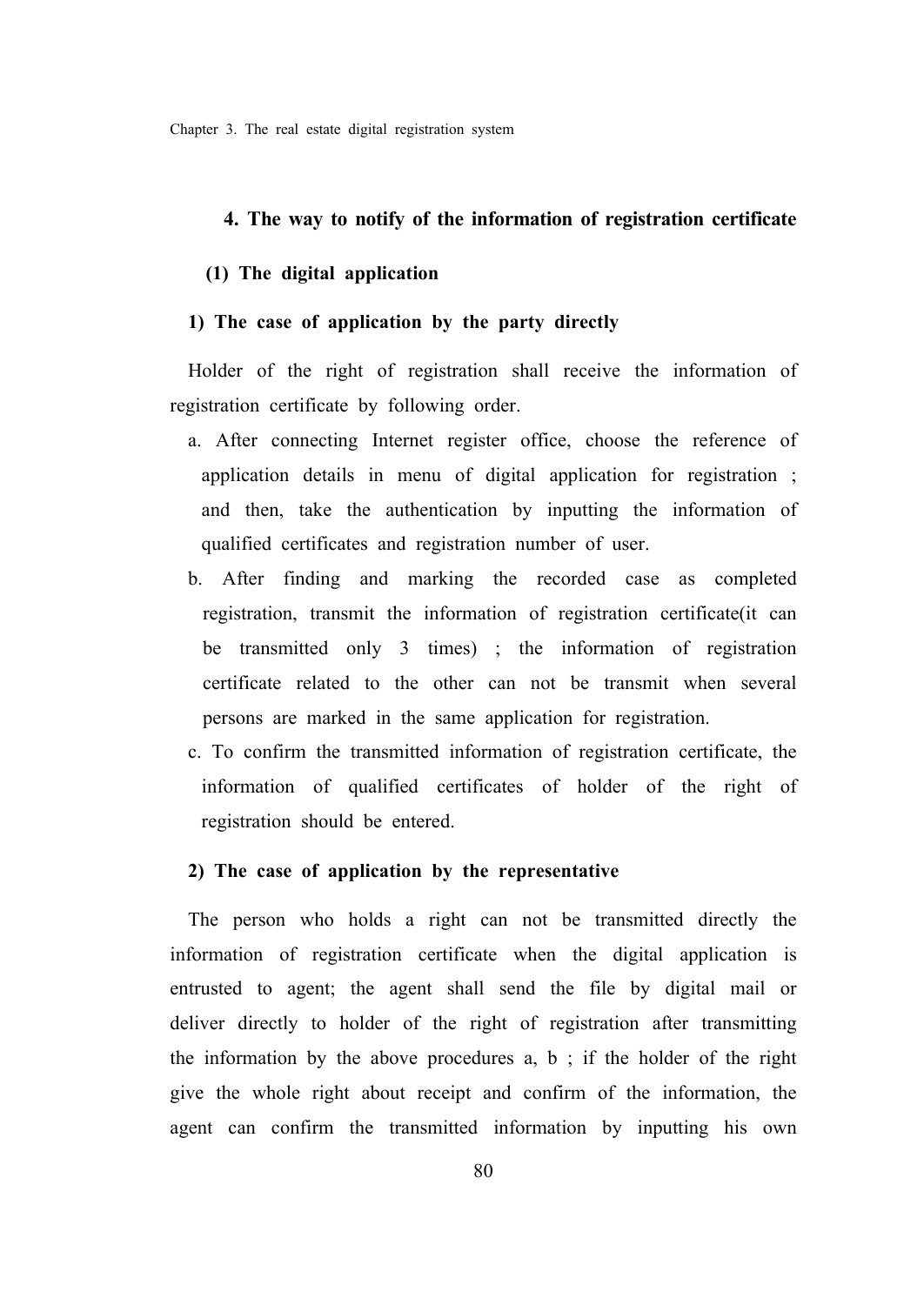## 4. The way to notify of the information of registration certificate

### (1) The digital application

#### 1) The case of application by the party directly

Holder of the right of registration shall receive the information of registration certificate by following order.

a. After connecting Internet register office, choose the reference of application details in menu of digital application for registration ; and then, take the authentication by inputting the information of qualified certificates and registration number of user.

b. After finding and marking the recorded case as completed registration, transmit the information of registration certificate(it can be transmitted only 3 times) ; the information of registration certificate related to the other can not be transmit when several persons are marked in the same application for registration.

c. To confirm the transmitted information of registration certificate, the information of qualified certificates of holder of the right of registration should be entered.

#### 2) The case of application by the representative

The person who holds a right can not be transmitted directly the information of registration certificate when the digital application is entrusted to agent; the agent shall send the file by digital mail or deliver directly to holder of the right of registration after transmitting the information by the above procedures a, b ; if the holder of the right give the whole right about receipt and confirm of the information, the agent can confirm the transmitted information by inputting his own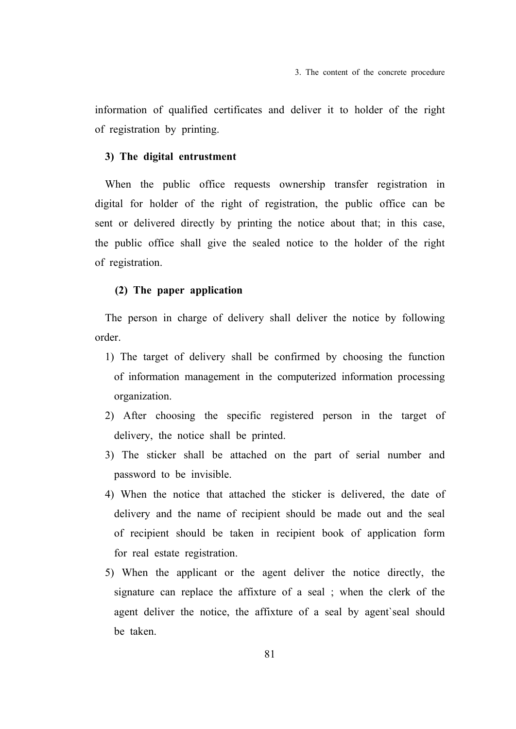information of qualified certificates and deliver it to holder of the right of registration by printing.

**3) The digital entrustment**

When the public office requests ownership transfer registration in digital for holder of the right of registration, the public office can be sent or delivered directly by printing the notice about that; in this case, the public office shall give the sealed notice to the holder of the right of registration.

**(2) The paper application**

The person in charge of delivery shall deliver the notice by following order.

1) The target of delivery shall be confirmed by choosing the function of information management in the computerized information processing organization.
2) After choosing the specific registered person in the target of delivery, the notice shall be printed.
3) The sticker shall be attached on the part of serial number and password to be invisible.
4) When the notice that attached the sticker is delivered, the date of delivery and the name of recipient should be made out and the seal of recipient should be taken in recipient book of application form for real estate registration.
5) When the applicant or the agent deliver the notice directly, the signature can replace the affixture of a seal ; when the clerk of the agent deliver the notice, the affixture of a seal by agent`seal should be taken.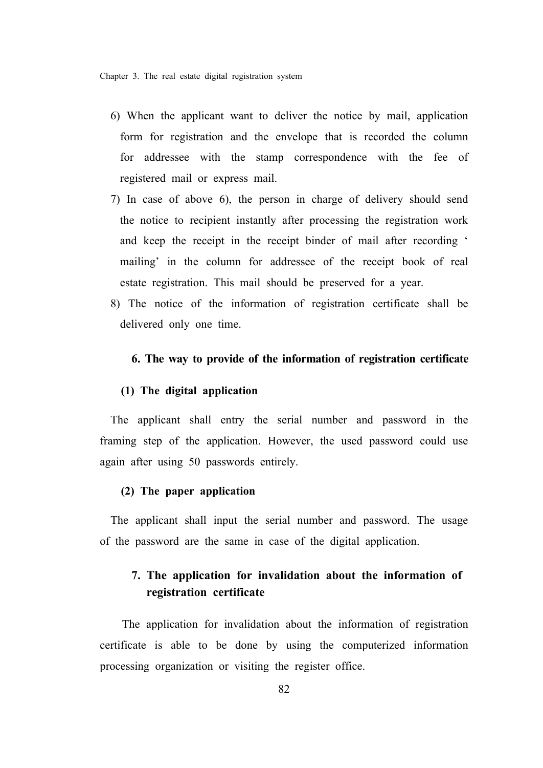6) When the applicant want to deliver the notice by mail, application form for registration and the envelope that is recorded the column for addressee with the stamp correspondence with the fee of registered mail or express mail.
7) In case of above 6), the person in charge of delivery should send the notice to recipient instantly after processing the registration work and keep the receipt in the receipt binder of mail after recording ‘ mailing’ in the column for addressee of the receipt book of real estate registration. This mail should be preserved for a year.
8) The notice of the information of registration certificate shall be delivered only one time.

## 6. The way to provide of the information of registration certificate

### (1) The digital application

The applicant shall entry the serial number and password in the framing step of the application. However, the used password could use again after using 50 passwords entirely.

### (2) The paper application

The applicant shall input the serial number and password. The usage of the password are the same in case of the digital application.

## 7. The application for invalidation about the information of registration certificate

The application for invalidation about the information of registration certificate is able to be done by using the computerized information processing organization or visiting the register office.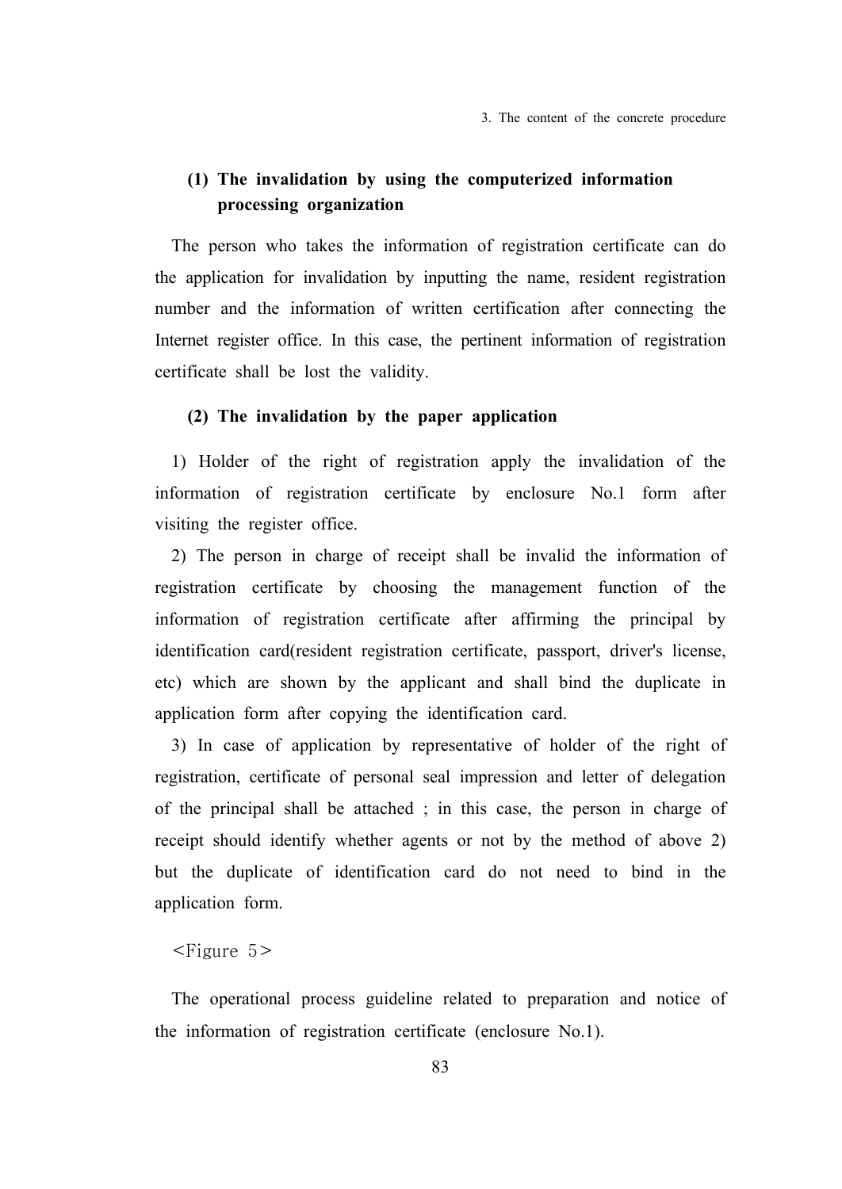### (1) The invalidation by using the computerized information processing organization

The person who takes the information of registration certificate can do the application for invalidation by inputting the name, resident registration number and the information of written certification after connecting the Internet register office. In this case, the pertinent information of registration certificate shall be lost the validity.

### (2) The invalidation by the paper application

1) Holder of the right of registration apply the invalidation of the information of registration certificate by enclosure No.1 form after visiting the register office.

2) The person in charge of receipt shall be invalid the information of registration certificate by choosing the management function of the information of registration certificate after affirming the principal by identification card(resident registration certificate, passport, driver's license, etc) which are shown by the applicant and shall bind the duplicate in application form after copying the identification card.

3) In case of application by representative of holder of the right of registration, certificate of personal seal impression and letter of delegation of the principal shall be attached ; in this case, the person in charge of receipt should identify whether agents or not by the method of above 2) but the duplicate of identification card do not need to bind in the application form.

<Figure 5>

The operational process guideline related to preparation and notice of the information of registration certificate (enclosure No.1).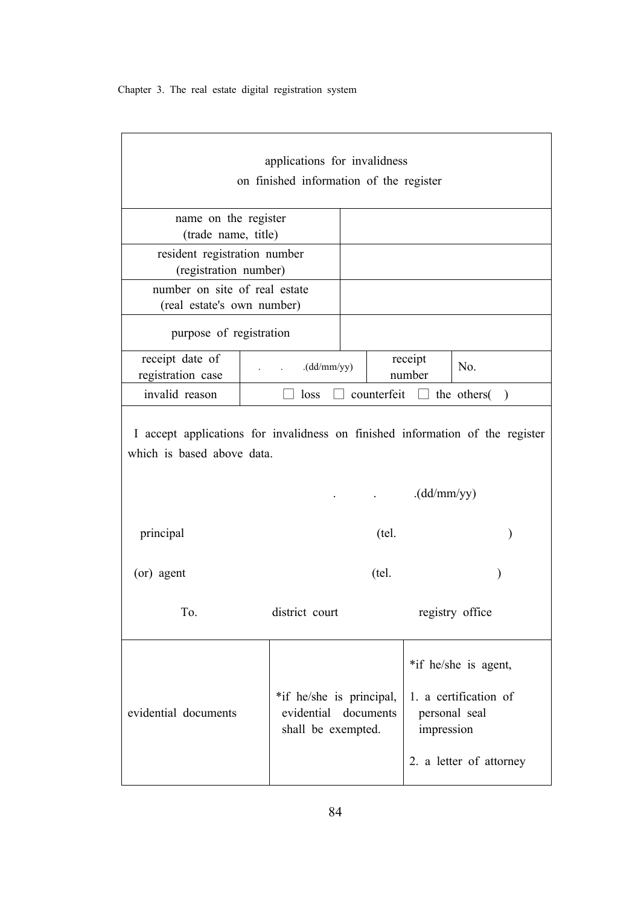| applications for invalidness on finished information of the register | | | |
|---|---|---|---|
| name on the register (trade name, title) | | | |
| resident registration number (registration number) | | | |
| number on site of real estate (real estate's own number) | | | |
| purpose of registration | | | |
| receipt date of registration case | . . .(dd/mm/yy) | receipt number | No. |
| invalid reason | ☐ loss ☐ counterfeit ☐ the others( ) | | |

I accept applications for invalidness on finished information of the register which is based above data.

. . .(dd/mm/yy)

principal (tel. )

(or) agent (tel. )

To. district court registry office

| evidential documents | *if he/she is principal, evidential documents shall be exempted. | *if he/she is agent,<br>1. a certification of personal seal impression<br>2. a letter of attorney |
|---|---|---|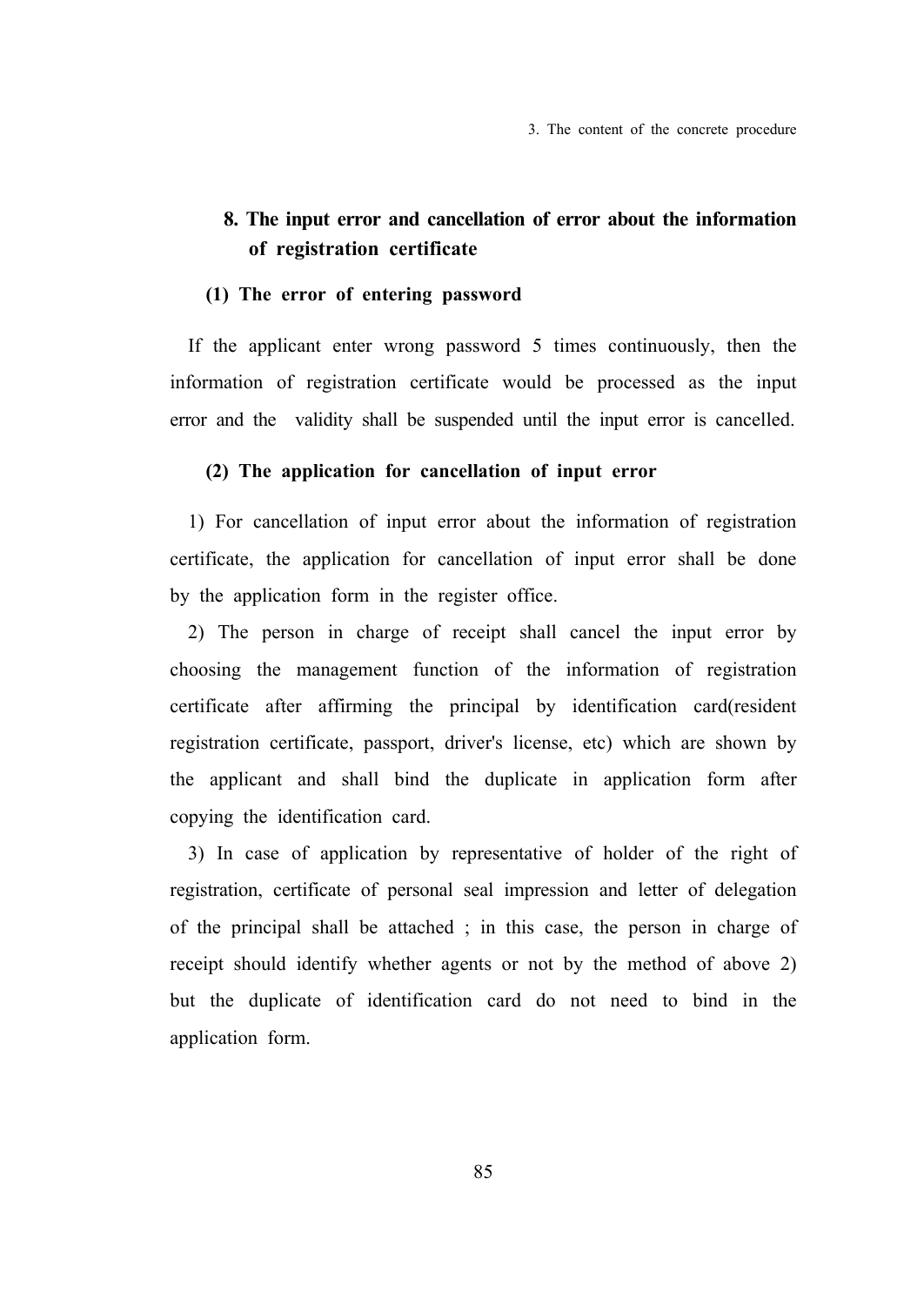## 8. The input error and cancellation of error about the information of registration certificate

### (1) The error of entering password

If the applicant enter wrong password 5 times continuously, then the information of registration certificate would be processed as the input error and the validity shall be suspended until the input error is cancelled.

### (2) The application for cancellation of input error

1) For cancellation of input error about the information of registration certificate, the application for cancellation of input error shall be done by the application form in the register office.

2) The person in charge of receipt shall cancel the input error by choosing the management function of the information of registration certificate after affirming the principal by identification card(resident registration certificate, passport, driver's license, etc) which are shown by the applicant and shall bind the duplicate in application form after copying the identification card.

3) In case of application by representative of holder of the right of registration, certificate of personal seal impression and letter of delegation of the principal shall be attached ; in this case, the person in charge of receipt should identify whether agents or not by the method of above 2) but the duplicate of identification card do not need to bind in the application form.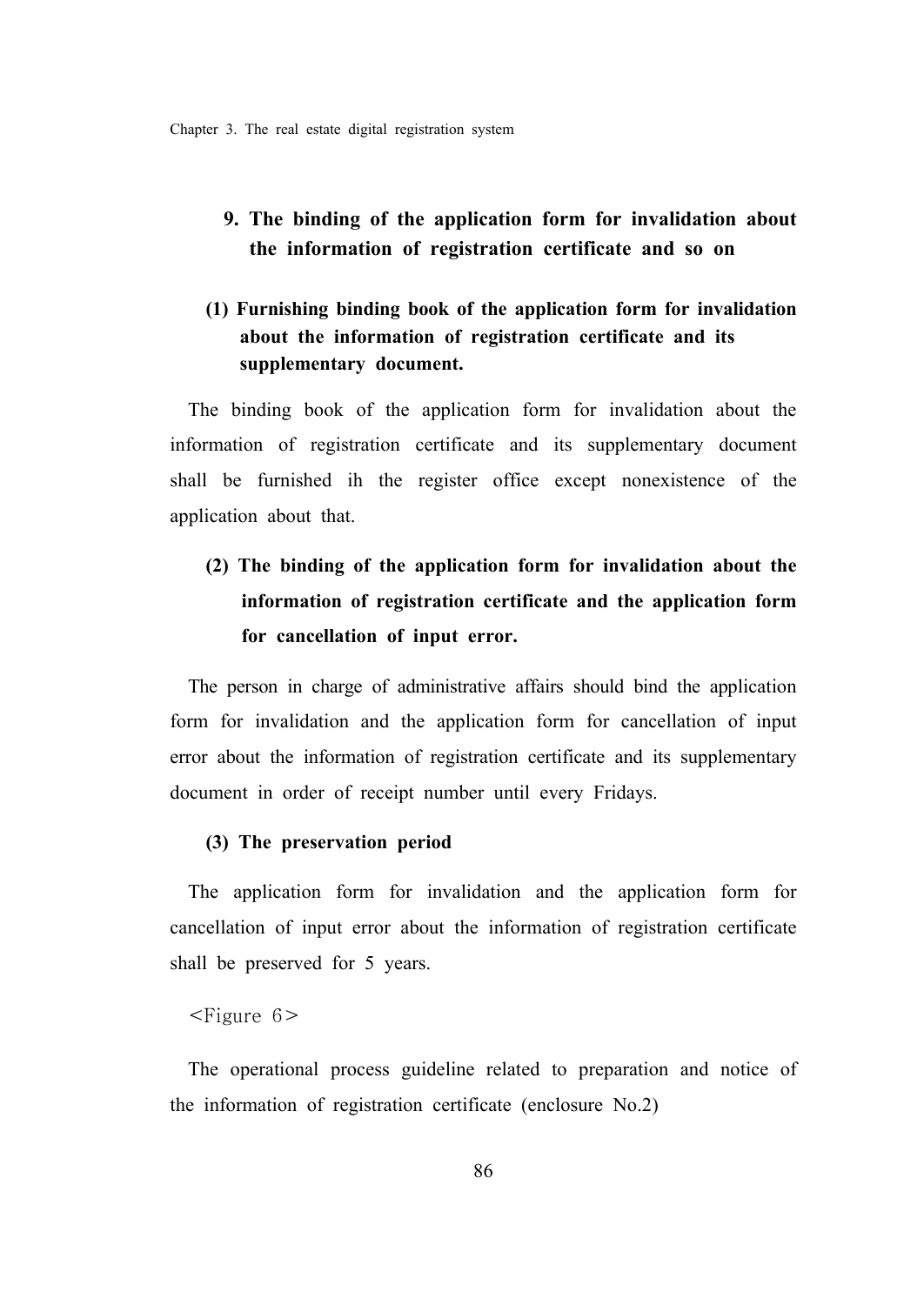## 9. The binding of the application form for invalidation about the information of registration certificate and so on

### (1) Furnishing binding book of the application form for invalidation about the information of registration certificate and its supplementary document.

The binding book of the application form for invalidation about the information of registration certificate and its supplementary document shall be furnished ih the register office except nonexistence of the application about that.

### (2) The binding of the application form for invalidation about the information of registration certificate and the application form for cancellation of input error.

The person in charge of administrative affairs should bind the application form for invalidation and the application form for cancellation of input error about the information of registration certificate and its supplementary document in order of receipt number until every Fridays.

### (3) The preservation period

The application form for invalidation and the application form for cancellation of input error about the information of registration certificate shall be preserved for 5 years.

<Figure 6>

The operational process guideline related to preparation and notice of the information of registration certificate (enclosure No.2)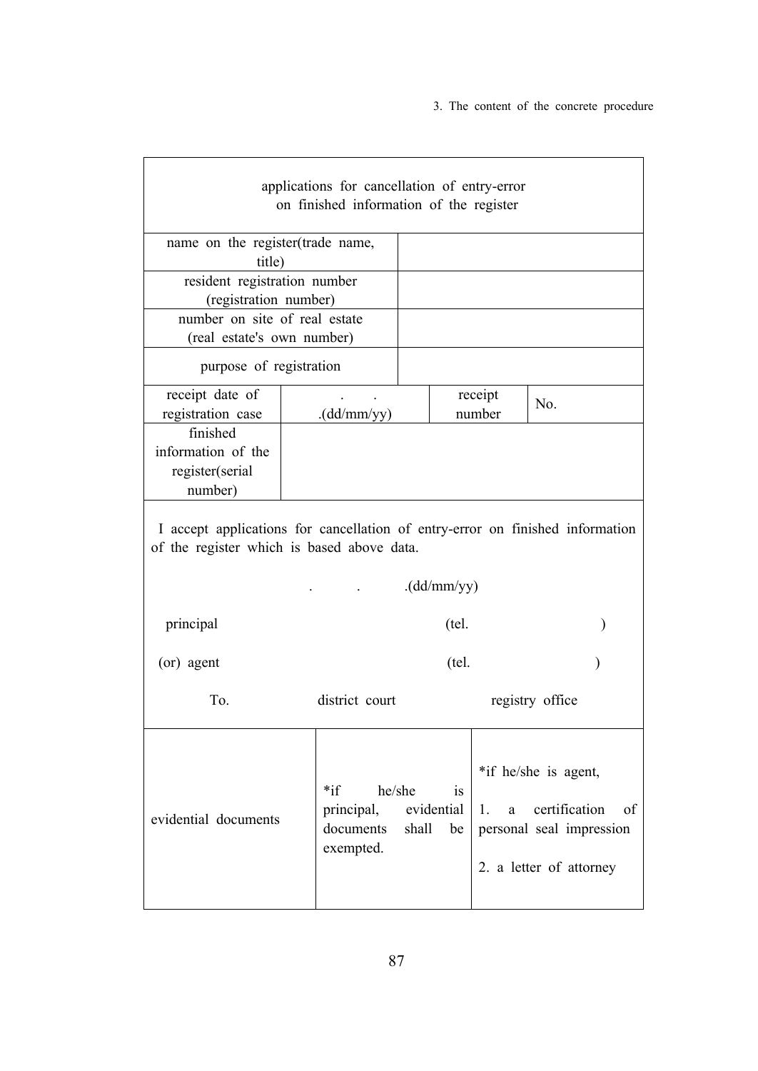| applications for cancellation of entry-error on finished information of the register | | | |
|---|---|---|---|
| name on the register(trade name, title) | | | |
| resident registration number (registration number) | | | |
| number on site of real estate (real estate's own number) | | | |
| purpose of registration | | | |
| receipt date of registration case | . . .(dd/mm/yy) | receipt number | No. |
| finished information of the register(serial number) | | | |

I accept applications for cancellation of entry-error on finished information of the register which is based above data.

. . .(dd/mm/yy)

principal (tel. )

(or) agent (tel. )

To. district court registry office

| evidential documents | *if he/she is principal, evidential documents shall be exempted. | *if he/she is agent,<br><br>1. a certification of personal seal impression<br><br>2. a letter of attorney |
|---|---|---|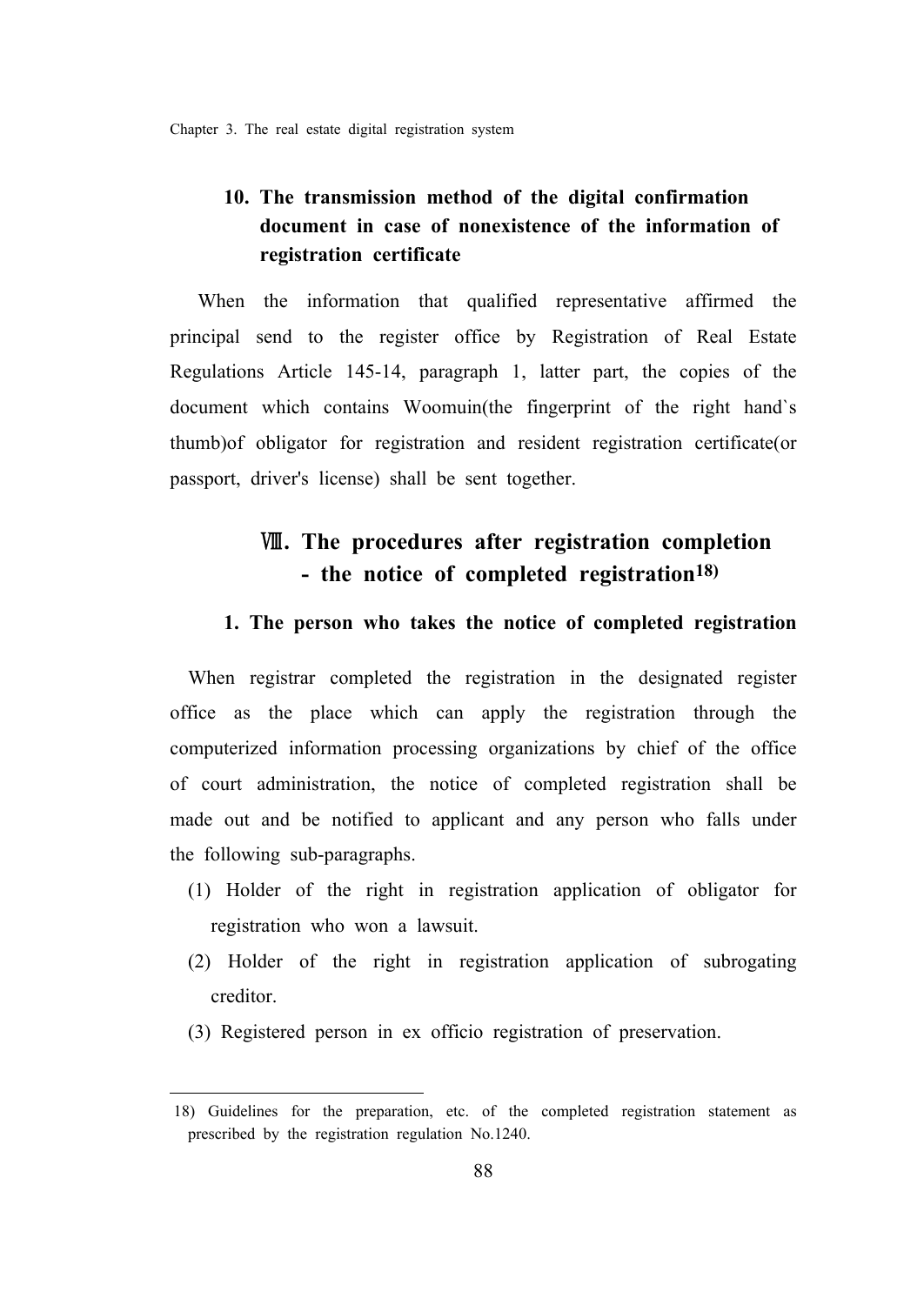### 10. The transmission method of the digital confirmation document in case of nonexistence of the information of registration certificate

When the information that qualified representative affirmed the principal send to the register office by Registration of Real Estate Regulations Article 145-14, paragraph 1, latter part, the copies of the document which contains Woomuin(the fingerprint of the right hand`s thumb)of obligator for registration and resident registration certificate(or passport, driver's license) shall be sent together.

## Ⅷ. The procedures after registration completion - the notice of completed registration[18]

### 1. The person who takes the notice of completed registration

When registrar completed the registration in the designated register office as the place which can apply the registration through the computerized information processing organizations by chief of the office of court administration, the notice of completed registration shall be made out and be notified to applicant and any person who falls under the following sub-paragraphs.

(1) Holder of the right in registration application of obligator for registration who won a lawsuit.

(2) Holder of the right in registration application of subrogating creditor.

(3) Registered person in ex officio registration of preservation.

---

18) Guidelines for the preparation, etc. of the completed registration statement as prescribed by the registration regulation No.1240.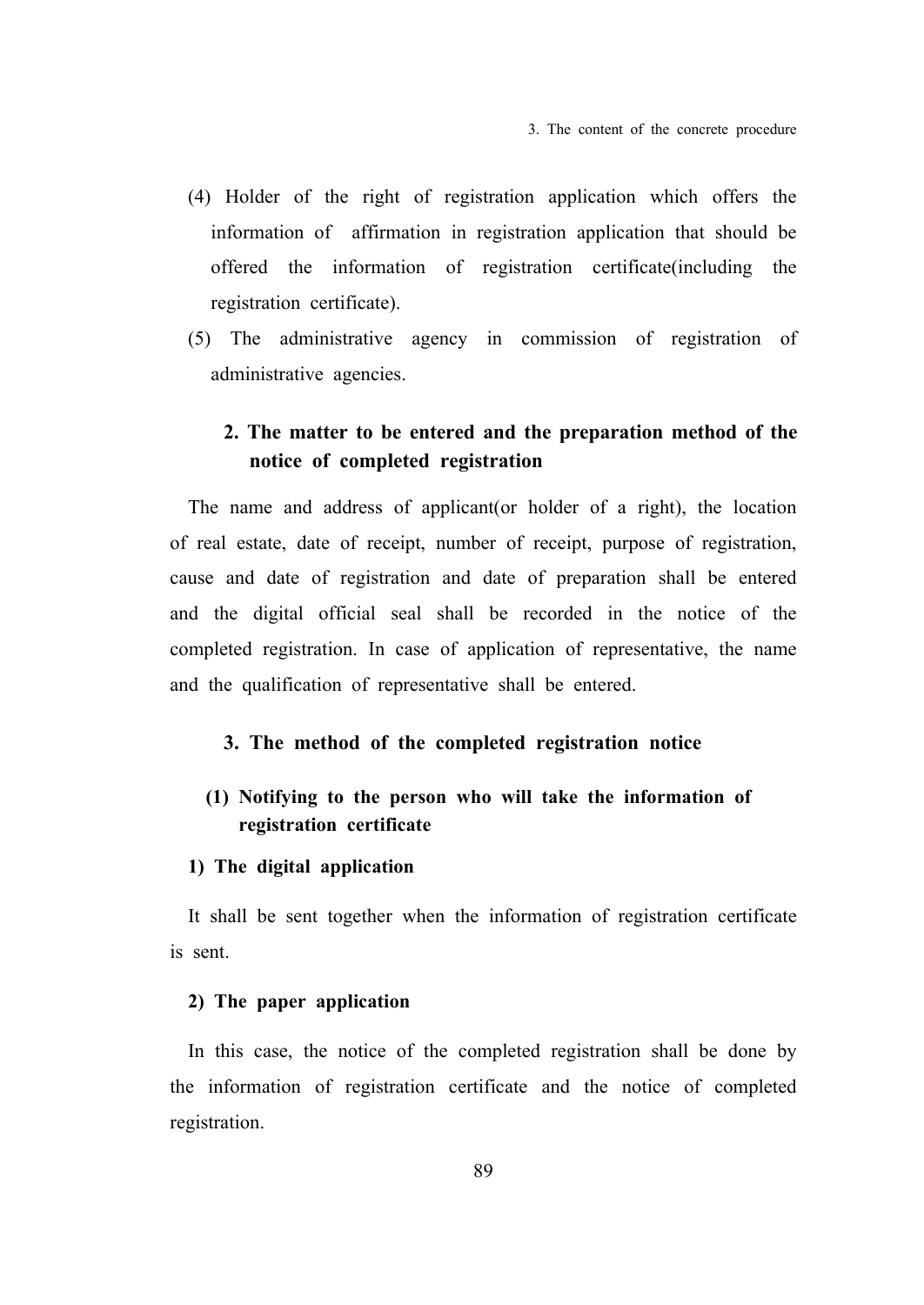(4) Holder of the right of registration application which offers the information of affirmation in registration application that should be offered the information of registration certificate(including the registration certificate).

(5) The administrative agency in commission of registration of administrative agencies.

## 2. The matter to be entered and the preparation method of the notice of completed registration

The name and address of applicant(or holder of a right), the location of real estate, date of receipt, number of receipt, purpose of registration, cause and date of registration and date of preparation shall be entered and the digital official seal shall be recorded in the notice of the completed registration. In case of application of representative, the name and the qualification of representative shall be entered.

## 3. The method of the completed registration notice

### (1) Notifying to the person who will take the information of registration certificate

#### 1) The digital application

It shall be sent together when the information of registration certificate is sent.

#### 2) The paper application

In this case, the notice of the completed registration shall be done by the information of registration certificate and the notice of completed registration.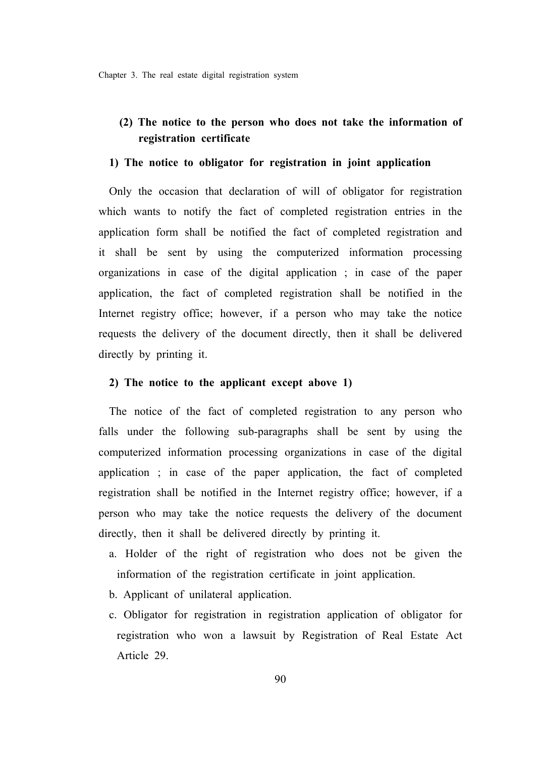### (2) The notice to the person who does not take the information of registration certificate

#### 1) The notice to obligator for registration in joint application

Only the occasion that declaration of will of obligator for registration which wants to notify the fact of completed registration entries in the application form shall be notified the fact of completed registration and it shall be sent by using the computerized information processing organizations in case of the digital application ; in case of the paper application, the fact of completed registration shall be notified in the Internet registry office; however, if a person who may take the notice requests the delivery of the document directly, then it shall be delivered directly by printing it.

#### 2) The notice to the applicant except above 1)

The notice of the fact of completed registration to any person who falls under the following sub-paragraphs shall be sent by using the computerized information processing organizations in case of the digital application ; in case of the paper application, the fact of completed registration shall be notified in the Internet registry office; however, if a person who may take the notice requests the delivery of the document directly, then it shall be delivered directly by printing it.

a. Holder of the right of registration who does not be given the information of the registration certificate in joint application.

b. Applicant of unilateral application.

c. Obligator for registration in registration application of obligator for registration who won a lawsuit by Registration of Real Estate Act Article 29.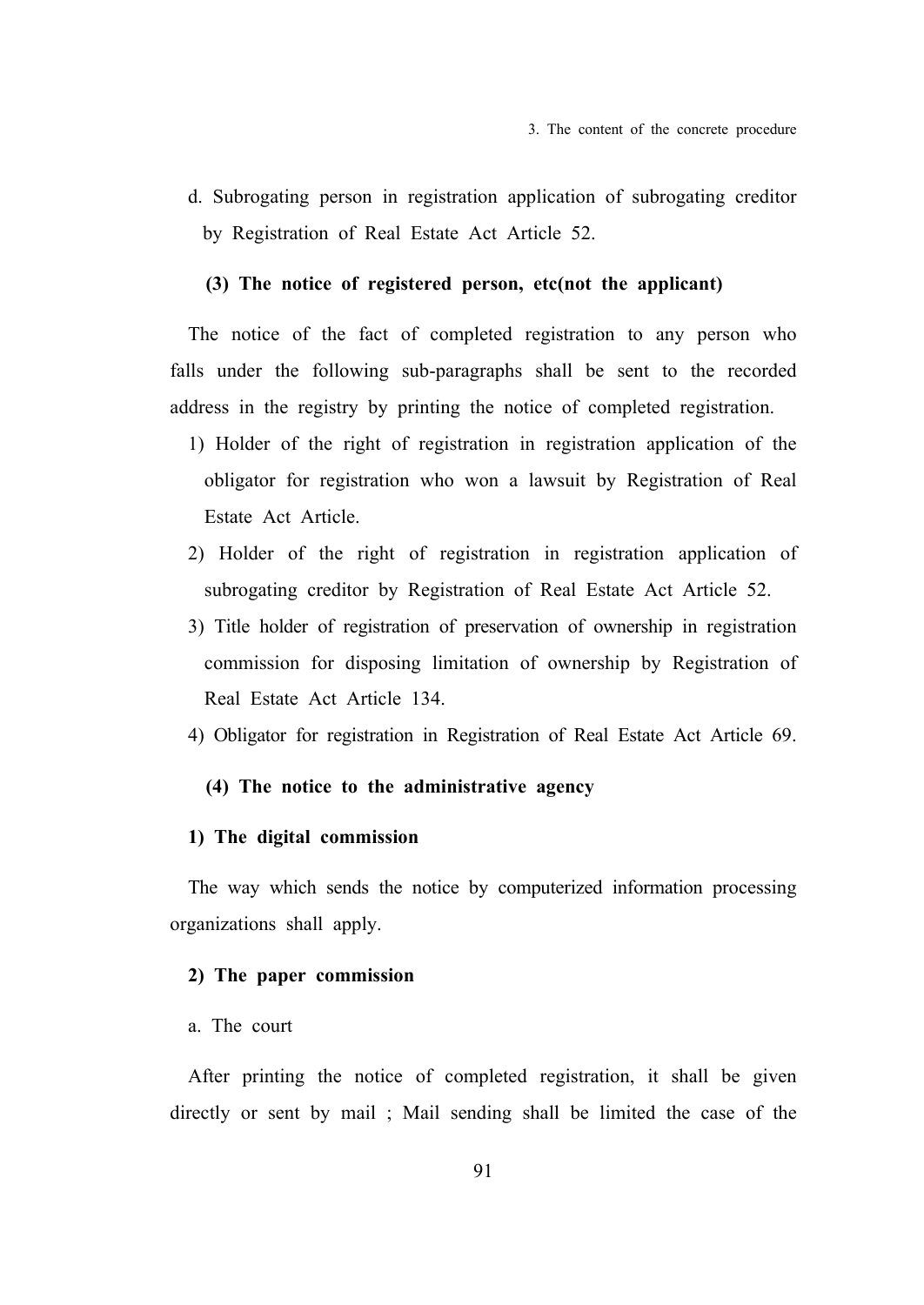d. Subrogating person in registration application of subrogating creditor by Registration of Real Estate Act Article 52.

#### (3) The notice of registered person, etc(not the applicant)

The notice of the fact of completed registration to any person who falls under the following sub-paragraphs shall be sent to the recorded address in the registry by printing the notice of completed registration.

1) Holder of the right of registration in registration application of the obligator for registration who won a lawsuit by Registration of Real Estate Act Article.
2) Holder of the right of registration in registration application of subrogating creditor by Registration of Real Estate Act Article 52.
3) Title holder of registration of preservation of ownership in registration commission for disposing limitation of ownership by Registration of Real Estate Act Article 134.
4) Obligator for registration in Registration of Real Estate Act Article 69.

#### (4) The notice to the administrative agency

**1) The digital commission**

The way which sends the notice by computerized information processing organizations shall apply.

**2) The paper commission**

a. The court

After printing the notice of completed registration, it shall be given directly or sent by mail ; Mail sending shall be limited the case of the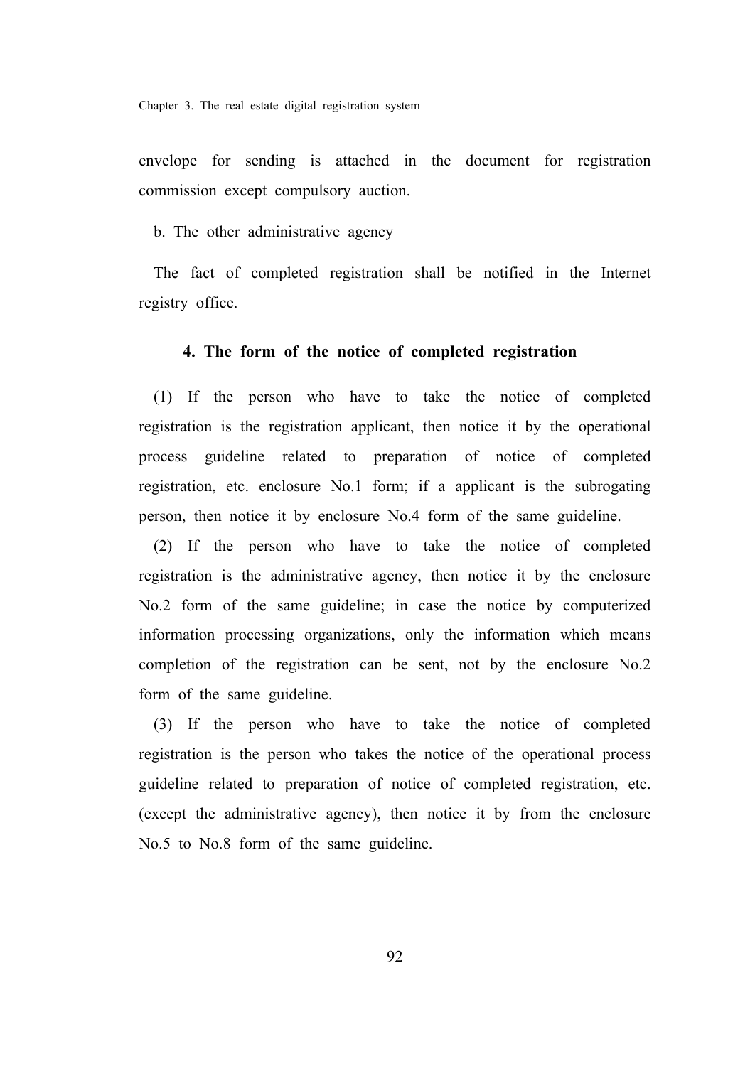envelope for sending is attached in the document for registration commission except compulsory auction.

b. The other administrative agency

The fact of completed registration shall be notified in the Internet registry office.

### 4. The form of the notice of completed registration

(1) If the person who have to take the notice of completed registration is the registration applicant, then notice it by the operational process guideline related to preparation of notice of completed registration, etc. enclosure No.1 form; if a applicant is the subrogating person, then notice it by enclosure No.4 form of the same guideline.

(2) If the person who have to take the notice of completed registration is the administrative agency, then notice it by the enclosure No.2 form of the same guideline; in case the notice by computerized information processing organizations, only the information which means completion of the registration can be sent, not by the enclosure No.2 form of the same guideline.

(3) If the person who have to take the notice of completed registration is the person who takes the notice of the operational process guideline related to preparation of notice of completed registration, etc. (except the administrative agency), then notice it by from the enclosure No.5 to No.8 form of the same guideline.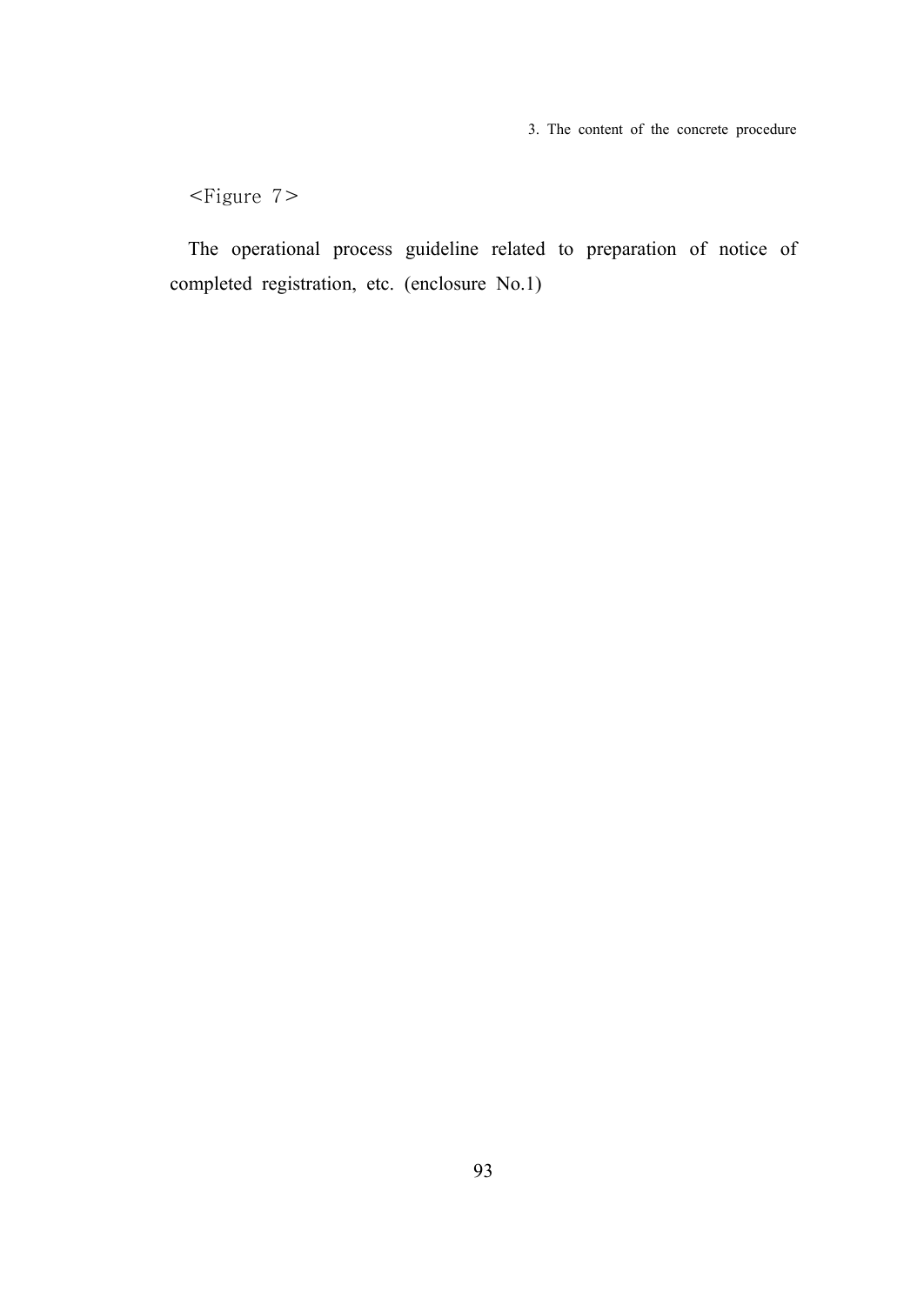<Figure 7>

The operational process guideline related to preparation of notice of completed registration, etc. (enclosure No.1)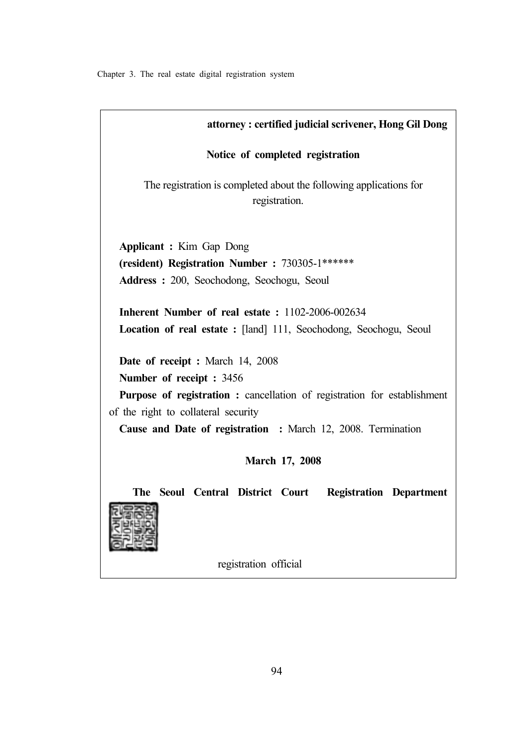**attorney : certified judicial scrivener, Hong Gil Dong**

**Notice of completed registration**

The registration is completed about the following applications for registration.

**Applicant :** Kim Gap Dong
**(resident) Registration Number :** 730305-1******
**Address :** 200, Seochodong, Seochogu, Seoul

**Inherent Number of real estate :** 1102-2006-002634
**Location of real estate :** [land] 111, Seochodong, Seochogu, Seoul

**Date of receipt :** March 14, 2008
**Number of receipt :** 3456
**Purpose of registration :** cancellation of registration for establishment of the right to collateral security
**Cause and Date of registration :** March 12, 2008. Termination

**March 17, 2008**

**The Seoul Central District Court Registration Department**

registration official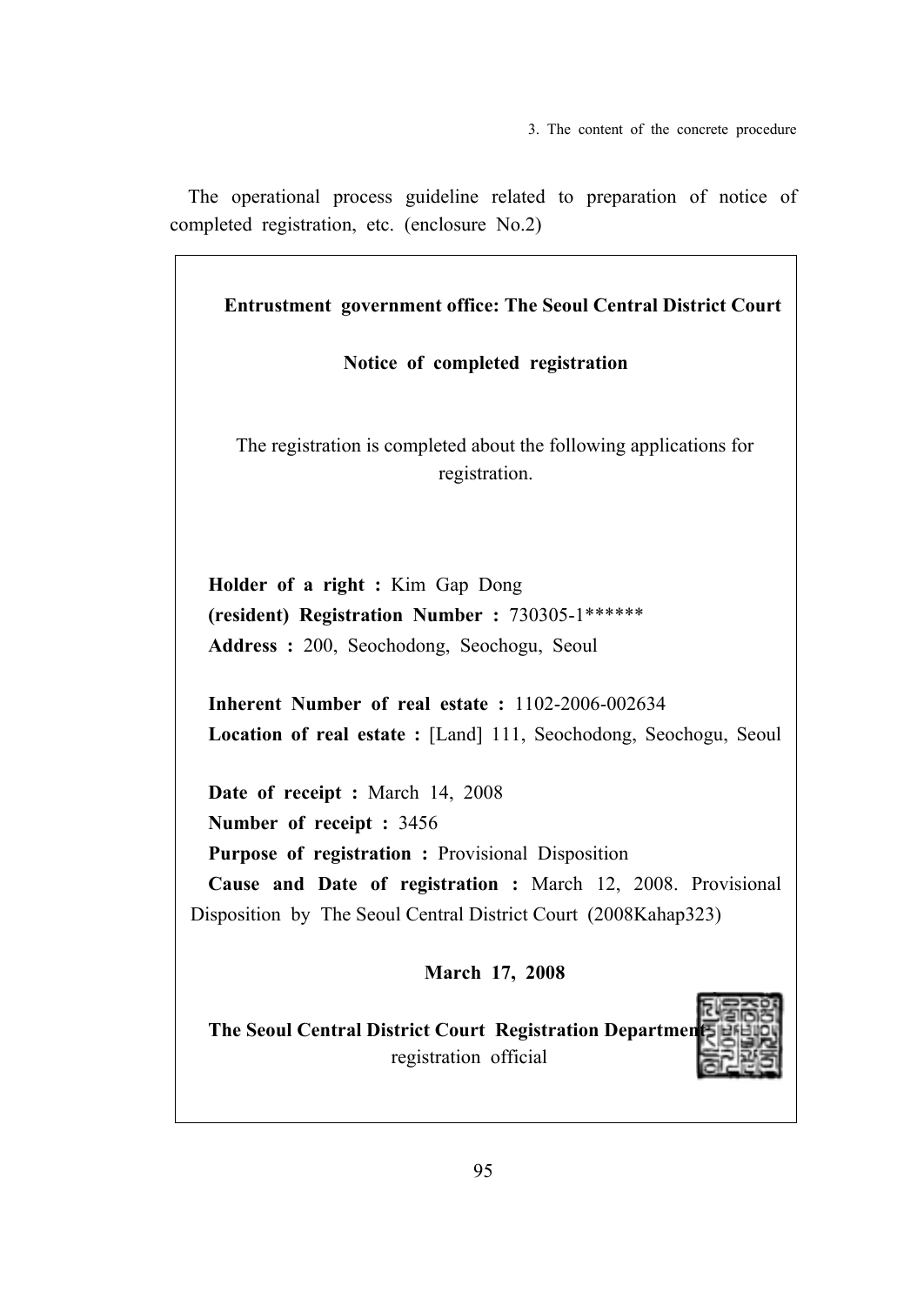The operational process guideline related to preparation of notice of completed registration, etc. (enclosure No.2)

**Entrustment government office: The Seoul Central District Court**

**Notice of completed registration**

The registration is completed about the following applications for registration.

**Holder of a right :** Kim Gap Dong
**(resident) Registration Number :** 730305-1******
**Address :** 200, Seochodong, Seochogu, Seoul

**Inherent Number of real estate :** 1102-2006-002634
**Location of real estate :** [Land] 111, Seochodong, Seochogu, Seoul

**Date of receipt :** March 14, 2008
**Number of receipt :** 3456
**Purpose of registration :** Provisional Disposition
**Cause and Date of registration :** March 12, 2008. Provisional Disposition by The Seoul Central District Court (2008Kahap323)

**March 17, 2008**

**The Seoul Central District Court Registration Department**
registration official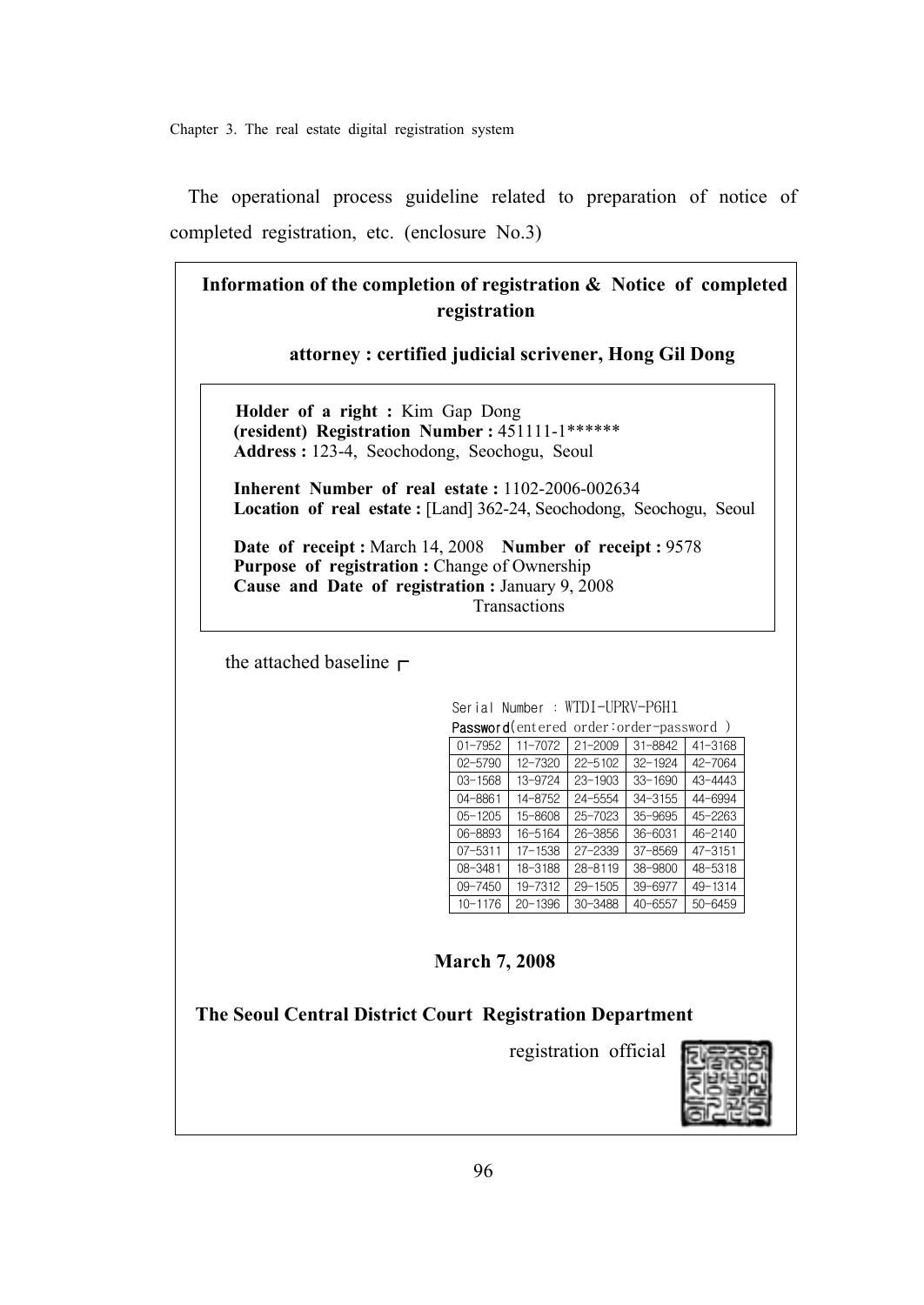The operational process guideline related to preparation of notice of completed registration, etc. (enclosure No.3)

**Information of the completion of registration & Notice of completed registration**

**attorney : certified judicial scrivener, Hong Gil Dong**

**Holder of a right :** Kim Gap Dong
**(resident) Registration Number :** 451111-1******
**Address :** 123-4, Seochodong, Seochogu, Seoul

**Inherent Number of real estate :** 1102-2006-002634
**Location of real estate :** [Land] 362-24, Seochodong, Seochogu, Seoul

**Date of receipt :** March 14, 2008 **Number of receipt :** 9578
**Purpose of registration :** Change of Ownership
**Cause and Date of registration :** January 9, 2008
Transactions

the attached baseline ┌

Serial Number : WTDI-UPRV-P6H1

**Password**(entered order:order-password )

| | | | | |
|---|---|---|---|---|
| 01-7952 | 11-7072 | 21-2009 | 31-8842 | 41-3168 |
| 02-5790 | 12-7320 | 22-5102 | 32-1924 | 42-7064 |
| 03-1568 | 13-9724 | 23-1903 | 33-1690 | 43-4443 |
| 04-8861 | 14-8752 | 24-5554 | 34-3155 | 44-6994 |
| 05-1205 | 15-8608 | 25-7023 | 35-9695 | 45-2263 |
| 06-8893 | 16-5164 | 26-3856 | 36-6031 | 46-2140 |
| 07-5311 | 17-1538 | 27-2339 | 37-8569 | 47-3151 |
| 08-3481 | 18-3188 | 28-8119 | 38-9800 | 48-5318 |
| 09-7450 | 19-7312 | 29-1505 | 39-6977 | 49-1314 |
| 10-1176 | 20-1396 | 30-3488 | 40-6557 | 50-6459 |

**March 7, 2008**

**The Seoul Central District Court Registration Department**

registration official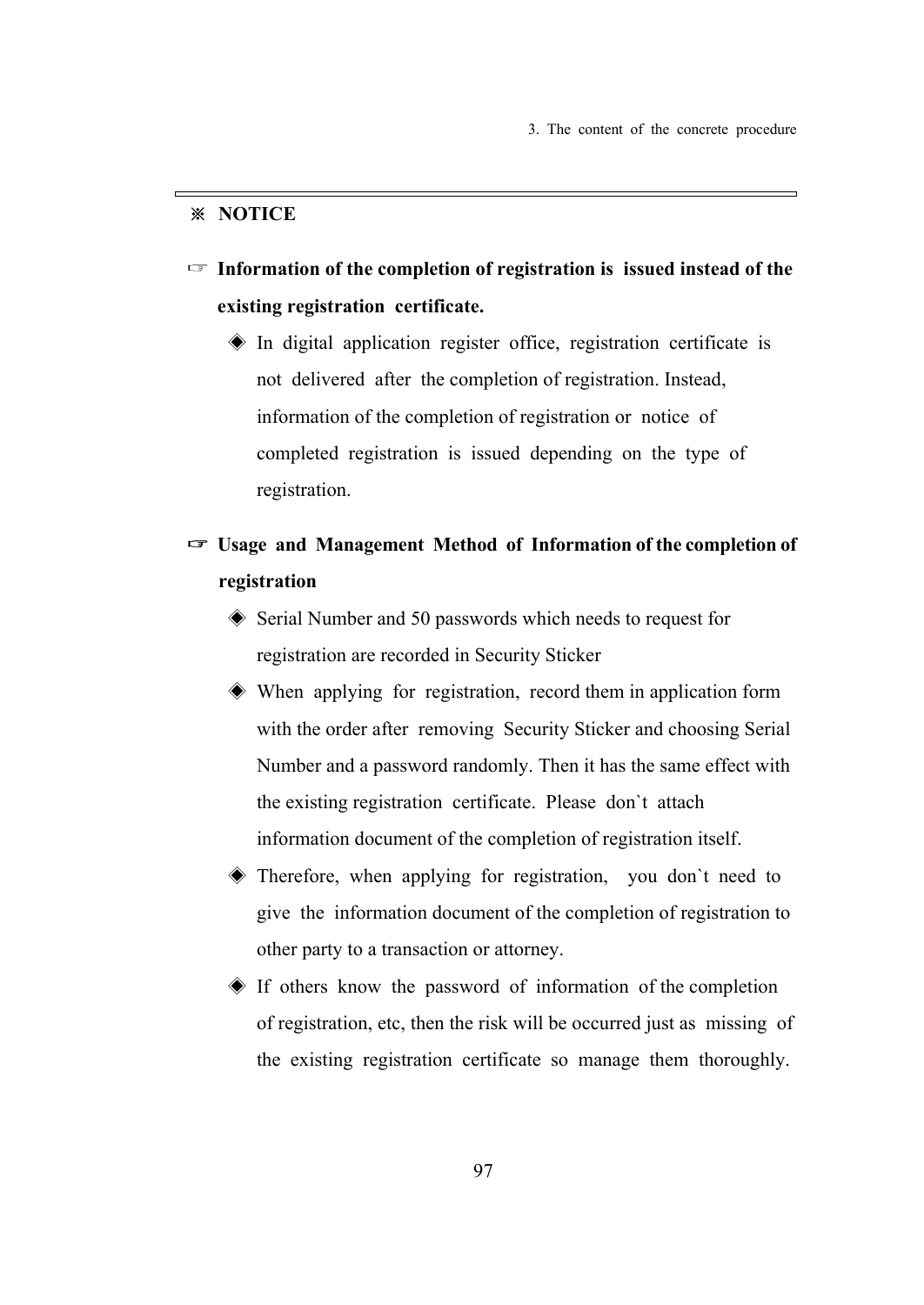## ※ NOTICE

☞ **Information of the completion of registration is issued instead of the existing registration certificate.**

- ◈ In digital application register office, registration certificate is not delivered after the completion of registration. Instead, information of the completion of registration or notice of completed registration is issued depending on the type of registration.

☞ **Usage and Management Method of Information of the completion of registration**

- ◈ Serial Number and 50 passwords which needs to request for registration are recorded in Security Sticker
- ◈ When applying for registration, record them in application form with the order after removing Security Sticker and choosing Serial Number and a password randomly. Then it has the same effect with the existing registration certificate. Please don`t attach information document of the completion of registration itself.
- ◈ Therefore, when applying for registration, you don`t need to give the information document of the completion of registration to other party to a transaction or attorney.
- ◈ If others know the password of information of the completion of registration, etc, then the risk will be occurred just as missing of the existing registration certificate so manage them thoroughly.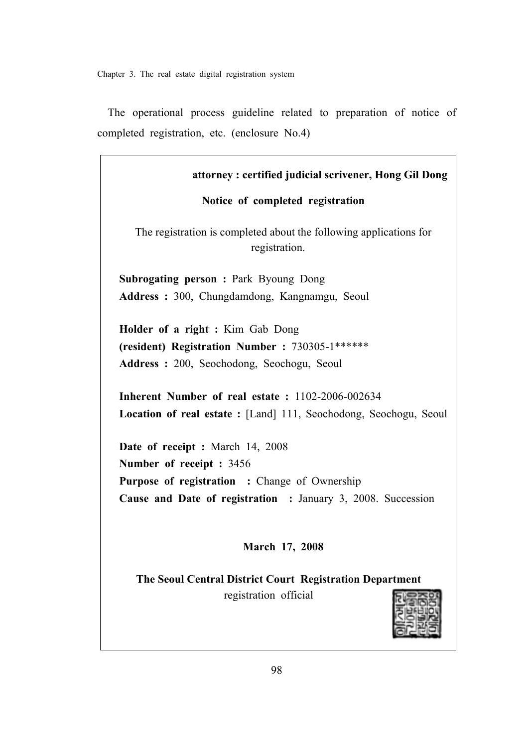The operational process guideline related to preparation of notice of completed registration, etc. (enclosure No.4)

**attorney : certified judicial scrivener, Hong Gil Dong**

**Notice of completed registration**

The registration is completed about the following applications for registration.

**Subrogating person :** Park Byoung Dong
**Address :** 300, Chungdamdong, Kangnamgu, Seoul

**Holder of a right :** Kim Gab Dong
**(resident) Registration Number :** 730305-1******
**Address :** 200, Seochodong, Seochogu, Seoul

**Inherent Number of real estate :** 1102-2006-002634
**Location of real estate :** [Land] 111, Seochodong, Seochogu, Seoul

**Date of receipt :** March 14, 2008
**Number of receipt :** 3456
**Purpose of registration :** Change of Ownership
**Cause and Date of registration :** January 3, 2008. Succession

**March 17, 2008**

**The Seoul Central District Court Registration Department**
registration official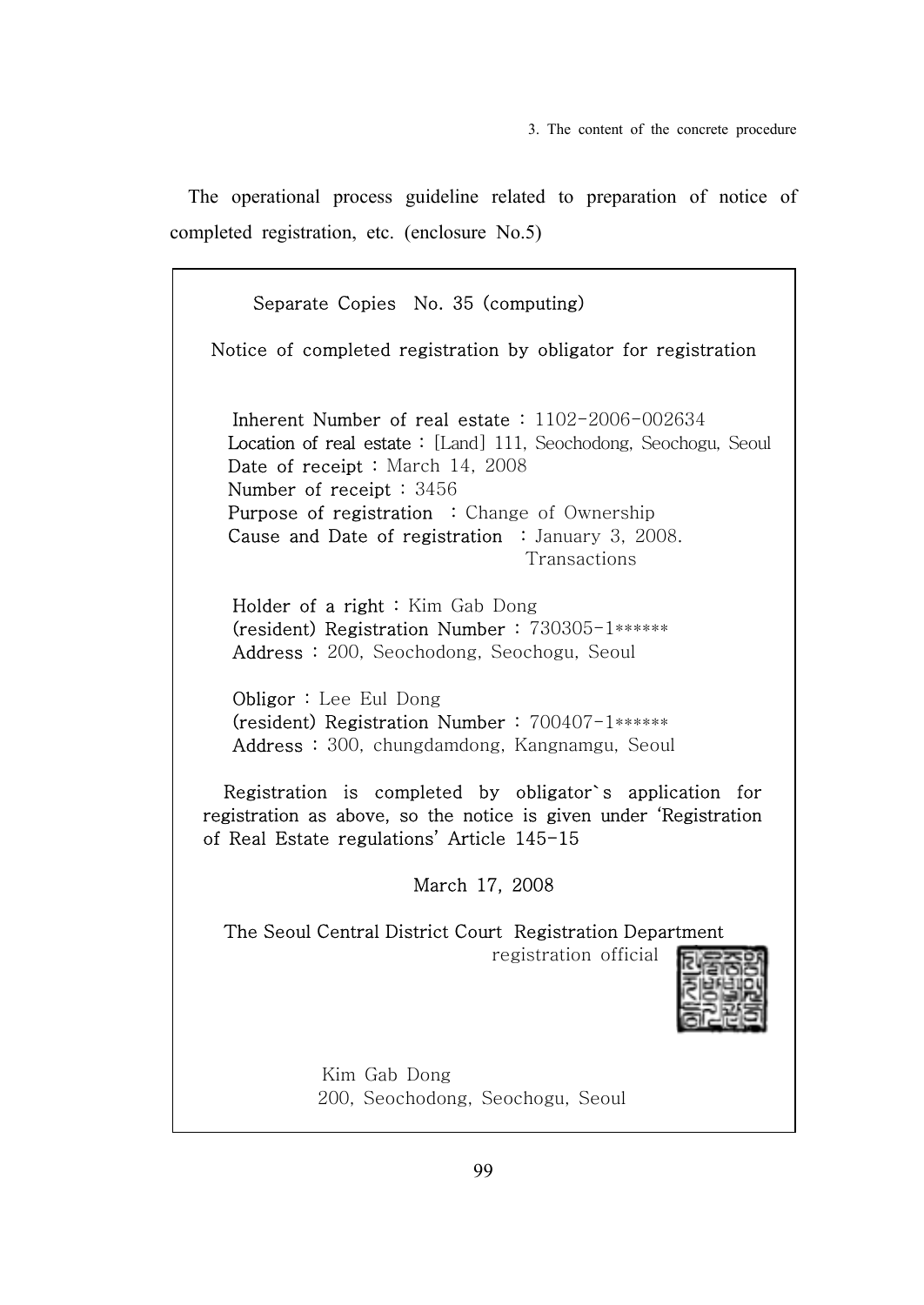The operational process guideline related to preparation of notice of completed registration, etc. (enclosure No.5)

Separate Copies No. 35 (computing)

Notice of completed registration by obligator for registration

Inherent Number of real estate : 1102-2006-002634
Location of real estate : [Land] 111, Seochodong, Seochogu, Seoul
Date of receipt : March 14, 2008
Number of receipt : 3456
Purpose of registration : Change of Ownership
Cause and Date of registration : January 3, 2008. Transactions

Holder of a right : Kim Gab Dong
(resident) Registration Number : 730305-1******
Address : 200, Seochodong, Seochogu, Seoul

Obligor : Lee Eul Dong
(resident) Registration Number : 700407-1******
Address : 300, chungdamdong, Kangnamgu, Seoul

Registration is completed by obligator`s application for registration as above, so the notice is given under 'Registration of Real Estate regulations' Article 145-15

March 17, 2008

The Seoul Central District Court Registration Department
registration official

Kim Gab Dong
200, Seochodong, Seochogu, Seoul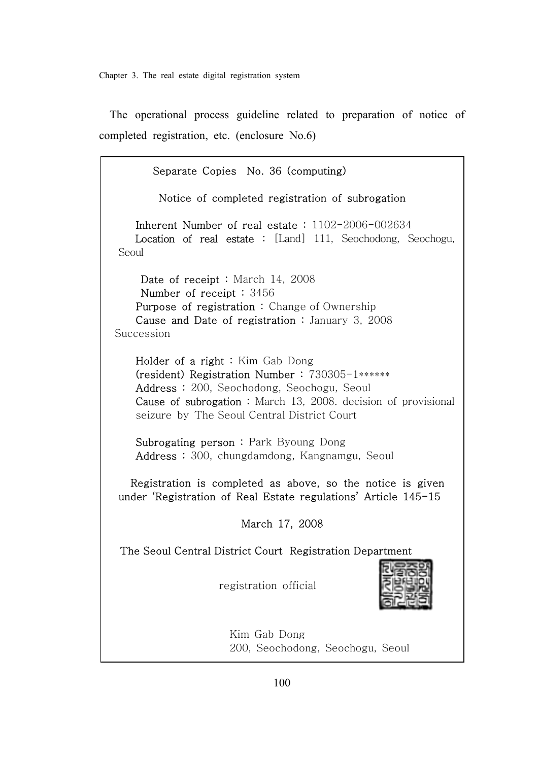The operational process guideline related to preparation of notice of completed registration, etc. (enclosure No.6)

Separate Copies No. 36 (computing)

Notice of completed registration of subrogation

Inherent Number of real estate : 1102-2006-002634
Location of real estate : [Land] 111, Seochodong, Seochogu, Seoul

Date of receipt : March 14, 2008
Number of receipt : 3456
Purpose of registration : Change of Ownership
Cause and Date of registration : January 3, 2008 Succession

Holder of a right : Kim Gab Dong
(resident) Registration Number : 730305-1******
Address : 200, Seochodong, Seochogu, Seoul
Cause of subrogation : March 13, 2008. decision of provisional seizure by The Seoul Central District Court

Subrogating person : Park Byoung Dong
Address : 300, chungdamdong, Kangnamgu, Seoul

Registration is completed as above, so the notice is given under 'Registration of Real Estate regulations' Article 145-15

March 17, 2008

The Seoul Central District Court Registration Department

registration official

Kim Gab Dong
200, Seochodong, Seochogu, Seoul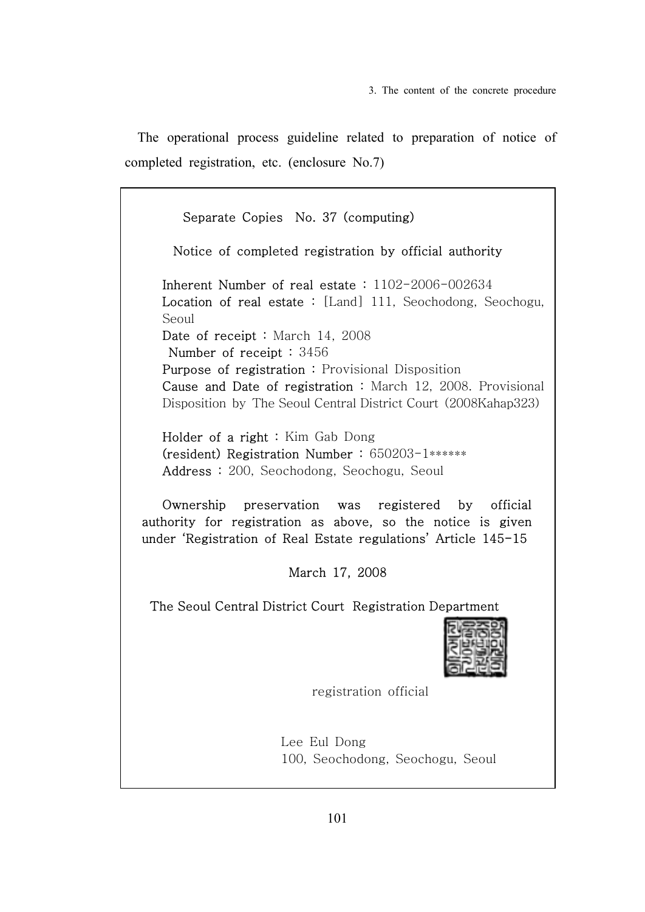The operational process guideline related to preparation of notice of completed registration, etc. (enclosure No.7)

Separate Copies No. 37 (computing)

Notice of completed registration by official authority

Inherent Number of real estate : 1102-2006-002634
Location of real estate : [Land] 111, Seochodong, Seochogu, Seoul
Date of receipt : March 14, 2008
Number of receipt : 3456
Purpose of registration : Provisional Disposition
Cause and Date of registration : March 12, 2008. Provisional Disposition by The Seoul Central District Court (2008Kahap323)

Holder of a right : Kim Gab Dong
(resident) Registration Number : 650203-1******
Address : 200, Seochodong, Seochogu, Seoul

Ownership preservation was registered by official authority for registration as above, so the notice is given under 'Registration of Real Estate regulations' Article 145-15

March 17, 2008

The Seoul Central District Court Registration Department

registration official

Lee Eul Dong
100, Seochodong, Seochogu, Seoul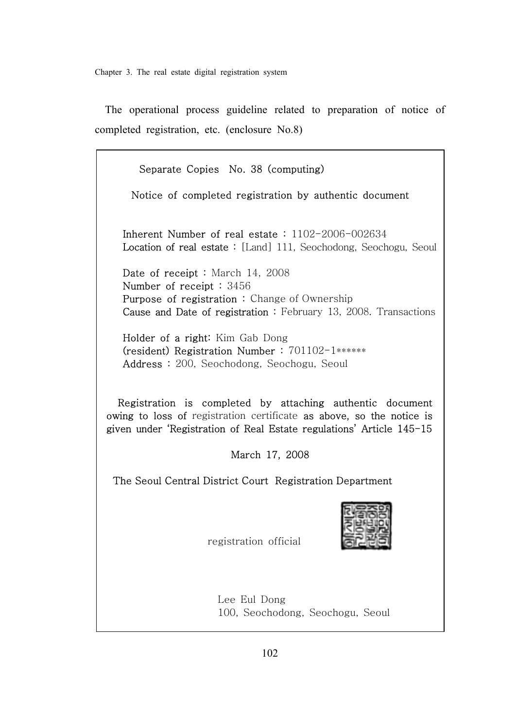The operational process guideline related to preparation of notice of completed registration, etc. (enclosure No.8)

Separate Copies No. 38 (computing)

Notice of completed registration by authentic document

Inherent Number of real estate : 1102-2006-002634
Location of real estate : [Land] 111, Seochodong, Seochogu, Seoul

Date of receipt : March 14, 2008
Number of receipt : 3456
Purpose of registration : Change of Ownership
Cause and Date of registration : February 13, 2008. Transactions

Holder of a right: Kim Gab Dong
(resident) Registration Number : 701102-1******
Address : 200, Seochodong, Seochogu, Seoul

Registration is completed by attaching authentic document owing to loss of registration certificate as above, so the notice is given under 'Registration of Real Estate regulations' Article 145-15

March 17, 2008

The Seoul Central District Court Registration Department

registration official

Lee Eul Dong
100, Seochodong, Seochogu, Seoul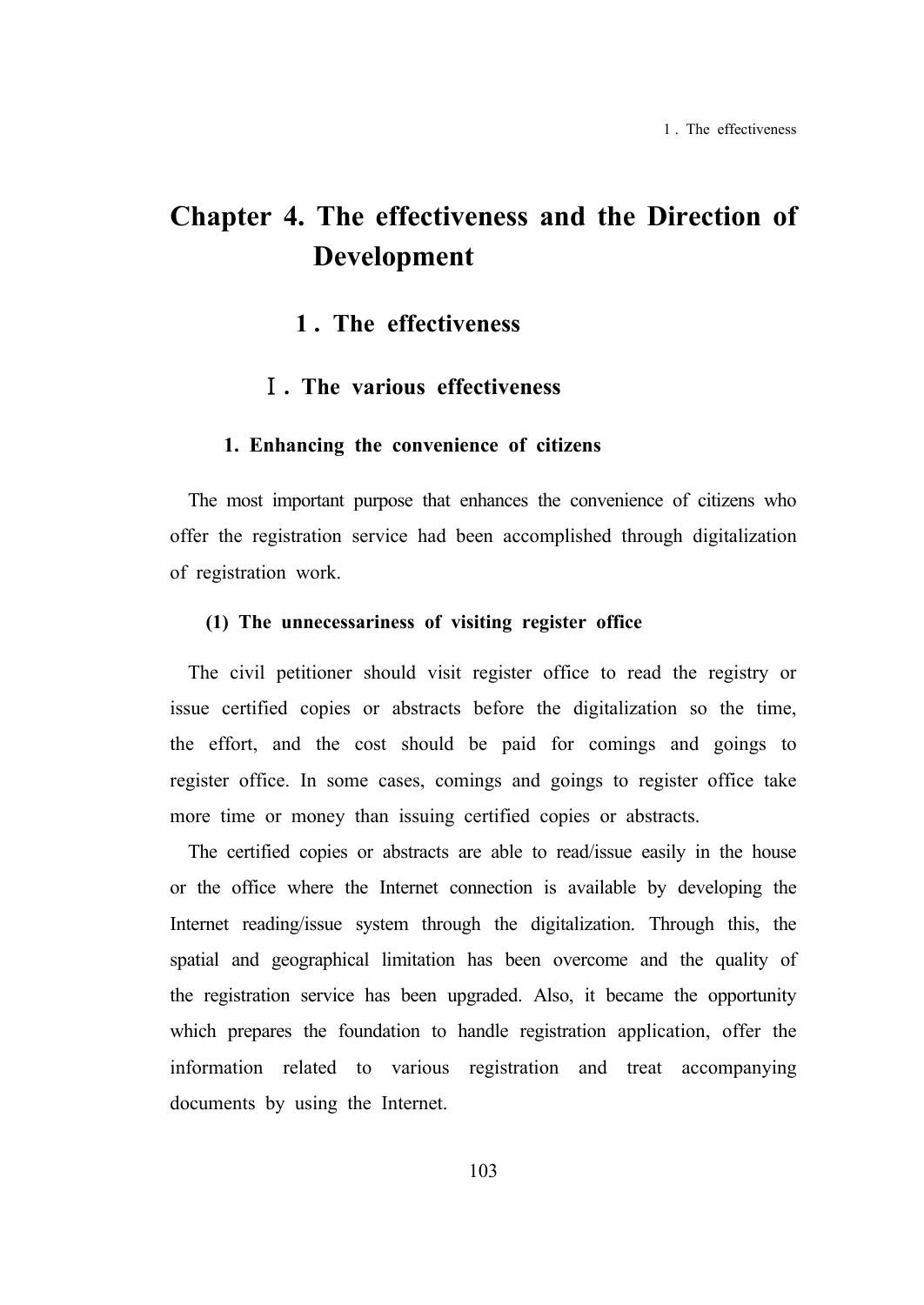# Chapter 4. The effectiveness and the Direction of Development

## 1 . The effectiveness

### Ⅰ. The various effectiveness

#### 1. Enhancing the convenience of citizens

The most important purpose that enhances the convenience of citizens who offer the registration service had been accomplished through digitalization of registration work.

##### (1) The unnecessariness of visiting register office

The civil petitioner should visit register office to read the registry or issue certified copies or abstracts before the digitalization so the time, the effort, and the cost should be paid for comings and goings to register office. In some cases, comings and goings to register office take more time or money than issuing certified copies or abstracts.

The certified copies or abstracts are able to read/issue easily in the house or the office where the Internet connection is available by developing the Internet reading/issue system through the digitalization. Through this, the spatial and geographical limitation has been overcome and the quality of the registration service has been upgraded. Also, it became the opportunity which prepares the foundation to handle registration application, offer the information related to various registration and treat accompanying documents by using the Internet.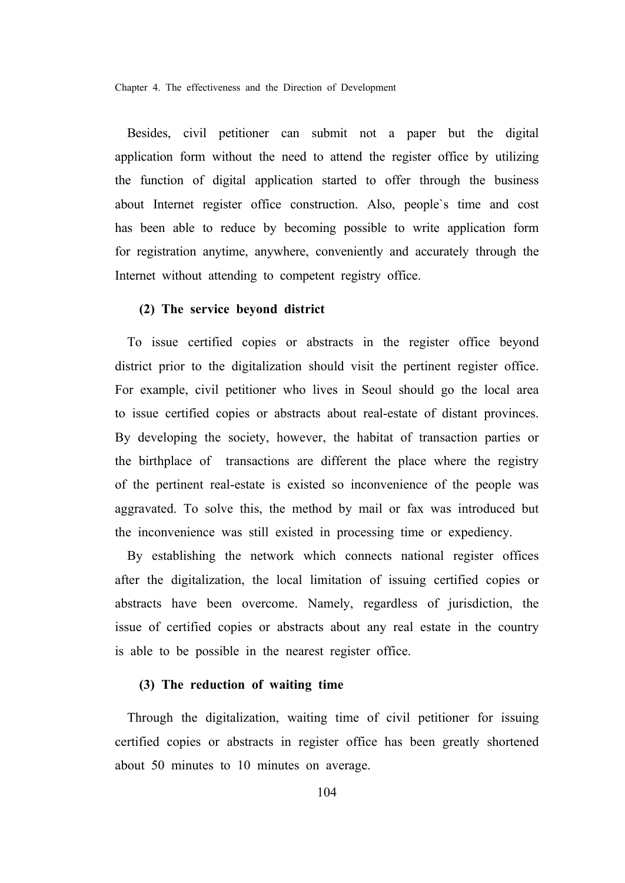Besides, civil petitioner can submit not a paper but the digital application form without the need to attend the register office by utilizing the function of digital application started to offer through the business about Internet register office construction. Also, people`s time and cost has been able to reduce by becoming possible to write application form for registration anytime, anywhere, conveniently and accurately through the Internet without attending to competent registry office.

#### (2) The service beyond district

To issue certified copies or abstracts in the register office beyond district prior to the digitalization should visit the pertinent register office. For example, civil petitioner who lives in Seoul should go the local area to issue certified copies or abstracts about real-estate of distant provinces. By developing the society, however, the habitat of transaction parties or the birthplace of transactions are different the place where the registry of the pertinent real-estate is existed so inconvenience of the people was aggravated. To solve this, the method by mail or fax was introduced but the inconvenience was still existed in processing time or expediency.

By establishing the network which connects national register offices after the digitalization, the local limitation of issuing certified copies or abstracts have been overcome. Namely, regardless of jurisdiction, the issue of certified copies or abstracts about any real estate in the country is able to be possible in the nearest register office.

#### (3) The reduction of waiting time

Through the digitalization, waiting time of civil petitioner for issuing certified copies or abstracts in register office has been greatly shortened about 50 minutes to 10 minutes on average.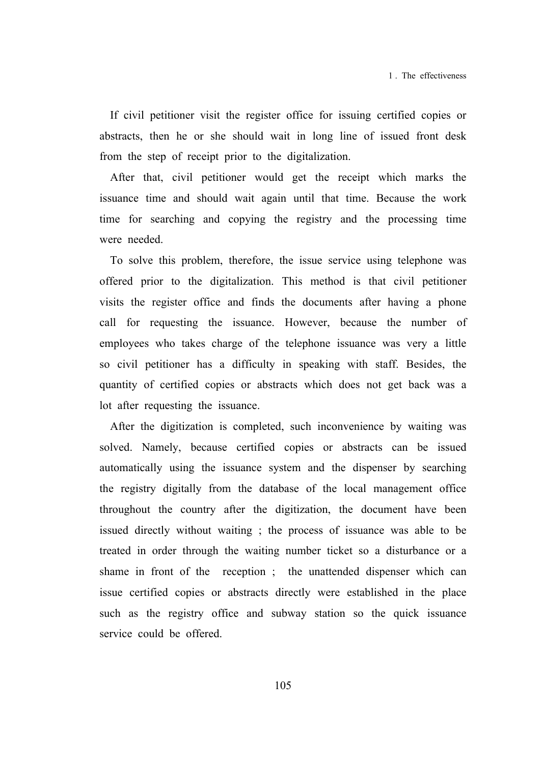If civil petitioner visit the register office for issuing certified copies or abstracts, then he or she should wait in long line of issued front desk from the step of receipt prior to the digitalization.

After that, civil petitioner would get the receipt which marks the issuance time and should wait again until that time. Because the work time for searching and copying the registry and the processing time were needed.

To solve this problem, therefore, the issue service using telephone was offered prior to the digitalization. This method is that civil petitioner visits the register office and finds the documents after having a phone call for requesting the issuance. However, because the number of employees who takes charge of the telephone issuance was very a little so civil petitioner has a difficulty in speaking with staff. Besides, the quantity of certified copies or abstracts which does not get back was a lot after requesting the issuance.

After the digitization is completed, such inconvenience by waiting was solved. Namely, because certified copies or abstracts can be issued automatically using the issuance system and the dispenser by searching the registry digitally from the database of the local management office throughout the country after the digitization, the document have been issued directly without waiting ; the process of issuance was able to be treated in order through the waiting number ticket so a disturbance or a shame in front of the reception ; the unattended dispenser which can issue certified copies or abstracts directly were established in the place such as the registry office and subway station so the quick issuance service could be offered.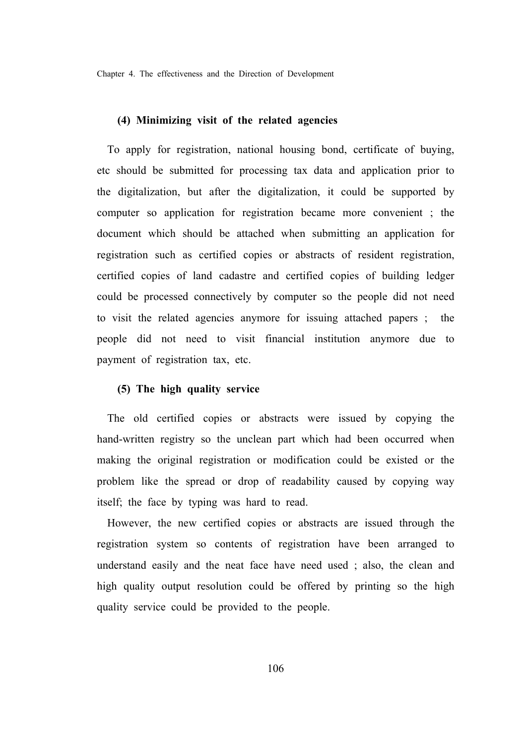#### (4) Minimizing visit of the related agencies

To apply for registration, national housing bond, certificate of buying, etc should be submitted for processing tax data and application prior to the digitalization, but after the digitalization, it could be supported by computer so application for registration became more convenient ; the document which should be attached when submitting an application for registration such as certified copies or abstracts of resident registration, certified copies of land cadastre and certified copies of building ledger could be processed connectively by computer so the people did not need to visit the related agencies anymore for issuing attached papers ; the people did not need to visit financial institution anymore due to payment of registration tax, etc.

#### (5) The high quality service

The old certified copies or abstracts were issued by copying the hand-written registry so the unclean part which had been occurred when making the original registration or modification could be existed or the problem like the spread or drop of readability caused by copying way itself; the face by typing was hard to read.

However, the new certified copies or abstracts are issued through the registration system so contents of registration have been arranged to understand easily and the neat face have need used ; also, the clean and high quality output resolution could be offered by printing so the high quality service could be provided to the people.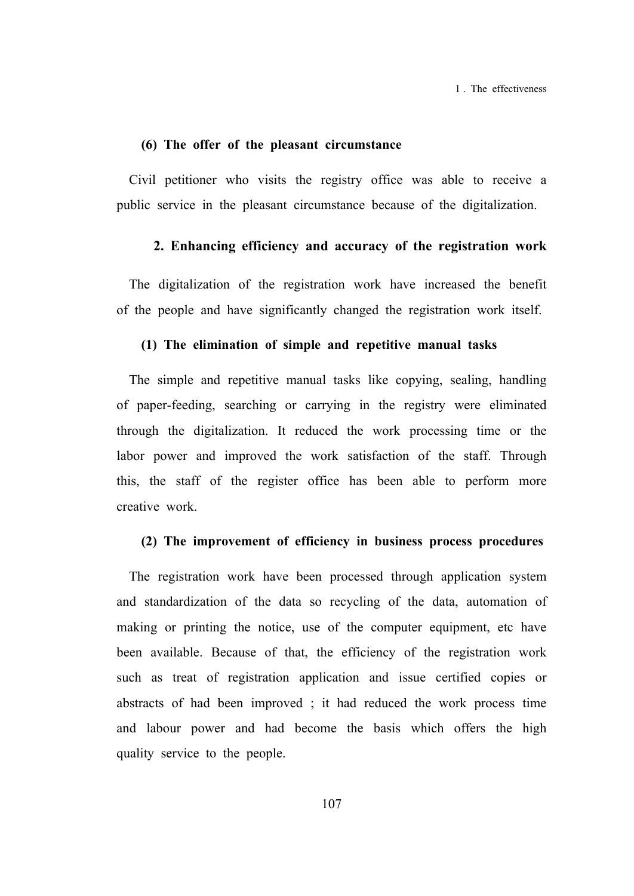#### (6) The offer of the pleasant circumstance

Civil petitioner who visits the registry office was able to receive a public service in the pleasant circumstance because of the digitalization.

### 2. Enhancing efficiency and accuracy of the registration work

The digitalization of the registration work have increased the benefit of the people and have significantly changed the registration work itself.

#### (1) The elimination of simple and repetitive manual tasks

The simple and repetitive manual tasks like copying, sealing, handling of paper-feeding, searching or carrying in the registry were eliminated through the digitalization. It reduced the work processing time or the labor power and improved the work satisfaction of the staff. Through this, the staff of the register office has been able to perform more creative work.

#### (2) The improvement of efficiency in business process procedures

The registration work have been processed through application system and standardization of the data so recycling of the data, automation of making or printing the notice, use of the computer equipment, etc have been available. Because of that, the efficiency of the registration work such as treat of registration application and issue certified copies or abstracts of had been improved ; it had reduced the work process time and labour power and had become the basis which offers the high quality service to the people.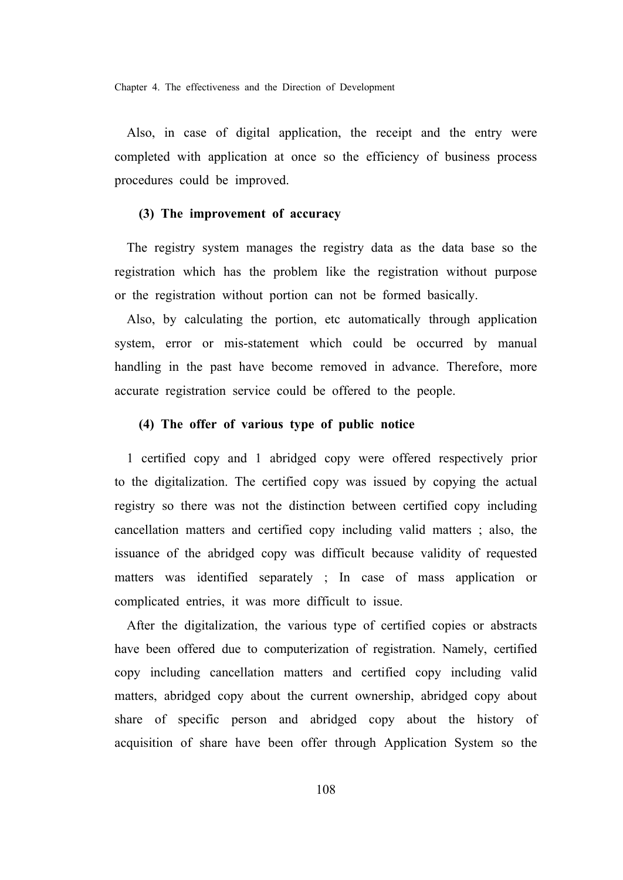Also, in case of digital application, the receipt and the entry were completed with application at once so the efficiency of business process procedures could be improved.

### (3) The improvement of accuracy

The registry system manages the registry data as the data base so the registration which has the problem like the registration without purpose or the registration without portion can not be formed basically.

Also, by calculating the portion, etc automatically through application system, error or mis-statement which could be occurred by manual handling in the past have become removed in advance. Therefore, more accurate registration service could be offered to the people.

### (4) The offer of various type of public notice

1 certified copy and 1 abridged copy were offered respectively prior to the digitalization. The certified copy was issued by copying the actual registry so there was not the distinction between certified copy including cancellation matters and certified copy including valid matters ; also, the issuance of the abridged copy was difficult because validity of requested matters was identified separately ; In case of mass application or complicated entries, it was more difficult to issue.

After the digitalization, the various type of certified copies or abstracts have been offered due to computerization of registration. Namely, certified copy including cancellation matters and certified copy including valid matters, abridged copy about the current ownership, abridged copy about share of specific person and abridged copy about the history of acquisition of share have been offer through Application System so the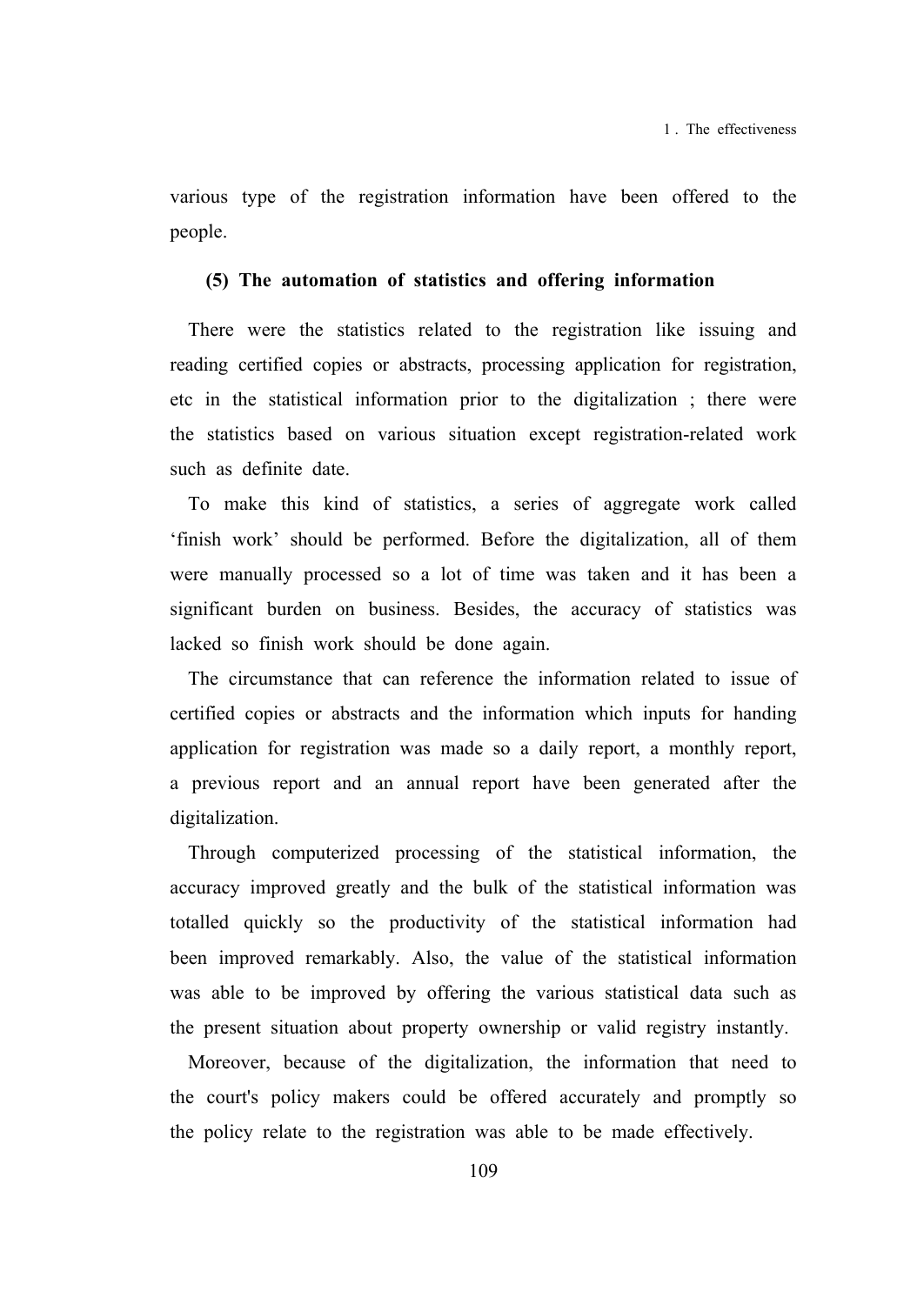various type of the registration information have been offered to the people.

#### (5) The automation of statistics and offering information

There were the statistics related to the registration like issuing and reading certified copies or abstracts, processing application for registration, etc in the statistical information prior to the digitalization ; there were the statistics based on various situation except registration-related work such as definite date.

To make this kind of statistics, a series of aggregate work called 'finish work' should be performed. Before the digitalization, all of them were manually processed so a lot of time was taken and it has been a significant burden on business. Besides, the accuracy of statistics was lacked so finish work should be done again.

The circumstance that can reference the information related to issue of certified copies or abstracts and the information which inputs for handing application for registration was made so a daily report, a monthly report, a previous report and an annual report have been generated after the digitalization.

Through computerized processing of the statistical information, the accuracy improved greatly and the bulk of the statistical information was totalled quickly so the productivity of the statistical information had been improved remarkably. Also, the value of the statistical information was able to be improved by offering the various statistical data such as the present situation about property ownership or valid registry instantly.

Moreover, because of the digitalization, the information that need to the court's policy makers could be offered accurately and promptly so the policy relate to the registration was able to be made effectively.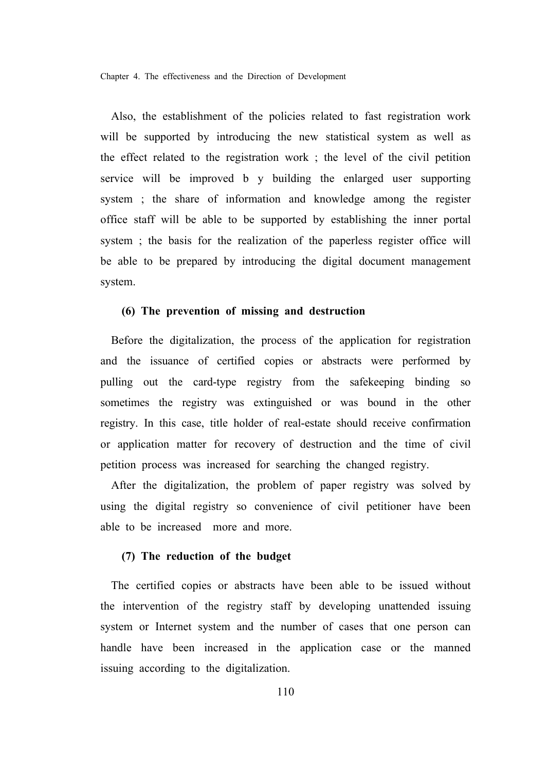Also, the establishment of the policies related to fast registration work will be supported by introducing the new statistical system as well as the effect related to the registration work ; the level of the civil petition service will be improved b y building the enlarged user supporting system ; the share of information and knowledge among the register office staff will be able to be supported by establishing the inner portal system ; the basis for the realization of the paperless register office will be able to be prepared by introducing the digital document management system.

#### (6) The prevention of missing and destruction

Before the digitalization, the process of the application for registration and the issuance of certified copies or abstracts were performed by pulling out the card-type registry from the safekeeping binding so sometimes the registry was extinguished or was bound in the other registry. In this case, title holder of real-estate should receive confirmation or application matter for recovery of destruction and the time of civil petition process was increased for searching the changed registry.

After the digitalization, the problem of paper registry was solved by using the digital registry so convenience of civil petitioner have been able to be increased more and more.

#### (7) The reduction of the budget

The certified copies or abstracts have been able to be issued without the intervention of the registry staff by developing unattended issuing system or Internet system and the number of cases that one person can handle have been increased in the application case or the manned issuing according to the digitalization.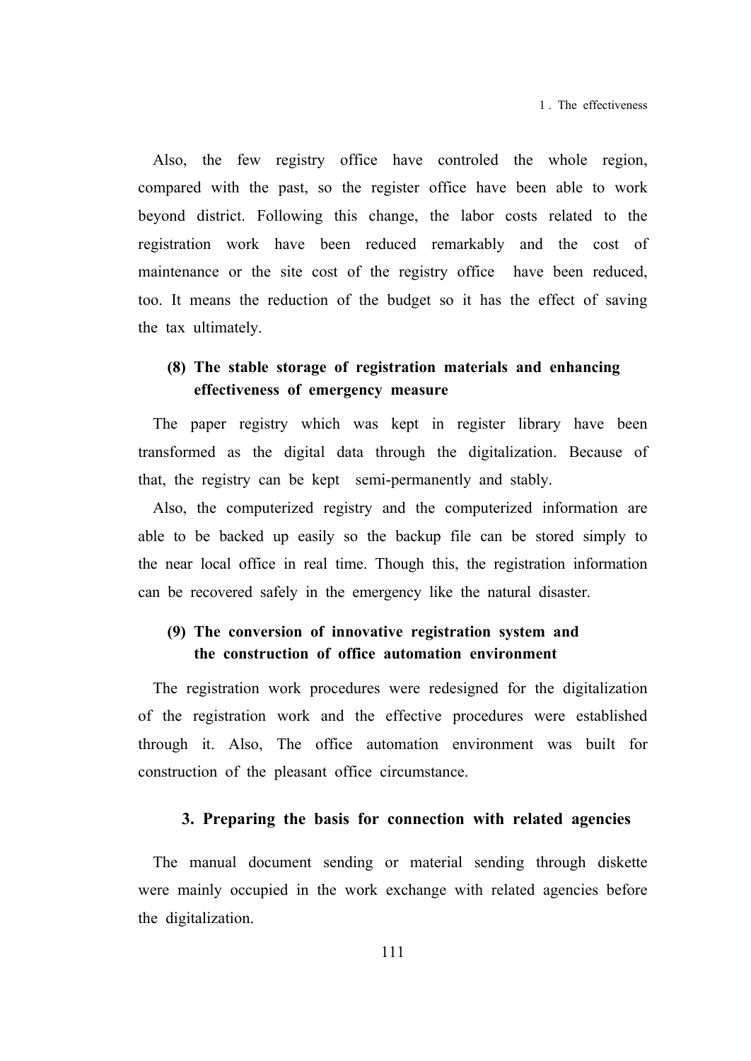Also, the few registry office have controled the whole region, compared with the past, so the register office have been able to work beyond district. Following this change, the labor costs related to the registration work have been reduced remarkably and the cost of maintenance or the site cost of the registry office have been reduced, too. It means the reduction of the budget so it has the effect of saving the tax ultimately.

#### (8) The stable storage of registration materials and enhancing effectiveness of emergency measure

The paper registry which was kept in register library have been transformed as the digital data through the digitalization. Because of that, the registry can be kept semi-permanently and stably.

Also, the computerized registry and the computerized information are able to be backed up easily so the backup file can be stored simply to the near local office in real time. Though this, the registration information can be recovered safely in the emergency like the natural disaster.

#### (9) The conversion of innovative registration system and the construction of office automation environment

The registration work procedures were redesigned for the digitalization of the registration work and the effective procedures were established through it. Also, The office automation environment was built for construction of the pleasant office circumstance.

### 3. Preparing the basis for connection with related agencies

The manual document sending or material sending through diskette were mainly occupied in the work exchange with related agencies before the digitalization.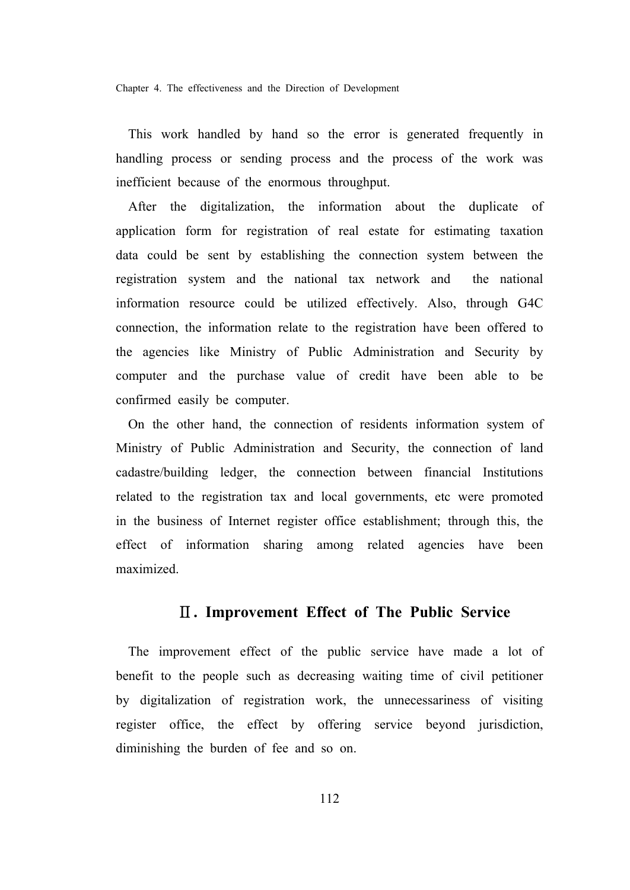This work handled by hand so the error is generated frequently in handling process or sending process and the process of the work was inefficient because of the enormous throughput.

After the digitalization, the information about the duplicate of application form for registration of real estate for estimating taxation data could be sent by establishing the connection system between the registration system and the national tax network and the national information resource could be utilized effectively. Also, through G4C connection, the information relate to the registration have been offered to the agencies like Ministry of Public Administration and Security by computer and the purchase value of credit have been able to be confirmed easily be computer.

On the other hand, the connection of residents information system of Ministry of Public Administration and Security, the connection of land cadastre/building ledger, the connection between financial Institutions related to the registration tax and local governments, etc were promoted in the business of Internet register office establishment; through this, the effect of information sharing among related agencies have been maximized.

## Ⅱ. Improvement Effect of The Public Service

The improvement effect of the public service have made a lot of benefit to the people such as decreasing waiting time of civil petitioner by digitalization of registration work, the unnecessariness of visiting register office, the effect by offering service beyond jurisdiction, diminishing the burden of fee and so on.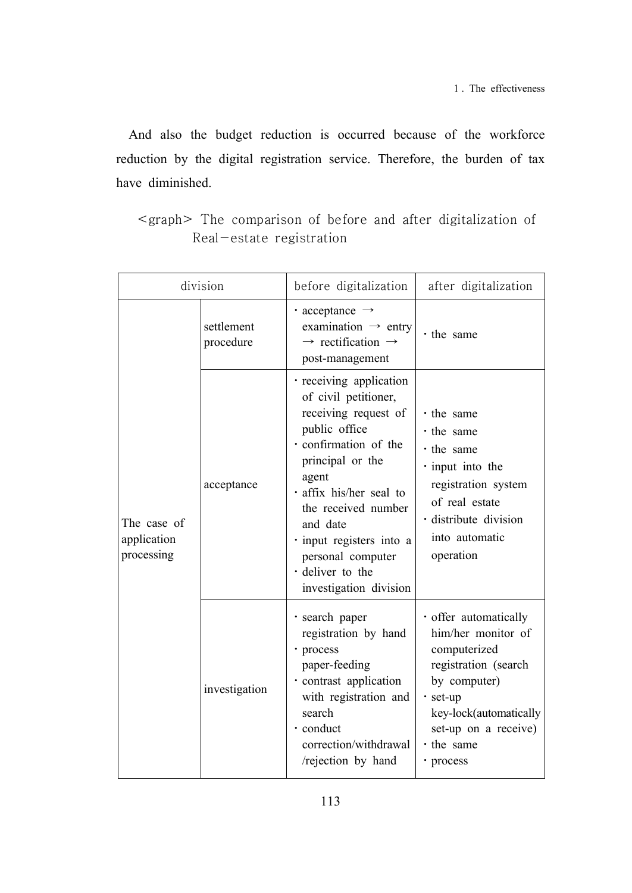And also the budget reduction is occurred because of the workforce reduction by the digital registration service. Therefore, the burden of tax have diminished.

<graph> The comparison of before and after digitalization of Real−estate registration

| division | | before digitalization | after digitalization |
|---|---|---|---|
| The case of application processing | settlement procedure | · acceptance → examination → entry → rectification → post-management | · the same |
| | acceptance | · receiving application of civil petitioner, receiving request of public office<br>· confirmation of the principal or the agent<br>· affix his/her seal to the received number and date<br>· input registers into a personal computer<br>· deliver to the investigation division | · the same<br>· the same<br>· the same<br>· input into the registration system of real estate<br>· distribute division into automatic operation |
| | investigation | · search paper registration by hand<br>· process paper-feeding<br>· contrast application with registration and search<br>· conduct correction/withdrawal/rejection by hand | · offer automatically him/her monitor of computerized registration (search by computer)<br>· set-up key-lock(automatically set-up on a receive)<br>· the same<br>· process |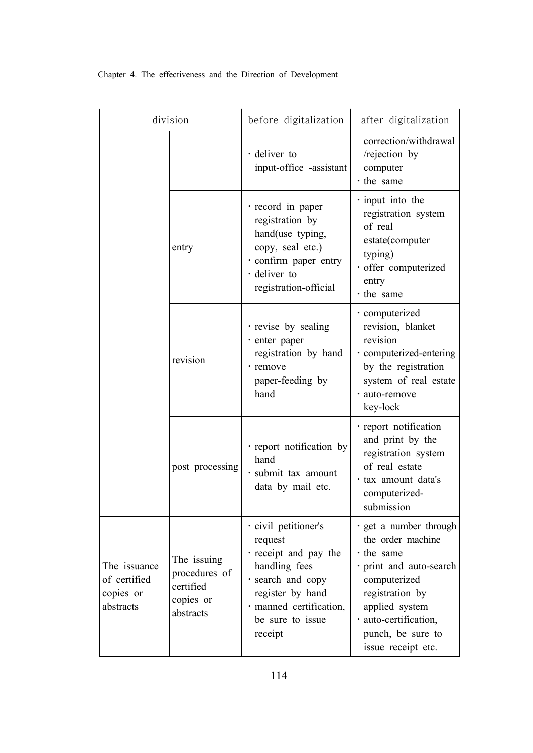| division | | before digitalization | after digitalization |
|---|---|---|---|
| | | · deliver to input-office -assistant | correction/withdrawal /rejection by computer<br>· the same |
| | entry | · record in paper registration by hand(use typing, copy, seal etc.)<br>· confirm paper entry<br>· deliver to registration-official | · input into the registration system of real estate(computer typing)<br>· offer computerized entry<br>· the same |
| | revision | · revise by sealing<br>· enter paper registration by hand<br>· remove paper-feeding by hand | · computerized revision, blanket revision<br>· computerized-entering by the registration system of real estate<br>· auto-remove key-lock |
| | post processing | · report notification by hand<br>· submit tax amount data by mail etc. | · report notification and print by the registration system of real estate<br>· tax amount data's computerized-submission |
| The issuance of certified copies or abstracts | The issuing procedures of certified copies or abstracts | · civil petitioner's request<br>· receipt and pay the handling fees<br>· search and copy register by hand<br>· manned certification, be sure to issue receipt | · get a number through the order machine<br>· the same<br>· print and auto-search computerized registration by applied system<br>· auto-certification, punch, be sure to issue receipt etc. |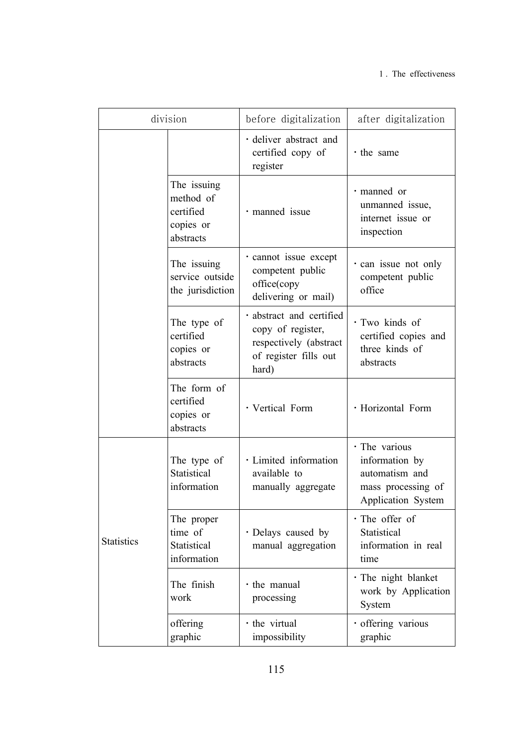| division | | before digitalization | after digitalization |
|---|---|---|---|
| | | · deliver abstract and certified copy of register | · the same |
| | The issuing method of certified copies or abstracts | · manned issue | · manned or unmanned issue, internet issue or inspection |
| | The issuing service outside the jurisdiction | · cannot issue except competent public office(copy delivering or mail) | · can issue not only competent public office |
| | The type of certified copies or abstracts | · abstract and certified copy of register, respectively (abstract of register fills out hard) | · Two kinds of certified copies and three kinds of abstracts |
| | The form of certified copies or abstracts | · Vertical Form | · Horizontal Form |
| Statistics | The type of Statistical information | · Limited information available to manually aggregate | · The various information by automatism and mass processing of Application System |
| | The proper time of Statistical information | · Delays caused by manual aggregation | · The offer of Statistical information in real time |
| | The finish work | · the manual processing | · The night blanket work by Application System |
| | offering graphic | · the virtual impossibility | · offering various graphic |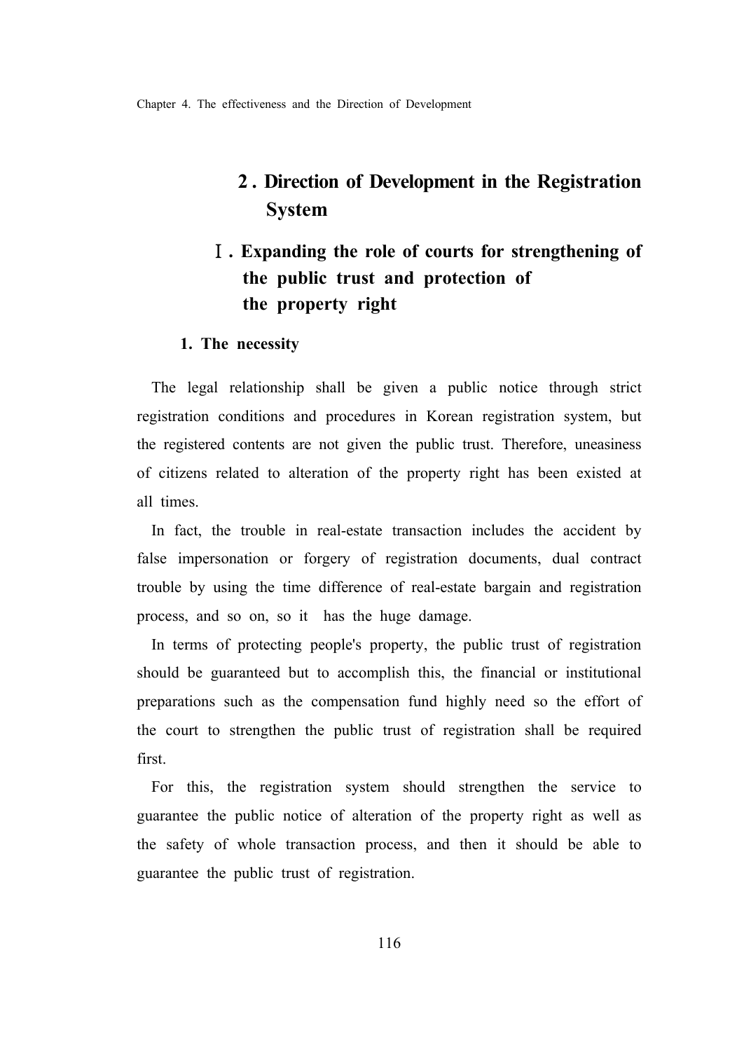## 2. Direction of Development in the Registration System

### Ⅰ. Expanding the role of courts for strengthening of the public trust and protection of the property right

#### 1. The necessity

The legal relationship shall be given a public notice through strict registration conditions and procedures in Korean registration system, but the registered contents are not given the public trust. Therefore, uneasiness of citizens related to alteration of the property right has been existed at all times.

In fact, the trouble in real-estate transaction includes the accident by false impersonation or forgery of registration documents, dual contract trouble by using the time difference of real-estate bargain and registration process, and so on, so it has the huge damage.

In terms of protecting people's property, the public trust of registration should be guaranteed but to accomplish this, the financial or institutional preparations such as the compensation fund highly need so the effort of the court to strengthen the public trust of registration shall be required first.

For this, the registration system should strengthen the service to guarantee the public notice of alteration of the property right as well as the safety of whole transaction process, and then it should be able to guarantee the public trust of registration.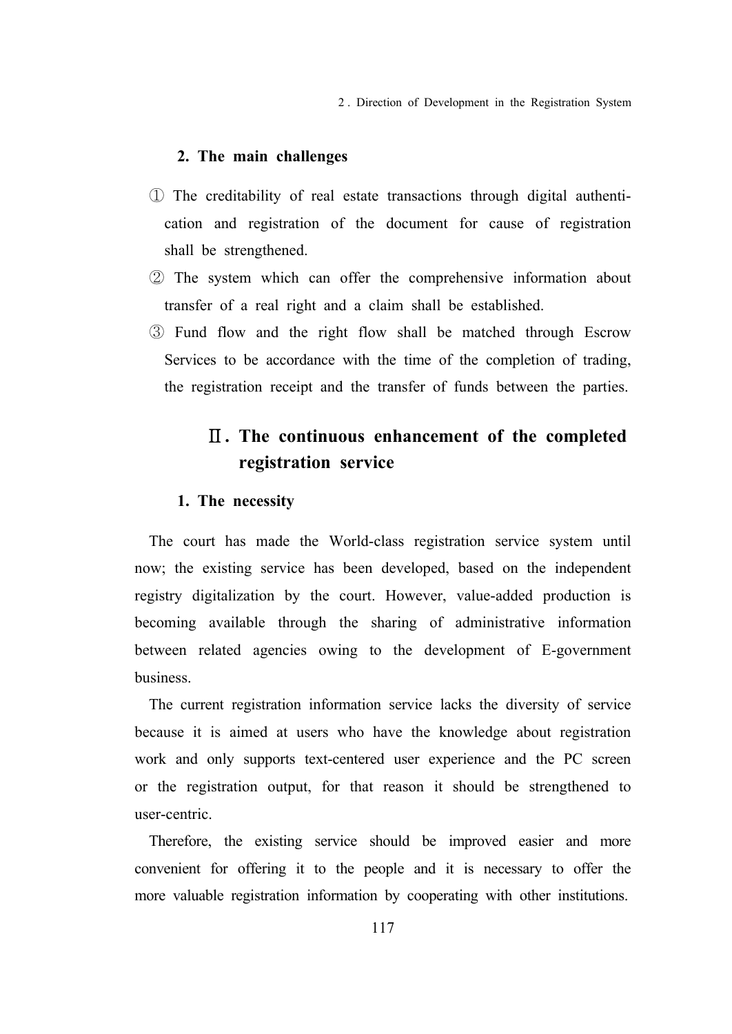### 2. The main challenges

① The creditability of real estate transactions through digital authentication and registration of the document for cause of registration shall be strengthened.

② The system which can offer the comprehensive information about transfer of a real right and a claim shall be established.

③ Fund flow and the right flow shall be matched through Escrow Services to be accordance with the time of the completion of trading, the registration receipt and the transfer of funds between the parties.

## Ⅱ. The continuous enhancement of the completed registration service

### 1. The necessity

The court has made the World-class registration service system until now; the existing service has been developed, based on the independent registry digitalization by the court. However, value-added production is becoming available through the sharing of administrative information between related agencies owing to the development of E-government business.

The current registration information service lacks the diversity of service because it is aimed at users who have the knowledge about registration work and only supports text-centered user experience and the PC screen or the registration output, for that reason it should be strengthened to user-centric.

Therefore, the existing service should be improved easier and more convenient for offering it to the people and it is necessary to offer the more valuable registration information by cooperating with other institutions.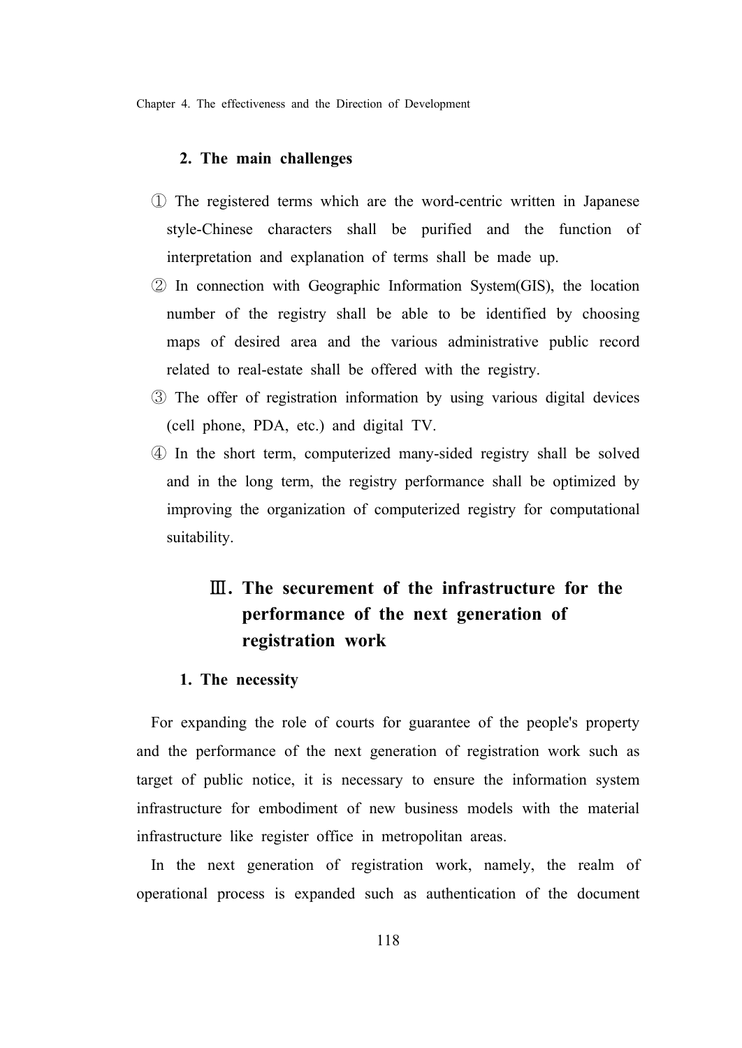### 2. The main challenges

① The registered terms which are the word-centric written in Japanese style-Chinese characters shall be purified and the function of interpretation and explanation of terms shall be made up.

② In connection with Geographic Information System(GIS), the location number of the registry shall be able to be identified by choosing maps of desired area and the various administrative public record related to real-estate shall be offered with the registry.

③ The offer of registration information by using various digital devices (cell phone, PDA, etc.) and digital TV.

④ In the short term, computerized many-sided registry shall be solved and in the long term, the registry performance shall be optimized by improving the organization of computerized registry for computational suitability.

## Ⅲ. The securement of the infrastructure for the performance of the next generation of registration work

### 1. The necessity

For expanding the role of courts for guarantee of the people's property and the performance of the next generation of registration work such as target of public notice, it is necessary to ensure the information system infrastructure for embodiment of new business models with the material infrastructure like register office in metropolitan areas.

In the next generation of registration work, namely, the realm of operational process is expanded such as authentication of the document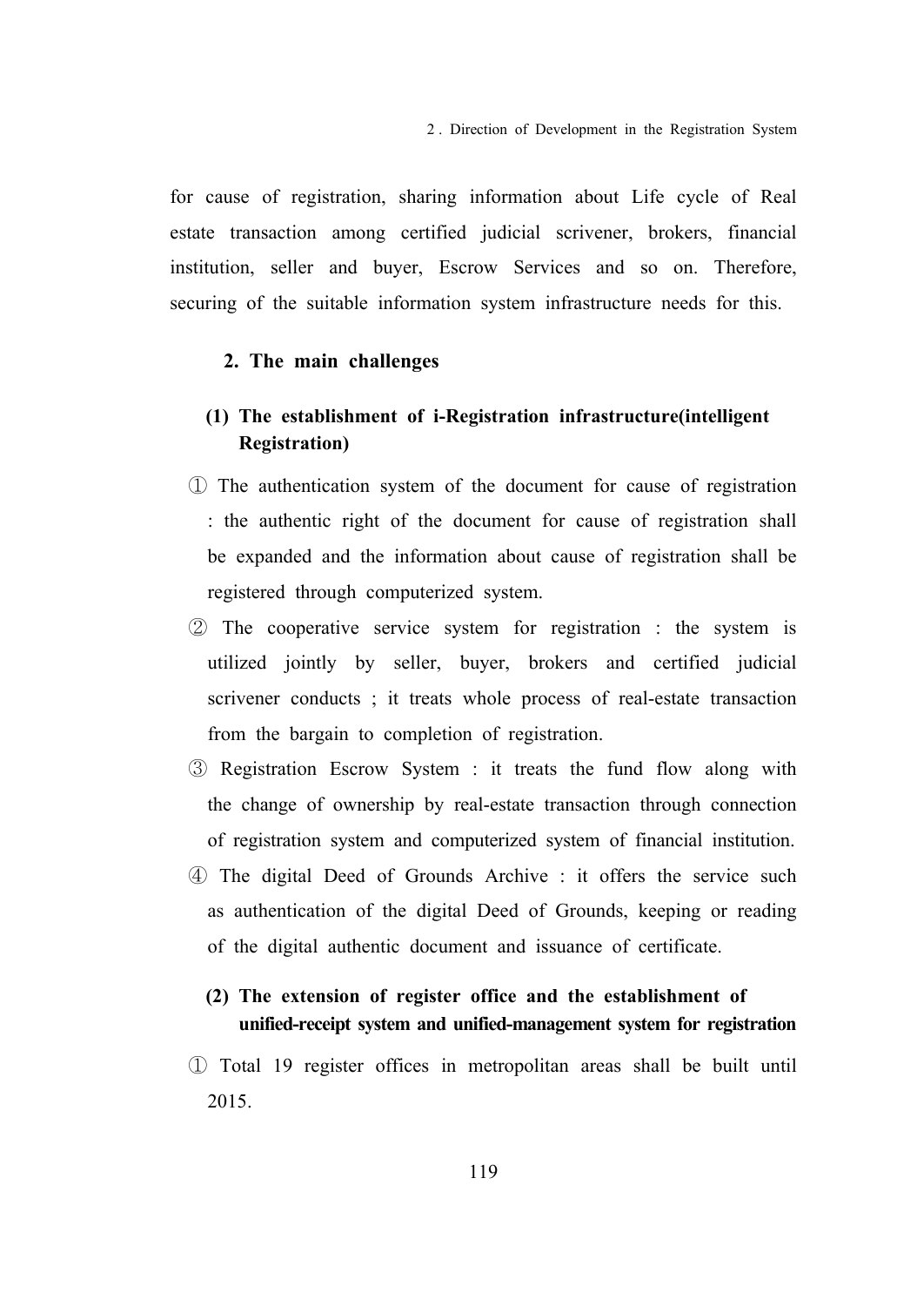for cause of registration, sharing information about Life cycle of Real estate transaction among certified judicial scrivener, brokers, financial institution, seller and buyer, Escrow Services and so on. Therefore, securing of the suitable information system infrastructure needs for this.

### 2. The main challenges

#### (1) The establishment of i-Registration infrastructure(intelligent Registration)

① The authentication system of the document for cause of registration : the authentic right of the document for cause of registration shall be expanded and the information about cause of registration shall be registered through computerized system.

② The cooperative service system for registration : the system is utilized jointly by seller, buyer, brokers and certified judicial scrivener conducts ; it treats whole process of real-estate transaction from the bargain to completion of registration.

③ Registration Escrow System : it treats the fund flow along with the change of ownership by real-estate transaction through connection of registration system and computerized system of financial institution.

④ The digital Deed of Grounds Archive : it offers the service such as authentication of the digital Deed of Grounds, keeping or reading of the digital authentic document and issuance of certificate.

#### (2) The extension of register office and the establishment of unified-receipt system and unified-management system for registration

① Total 19 register offices in metropolitan areas shall be built until 2015.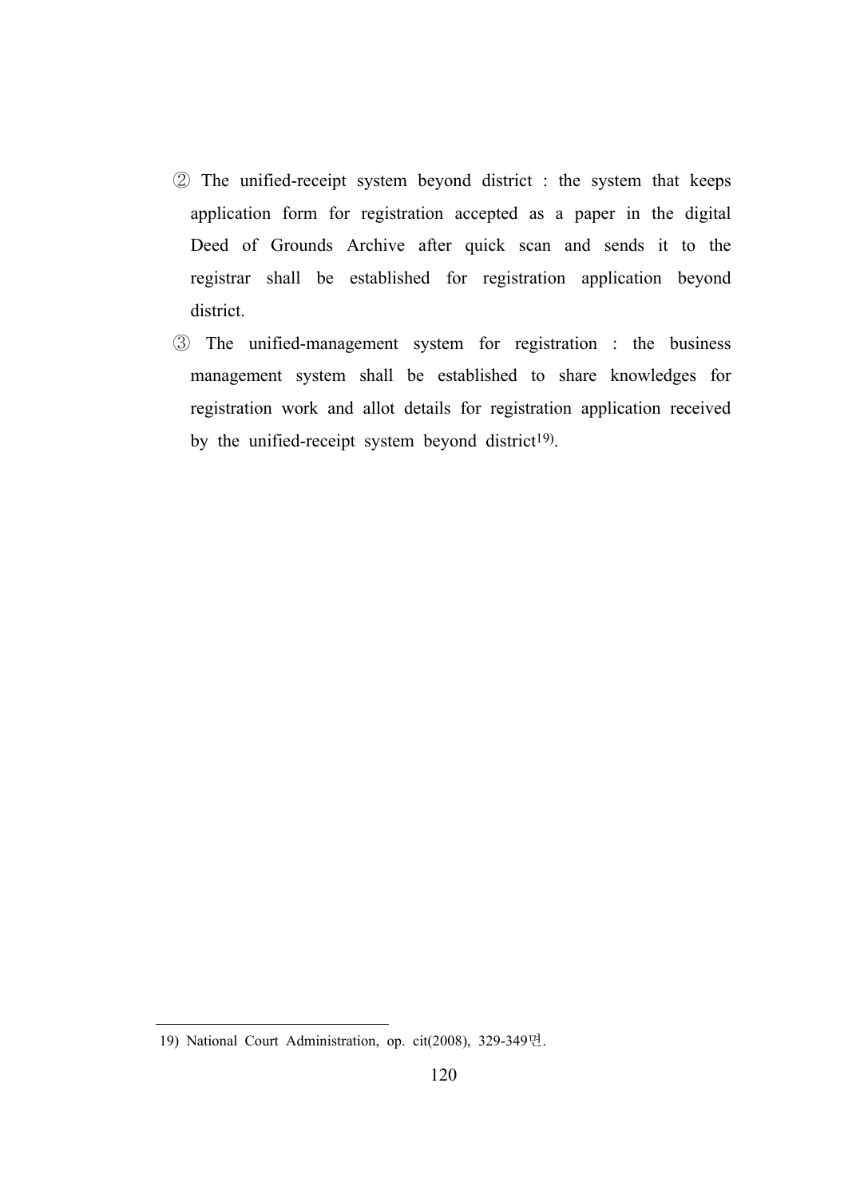② The unified-receipt system beyond district : the system that keeps application form for registration accepted as a paper in the digital Deed of Grounds Archive after quick scan and sends it to the registrar shall be established for registration application beyond district.

③ The unified-management system for registration : the business management system shall be established to share knowledges for registration work and allot details for registration application received by the unified-receipt system beyond district[19].

---

19) National Court Administration, op. cit(2008), 329-349면.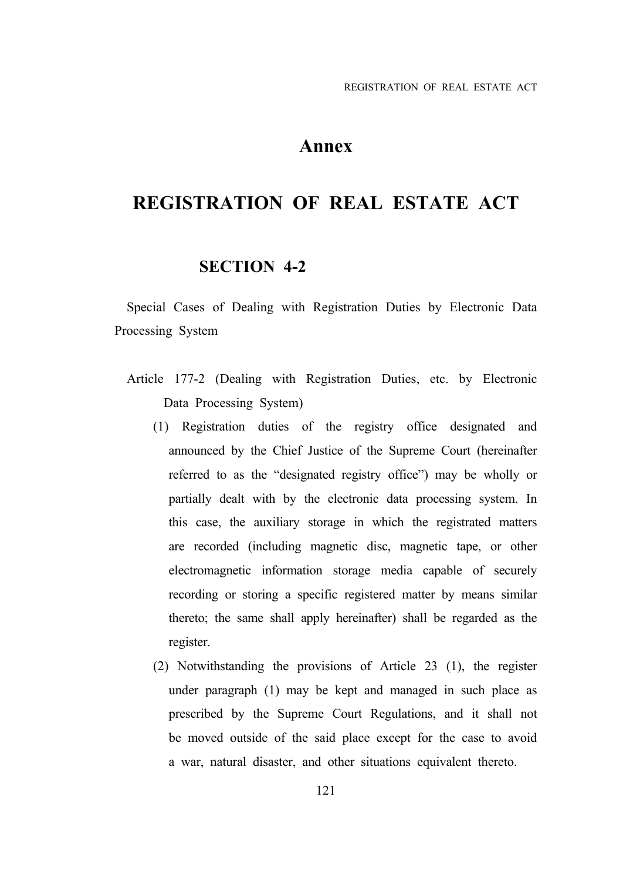# Annex

# REGISTRATION OF REAL ESTATE ACT

## SECTION 4-2

Special Cases of Dealing with Registration Duties by Electronic Data Processing System

Article 177-2 (Dealing with Registration Duties, etc. by Electronic Data Processing System)

(1) Registration duties of the registry office designated and announced by the Chief Justice of the Supreme Court (hereinafter referred to as the "designated registry office") may be wholly or partially dealt with by the electronic data processing system. In this case, the auxiliary storage in which the registrated matters are recorded (including magnetic disc, magnetic tape, or other electromagnetic information storage media capable of securely recording or storing a specific registered matter by means similar thereto; the same shall apply hereinafter) shall be regarded as the register.

(2) Notwithstanding the provisions of Article 23 (1), the register under paragraph (1) may be kept and managed in such place as prescribed by the Supreme Court Regulations, and it shall not be moved outside of the said place except for the case to avoid a war, natural disaster, and other situations equivalent thereto.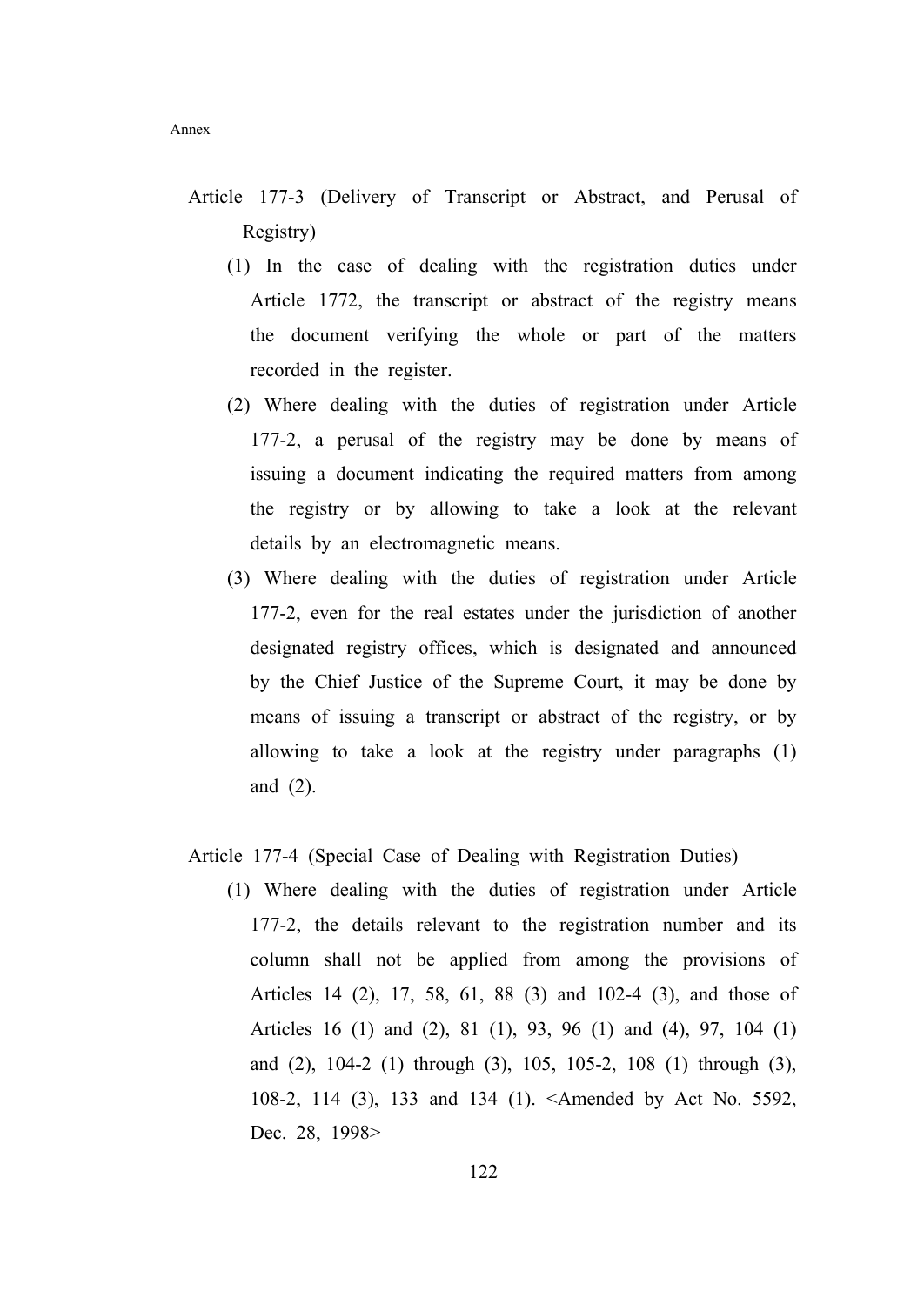Article 177-3 (Delivery of Transcript or Abstract, and Perusal of Registry)

(1) In the case of dealing with the registration duties under Article 1772, the transcript or abstract of the registry means the document verifying the whole or part of the matters recorded in the register.

(2) Where dealing with the duties of registration under Article 177-2, a perusal of the registry may be done by means of issuing a document indicating the required matters from among the registry or by allowing to take a look at the relevant details by an electromagnetic means.

(3) Where dealing with the duties of registration under Article 177-2, even for the real estates under the jurisdiction of another designated registry offices, which is designated and announced by the Chief Justice of the Supreme Court, it may be done by means of issuing a transcript or abstract of the registry, or by allowing to take a look at the registry under paragraphs (1) and (2).

Article 177-4 (Special Case of Dealing with Registration Duties)

(1) Where dealing with the duties of registration under Article 177-2, the details relevant to the registration number and its column shall not be applied from among the provisions of Articles 14 (2), 17, 58, 61, 88 (3) and 102-4 (3), and those of Articles 16 (1) and (2), 81 (1), 93, 96 (1) and (4), 97, 104 (1) and (2), 104-2 (1) through (3), 105, 105-2, 108 (1) through (3), 108-2, 114 (3), 133 and 134 (1). <Amended by Act No. 5592, Dec. 28, 1998>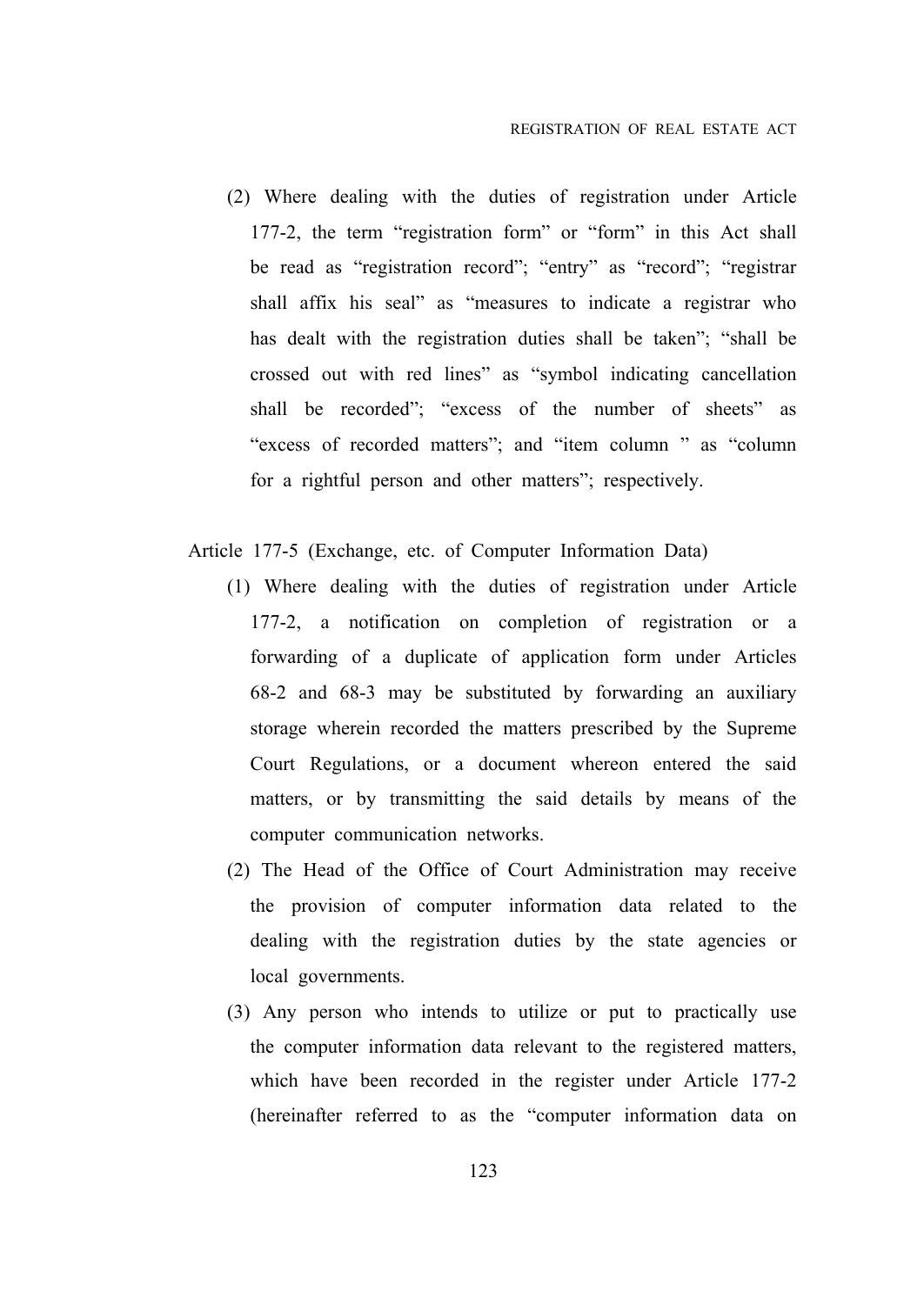(2) Where dealing with the duties of registration under Article 177-2, the term “registration form” or “form” in this Act shall be read as “registration record”; “entry” as “record”; “registrar shall affix his seal” as “measures to indicate a registrar who has dealt with the registration duties shall be taken”; “shall be crossed out with red lines” as “symbol indicating cancellation shall be recorded”; “excess of the number of sheets” as “excess of recorded matters”; and “item column ” as “column for a rightful person and other matters”; respectively.

Article 177-5 (Exchange, etc. of Computer Information Data)

(1) Where dealing with the duties of registration under Article 177-2, a notification on completion of registration or a forwarding of a duplicate of application form under Articles 68-2 and 68-3 may be substituted by forwarding an auxiliary storage wherein recorded the matters prescribed by the Supreme Court Regulations, or a document whereon entered the said matters, or by transmitting the said details by means of the computer communication networks.

(2) The Head of the Office of Court Administration may receive the provision of computer information data related to the dealing with the registration duties by the state agencies or local governments.

(3) Any person who intends to utilize or put to practically use the computer information data relevant to the registered matters, which have been recorded in the register under Article 177-2 (hereinafter referred to as the “computer information data on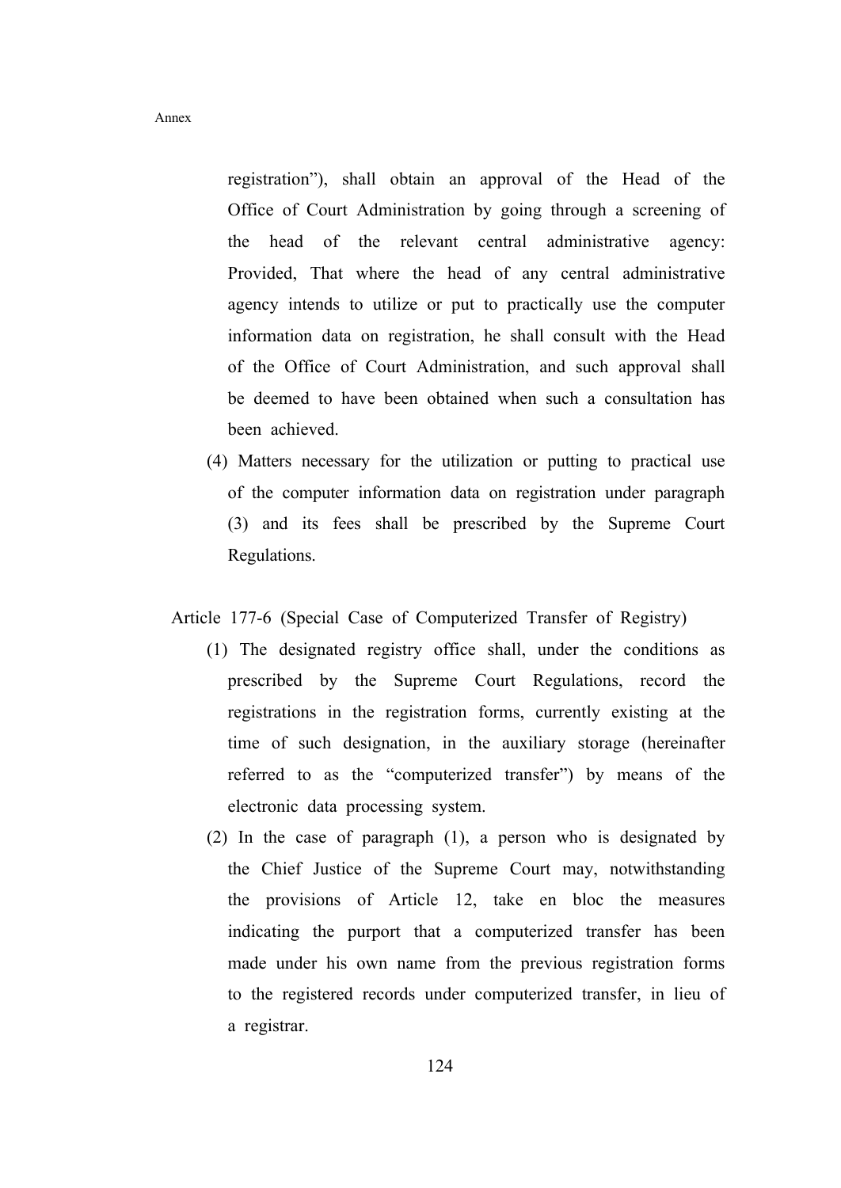registration"), shall obtain an approval of the Head of the Office of Court Administration by going through a screening of the head of the relevant central administrative agency: Provided, That where the head of any central administrative agency intends to utilize or put to practically use the computer information data on registration, he shall consult with the Head of the Office of Court Administration, and such approval shall be deemed to have been obtained when such a consultation has been achieved.

(4) Matters necessary for the utilization or putting to practical use of the computer information data on registration under paragraph (3) and its fees shall be prescribed by the Supreme Court Regulations.

Article 177-6 (Special Case of Computerized Transfer of Registry)

(1) The designated registry office shall, under the conditions as prescribed by the Supreme Court Regulations, record the registrations in the registration forms, currently existing at the time of such designation, in the auxiliary storage (hereinafter referred to as the "computerized transfer") by means of the electronic data processing system.

(2) In the case of paragraph (1), a person who is designated by the Chief Justice of the Supreme Court may, notwithstanding the provisions of Article 12, take en bloc the measures indicating the purport that a computerized transfer has been made under his own name from the previous registration forms to the registered records under computerized transfer, in lieu of a registrar.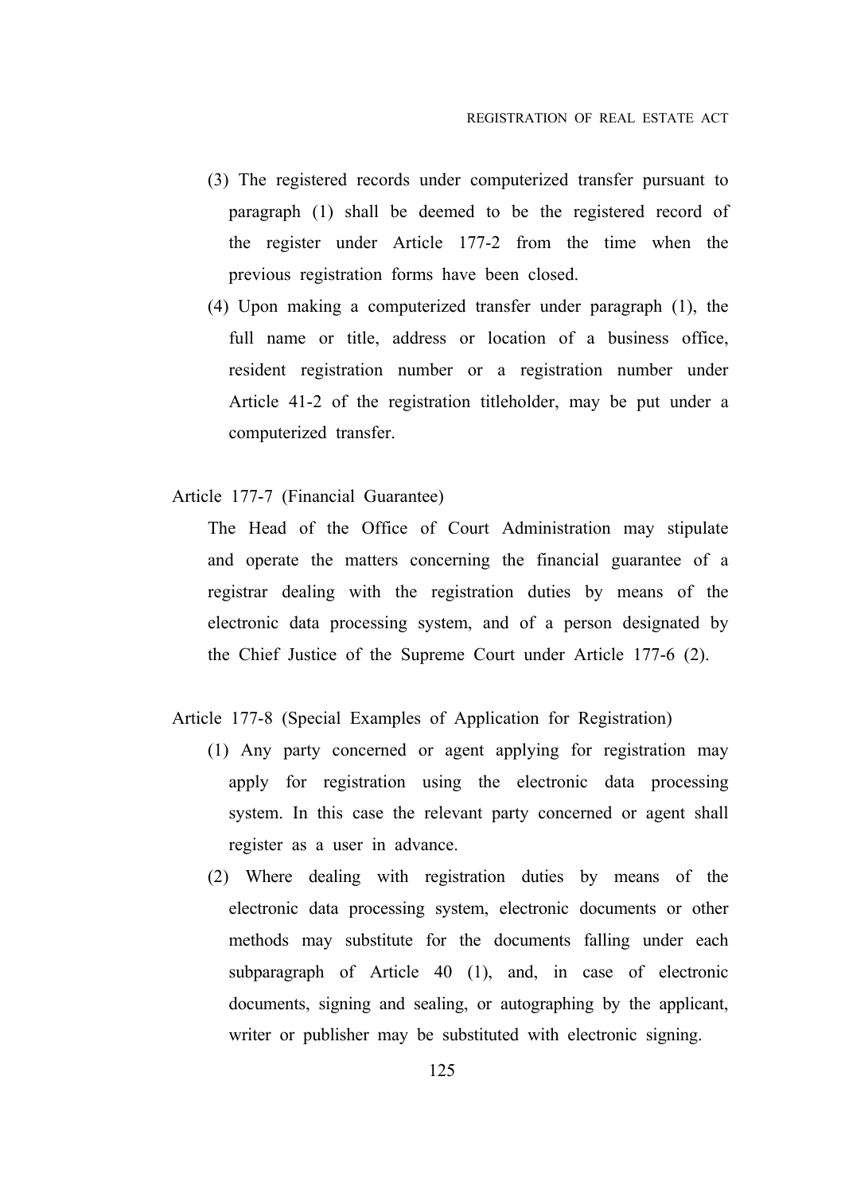(3) The registered records under computerized transfer pursuant to paragraph (1) shall be deemed to be the registered record of the register under Article 177-2 from the time when the previous registration forms have been closed.

(4) Upon making a computerized transfer under paragraph (1), the full name or title, address or location of a business office, resident registration number or a registration number under Article 41-2 of the registration titleholder, may be put under a computerized transfer.

Article 177-7 (Financial Guarantee)

The Head of the Office of Court Administration may stipulate and operate the matters concerning the financial guarantee of a registrar dealing with the registration duties by means of the electronic data processing system, and of a person designated by the Chief Justice of the Supreme Court under Article 177-6 (2).

Article 177-8 (Special Examples of Application for Registration)

(1) Any party concerned or agent applying for registration may apply for registration using the electronic data processing system. In this case the relevant party concerned or agent shall register as a user in advance.

(2) Where dealing with registration duties by means of the electronic data processing system, electronic documents or other methods may substitute for the documents falling under each subparagraph of Article 40 (1), and, in case of electronic documents, signing and sealing, or autographing by the applicant, writer or publisher may be substituted with electronic signing.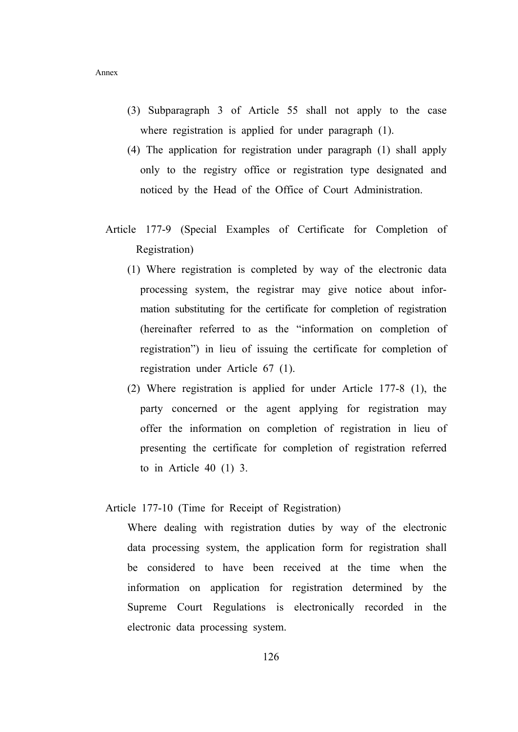(3) Subparagraph 3 of Article 55 shall not apply to the case where registration is applied for under paragraph (1).

(4) The application for registration under paragraph (1) shall apply only to the registry office or registration type designated and noticed by the Head of the Office of Court Administration.

Article 177-9 (Special Examples of Certificate for Completion of Registration)

(1) Where registration is completed by way of the electronic data processing system, the registrar may give notice about information substituting for the certificate for completion of registration (hereinafter referred to as the "information on completion of registration") in lieu of issuing the certificate for completion of registration under Article 67 (1).

(2) Where registration is applied for under Article 177-8 (1), the party concerned or the agent applying for registration may offer the information on completion of registration in lieu of presenting the certificate for completion of registration referred to in Article 40 (1) 3.

Article 177-10 (Time for Receipt of Registration)

Where dealing with registration duties by way of the electronic data processing system, the application form for registration shall be considered to have been received at the time when the information on application for registration determined by the Supreme Court Regulations is electronically recorded in the electronic data processing system.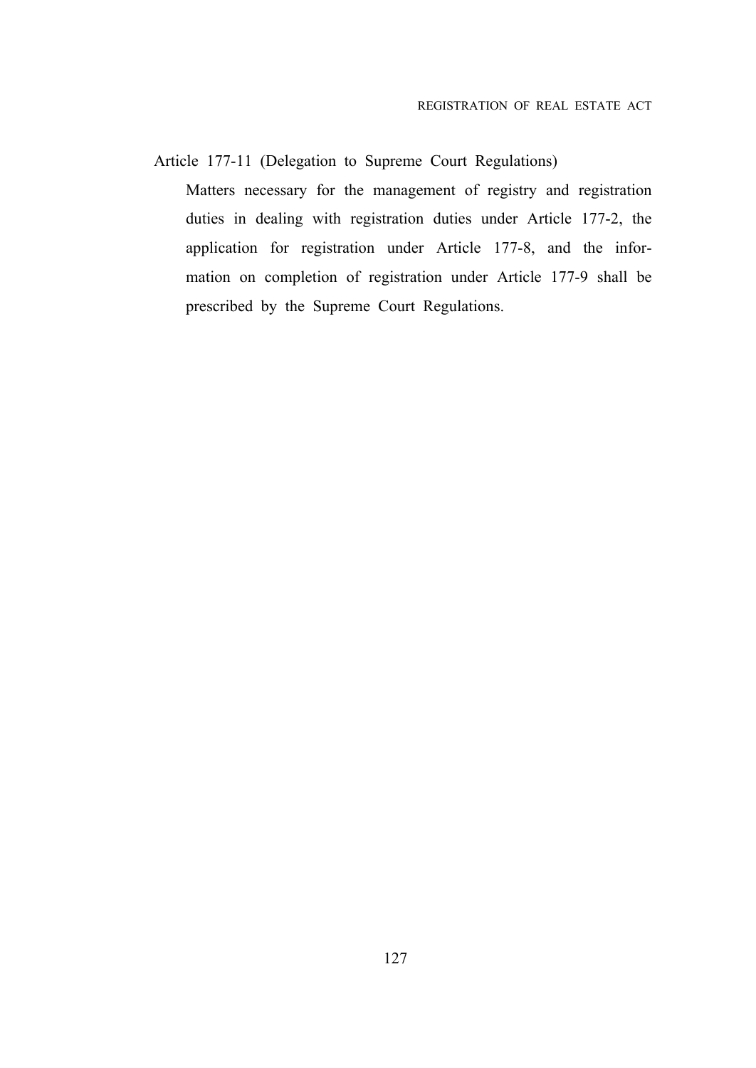Article 177-11 (Delegation to Supreme Court Regulations)

Matters necessary for the management of registry and registration duties in dealing with registration duties under Article 177-2, the application for registration under Article 177-8, and the information on completion of registration under Article 177-9 shall be prescribed by the Supreme Court Regulations.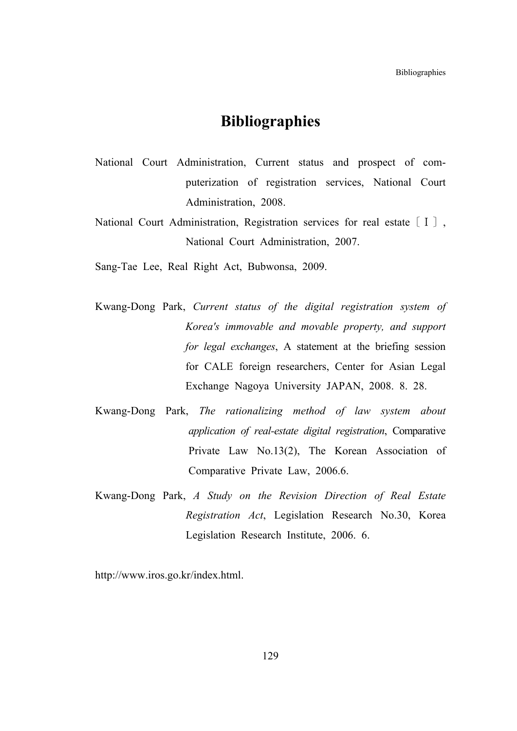# Bibliographies

National Court Administration, Current status and prospect of computerization of registration services, National Court Administration, 2008.

National Court Administration, Registration services for real estate〔Ⅰ〕, National Court Administration, 2007.

Sang-Tae Lee, Real Right Act, Bubwonsa, 2009.

Kwang-Dong Park, *Current status of the digital registration system of Korea's immovable and movable property, and support for legal exchanges*, A statement at the briefing session for CALE foreign researchers, Center for Asian Legal Exchange Nagoya University JAPAN, 2008. 8. 28.

Kwang-Dong Park, *The rationalizing method of law system about application of real-estate digital registration*, Comparative Private Law No.13(2), The Korean Association of Comparative Private Law, 2006.6.

Kwang-Dong Park, *A Study on the Revision Direction of Real Estate Registration Act*, Legislation Research No.30, Korea Legislation Research Institute, 2006. 6.

http://www.iros.go.kr/index.html.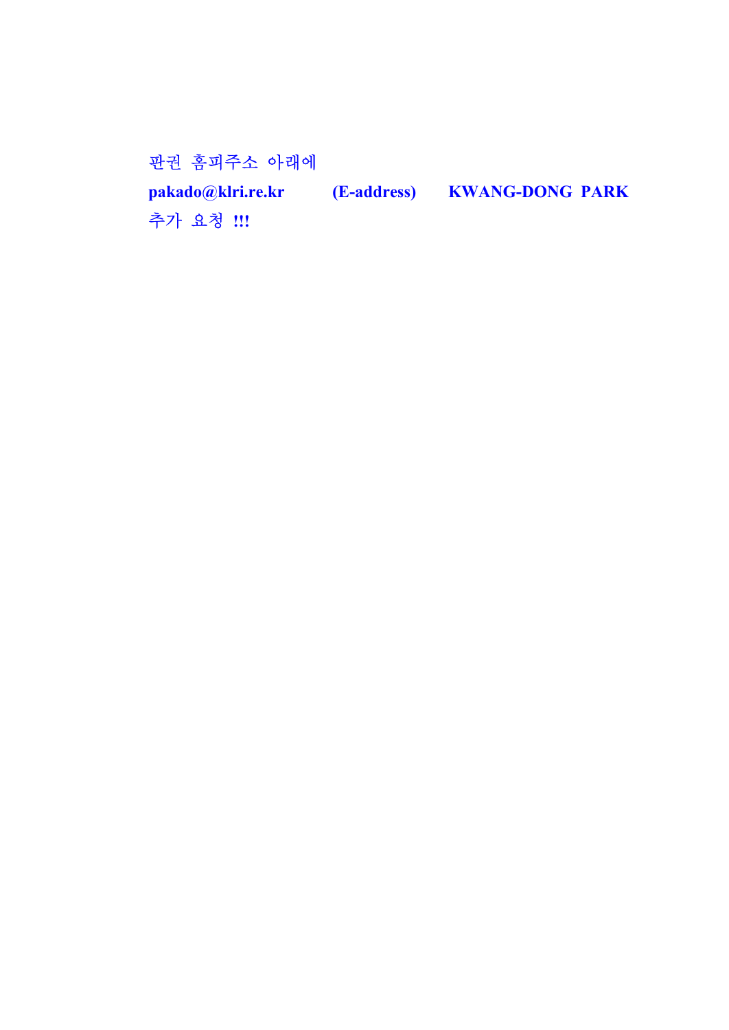판권 홈피주소 아래에

**pakado@klri.re.kr (E-address) KWANG-DONG PARK**

추가 요청 **!!!**